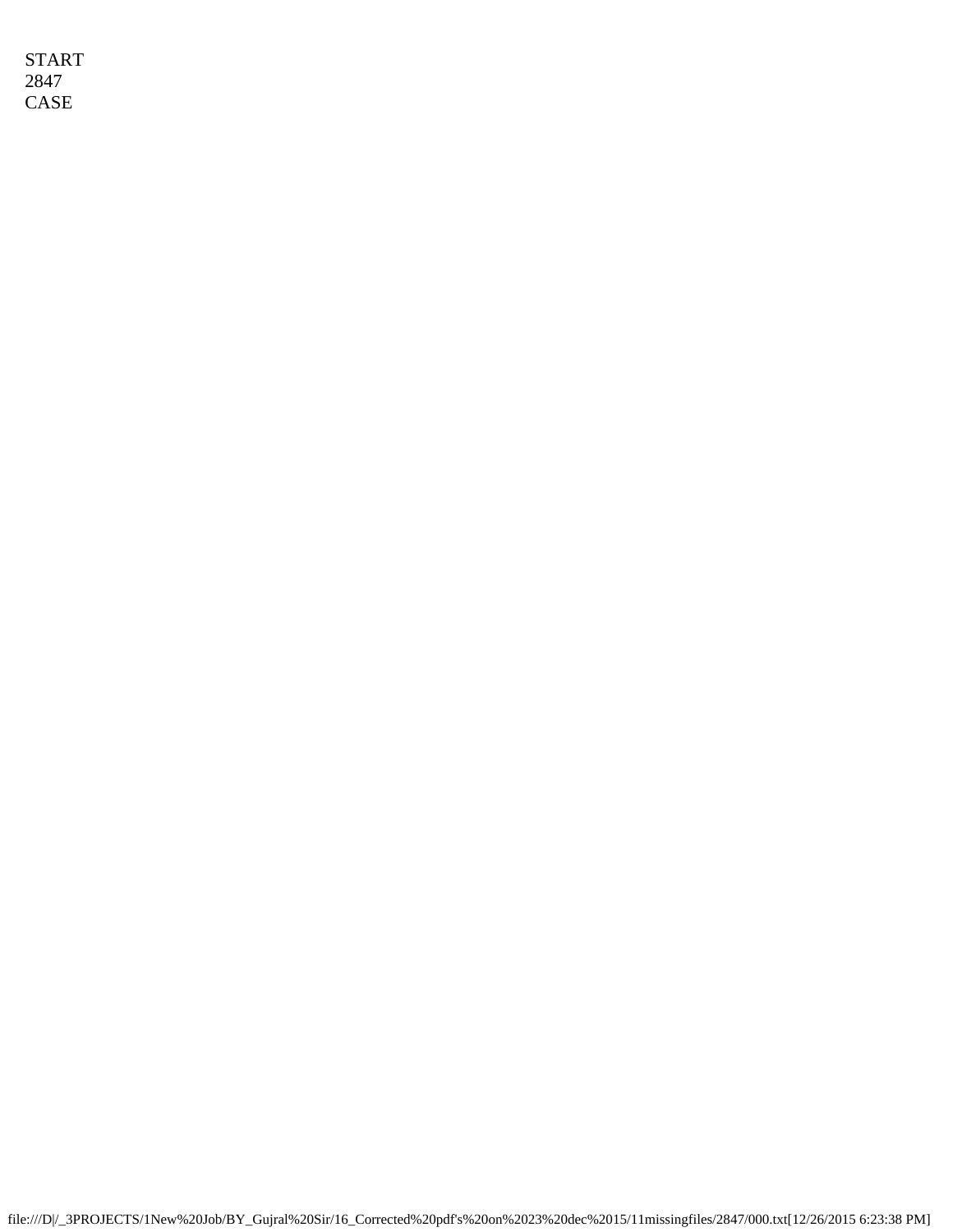START
2847
CASE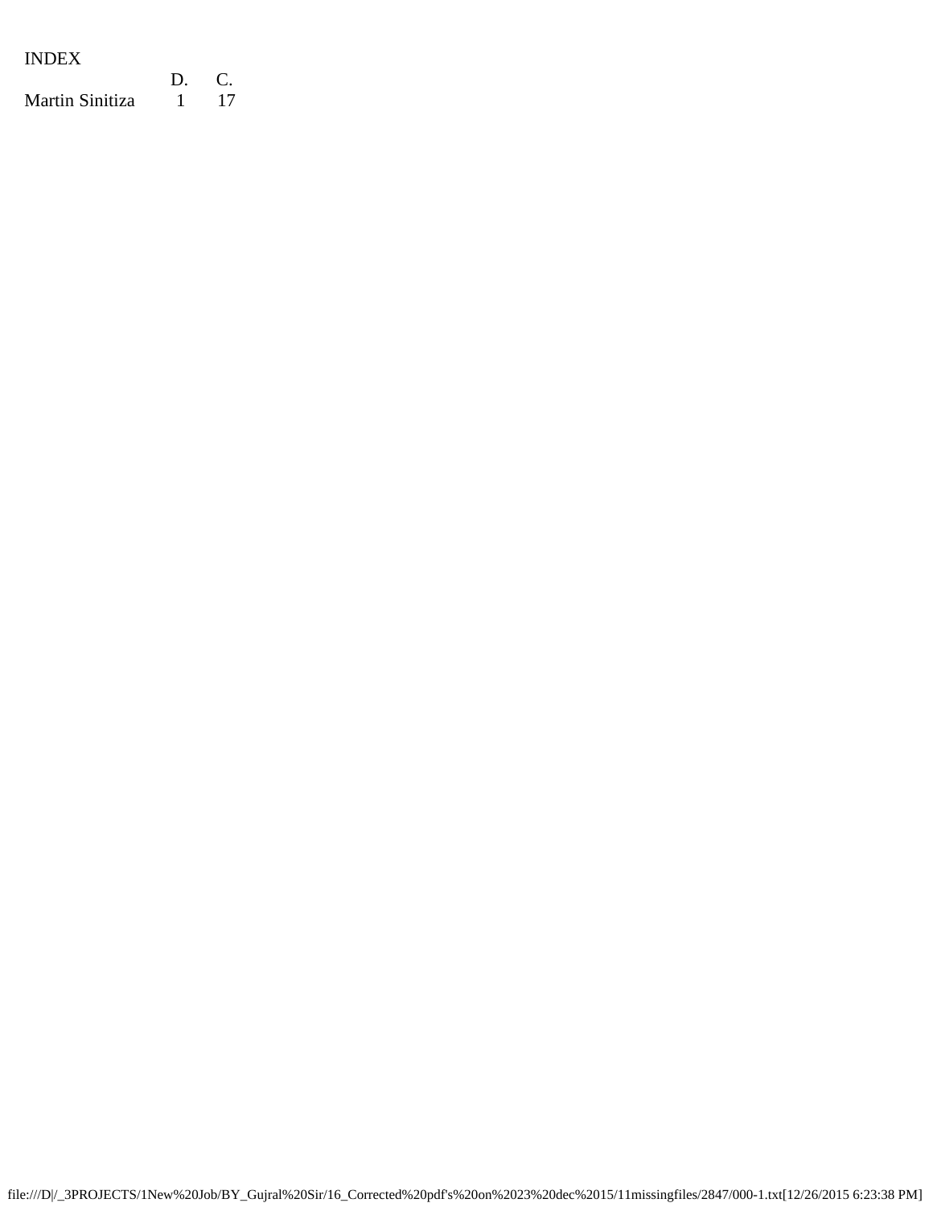INDEX

|  | D. | C. |
| --- | --- | --- |
| Martin Sinitiza | 1 | 17 |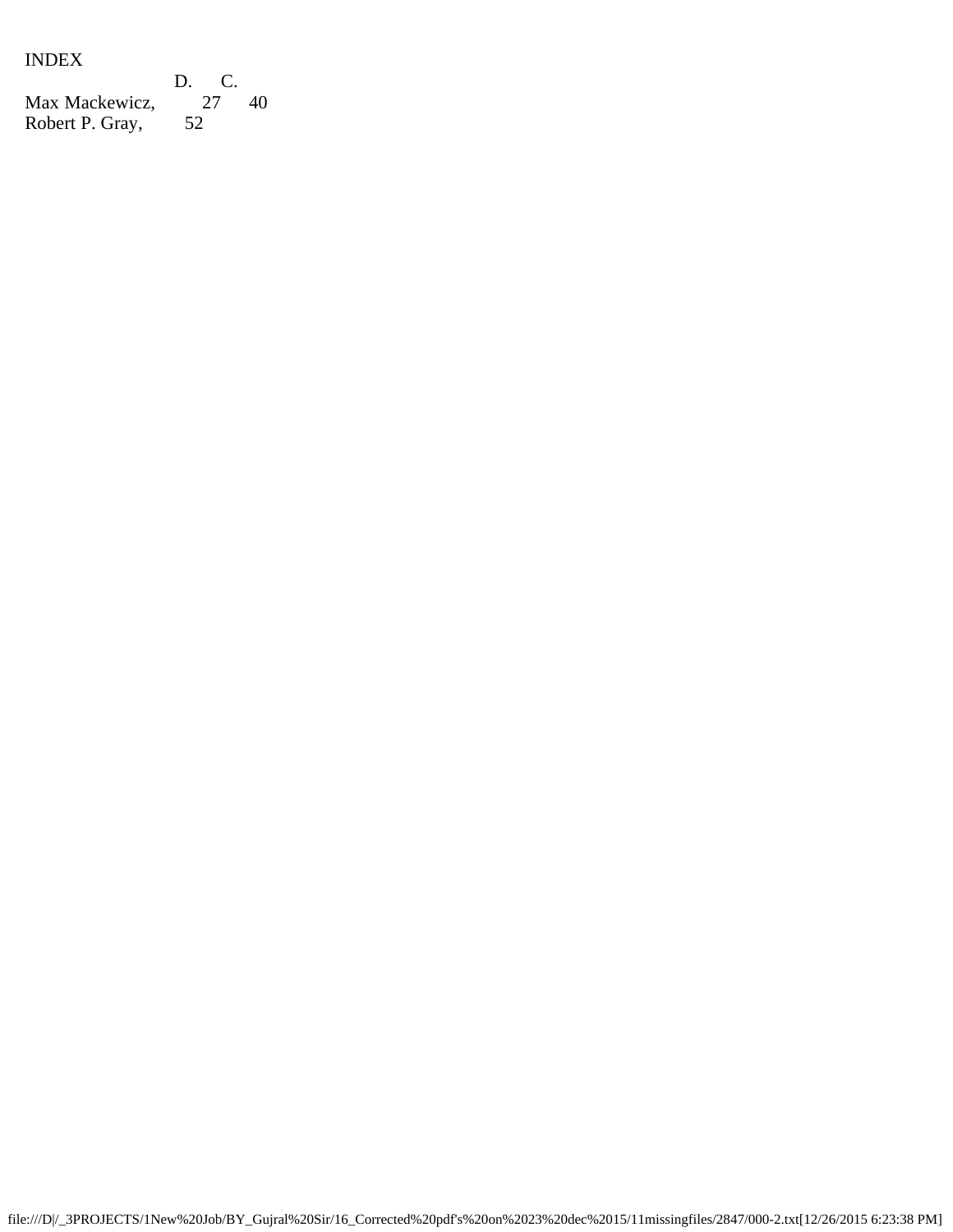INDEX

| | D. | C. |
|---|---|---|
| Max Mackewicz, | 27 | 40 |
| Robert P. Gray, | 52 | |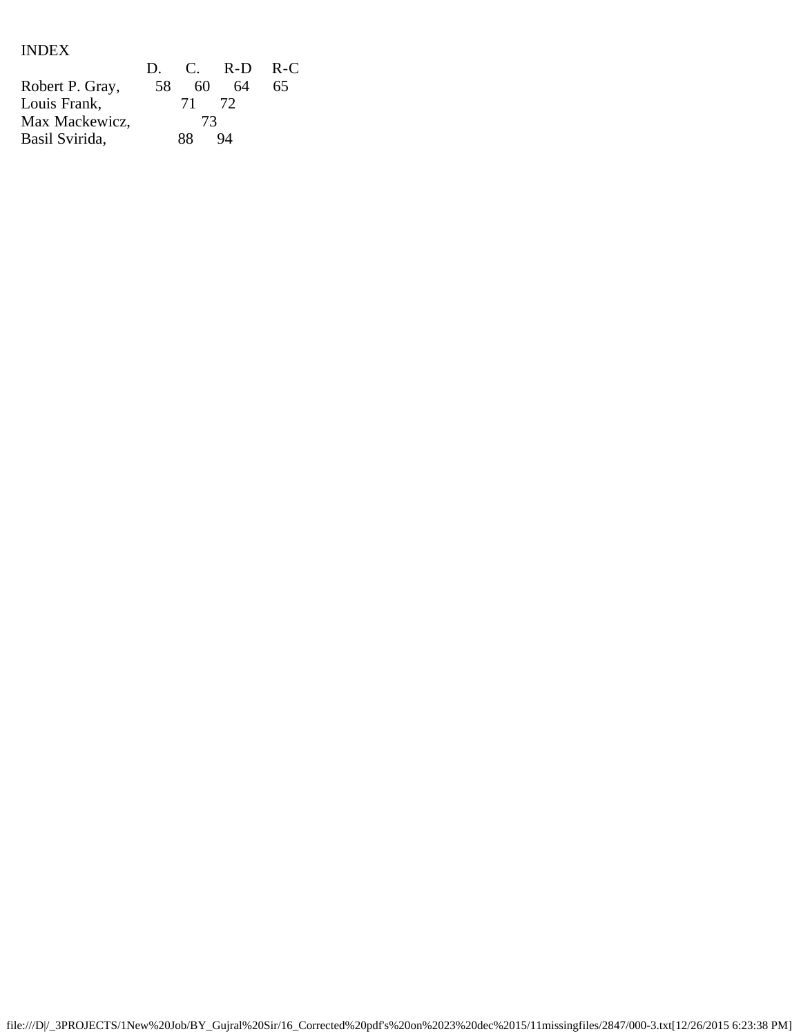INDEX

| | D. | C. | R-D | R-C |
|---|---|---|---|---|
| Robert P. Gray, | 58 | 60 | 64 | 65 |
| Louis Frank, | | 71 | 72 | |
| Max Mackewicz, | | 73 | | |
| Basil Svirida, | | 88 | 94 | |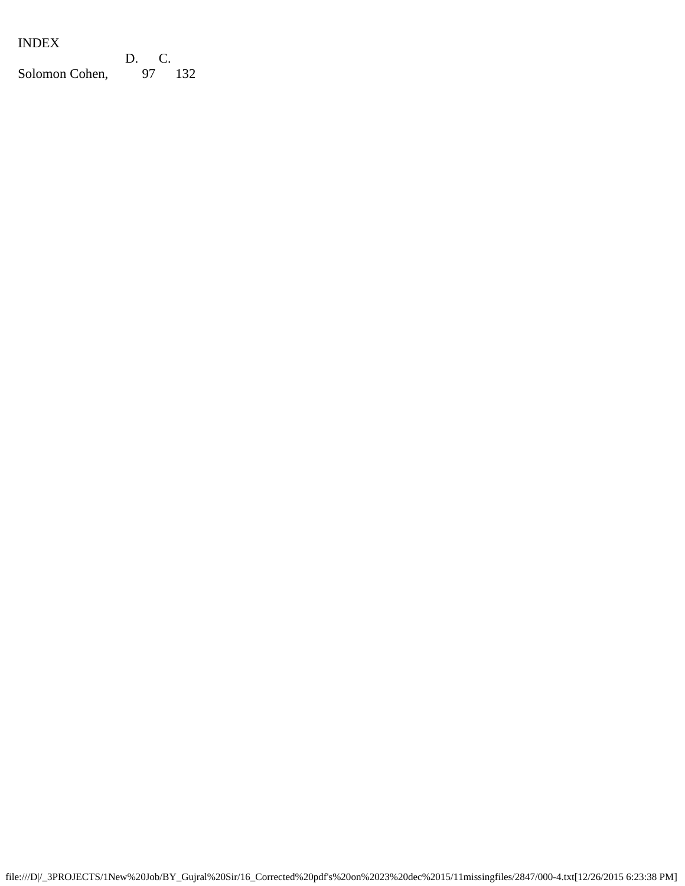INDEX

| | D. | C. |
|---|---|---|
| Solomon Cohen, | 97 | 132 |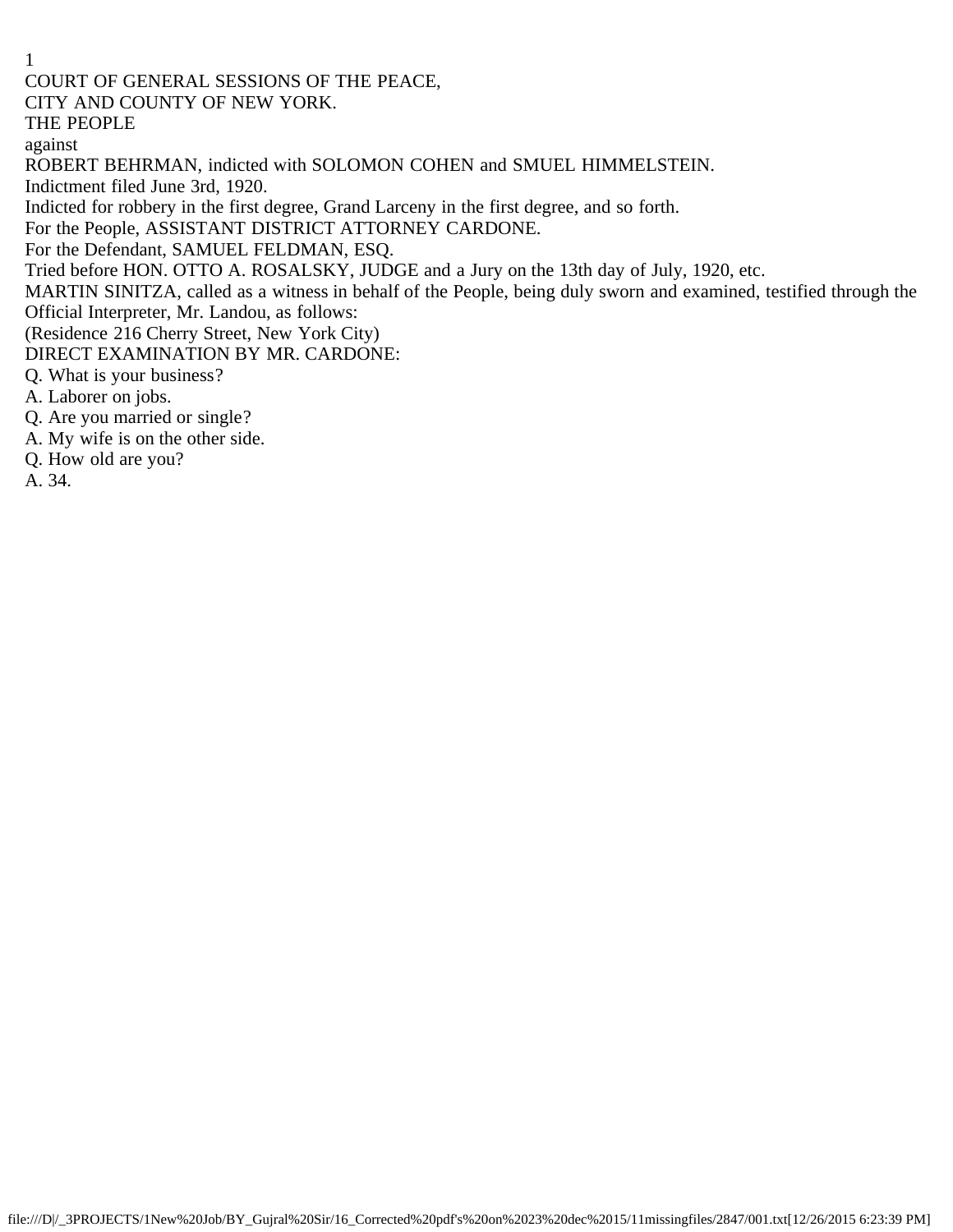COURT OF GENERAL SESSIONS OF THE PEACE,

CITY AND COUNTY OF NEW YORK.

THE PEOPLE

against

ROBERT BEHRMAN, indicted with SOLOMON COHEN and SMUEL HIMMELSTEIN.

Indictment filed June 3rd, 1920.

Indicted for robbery in the first degree, Grand Larceny in the first degree, and so forth.

For the People, ASSISTANT DISTRICT ATTORNEY CARDONE.

For the Defendant, SAMUEL FELDMAN, ESQ.

Tried before HON. OTTO A. ROSALSKY, JUDGE and a Jury on the 13th day of July, 1920, etc.

MARTIN SINITZA, called as a witness in behalf of the People, being duly sworn and examined, testified through the Official Interpreter, Mr. Landou, as follows:

(Residence 216 Cherry Street, New York City)

DIRECT EXAMINATION BY MR. CARDONE:

Q. What is your business?

A. Laborer on jobs.

Q. Are you married or single?

A. My wife is on the other side.

Q. How old are you?

A. 34.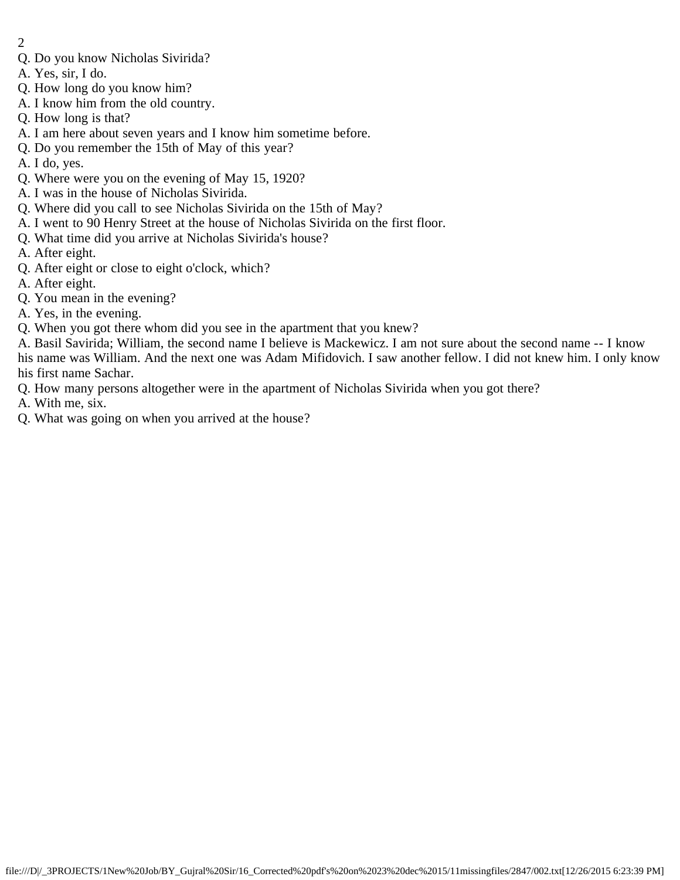Q. Do you know Nicholas Sivirida?
A. Yes, sir, I do.
Q. How long do you know him?
A. I know him from the old country.
Q. How long is that?
A. I am here about seven years and I know him sometime before.
Q. Do you remember the 15th of May of this year?
A. I do, yes.
Q. Where were you on the evening of May 15, 1920?
A. I was in the house of Nicholas Sivirida.
Q. Where did you call to see Nicholas Sivirida on the 15th of May?
A. I went to 90 Henry Street at the house of Nicholas Sivirida on the first floor.
Q. What time did you arrive at Nicholas Sivirida's house?
A. After eight.
Q. After eight or close to eight o'clock, which?
A. After eight.
Q. You mean in the evening?
A. Yes, in the evening.
Q. When you got there whom did you see in the apartment that you knew?
A. Basil Savirida; William, the second name I believe is Mackewicz. I am not sure about the second name -- I know his name was William. And the next one was Adam Mifidovich. I saw another fellow. I did not knew him. I only know his first name Sachar.
Q. How many persons altogether were in the apartment of Nicholas Sivirida when you got there?
A. With me, six.
Q. What was going on when you arrived at the house?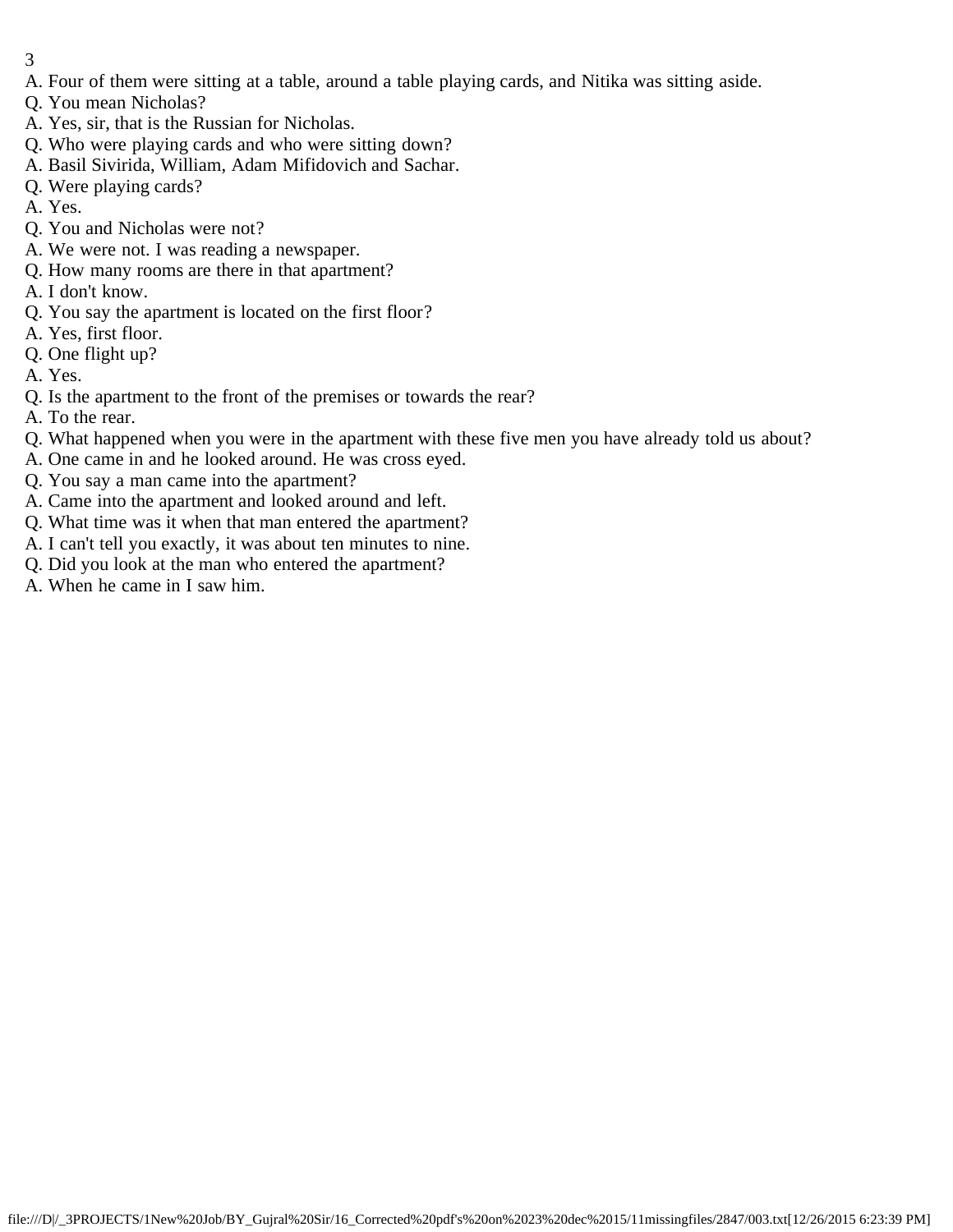A. Four of them were sitting at a table, around a table playing cards, and Nitika was sitting aside.

Q. You mean Nicholas?

A. Yes, sir, that is the Russian for Nicholas.

Q. Who were playing cards and who were sitting down?

A. Basil Sivirida, William, Adam Mifidovich and Sachar.

Q. Were playing cards?

A. Yes.

Q. You and Nicholas were not?

A. We were not. I was reading a newspaper.

Q. How many rooms are there in that apartment?

A. I don't know.

Q. You say the apartment is located on the first floor?

A. Yes, first floor.

Q. One flight up?

A. Yes.

Q. Is the apartment to the front of the premises or towards the rear?

A. To the rear.

Q. What happened when you were in the apartment with these five men you have already told us about?

A. One came in and he looked around. He was cross eyed.

Q. You say a man came into the apartment?

A. Came into the apartment and looked around and left.

Q. What time was it when that man entered the apartment?

A. I can't tell you exactly, it was about ten minutes to nine.

Q. Did you look at the man who entered the apartment?

A. When he came in I saw him.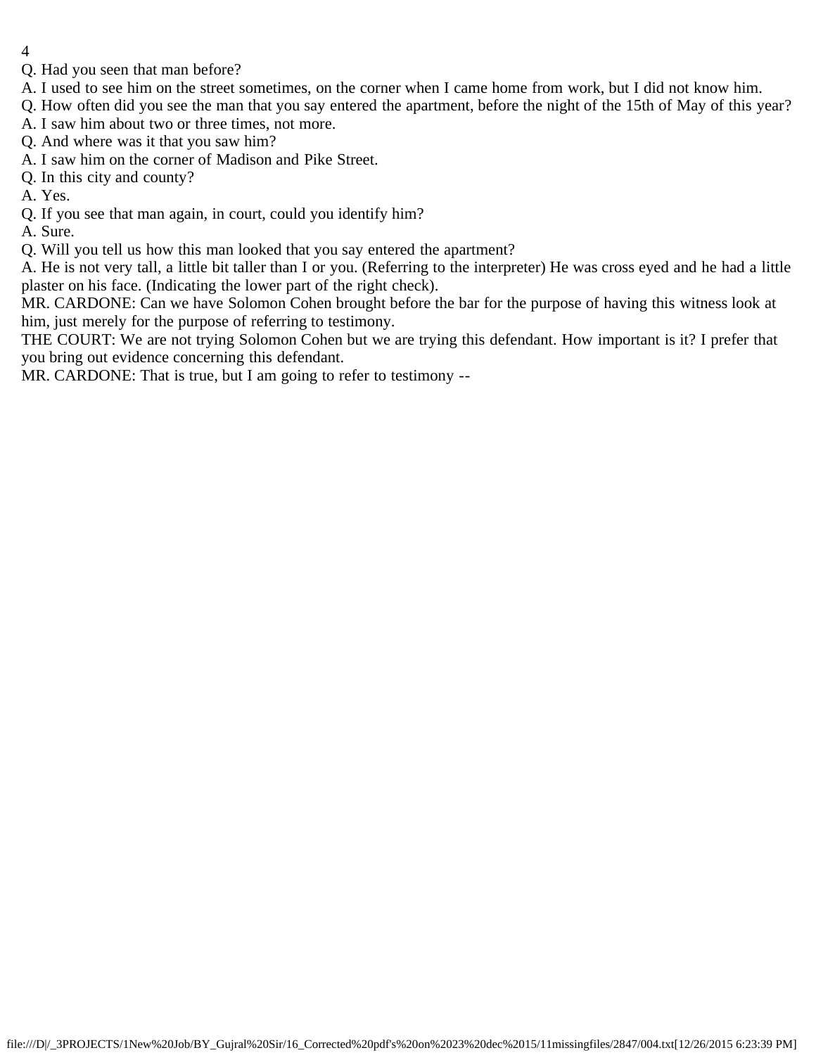Q. Had you seen that man before?

A. I used to see him on the street sometimes, on the corner when I came home from work, but I did not know him.

Q. How often did you see the man that you say entered the apartment, before the night of the 15th of May of this year?

A. I saw him about two or three times, not more.

Q. And where was it that you saw him?

A. I saw him on the corner of Madison and Pike Street.

Q. In this city and county?

A. Yes.

Q. If you see that man again, in court, could you identify him?

A. Sure.

Q. Will you tell us how this man looked that you say entered the apartment?

A. He is not very tall, a little bit taller than I or you. (Referring to the interpreter) He was cross eyed and he had a little plaster on his face. (Indicating the lower part of the right check).

MR. CARDONE: Can we have Solomon Cohen brought before the bar for the purpose of having this witness look at him, just merely for the purpose of referring to testimony.

THE COURT: We are not trying Solomon Cohen but we are trying this defendant. How important is it? I prefer that you bring out evidence concerning this defendant.

MR. CARDONE: That is true, but I am going to refer to testimony --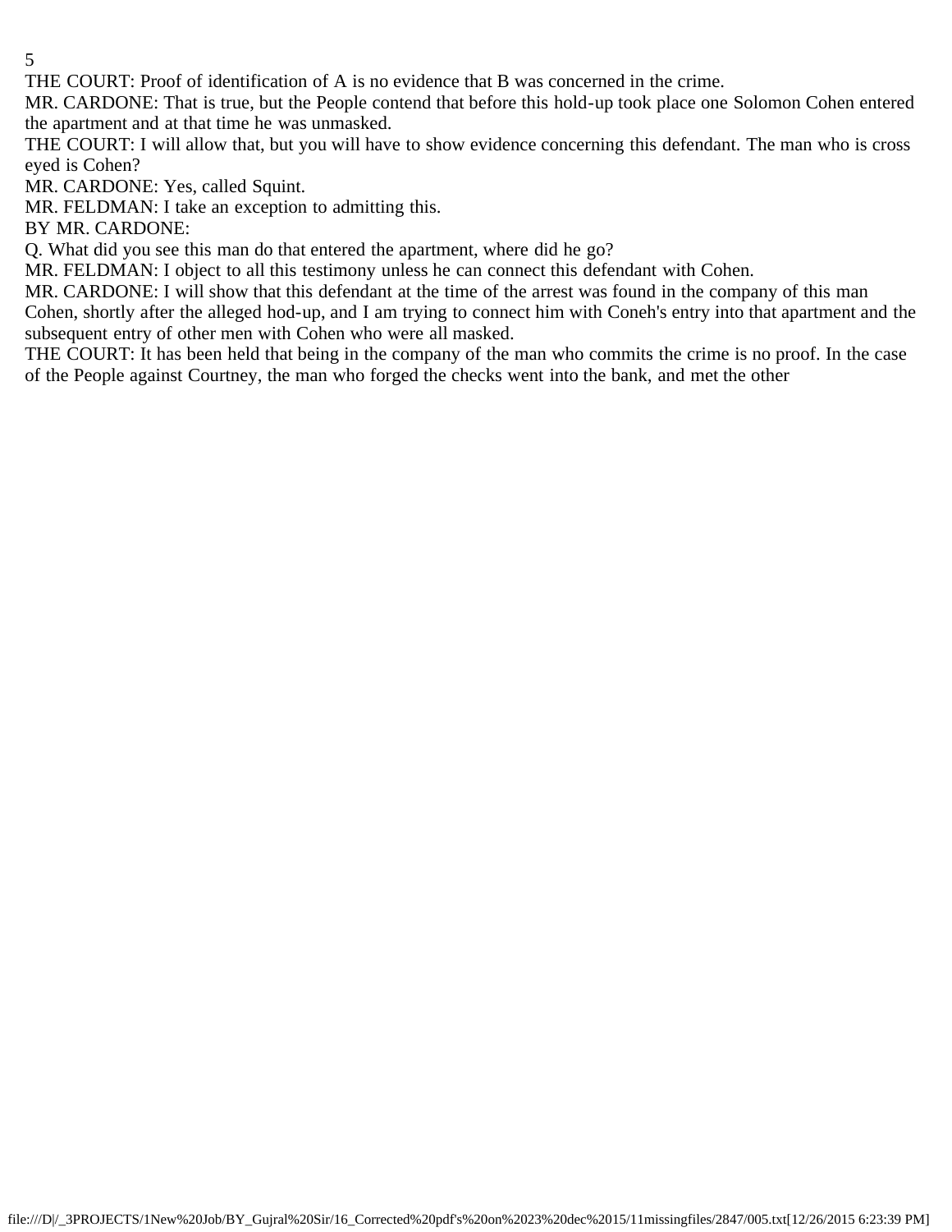THE COURT: Proof of identification of A is no evidence that B was concerned in the crime.

MR. CARDONE: That is true, but the People contend that before this hold-up took place one Solomon Cohen entered the apartment and at that time he was unmasked.

THE COURT: I will allow that, but you will have to show evidence concerning this defendant. The man who is cross eyed is Cohen?

MR. CARDONE: Yes, called Squint.

MR. FELDMAN: I take an exception to admitting this.

BY MR. CARDONE:

Q. What did you see this man do that entered the apartment, where did he go?

MR. FELDMAN: I object to all this testimony unless he can connect this defendant with Cohen.

MR. CARDONE: I will show that this defendant at the time of the arrest was found in the company of this man Cohen, shortly after the alleged hod-up, and I am trying to connect him with Coneh's entry into that apartment and the subsequent entry of other men with Cohen who were all masked.

THE COURT: It has been held that being in the company of the man who commits the crime is no proof. In the case of the People against Courtney, the man who forged the checks went into the bank, and met the other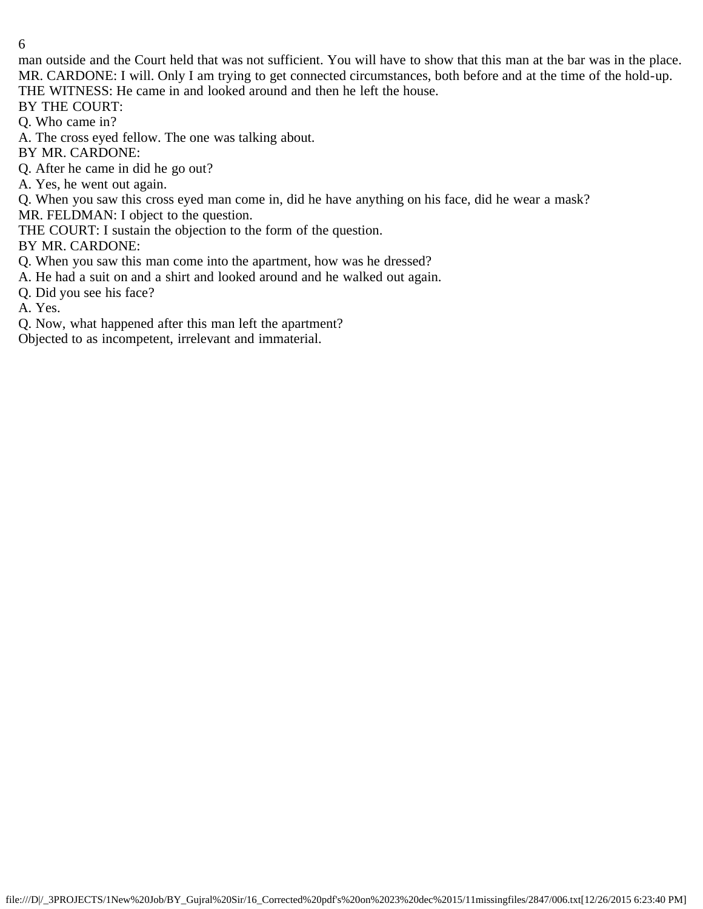man outside and the Court held that was not sufficient. You will have to show that this man at the bar was in the place.

MR. CARDONE: I will. Only I am trying to get connected circumstances, both before and at the time of the hold-up.

THE WITNESS: He came in and looked around and then he left the house.

BY THE COURT:

Q. Who came in?

A. The cross eyed fellow. The one was talking about.

BY MR. CARDONE:

Q. After he came in did he go out?

A. Yes, he went out again.

Q. When you saw this cross eyed man come in, did he have anything on his face, did he wear a mask?

MR. FELDMAN: I object to the question.

THE COURT: I sustain the objection to the form of the question.

BY MR. CARDONE:

Q. When you saw this man come into the apartment, how was he dressed?

A. He had a suit on and a shirt and looked around and he walked out again.

Q. Did you see his face?

A. Yes.

Q. Now, what happened after this man left the apartment?

Objected to as incompetent, irrelevant and immaterial.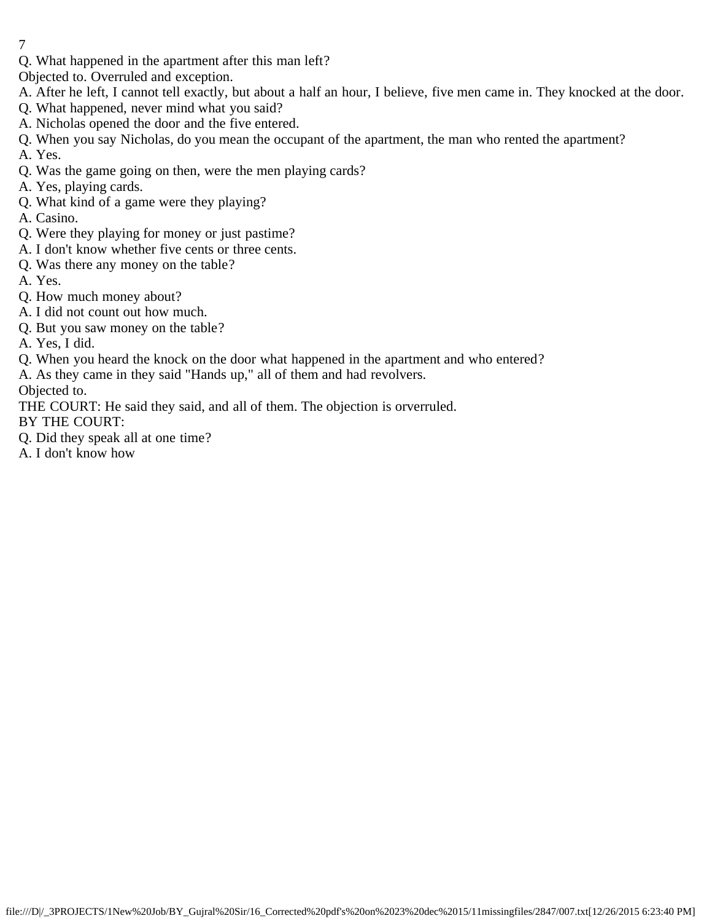Q. What happened in the apartment after this man left?

Objected to. Overruled and exception.

A. After he left, I cannot tell exactly, but about a half an hour, I believe, five men came in. They knocked at the door.

Q. What happened, never mind what you said?

A. Nicholas opened the door and the five entered.

Q. When you say Nicholas, do you mean the occupant of the apartment, the man who rented the apartment?

A. Yes.

Q. Was the game going on then, were the men playing cards?

A. Yes, playing cards.

Q. What kind of a game were they playing?

A. Casino.

Q. Were they playing for money or just pastime?

A. I don't know whether five cents or three cents.

Q. Was there any money on the table?

A. Yes.

Q. How much money about?

A. I did not count out how much.

Q. But you saw money on the table?

A. Yes, I did.

Q. When you heard the knock on the door what happened in the apartment and who entered?

A. As they came in they said "Hands up," all of them and had revolvers.

Objected to.

THE COURT: He said they said, and all of them. The objection is orverruled.

BY THE COURT:

Q. Did they speak all at one time?

A. I don't know how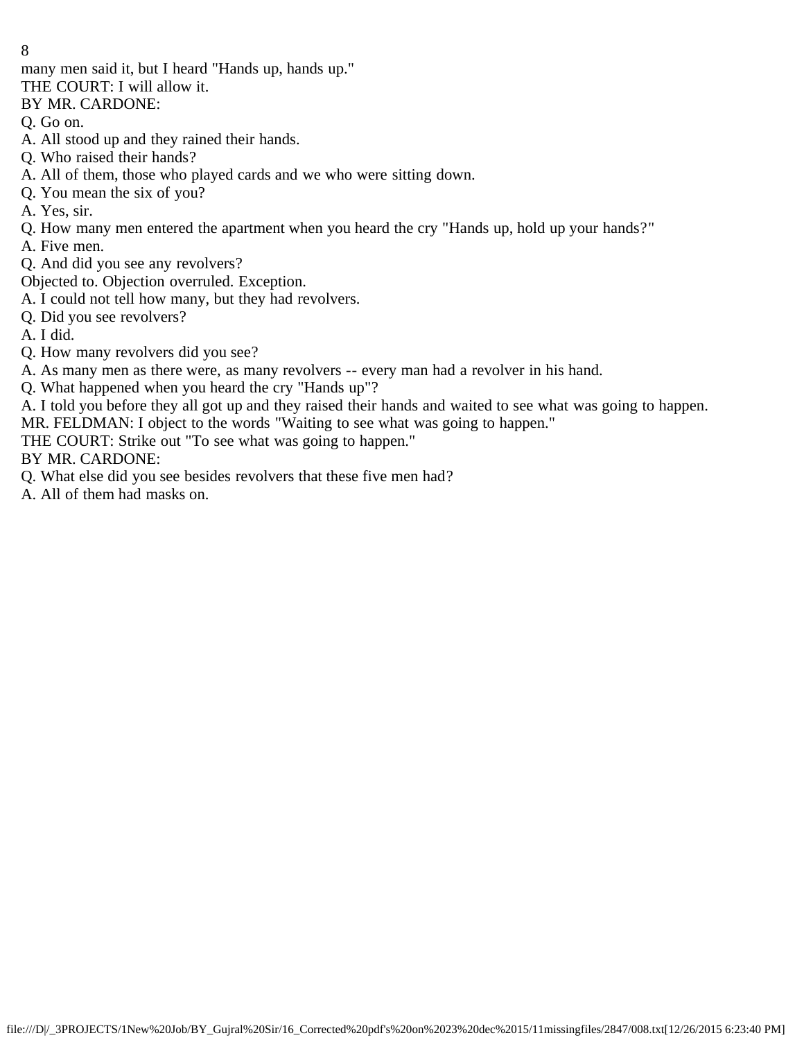many men said it, but I heard "Hands up, hands up."

THE COURT: I will allow it.

BY MR. CARDONE:

Q. Go on.

A. All stood up and they rained their hands.

Q. Who raised their hands?

A. All of them, those who played cards and we who were sitting down.

Q. You mean the six of you?

A. Yes, sir.

Q. How many men entered the apartment when you heard the cry "Hands up, hold up your hands?"

A. Five men.

Q. And did you see any revolvers?

Objected to. Objection overruled. Exception.

A. I could not tell how many, but they had revolvers.

Q. Did you see revolvers?

A. I did.

Q. How many revolvers did you see?

A. As many men as there were, as many revolvers -- every man had a revolver in his hand.

Q. What happened when you heard the cry "Hands up"?

A. I told you before they all got up and they raised their hands and waited to see what was going to happen.

MR. FELDMAN: I object to the words "Waiting to see what was going to happen."

THE COURT: Strike out "To see what was going to happen."

BY MR. CARDONE:

Q. What else did you see besides revolvers that these five men had?

A. All of them had masks on.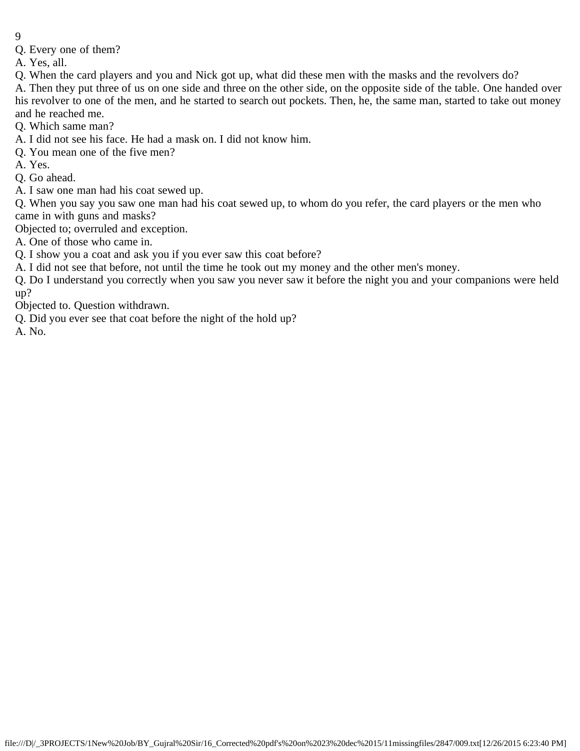Q. Every one of them?

A. Yes, all.

Q. When the card players and you and Nick got up, what did these men with the masks and the revolvers do?

A. Then they put three of us on one side and three on the other side, on the opposite side of the table. One handed over his revolver to one of the men, and he started to search out pockets. Then, he, the same man, started to take out money and he reached me.

Q. Which same man?

A. I did not see his face. He had a mask on. I did not know him.

Q. You mean one of the five men?

A. Yes.

Q. Go ahead.

A. I saw one man had his coat sewed up.

Q. When you say you saw one man had his coat sewed up, to whom do you refer, the card players or the men who came in with guns and masks?

Objected to; overruled and exception.

A. One of those who came in.

Q. I show you a coat and ask you if you ever saw this coat before?

A. I did not see that before, not until the time he took out my money and the other men's money.

Q. Do I understand you correctly when you saw you never saw it before the night you and your companions were held up?

Objected to. Question withdrawn.

Q. Did you ever see that coat before the night of the hold up?

A. No.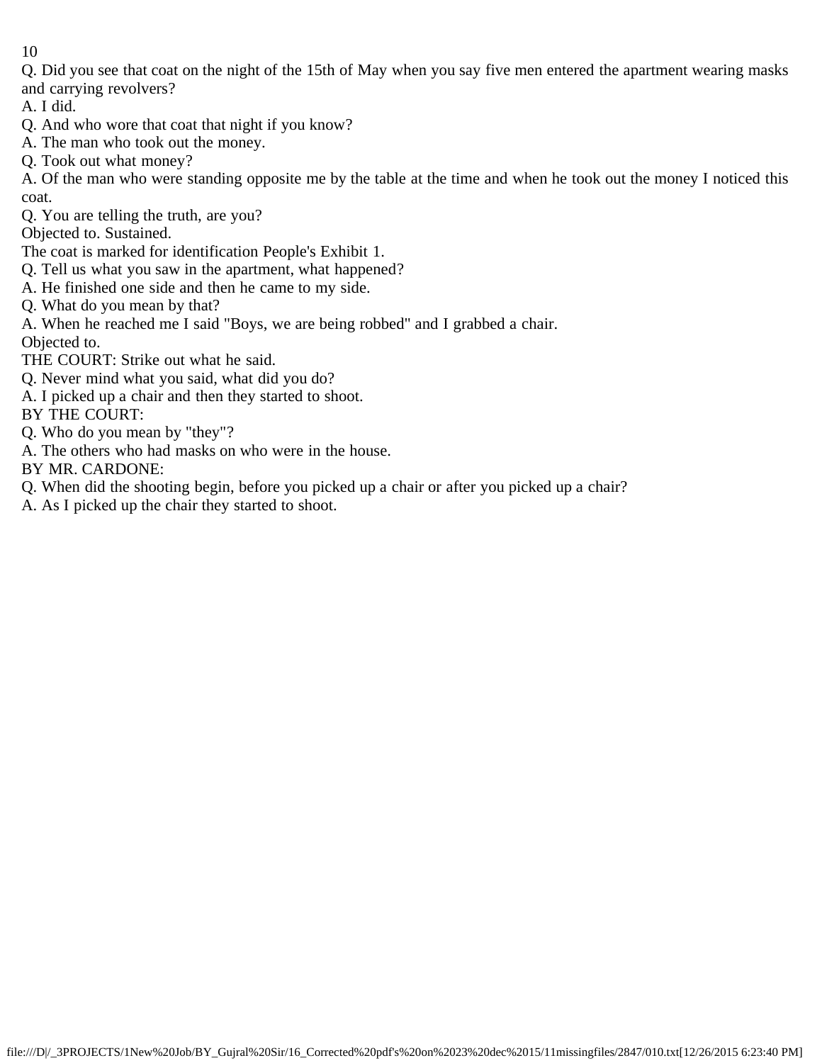Q. Did you see that coat on the night of the 15th of May when you say five men entered the apartment wearing masks and carrying revolvers?

A. I did.

Q. And who wore that coat that night if you know?

A. The man who took out the money.

Q. Took out what money?

A. Of the man who were standing opposite me by the table at the time and when he took out the money I noticed this coat.

Q. You are telling the truth, are you?

Objected to. Sustained.

The coat is marked for identification People's Exhibit 1.

Q. Tell us what you saw in the apartment, what happened?

A. He finished one side and then he came to my side.

Q. What do you mean by that?

A. When he reached me I said "Boys, we are being robbed" and I grabbed a chair.

Objected to.

THE COURT: Strike out what he said.

Q. Never mind what you said, what did you do?

A. I picked up a chair and then they started to shoot.

BY THE COURT:

Q. Who do you mean by "they"?

A. The others who had masks on who were in the house.

BY MR. CARDONE:

Q. When did the shooting begin, before you picked up a chair or after you picked up a chair?

A. As I picked up the chair they started to shoot.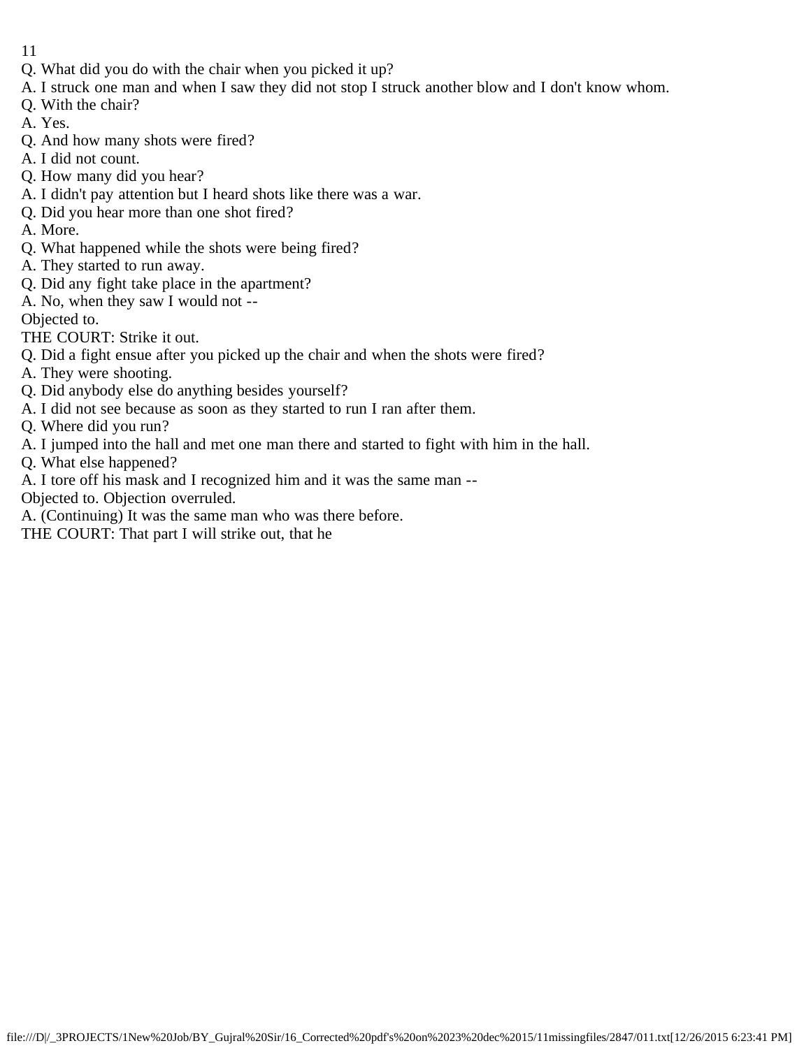Q. What did you do with the chair when you picked it up?

A. I struck one man and when I saw they did not stop I struck another blow and I don't know whom.

Q. With the chair?

A. Yes.

Q. And how many shots were fired?

A. I did not count.

Q. How many did you hear?

A. I didn't pay attention but I heard shots like there was a war.

Q. Did you hear more than one shot fired?

A. More.

Q. What happened while the shots were being fired?

A. They started to run away.

Q. Did any fight take place in the apartment?

A. No, when they saw I would not --

Objected to.

THE COURT: Strike it out.

Q. Did a fight ensue after you picked up the chair and when the shots were fired?

A. They were shooting.

Q. Did anybody else do anything besides yourself?

A. I did not see because as soon as they started to run I ran after them.

Q. Where did you run?

A. I jumped into the hall and met one man there and started to fight with him in the hall.

Q. What else happened?

A. I tore off his mask and I recognized him and it was the same man --

Objected to. Objection overruled.

A. (Continuing) It was the same man who was there before.

THE COURT: That part I will strike out, that he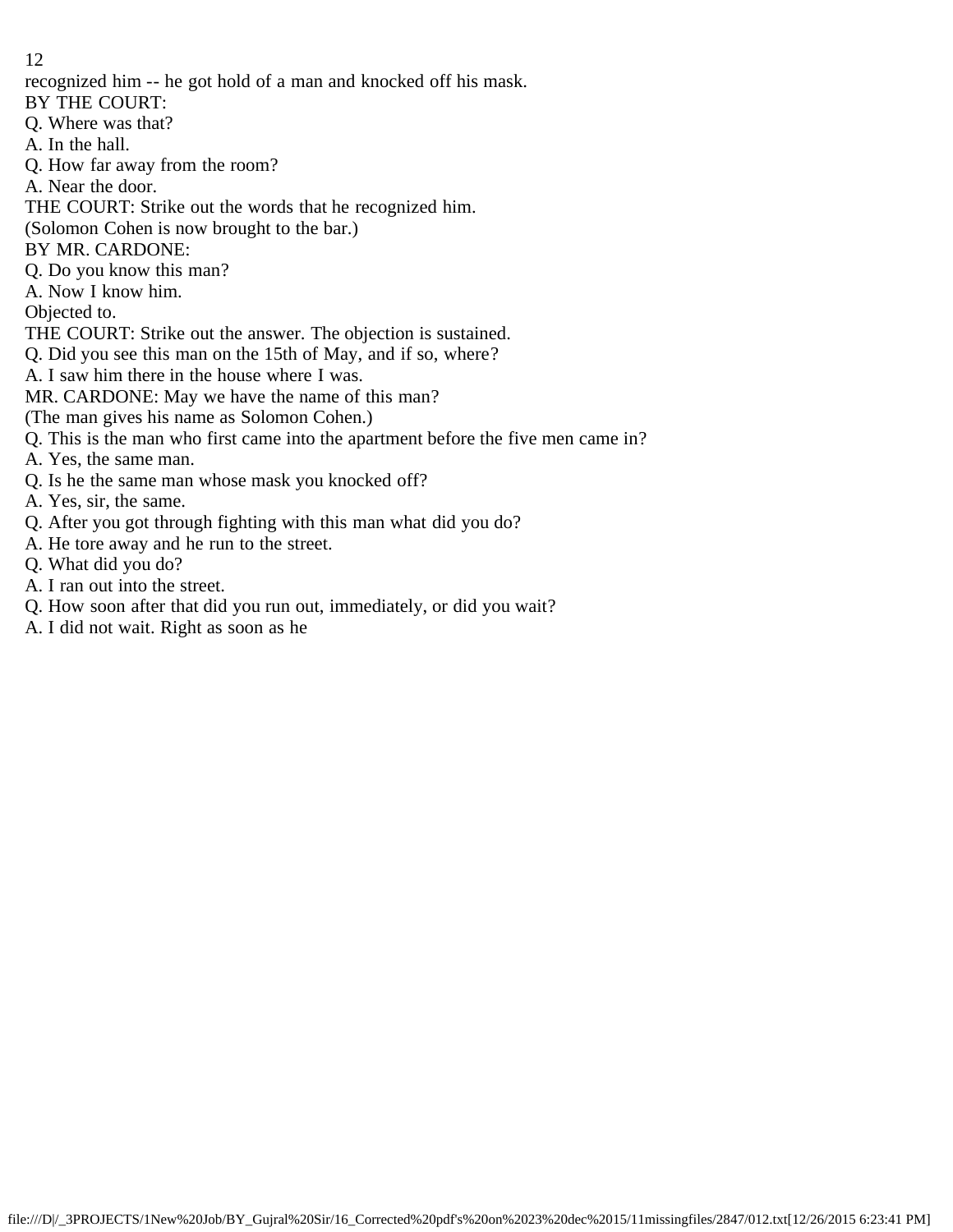recognized him -- he got hold of a man and knocked off his mask.

BY THE COURT:

Q. Where was that?

A. In the hall.

Q. How far away from the room?

A. Near the door.

THE COURT: Strike out the words that he recognized him.

(Solomon Cohen is now brought to the bar.)

BY MR. CARDONE:

Q. Do you know this man?

A. Now I know him.

Objected to.

THE COURT: Strike out the answer. The objection is sustained.

Q. Did you see this man on the 15th of May, and if so, where?

A. I saw him there in the house where I was.

MR. CARDONE: May we have the name of this man?

(The man gives his name as Solomon Cohen.)

Q. This is the man who first came into the apartment before the five men came in?

A. Yes, the same man.

Q. Is he the same man whose mask you knocked off?

A. Yes, sir, the same.

Q. After you got through fighting with this man what did you do?

A. He tore away and he run to the street.

Q. What did you do?

A. I ran out into the street.

Q. How soon after that did you run out, immediately, or did you wait?

A. I did not wait. Right as soon as he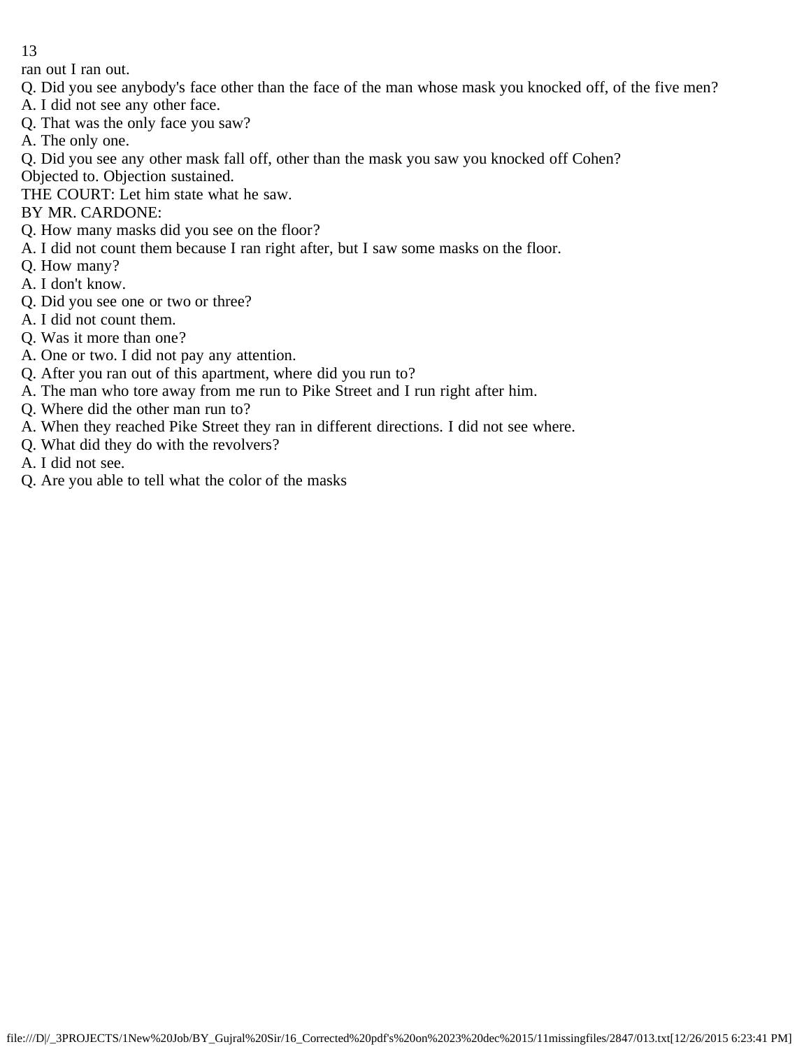ran out I ran out.

Q. Did you see anybody's face other than the face of the man whose mask you knocked off, of the five men?

A. I did not see any other face.

Q. That was the only face you saw?

A. The only one.

Q. Did you see any other mask fall off, other than the mask you saw you knocked off Cohen?

Objected to. Objection sustained.

THE COURT: Let him state what he saw.

BY MR. CARDONE:

Q. How many masks did you see on the floor?

A. I did not count them because I ran right after, but I saw some masks on the floor.

Q. How many?

A. I don't know.

Q. Did you see one or two or three?

A. I did not count them.

Q. Was it more than one?

A. One or two. I did not pay any attention.

Q. After you ran out of this apartment, where did you run to?

A. The man who tore away from me run to Pike Street and I run right after him.

Q. Where did the other man run to?

A. When they reached Pike Street they ran in different directions. I did not see where.

Q. What did they do with the revolvers?

A. I did not see.

Q. Are you able to tell what the color of the masks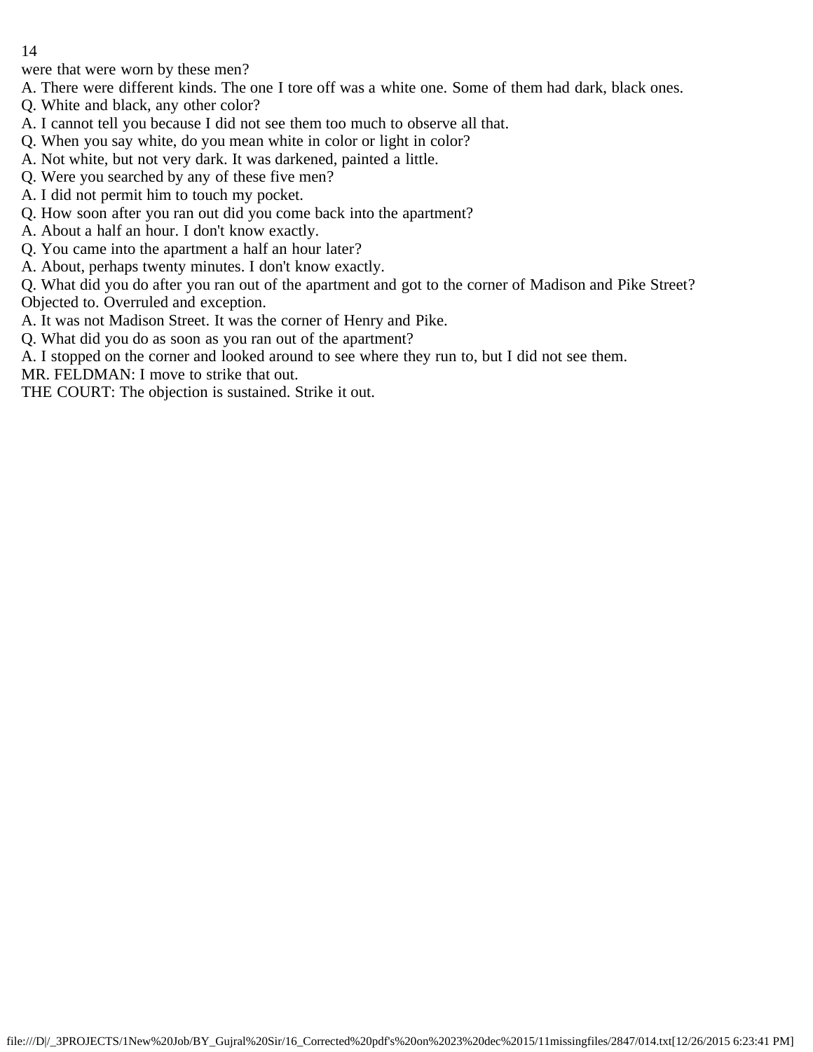were that were worn by these men?

A. There were different kinds. The one I tore off was a white one. Some of them had dark, black ones.

Q. White and black, any other color?

A. I cannot tell you because I did not see them too much to observe all that.

Q. When you say white, do you mean white in color or light in color?

A. Not white, but not very dark. It was darkened, painted a little.

Q. Were you searched by any of these five men?

A. I did not permit him to touch my pocket.

Q. How soon after you ran out did you come back into the apartment?

A. About a half an hour. I don't know exactly.

Q. You came into the apartment a half an hour later?

A. About, perhaps twenty minutes. I don't know exactly.

Q. What did you do after you ran out of the apartment and got to the corner of Madison and Pike Street?

Objected to. Overruled and exception.

A. It was not Madison Street. It was the corner of Henry and Pike.

Q. What did you do as soon as you ran out of the apartment?

A. I stopped on the corner and looked around to see where they run to, but I did not see them.

MR. FELDMAN: I move to strike that out.

THE COURT: The objection is sustained. Strike it out.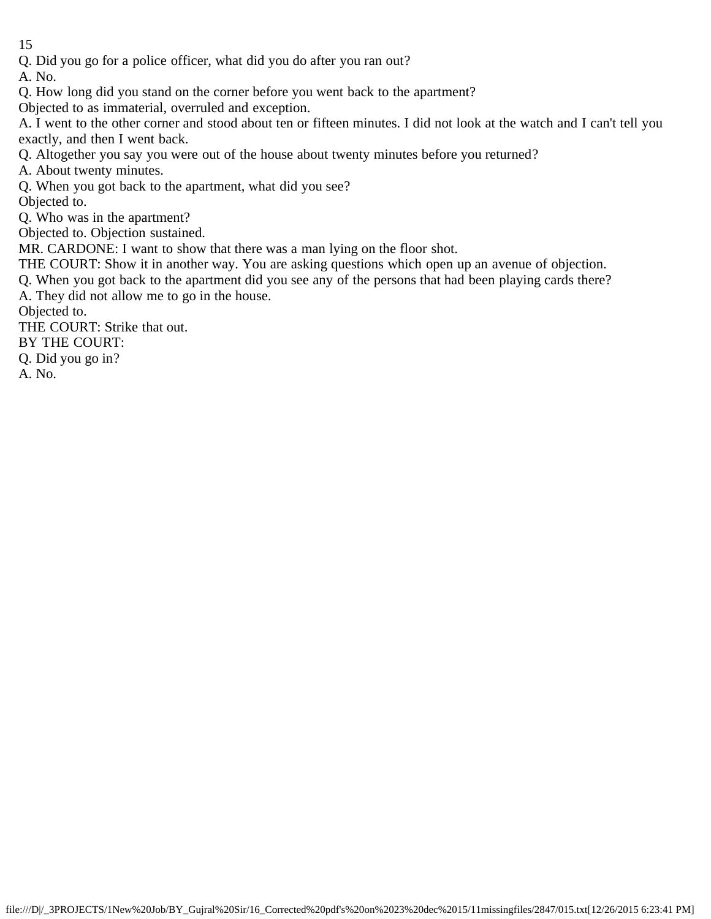Q. Did you go for a police officer, what did you do after you ran out?

A. No.

Q. How long did you stand on the corner before you went back to the apartment?

Objected to as immaterial, overruled and exception.

A. I went to the other corner and stood about ten or fifteen minutes. I did not look at the watch and I can't tell you exactly, and then I went back.

Q. Altogether you say you were out of the house about twenty minutes before you returned?

A. About twenty minutes.

Q. When you got back to the apartment, what did you see?

Objected to.

Q. Who was in the apartment?

Objected to. Objection sustained.

MR. CARDONE: I want to show that there was a man lying on the floor shot.

THE COURT: Show it in another way. You are asking questions which open up an avenue of objection.

Q. When you got back to the apartment did you see any of the persons that had been playing cards there?

A. They did not allow me to go in the house.

Objected to.

THE COURT: Strike that out.

BY THE COURT:

Q. Did you go in?

A. No.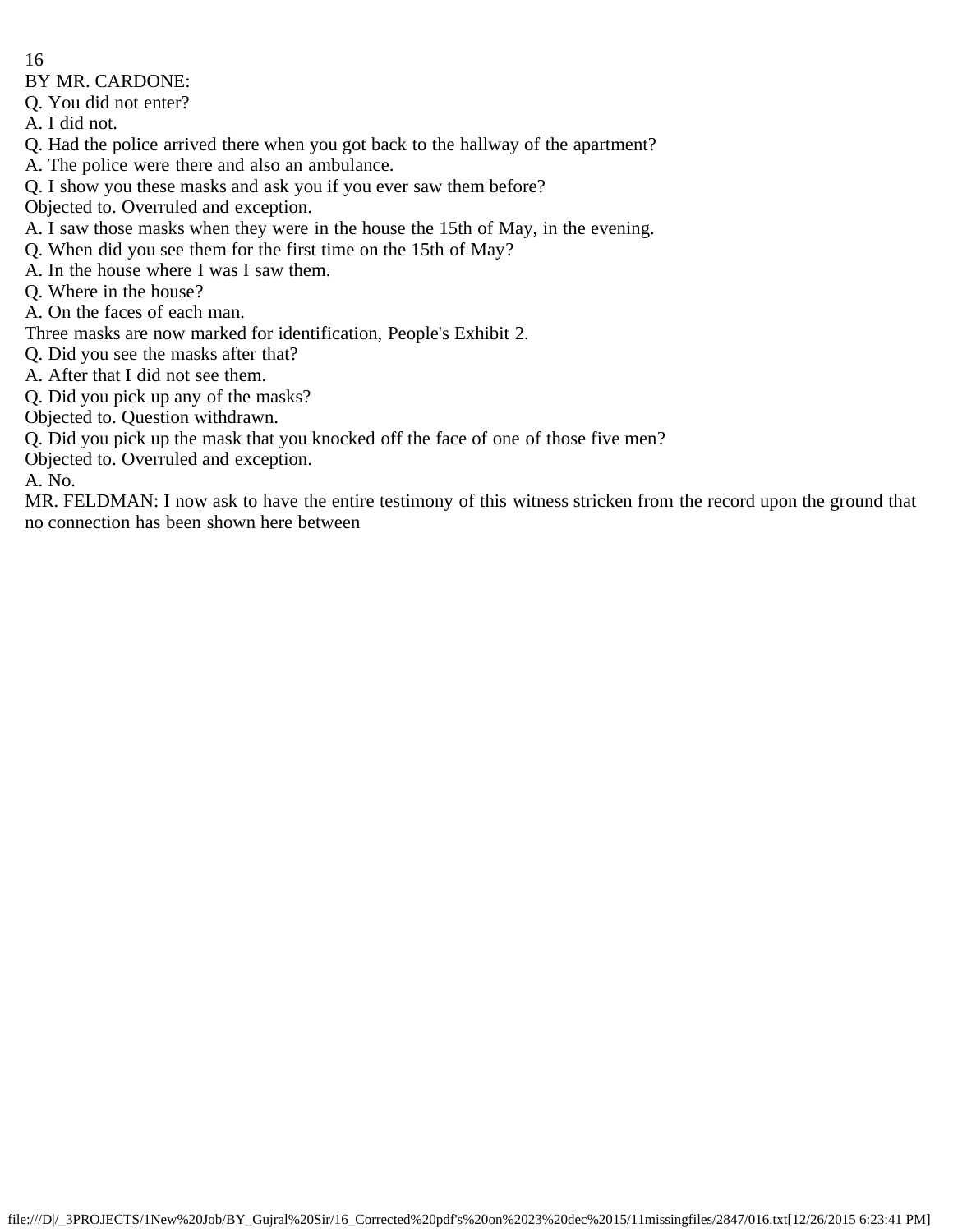BY MR. CARDONE:

Q. You did not enter?

A. I did not.

Q. Had the police arrived there when you got back to the hallway of the apartment?

A. The police were there and also an ambulance.

Q. I show you these masks and ask you if you ever saw them before?

Objected to. Overruled and exception.

A. I saw those masks when they were in the house the 15th of May, in the evening.

Q. When did you see them for the first time on the 15th of May?

A. In the house where I was I saw them.

Q. Where in the house?

A. On the faces of each man.

Three masks are now marked for identification, People's Exhibit 2.

Q. Did you see the masks after that?

A. After that I did not see them.

Q. Did you pick up any of the masks?

Objected to. Question withdrawn.

Q. Did you pick up the mask that you knocked off the face of one of those five men?

Objected to. Overruled and exception.

A. No.

MR. FELDMAN: I now ask to have the entire testimony of this witness stricken from the record upon the ground that no connection has been shown here between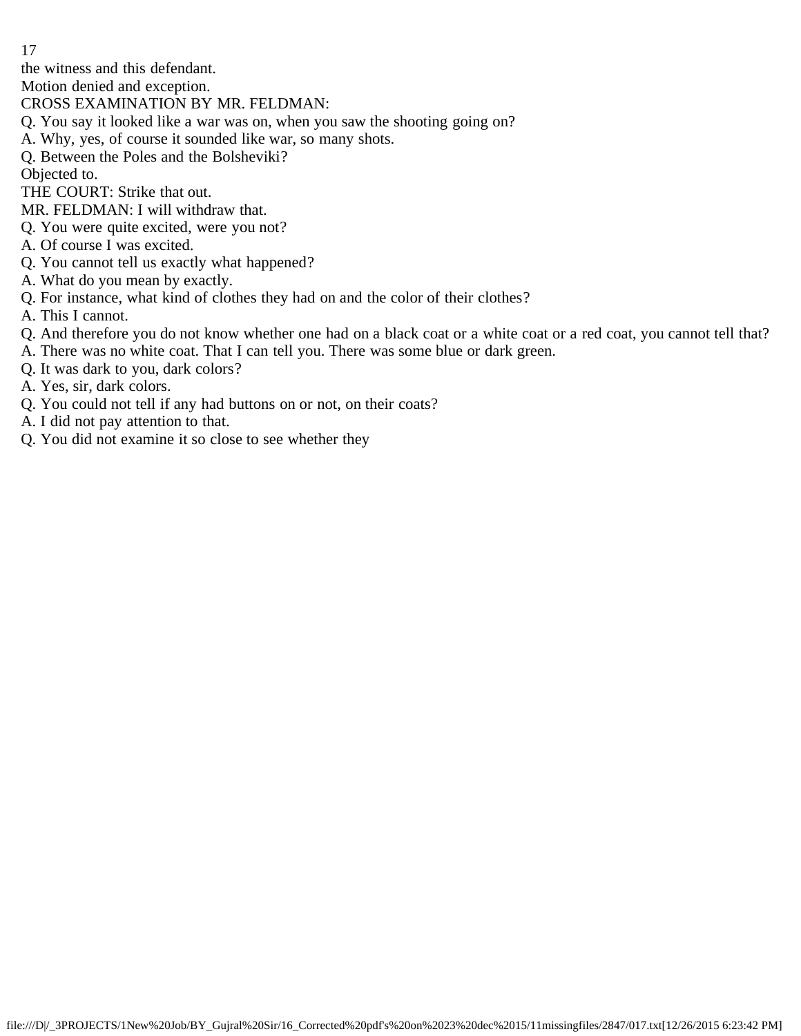the witness and this defendant.

Motion denied and exception.

CROSS EXAMINATION BY MR. FELDMAN:

Q. You say it looked like a war was on, when you saw the shooting going on?

A. Why, yes, of course it sounded like war, so many shots.

Q. Between the Poles and the Bolsheviki?

Objected to.

THE COURT: Strike that out.

MR. FELDMAN: I will withdraw that.

Q. You were quite excited, were you not?

A. Of course I was excited.

Q. You cannot tell us exactly what happened?

A. What do you mean by exactly.

Q. For instance, what kind of clothes they had on and the color of their clothes?

A. This I cannot.

Q. And therefore you do not know whether one had on a black coat or a white coat or a red coat, you cannot tell that?

A. There was no white coat. That I can tell you. There was some blue or dark green.

Q. It was dark to you, dark colors?

A. Yes, sir, dark colors.

Q. You could not tell if any had buttons on or not, on their coats?

A. I did not pay attention to that.

Q. You did not examine it so close to see whether they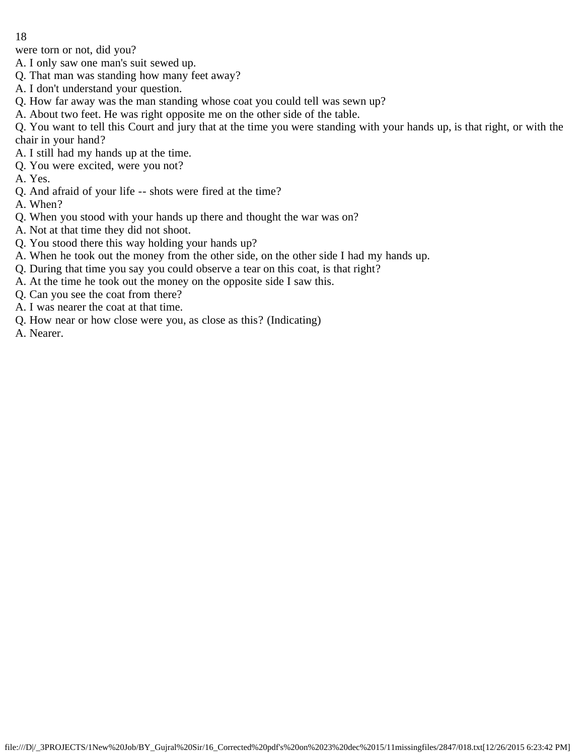were torn or not, did you?

A. I only saw one man's suit sewed up.

Q. That man was standing how many feet away?

A. I don't understand your question.

Q. How far away was the man standing whose coat you could tell was sewn up?

A. About two feet. He was right opposite me on the other side of the table.

Q. You want to tell this Court and jury that at the time you were standing with your hands up, is that right, or with the chair in your hand?

A. I still had my hands up at the time.

Q. You were excited, were you not?

A. Yes.

Q. And afraid of your life -- shots were fired at the time?

A. When?

Q. When you stood with your hands up there and thought the war was on?

A. Not at that time they did not shoot.

Q. You stood there this way holding your hands up?

A. When he took out the money from the other side, on the other side I had my hands up.

Q. During that time you say you could observe a tear on this coat, is that right?

A. At the time he took out the money on the opposite side I saw this.

Q. Can you see the coat from there?

A. I was nearer the coat at that time.

Q. How near or how close were you, as close as this? (Indicating)

A. Nearer.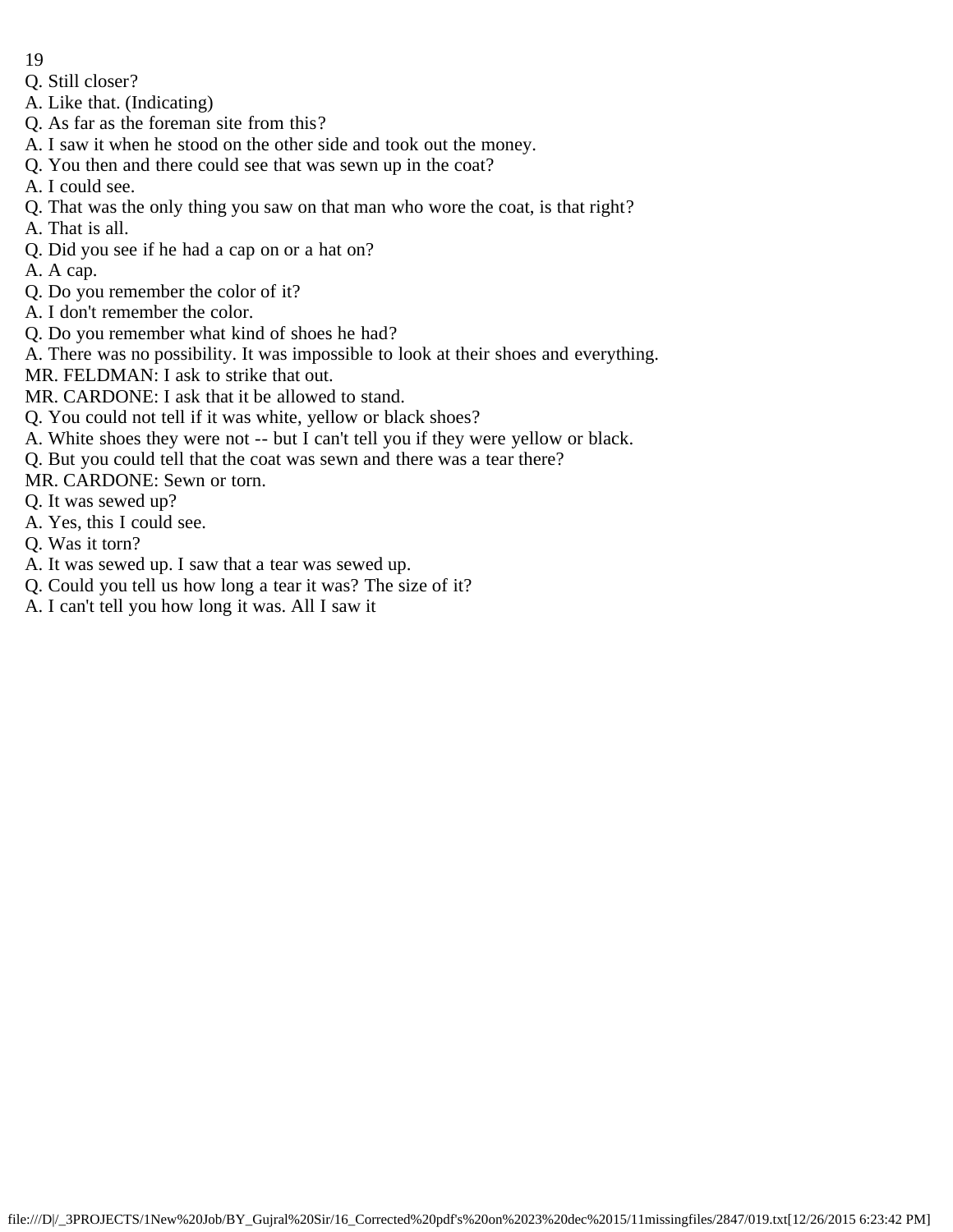Q. Still closer?
A. Like that. (Indicating)
Q. As far as the foreman site from this?
A. I saw it when he stood on the other side and took out the money.
Q. You then and there could see that was sewn up in the coat?
A. I could see.
Q. That was the only thing you saw on that man who wore the coat, is that right?
A. That is all.
Q. Did you see if he had a cap on or a hat on?
A. A cap.
Q. Do you remember the color of it?
A. I don't remember the color.
Q. Do you remember what kind of shoes he had?
A. There was no possibility. It was impossible to look at their shoes and everything.
MR. FELDMAN: I ask to strike that out.
MR. CARDONE: I ask that it be allowed to stand.
Q. You could not tell if it was white, yellow or black shoes?
A. White shoes they were not -- but I can't tell you if they were yellow or black.
Q. But you could tell that the coat was sewn and there was a tear there?
MR. CARDONE: Sewn or torn.
Q. It was sewed up?
A. Yes, this I could see.
Q. Was it torn?
A. It was sewed up. I saw that a tear was sewed up.
Q. Could you tell us how long a tear it was? The size of it?
A. I can't tell you how long it was. All I saw it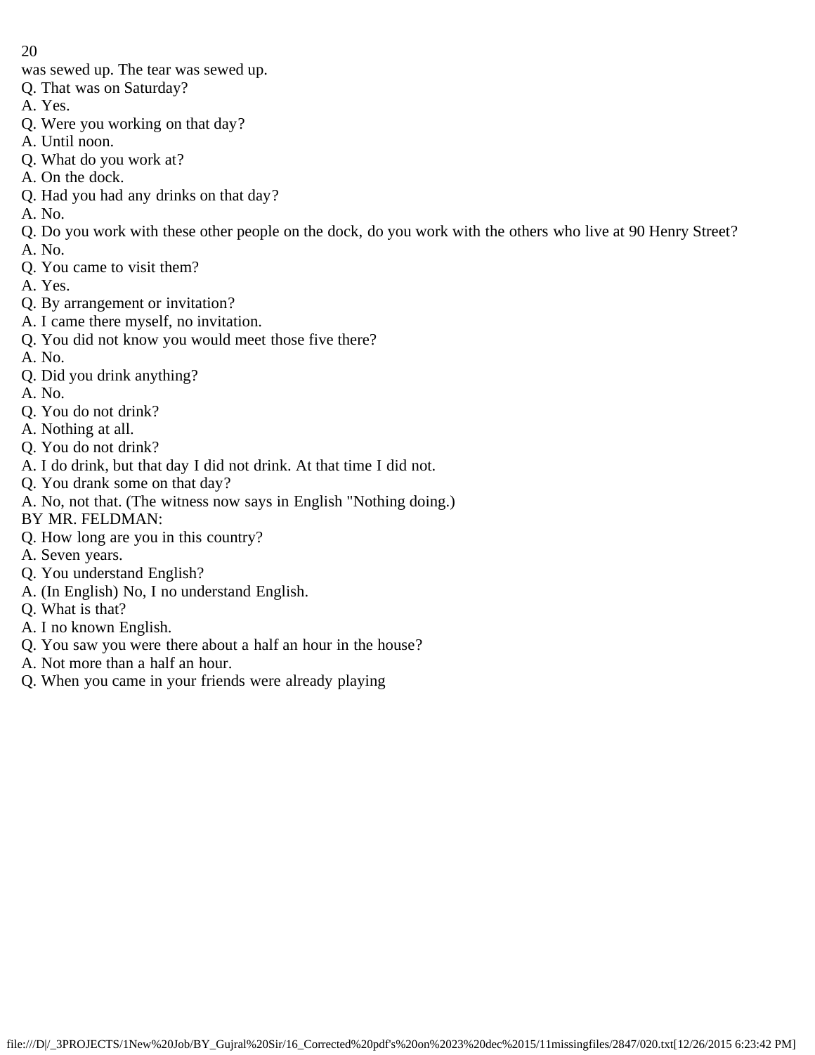was sewed up. The tear was sewed up.

Q. That was on Saturday?

A. Yes.

Q. Were you working on that day?

A. Until noon.

Q. What do you work at?

A. On the dock.

Q. Had you had any drinks on that day?

A. No.

Q. Do you work with these other people on the dock, do you work with the others who live at 90 Henry Street?

A. No.

Q. You came to visit them?

A. Yes.

Q. By arrangement or invitation?

A. I came there myself, no invitation.

Q. You did not know you would meet those five there?

A. No.

Q. Did you drink anything?

A. No.

Q. You do not drink?

A. Nothing at all.

Q. You do not drink?

A. I do drink, but that day I did not drink. At that time I did not.

Q. You drank some on that day?

A. No, not that. (The witness now says in English "Nothing doing.)

BY MR. FELDMAN:

Q. How long are you in this country?

A. Seven years.

Q. You understand English?

A. (In English) No, I no understand English.

Q. What is that?

A. I no known English.

Q. You saw you were there about a half an hour in the house?

A. Not more than a half an hour.

Q. When you came in your friends were already playing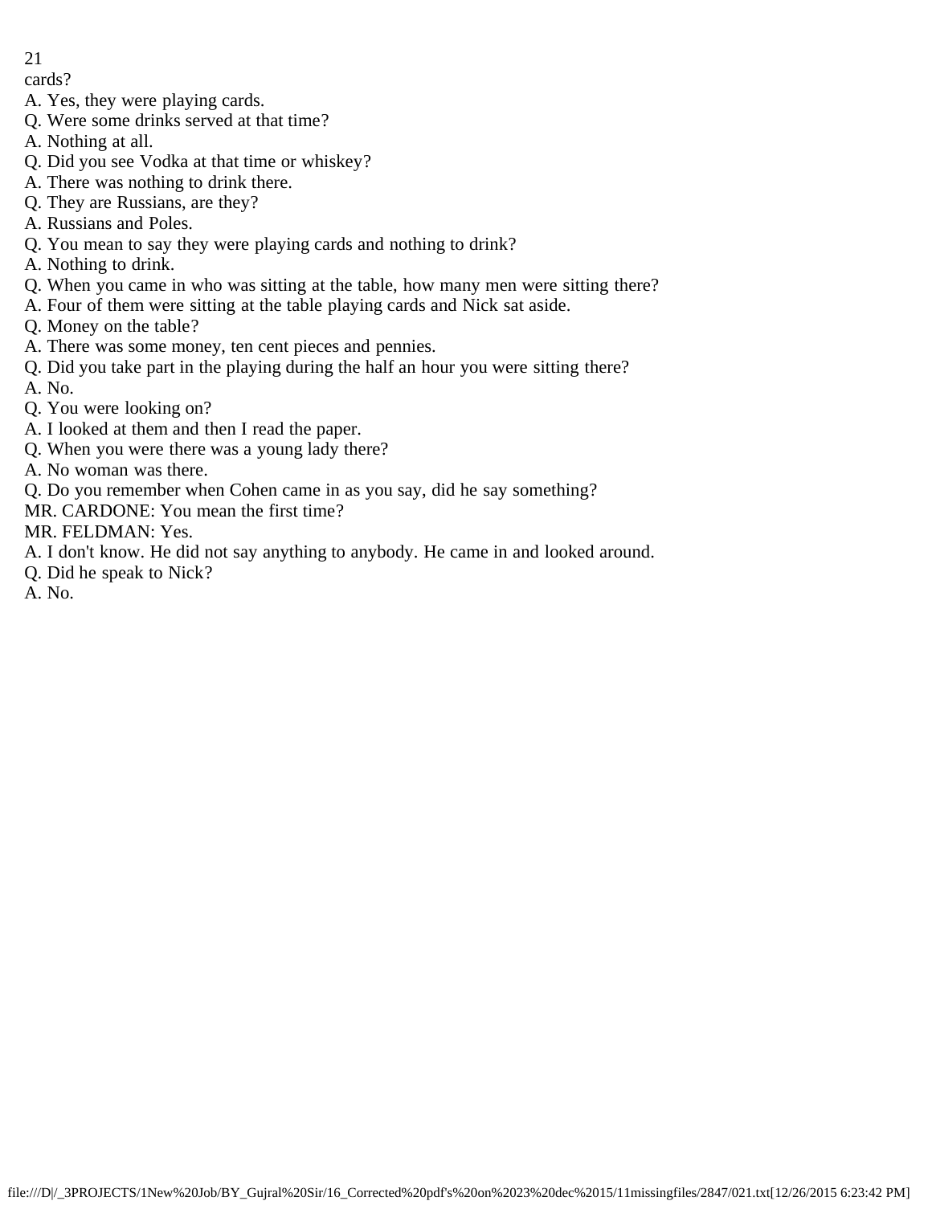cards?

A. Yes, they were playing cards.

Q. Were some drinks served at that time?

A. Nothing at all.

Q. Did you see Vodka at that time or whiskey?

A. There was nothing to drink there.

Q. They are Russians, are they?

A. Russians and Poles.

Q. You mean to say they were playing cards and nothing to drink?

A. Nothing to drink.

Q. When you came in who was sitting at the table, how many men were sitting there?

A. Four of them were sitting at the table playing cards and Nick sat aside.

Q. Money on the table?

A. There was some money, ten cent pieces and pennies.

Q. Did you take part in the playing during the half an hour you were sitting there?

A. No.

Q. You were looking on?

A. I looked at them and then I read the paper.

Q. When you were there was a young lady there?

A. No woman was there.

Q. Do you remember when Cohen came in as you say, did he say something?

MR. CARDONE: You mean the first time?

MR. FELDMAN: Yes.

A. I don't know. He did not say anything to anybody. He came in and looked around.

Q. Did he speak to Nick?

A. No.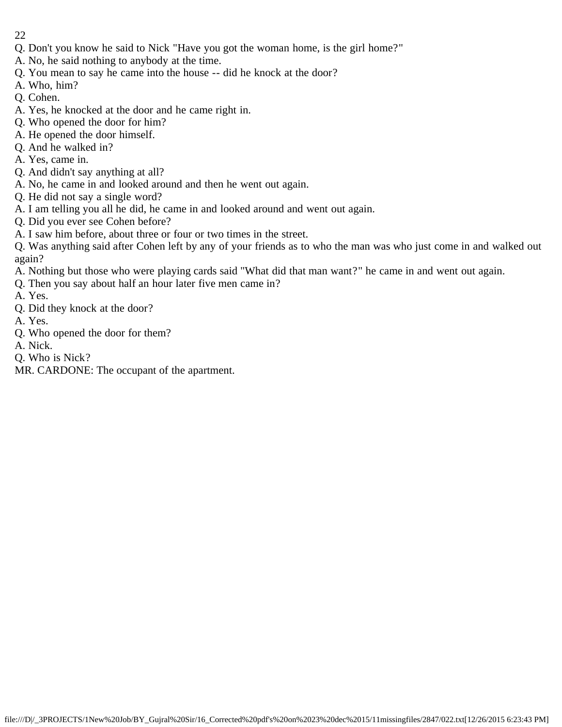Q. Don't you know he said to Nick "Have you got the woman home, is the girl home?"

A. No, he said nothing to anybody at the time.

Q. You mean to say he came into the house -- did he knock at the door?

A. Who, him?

Q. Cohen.

A. Yes, he knocked at the door and he came right in.

Q. Who opened the door for him?

A. He opened the door himself.

Q. And he walked in?

A. Yes, came in.

Q. And didn't say anything at all?

A. No, he came in and looked around and then he went out again.

Q. He did not say a single word?

A. I am telling you all he did, he came in and looked around and went out again.

Q. Did you ever see Cohen before?

A. I saw him before, about three or four or two times in the street.

Q. Was anything said after Cohen left by any of your friends as to who the man was who just come in and walked out again?

A. Nothing but those who were playing cards said "What did that man want?" he came in and went out again.

Q. Then you say about half an hour later five men came in?

A. Yes.

Q. Did they knock at the door?

A. Yes.

Q. Who opened the door for them?

A. Nick.

Q. Who is Nick?

MR. CARDONE: The occupant of the apartment.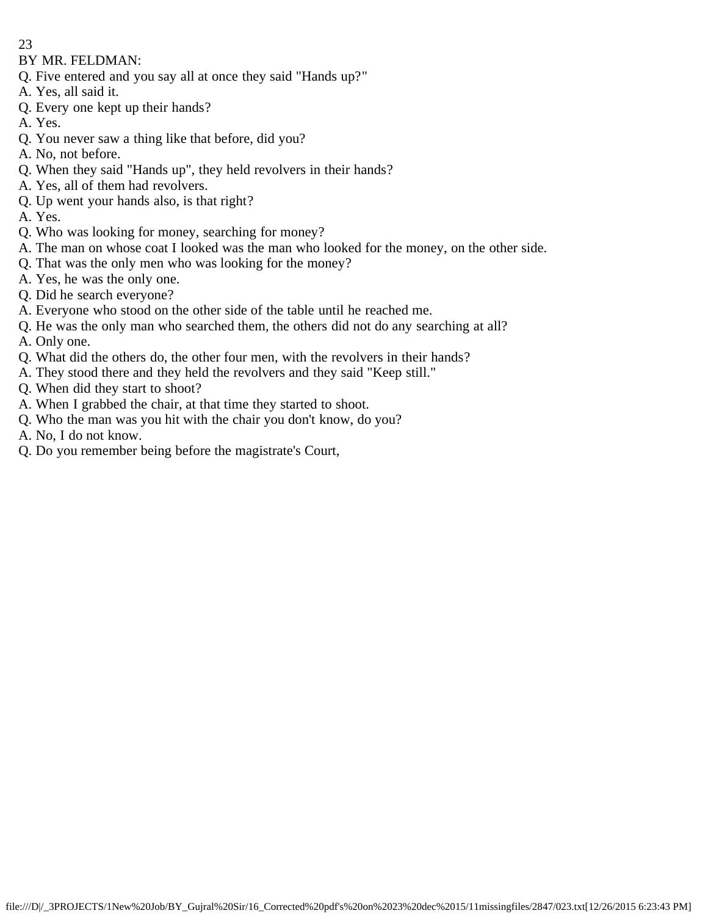BY MR. FELDMAN:

Q. Five entered and you say all at once they said "Hands up?"

A. Yes, all said it.

Q. Every one kept up their hands?

A. Yes.

Q. You never saw a thing like that before, did you?

A. No, not before.

Q. When they said "Hands up", they held revolvers in their hands?

A. Yes, all of them had revolvers.

Q. Up went your hands also, is that right?

A. Yes.

Q. Who was looking for money, searching for money?

A. The man on whose coat I looked was the man who looked for the money, on the other side.

Q. That was the only men who was looking for the money?

A. Yes, he was the only one.

Q. Did he search everyone?

A. Everyone who stood on the other side of the table until he reached me.

Q. He was the only man who searched them, the others did not do any searching at all?

A. Only one.

Q. What did the others do, the other four men, with the revolvers in their hands?

A. They stood there and they held the revolvers and they said "Keep still."

Q. When did they start to shoot?

A. When I grabbed the chair, at that time they started to shoot.

Q. Who the man was you hit with the chair you don't know, do you?

A. No, I do not know.

Q. Do you remember being before the magistrate's Court,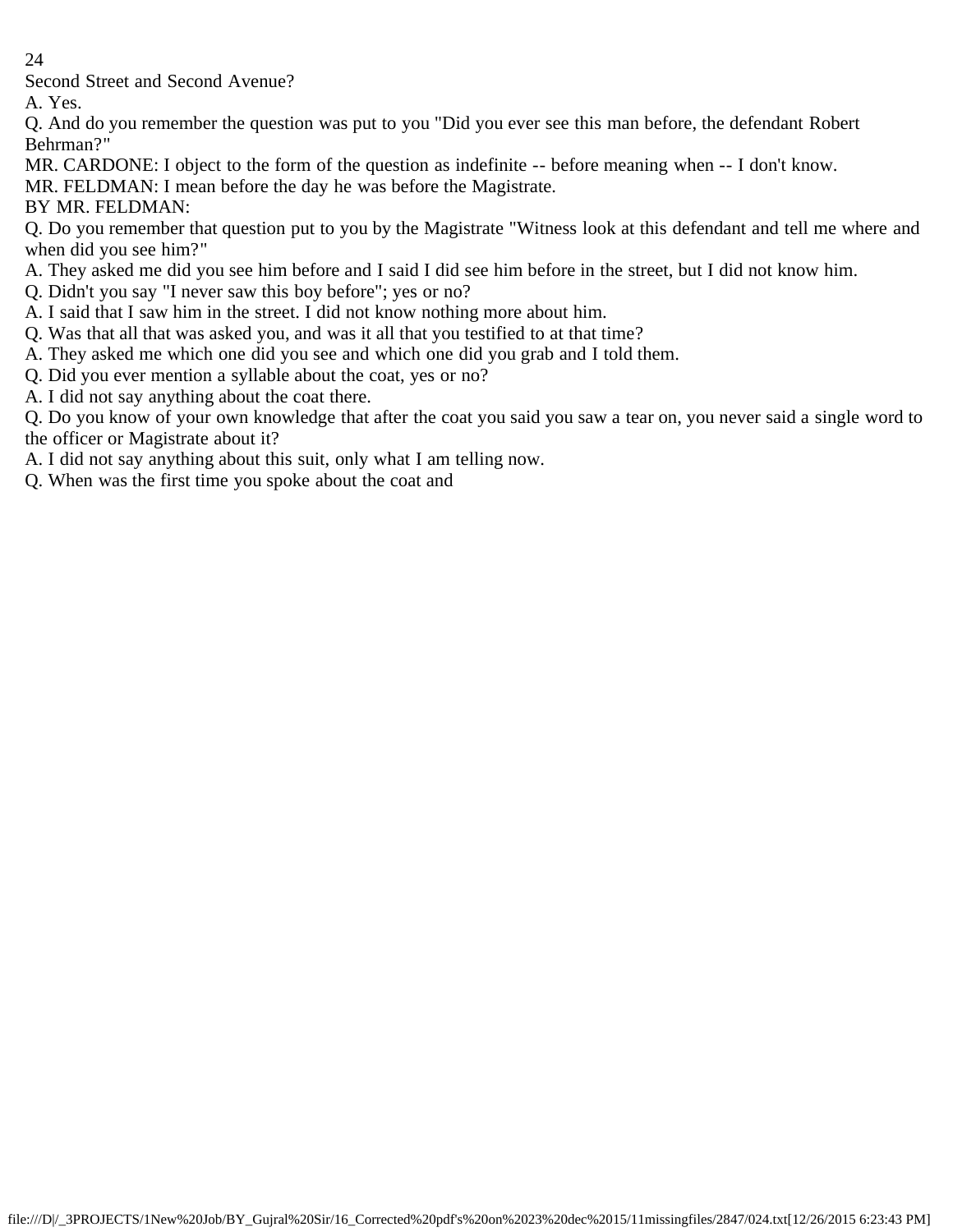Second Street and Second Avenue?

A. Yes.

Q. And do you remember the question was put to you "Did you ever see this man before, the defendant Robert Behrman?"

MR. CARDONE: I object to the form of the question as indefinite -- before meaning when -- I don't know.

MR. FELDMAN: I mean before the day he was before the Magistrate.

BY MR. FELDMAN:

Q. Do you remember that question put to you by the Magistrate "Witness look at this defendant and tell me where and when did you see him?"

A. They asked me did you see him before and I said I did see him before in the street, but I did not know him.

Q. Didn't you say "I never saw this boy before"; yes or no?

A. I said that I saw him in the street. I did not know nothing more about him.

Q. Was that all that was asked you, and was it all that you testified to at that time?

A. They asked me which one did you see and which one did you grab and I told them.

Q. Did you ever mention a syllable about the coat, yes or no?

A. I did not say anything about the coat there.

Q. Do you know of your own knowledge that after the coat you said you saw a tear on, you never said a single word to the officer or Magistrate about it?

A. I did not say anything about this suit, only what I am telling now.

Q. When was the first time you spoke about the coat and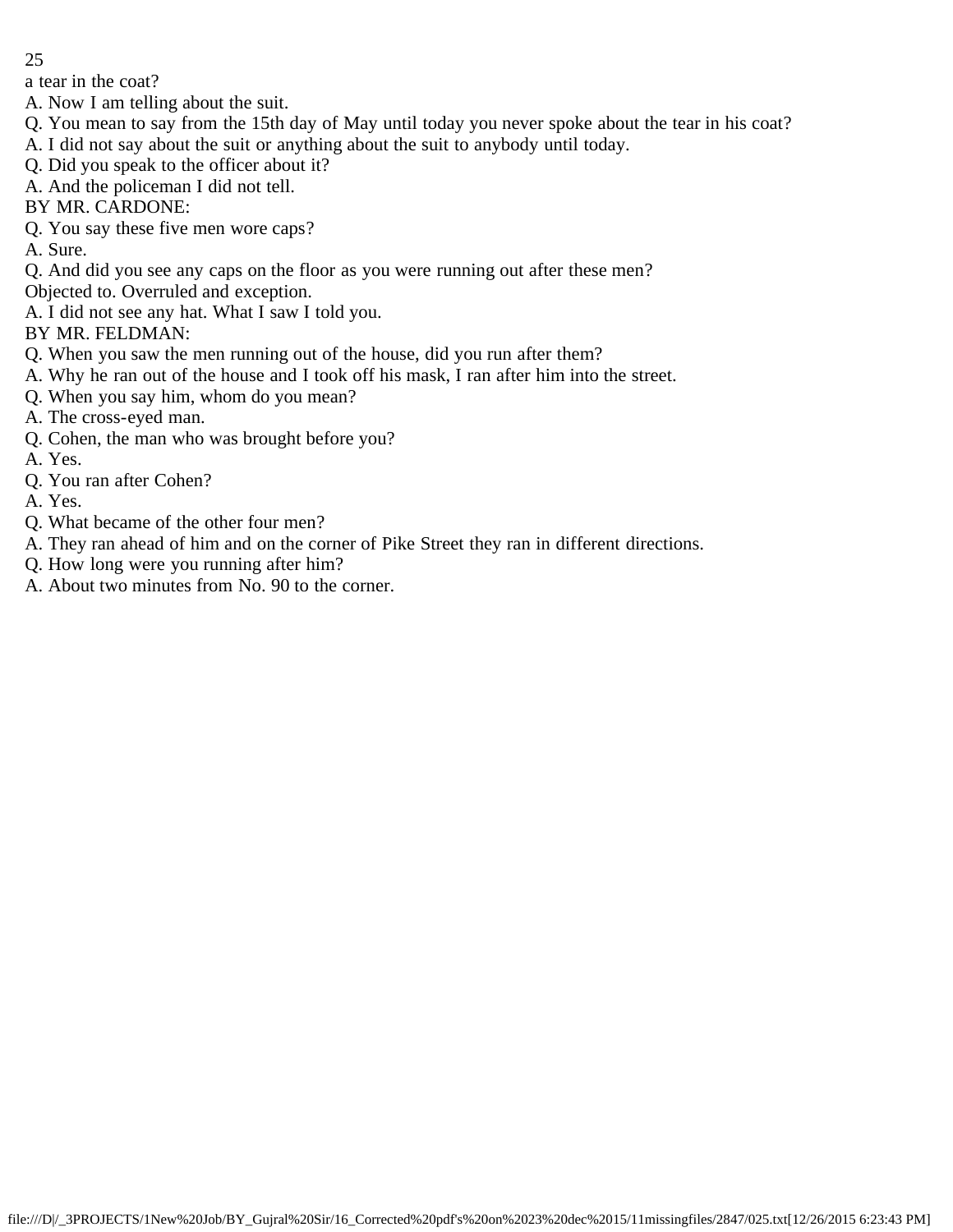a tear in the coat?

A. Now I am telling about the suit.

Q. You mean to say from the 15th day of May until today you never spoke about the tear in his coat?

A. I did not say about the suit or anything about the suit to anybody until today.

Q. Did you speak to the officer about it?

A. And the policeman I did not tell.

BY MR. CARDONE:

Q. You say these five men wore caps?

A. Sure.

Q. And did you see any caps on the floor as you were running out after these men?

Objected to. Overruled and exception.

A. I did not see any hat. What I saw I told you.

BY MR. FELDMAN:

Q. When you saw the men running out of the house, did you run after them?

A. Why he ran out of the house and I took off his mask, I ran after him into the street.

Q. When you say him, whom do you mean?

A. The cross-eyed man.

Q. Cohen, the man who was brought before you?

A. Yes.

Q. You ran after Cohen?

A. Yes.

Q. What became of the other four men?

A. They ran ahead of him and on the corner of Pike Street they ran in different directions.

Q. How long were you running after him?

A. About two minutes from No. 90 to the corner.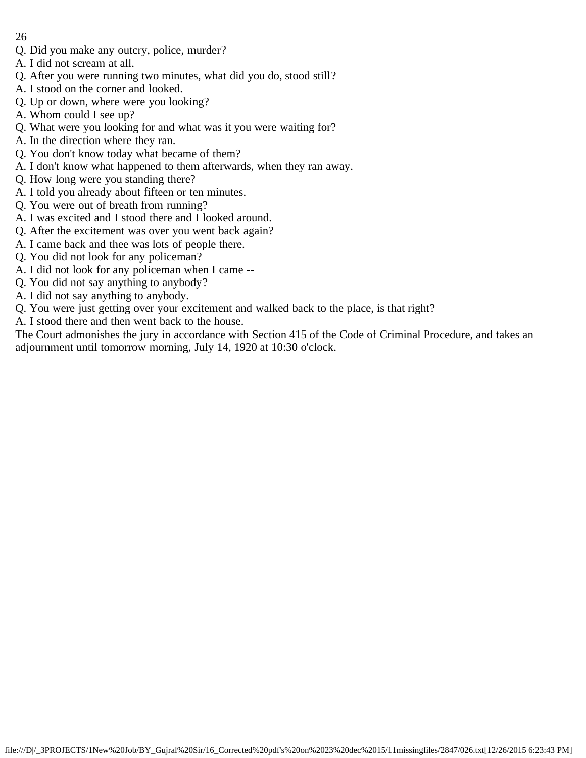Q. Did you make any outcry, police, murder?

A. I did not scream at all.

Q. After you were running two minutes, what did you do, stood still?

A. I stood on the corner and looked.

Q. Up or down, where were you looking?

A. Whom could I see up?

Q. What were you looking for and what was it you were waiting for?

A. In the direction where they ran.

Q. You don't know today what became of them?

A. I don't know what happened to them afterwards, when they ran away.

Q. How long were you standing there?

A. I told you already about fifteen or ten minutes.

Q. You were out of breath from running?

A. I was excited and I stood there and I looked around.

Q. After the excitement was over you went back again?

A. I came back and thee was lots of people there.

Q. You did not look for any policeman?

A. I did not look for any policeman when I came --

Q. You did not say anything to anybody?

A. I did not say anything to anybody.

Q. You were just getting over your excitement and walked back to the place, is that right?

A. I stood there and then went back to the house.

The Court admonishes the jury in accordance with Section 415 of the Code of Criminal Procedure, and takes an adjournment until tomorrow morning, July 14, 1920 at 10:30 o'clock.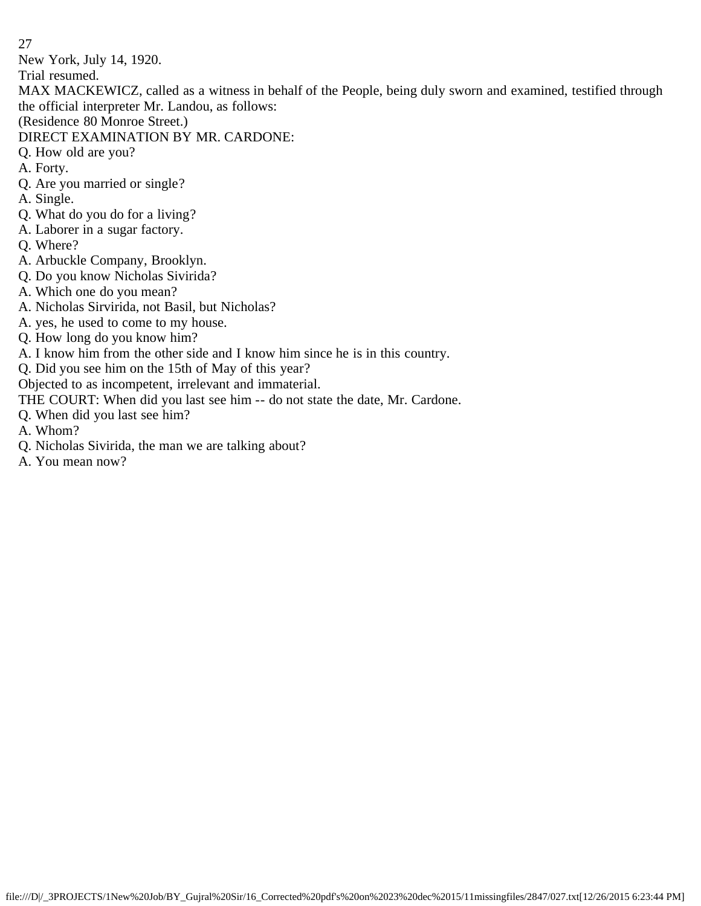New York, July 14, 1920.

Trial resumed.

MAX MACKEWICZ, called as a witness in behalf of the People, being duly sworn and examined, testified through the official interpreter Mr. Landou, as follows:

(Residence 80 Monroe Street.)

DIRECT EXAMINATION BY MR. CARDONE:

Q. How old are you?

A. Forty.

Q. Are you married or single?

A. Single.

Q. What do you do for a living?

A. Laborer in a sugar factory.

Q. Where?

A. Arbuckle Company, Brooklyn.

Q. Do you know Nicholas Sivirida?

A. Which one do you mean?

A. Nicholas Sirvirida, not Basil, but Nicholas?

A. yes, he used to come to my house.

Q. How long do you know him?

A. I know him from the other side and I know him since he is in this country.

Q. Did you see him on the 15th of May of this year?

Objected to as incompetent, irrelevant and immaterial.

THE COURT: When did you last see him -- do not state the date, Mr. Cardone.

Q. When did you last see him?

A. Whom?

Q. Nicholas Sivirida, the man we are talking about?

A. You mean now?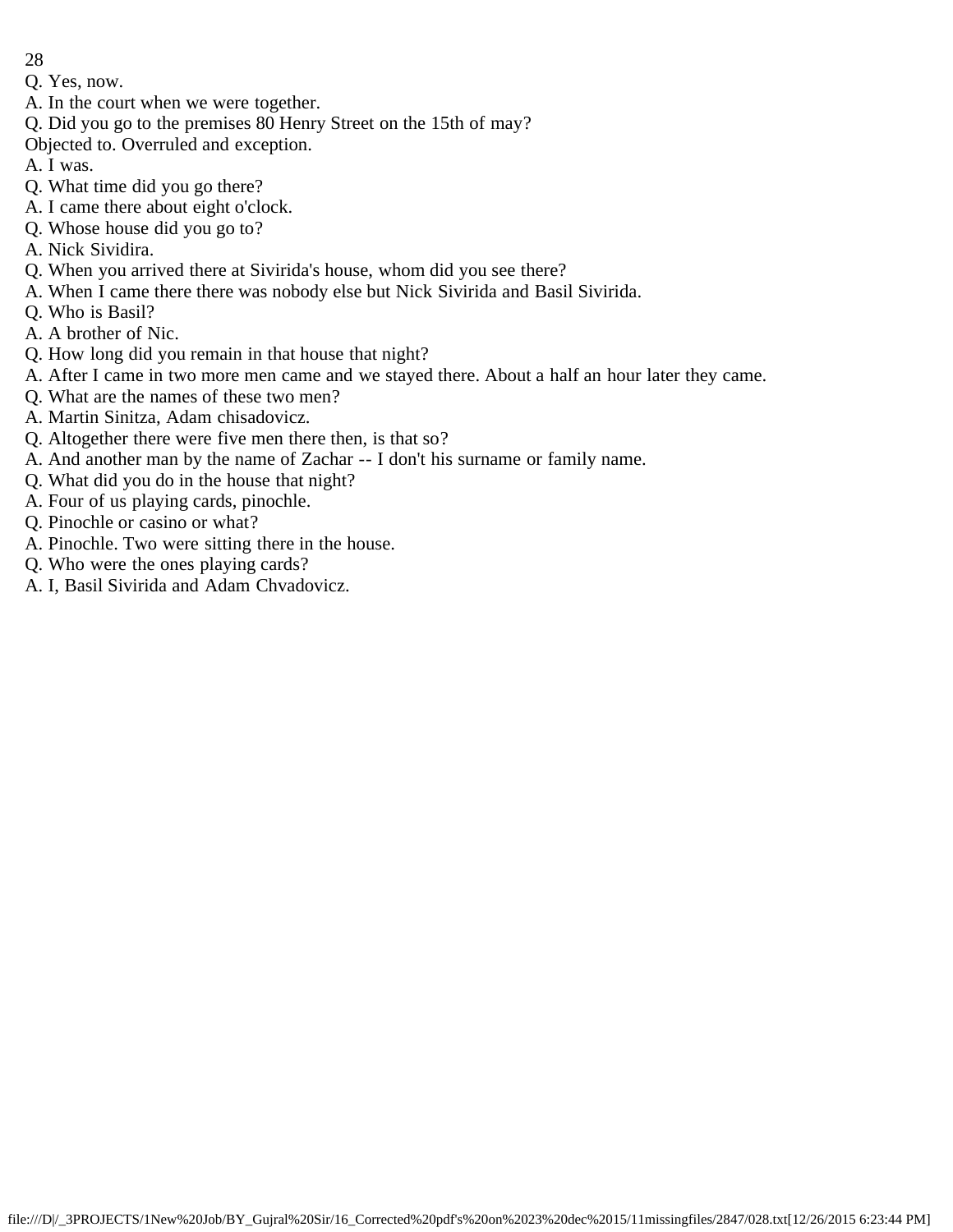Q. Yes, now.

A. In the court when we were together.

Q. Did you go to the premises 80 Henry Street on the 15th of may?

Objected to. Overruled and exception.

A. I was.

Q. What time did you go there?

A. I came there about eight o'clock.

Q. Whose house did you go to?

A. Nick Sividira.

Q. When you arrived there at Sivirida's house, whom did you see there?

A. When I came there there was nobody else but Nick Sivirida and Basil Sivirida.

Q. Who is Basil?

A. A brother of Nic.

Q. How long did you remain in that house that night?

A. After I came in two more men came and we stayed there. About a half an hour later they came.

Q. What are the names of these two men?

A. Martin Sinitza, Adam chisadovicz.

Q. Altogether there were five men there then, is that so?

A. And another man by the name of Zachar -- I don't his surname or family name.

Q. What did you do in the house that night?

A. Four of us playing cards, pinochle.

Q. Pinochle or casino or what?

A. Pinochle. Two were sitting there in the house.

Q. Who were the ones playing cards?

A. I, Basil Sivirida and Adam Chvadovicz.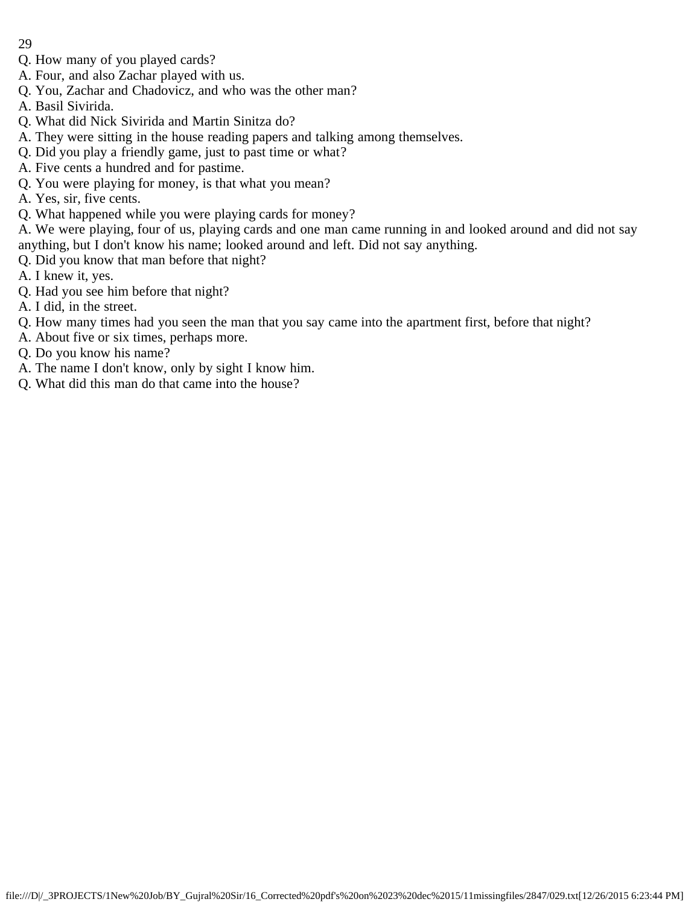Q. How many of you played cards?

A. Four, and also Zachar played with us.

Q. You, Zachar and Chadovicz, and who was the other man?

A. Basil Sivirida.

Q. What did Nick Sivirida and Martin Sinitza do?

A. They were sitting in the house reading papers and talking among themselves.

Q. Did you play a friendly game, just to past time or what?

A. Five cents a hundred and for pastime.

Q. You were playing for money, is that what you mean?

A. Yes, sir, five cents.

Q. What happened while you were playing cards for money?

A. We were playing, four of us, playing cards and one man came running in and looked around and did not say anything, but I don't know his name; looked around and left. Did not say anything.

Q. Did you know that man before that night?

A. I knew it, yes.

Q. Had you see him before that night?

A. I did, in the street.

Q. How many times had you seen the man that you say came into the apartment first, before that night?

A. About five or six times, perhaps more.

Q. Do you know his name?

A. The name I don't know, only by sight I know him.

Q. What did this man do that came into the house?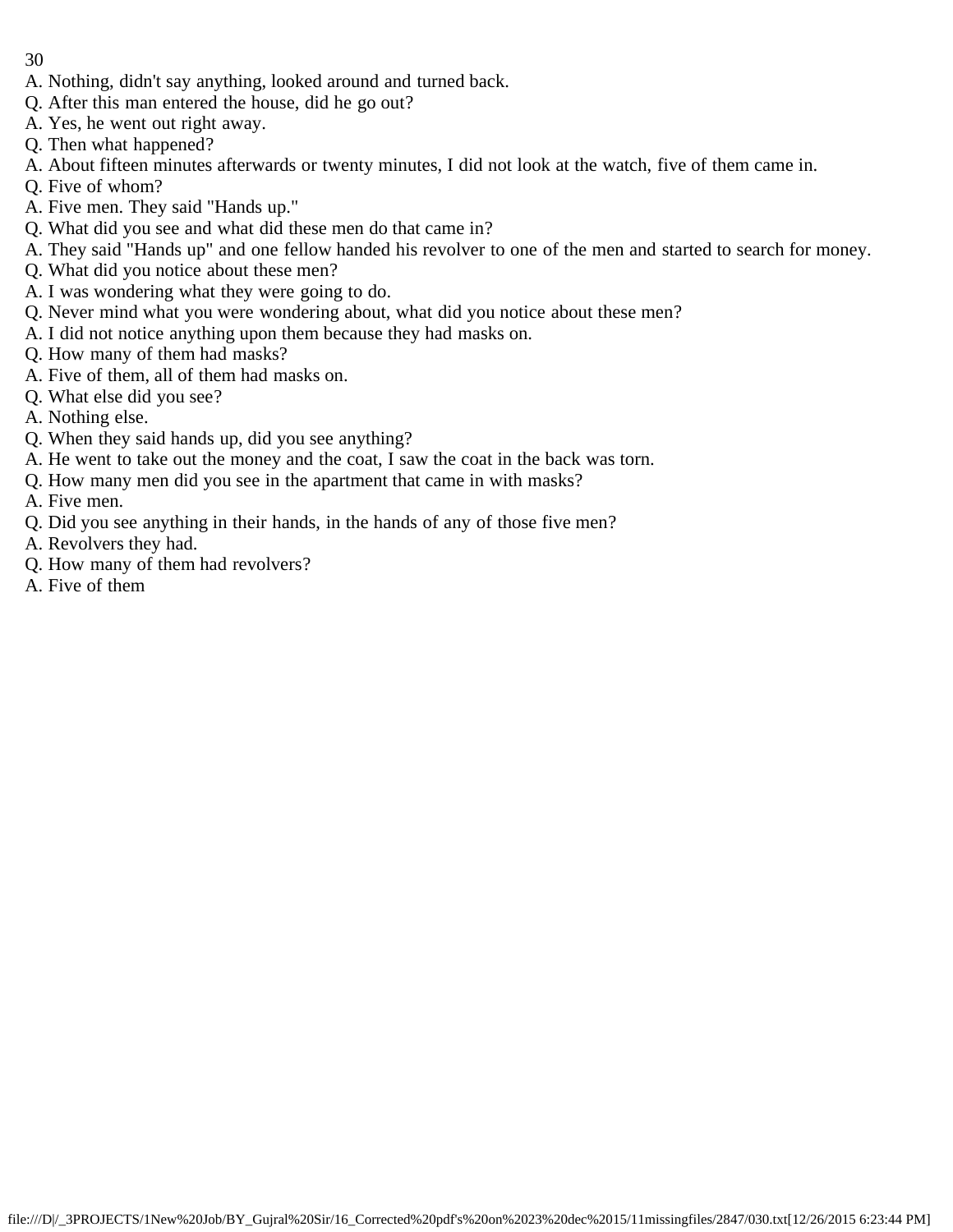A. Nothing, didn't say anything, looked around and turned back.

Q. After this man entered the house, did he go out?

A. Yes, he went out right away.

Q. Then what happened?

A. About fifteen minutes afterwards or twenty minutes, I did not look at the watch, five of them came in.

Q. Five of whom?

A. Five men. They said "Hands up."

Q. What did you see and what did these men do that came in?

A. They said "Hands up" and one fellow handed his revolver to one of the men and started to search for money.

Q. What did you notice about these men?

A. I was wondering what they were going to do.

Q. Never mind what you were wondering about, what did you notice about these men?

A. I did not notice anything upon them because they had masks on.

Q. How many of them had masks?

A. Five of them, all of them had masks on.

Q. What else did you see?

A. Nothing else.

Q. When they said hands up, did you see anything?

A. He went to take out the money and the coat, I saw the coat in the back was torn.

Q. How many men did you see in the apartment that came in with masks?

A. Five men.

Q. Did you see anything in their hands, in the hands of any of those five men?

A. Revolvers they had.

Q. How many of them had revolvers?

A. Five of them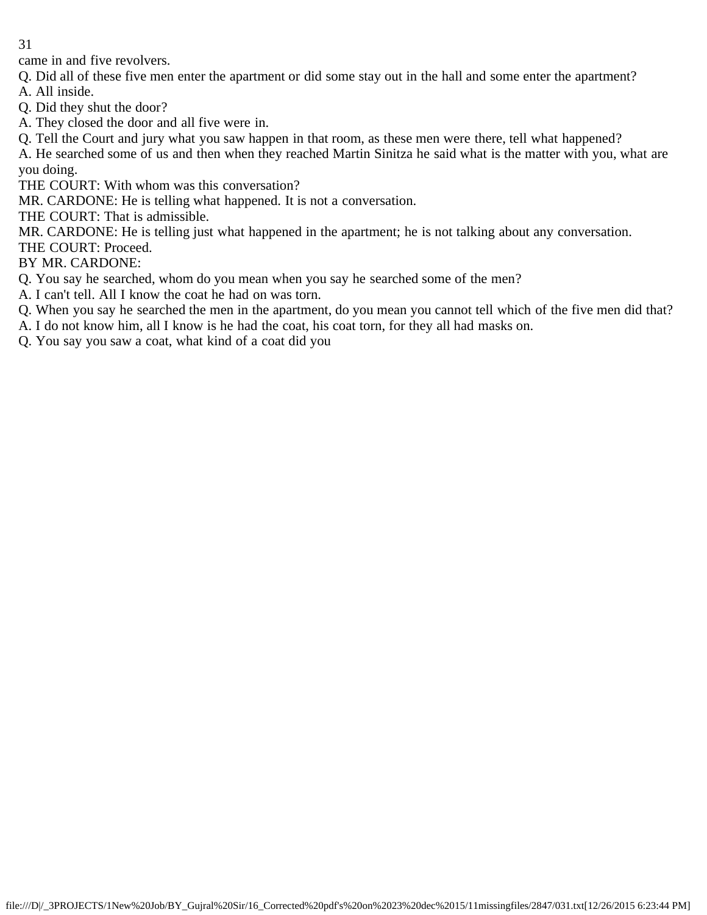came in and five revolvers.

Q. Did all of these five men enter the apartment or did some stay out in the hall and some enter the apartment?

A. All inside.

Q. Did they shut the door?

A. They closed the door and all five were in.

Q. Tell the Court and jury what you saw happen in that room, as these men were there, tell what happened?

A. He searched some of us and then when they reached Martin Sinitza he said what is the matter with you, what are you doing.

THE COURT: With whom was this conversation?

MR. CARDONE: He is telling what happened. It is not a conversation.

THE COURT: That is admissible.

MR. CARDONE: He is telling just what happened in the apartment; he is not talking about any conversation.

THE COURT: Proceed.

BY MR. CARDONE:

Q. You say he searched, whom do you mean when you say he searched some of the men?

A. I can't tell. All I know the coat he had on was torn.

Q. When you say he searched the men in the apartment, do you mean you cannot tell which of the five men did that?

A. I do not know him, all I know is he had the coat, his coat torn, for they all had masks on.

Q. You say you saw a coat, what kind of a coat did you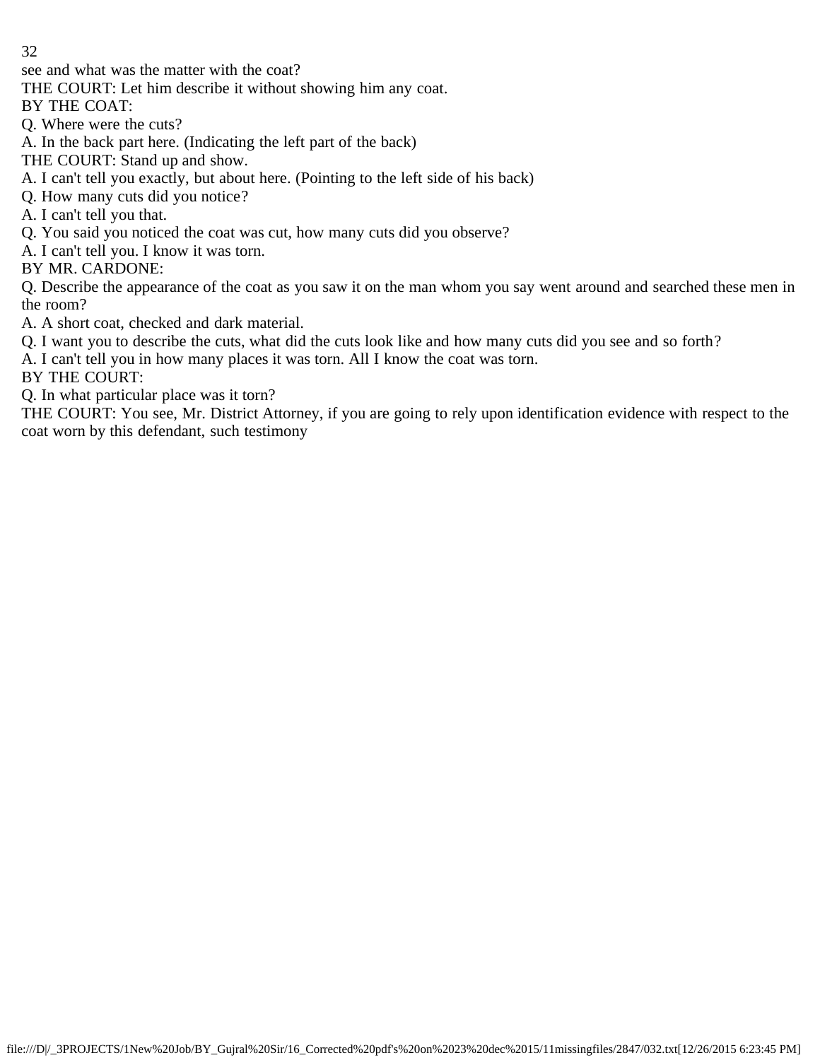see and what was the matter with the coat?

THE COURT: Let him describe it without showing him any coat.

BY THE COAT:

Q. Where were the cuts?

A. In the back part here. (Indicating the left part of the back)

THE COURT: Stand up and show.

A. I can't tell you exactly, but about here. (Pointing to the left side of his back)

Q. How many cuts did you notice?

A. I can't tell you that.

Q. You said you noticed the coat was cut, how many cuts did you observe?

A. I can't tell you. I know it was torn.

BY MR. CARDONE:

Q. Describe the appearance of the coat as you saw it on the man whom you say went around and searched these men in the room?

A. A short coat, checked and dark material.

Q. I want you to describe the cuts, what did the cuts look like and how many cuts did you see and so forth?

A. I can't tell you in how many places it was torn. All I know the coat was torn.

BY THE COURT:

Q. In what particular place was it torn?

THE COURT: You see, Mr. District Attorney, if you are going to rely upon identification evidence with respect to the coat worn by this defendant, such testimony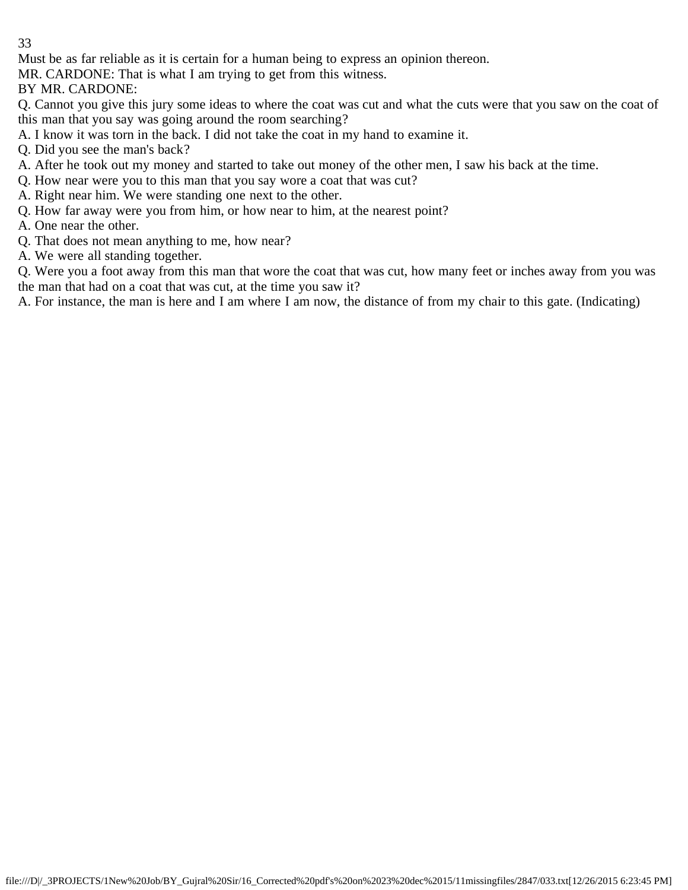Must be as far reliable as it is certain for a human being to express an opinion thereon.

MR. CARDONE: That is what I am trying to get from this witness.

BY MR. CARDONE:

Q. Cannot you give this jury some ideas to where the coat was cut and what the cuts were that you saw on the coat of this man that you say was going around the room searching?

A. I know it was torn in the back. I did not take the coat in my hand to examine it.

Q. Did you see the man's back?

A. After he took out my money and started to take out money of the other men, I saw his back at the time.

Q. How near were you to this man that you say wore a coat that was cut?

A. Right near him. We were standing one next to the other.

Q. How far away were you from him, or how near to him, at the nearest point?

A. One near the other.

Q. That does not mean anything to me, how near?

A. We were all standing together.

Q. Were you a foot away from this man that wore the coat that was cut, how many feet or inches away from you was the man that had on a coat that was cut, at the time you saw it?

A. For instance, the man is here and I am where I am now, the distance of from my chair to this gate. (Indicating)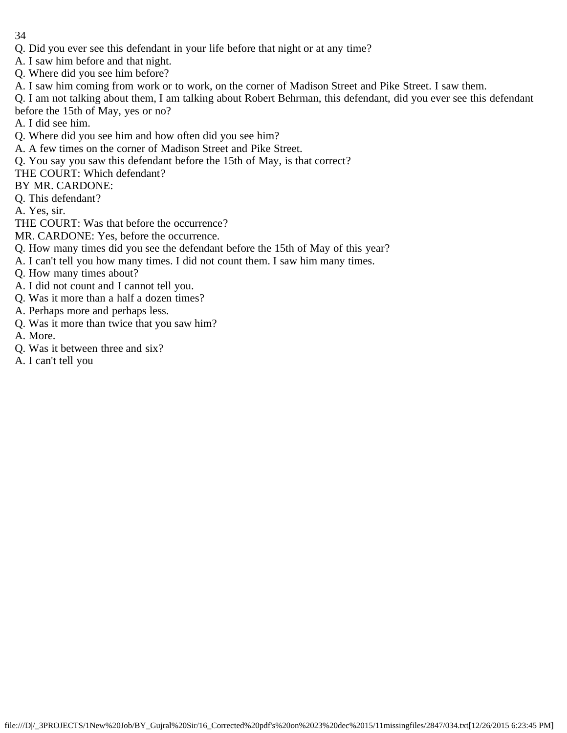Q. Did you ever see this defendant in your life before that night or at any time?
A. I saw him before and that night.
Q. Where did you see him before?
A. I saw him coming from work or to work, on the corner of Madison Street and Pike Street. I saw them.
Q. I am not talking about them, I am talking about Robert Behrman, this defendant, did you ever see this defendant before the 15th of May, yes or no?
A. I did see him.
Q. Where did you see him and how often did you see him?
A. A few times on the corner of Madison Street and Pike Street.
Q. You say you saw this defendant before the 15th of May, is that correct?
THE COURT: Which defendant?
BY MR. CARDONE:
Q. This defendant?
A. Yes, sir.
THE COURT: Was that before the occurrence?
MR. CARDONE: Yes, before the occurrence.
Q. How many times did you see the defendant before the 15th of May of this year?
A. I can't tell you how many times. I did not count them. I saw him many times.
Q. How many times about?
A. I did not count and I cannot tell you.
Q. Was it more than a half a dozen times?
A. Perhaps more and perhaps less.
Q. Was it more than twice that you saw him?
A. More.
Q. Was it between three and six?
A. I can't tell you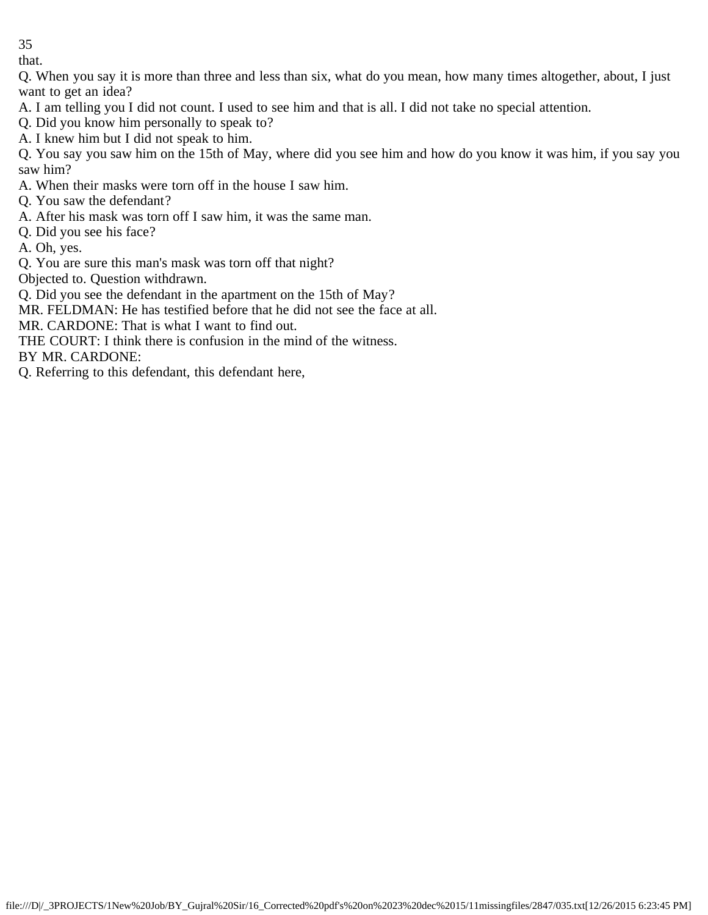that.

Q. When you say it is more than three and less than six, what do you mean, how many times altogether, about, I just want to get an idea?

A. I am telling you I did not count. I used to see him and that is all. I did not take no special attention.

Q. Did you know him personally to speak to?

A. I knew him but I did not speak to him.

Q. You say you saw him on the 15th of May, where did you see him and how do you know it was him, if you say you saw him?

A. When their masks were torn off in the house I saw him.

Q. You saw the defendant?

A. After his mask was torn off I saw him, it was the same man.

Q. Did you see his face?

A. Oh, yes.

Q. You are sure this man's mask was torn off that night?

Objected to. Question withdrawn.

Q. Did you see the defendant in the apartment on the 15th of May?

MR. FELDMAN: He has testified before that he did not see the face at all.

MR. CARDONE: That is what I want to find out.

THE COURT: I think there is confusion in the mind of the witness.

BY MR. CARDONE:

Q. Referring to this defendant, this defendant here,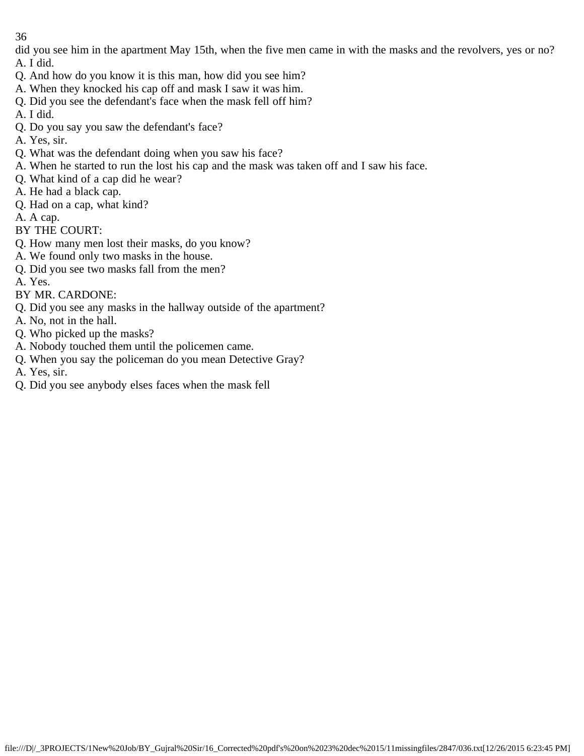did you see him in the apartment May 15th, when the five men came in with the masks and the revolvers, yes or no?
A. I did.
Q. And how do you know it is this man, how did you see him?
A. When they knocked his cap off and mask I saw it was him.
Q. Did you see the defendant's face when the mask fell off him?
A. I did.
Q. Do you say you saw the defendant's face?
A. Yes, sir.
Q. What was the defendant doing when you saw his face?
A. When he started to run the lost his cap and the mask was taken off and I saw his face.
Q. What kind of a cap did he wear?
A. He had a black cap.
Q. Had on a cap, what kind?
A. A cap.
BY THE COURT:
Q. How many men lost their masks, do you know?
A. We found only two masks in the house.
Q. Did you see two masks fall from the men?
A. Yes.
BY MR. CARDONE:
Q. Did you see any masks in the hallway outside of the apartment?
A. No, not in the hall.
Q. Who picked up the masks?
A. Nobody touched them until the policemen came.
Q. When you say the policeman do you mean Detective Gray?
A. Yes, sir.
Q. Did you see anybody elses faces when the mask fell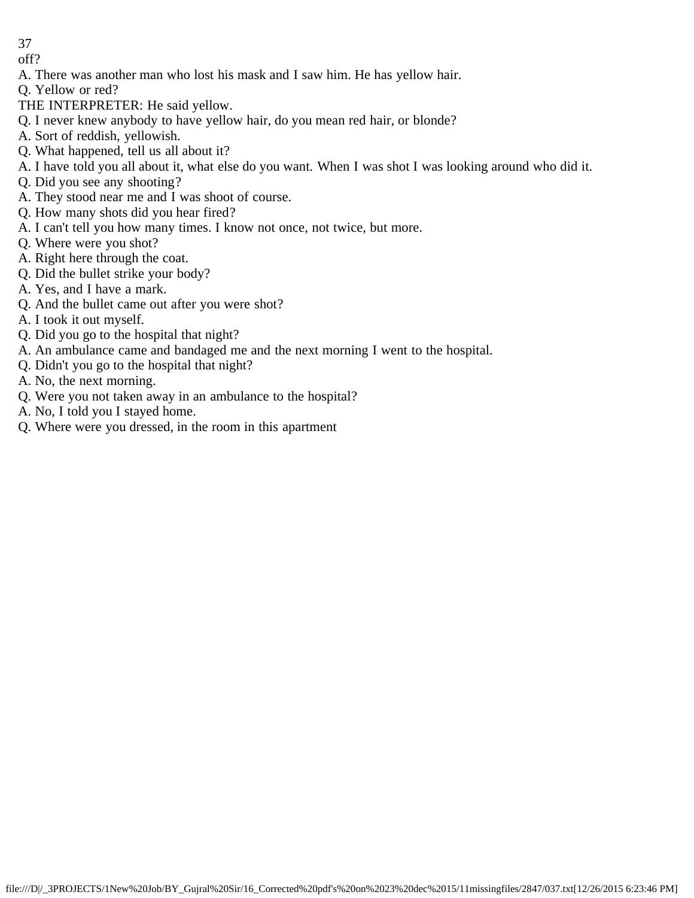off?

A. There was another man who lost his mask and I saw him. He has yellow hair.

Q. Yellow or red?

THE INTERPRETER: He said yellow.

Q. I never knew anybody to have yellow hair, do you mean red hair, or blonde?

A. Sort of reddish, yellowish.

Q. What happened, tell us all about it?

A. I have told you all about it, what else do you want. When I was shot I was looking around who did it.

Q. Did you see any shooting?

A. They stood near me and I was shoot of course.

Q. How many shots did you hear fired?

A. I can't tell you how many times. I know not once, not twice, but more.

Q. Where were you shot?

A. Right here through the coat.

Q. Did the bullet strike your body?

A. Yes, and I have a mark.

Q. And the bullet came out after you were shot?

A. I took it out myself.

Q. Did you go to the hospital that night?

A. An ambulance came and bandaged me and the next morning I went to the hospital.

Q. Didn't you go to the hospital that night?

A. No, the next morning.

Q. Were you not taken away in an ambulance to the hospital?

A. No, I told you I stayed home.

Q. Where were you dressed, in the room in this apartment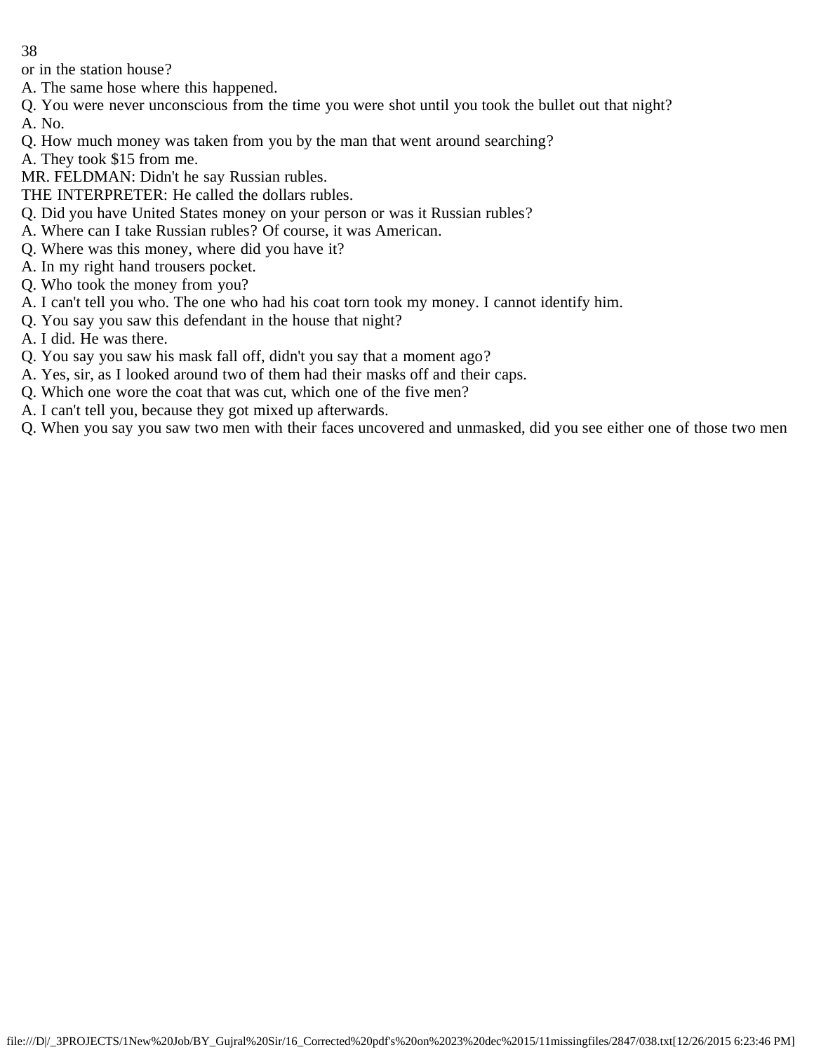or in the station house?

A. The same hose where this happened.

Q. You were never unconscious from the time you were shot until you took the bullet out that night?

A. No.

Q. How much money was taken from you by the man that went around searching?

A. They took $15 from me.

MR. FELDMAN: Didn't he say Russian rubles.

THE INTERPRETER: He called the dollars rubles.

Q. Did you have United States money on your person or was it Russian rubles?

A. Where can I take Russian rubles? Of course, it was American.

Q. Where was this money, where did you have it?

A. In my right hand trousers pocket.

Q. Who took the money from you?

A. I can't tell you who. The one who had his coat torn took my money. I cannot identify him.

Q. You say you saw this defendant in the house that night?

A. I did. He was there.

Q. You say you saw his mask fall off, didn't you say that a moment ago?

A. Yes, sir, as I looked around two of them had their masks off and their caps.

Q. Which one wore the coat that was cut, which one of the five men?

A. I can't tell you, because they got mixed up afterwards.

Q. When you say you saw two men with their faces uncovered and unmasked, did you see either one of those two men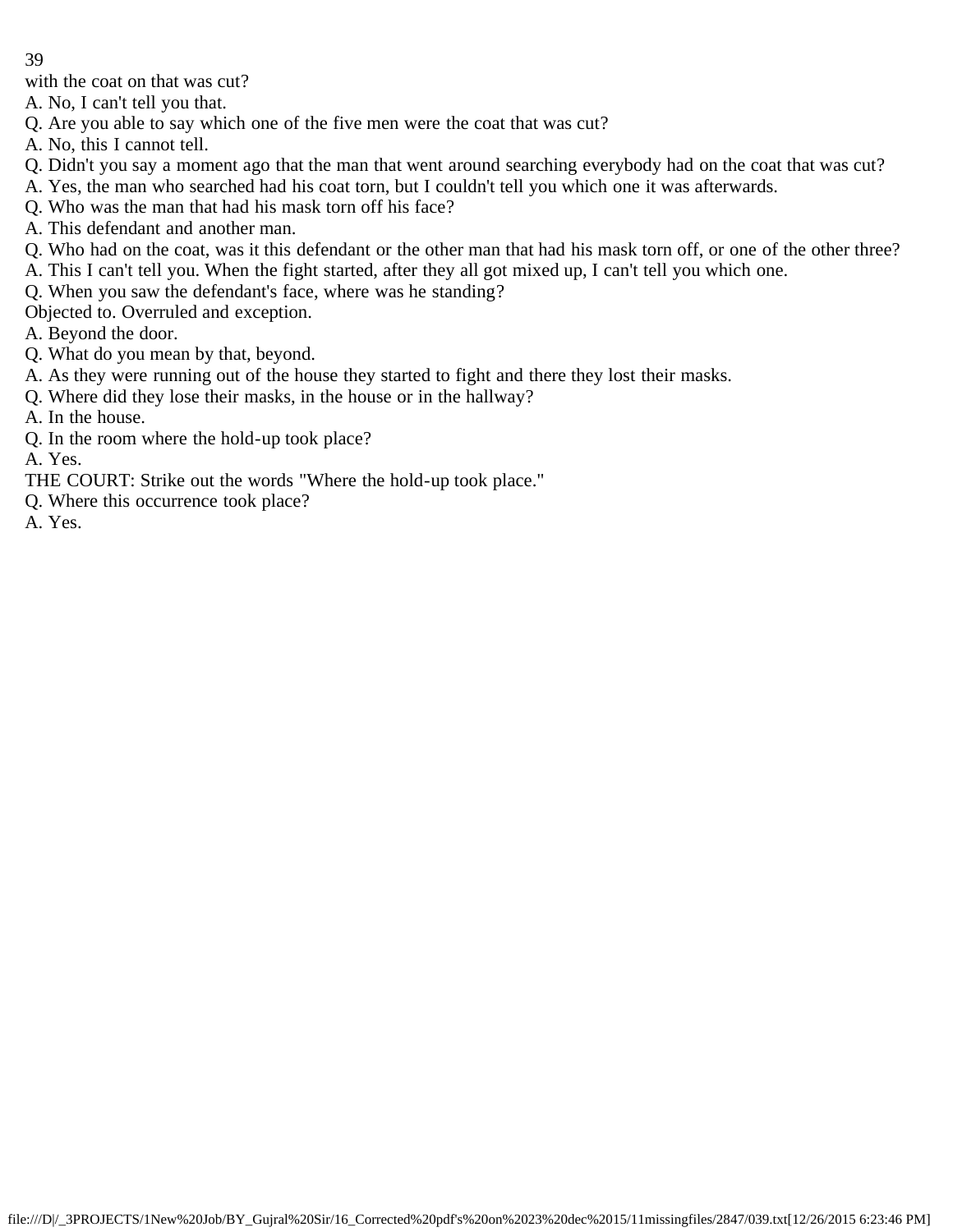with the coat on that was cut?

A. No, I can't tell you that.

Q. Are you able to say which one of the five men were the coat that was cut?

A. No, this I cannot tell.

Q. Didn't you say a moment ago that the man that went around searching everybody had on the coat that was cut?

A. Yes, the man who searched had his coat torn, but I couldn't tell you which one it was afterwards.

Q. Who was the man that had his mask torn off his face?

A. This defendant and another man.

Q. Who had on the coat, was it this defendant or the other man that had his mask torn off, or one of the other three?

A. This I can't tell you. When the fight started, after they all got mixed up, I can't tell you which one.

Q. When you saw the defendant's face, where was he standing?

Objected to. Overruled and exception.

A. Beyond the door.

Q. What do you mean by that, beyond.

A. As they were running out of the house they started to fight and there they lost their masks.

Q. Where did they lose their masks, in the house or in the hallway?

A. In the house.

Q. In the room where the hold-up took place?

A. Yes.

THE COURT: Strike out the words "Where the hold-up took place."

Q. Where this occurrence took place?

A. Yes.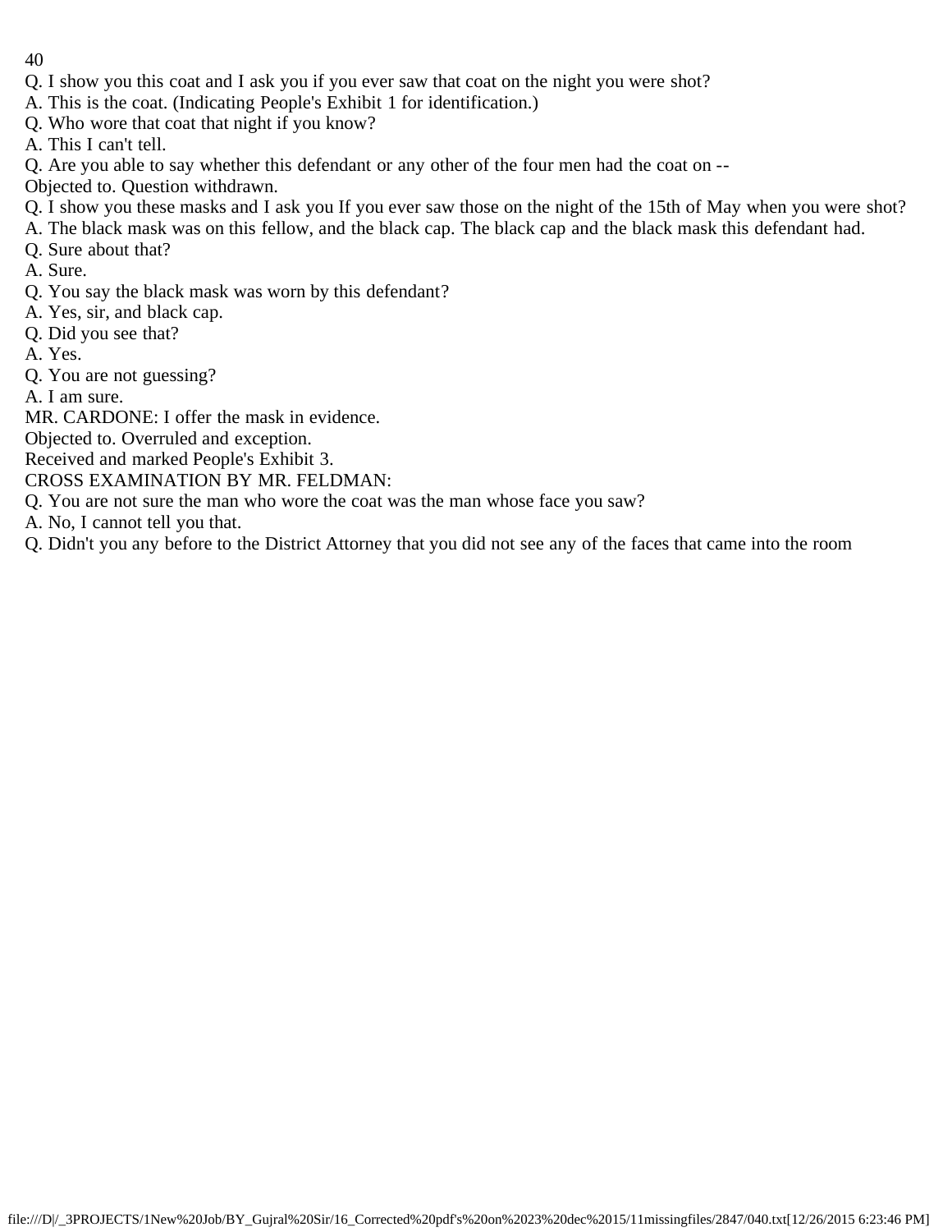Q. I show you this coat and I ask you if you ever saw that coat on the night you were shot?

A. This is the coat. (Indicating People's Exhibit 1 for identification.)

Q. Who wore that coat that night if you know?

A. This I can't tell.

Q. Are you able to say whether this defendant or any other of the four men had the coat on --

Objected to. Question withdrawn.

Q. I show you these masks and I ask you If you ever saw those on the night of the 15th of May when you were shot?

A. The black mask was on this fellow, and the black cap. The black cap and the black mask this defendant had.

Q. Sure about that?

A. Sure.

Q. You say the black mask was worn by this defendant?

A. Yes, sir, and black cap.

Q. Did you see that?

A. Yes.

Q. You are not guessing?

A. I am sure.

MR. CARDONE: I offer the mask in evidence.

Objected to. Overruled and exception.

Received and marked People's Exhibit 3.

CROSS EXAMINATION BY MR. FELDMAN:

Q. You are not sure the man who wore the coat was the man whose face you saw?

A. No, I cannot tell you that.

Q. Didn't you any before to the District Attorney that you did not see any of the faces that came into the room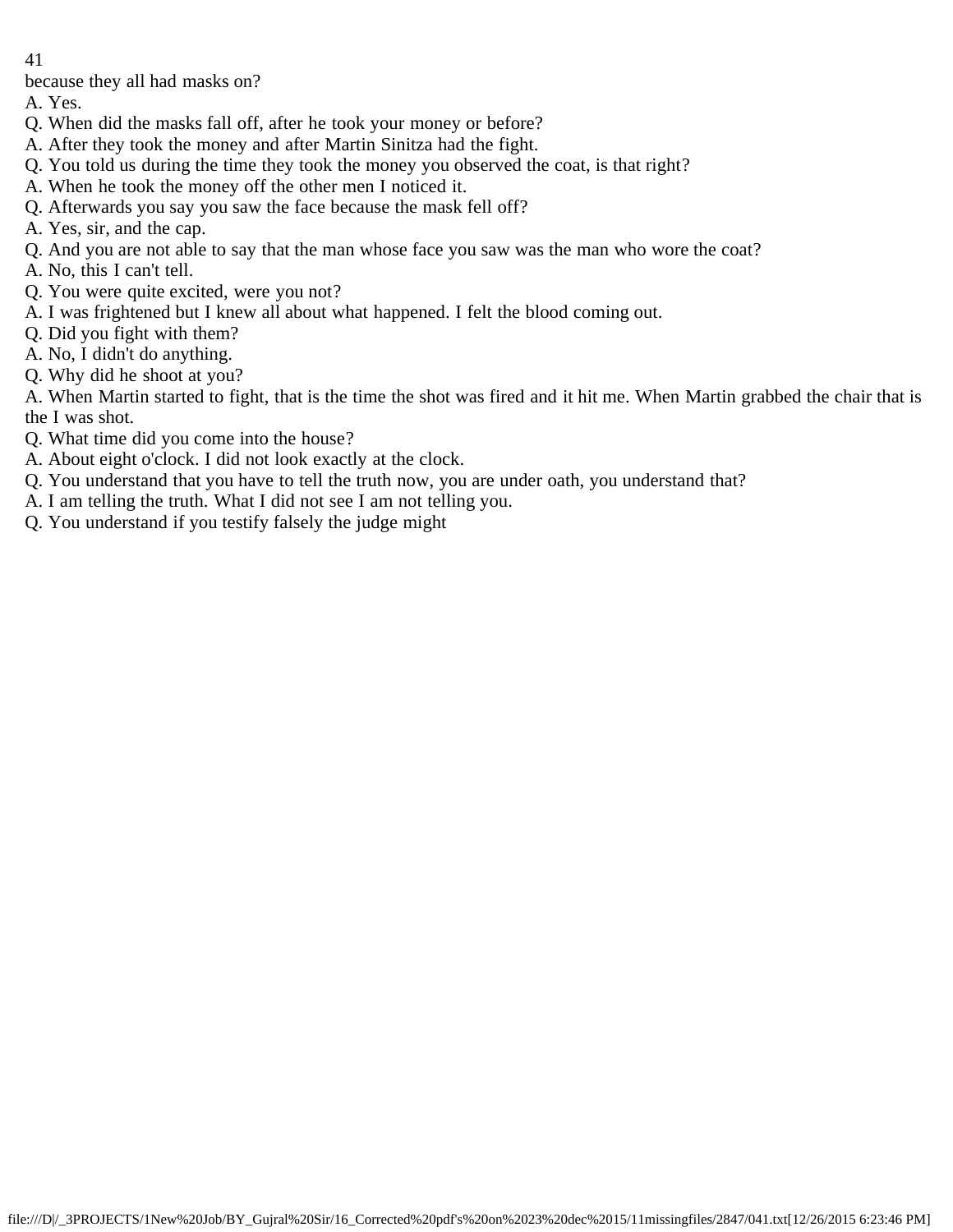because they all had masks on?

A. Yes.

Q. When did the masks fall off, after he took your money or before?

A. After they took the money and after Martin Sinitza had the fight.

Q. You told us during the time they took the money you observed the coat, is that right?

A. When he took the money off the other men I noticed it.

Q. Afterwards you say you saw the face because the mask fell off?

A. Yes, sir, and the cap.

Q. And you are not able to say that the man whose face you saw was the man who wore the coat?

A. No, this I can't tell.

Q. You were quite excited, were you not?

A. I was frightened but I knew all about what happened. I felt the blood coming out.

Q. Did you fight with them?

A. No, I didn't do anything.

Q. Why did he shoot at you?

A. When Martin started to fight, that is the time the shot was fired and it hit me. When Martin grabbed the chair that is the I was shot.

Q. What time did you come into the house?

A. About eight o'clock. I did not look exactly at the clock.

Q. You understand that you have to tell the truth now, you are under oath, you understand that?

A. I am telling the truth. What I did not see I am not telling you.

Q. You understand if you testify falsely the judge might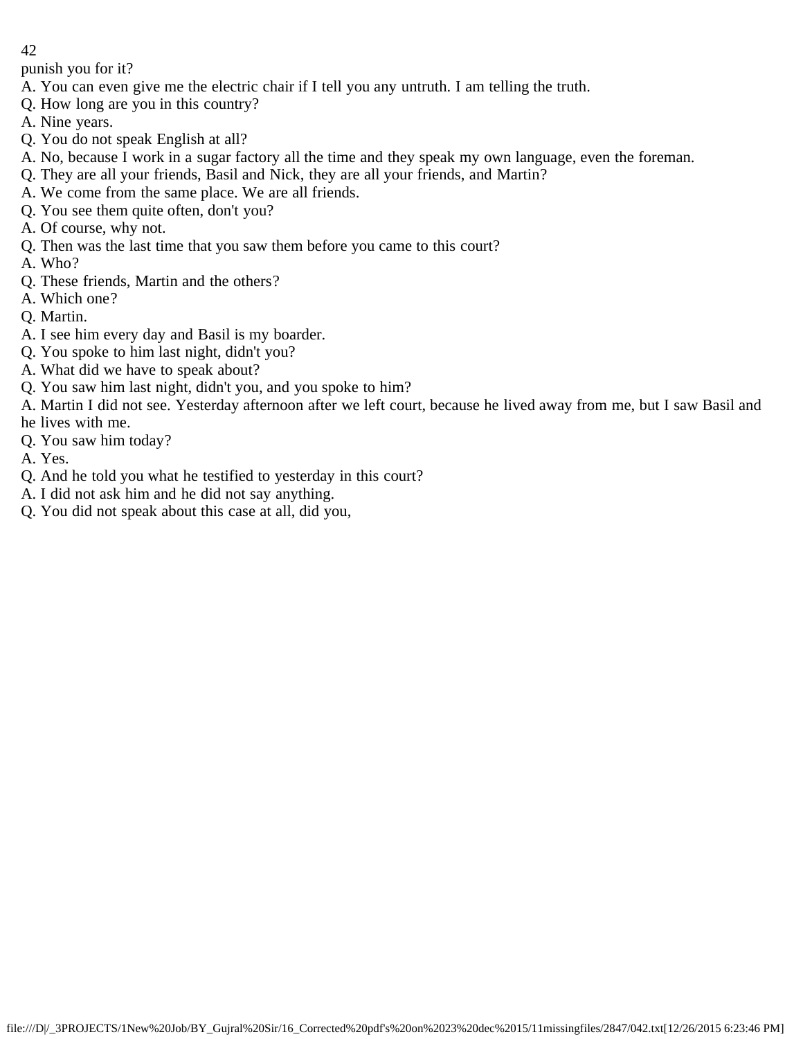punish you for it?

A. You can even give me the electric chair if I tell you any untruth. I am telling the truth.

Q. How long are you in this country?

A. Nine years.

Q. You do not speak English at all?

A. No, because I work in a sugar factory all the time and they speak my own language, even the foreman.

Q. They are all your friends, Basil and Nick, they are all your friends, and Martin?

A. We come from the same place. We are all friends.

Q. You see them quite often, don't you?

A. Of course, why not.

Q. Then was the last time that you saw them before you came to this court?

A. Who?

Q. These friends, Martin and the others?

A. Which one?

Q. Martin.

A. I see him every day and Basil is my boarder.

Q. You spoke to him last night, didn't you?

A. What did we have to speak about?

Q. You saw him last night, didn't you, and you spoke to him?

A. Martin I did not see. Yesterday afternoon after we left court, because he lived away from me, but I saw Basil and he lives with me.

Q. You saw him today?

A. Yes.

Q. And he told you what he testified to yesterday in this court?

A. I did not ask him and he did not say anything.

Q. You did not speak about this case at all, did you,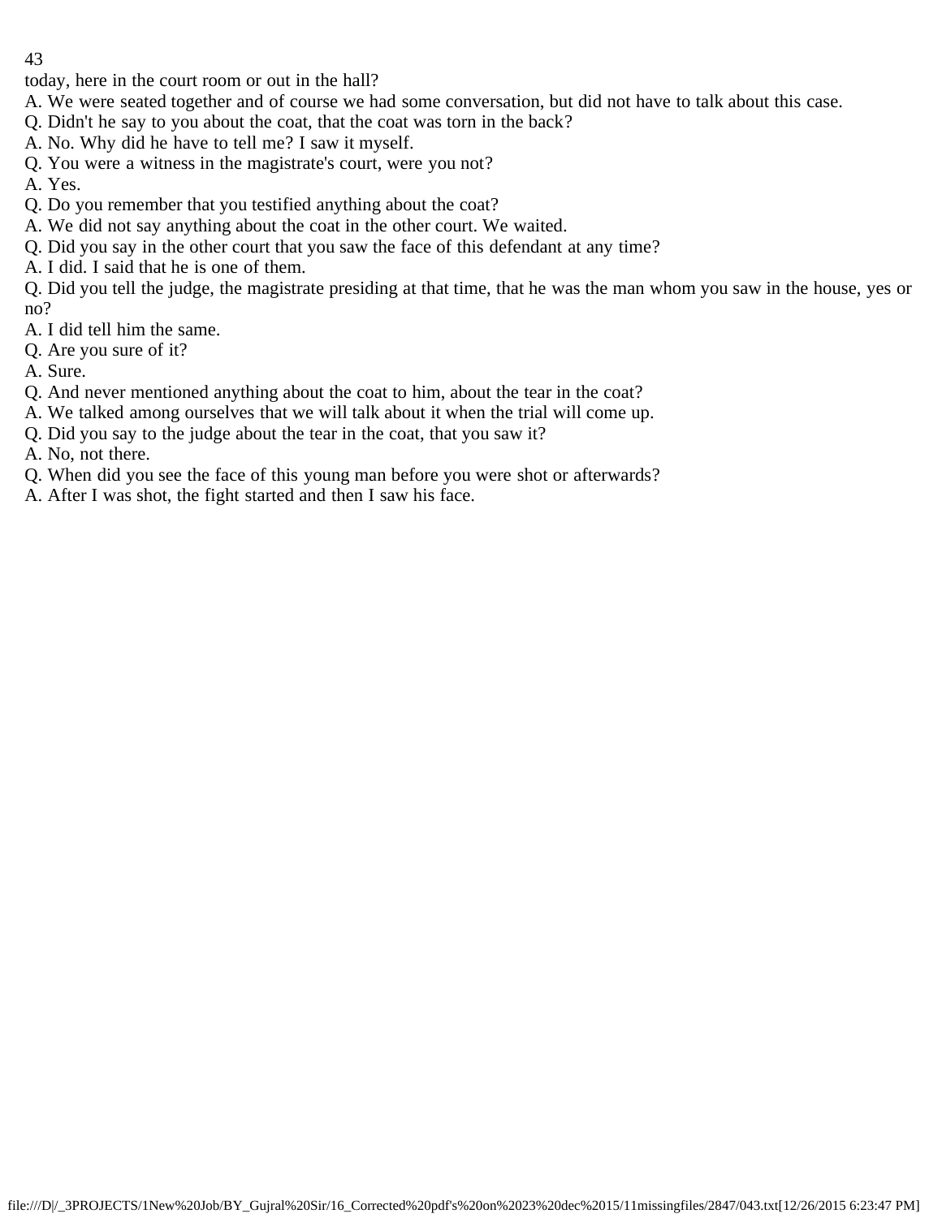today, here in the court room or out in the hall?

A. We were seated together and of course we had some conversation, but did not have to talk about this case.

Q. Didn't he say to you about the coat, that the coat was torn in the back?

A. No. Why did he have to tell me? I saw it myself.

Q. You were a witness in the magistrate's court, were you not?

A. Yes.

Q. Do you remember that you testified anything about the coat?

A. We did not say anything about the coat in the other court. We waited.

Q. Did you say in the other court that you saw the face of this defendant at any time?

A. I did. I said that he is one of them.

Q. Did you tell the judge, the magistrate presiding at that time, that he was the man whom you saw in the house, yes or no?

A. I did tell him the same.

Q. Are you sure of it?

A. Sure.

Q. And never mentioned anything about the coat to him, about the tear in the coat?

A. We talked among ourselves that we will talk about it when the trial will come up.

Q. Did you say to the judge about the tear in the coat, that you saw it?

A. No, not there.

Q. When did you see the face of this young man before you were shot or afterwards?

A. After I was shot, the fight started and then I saw his face.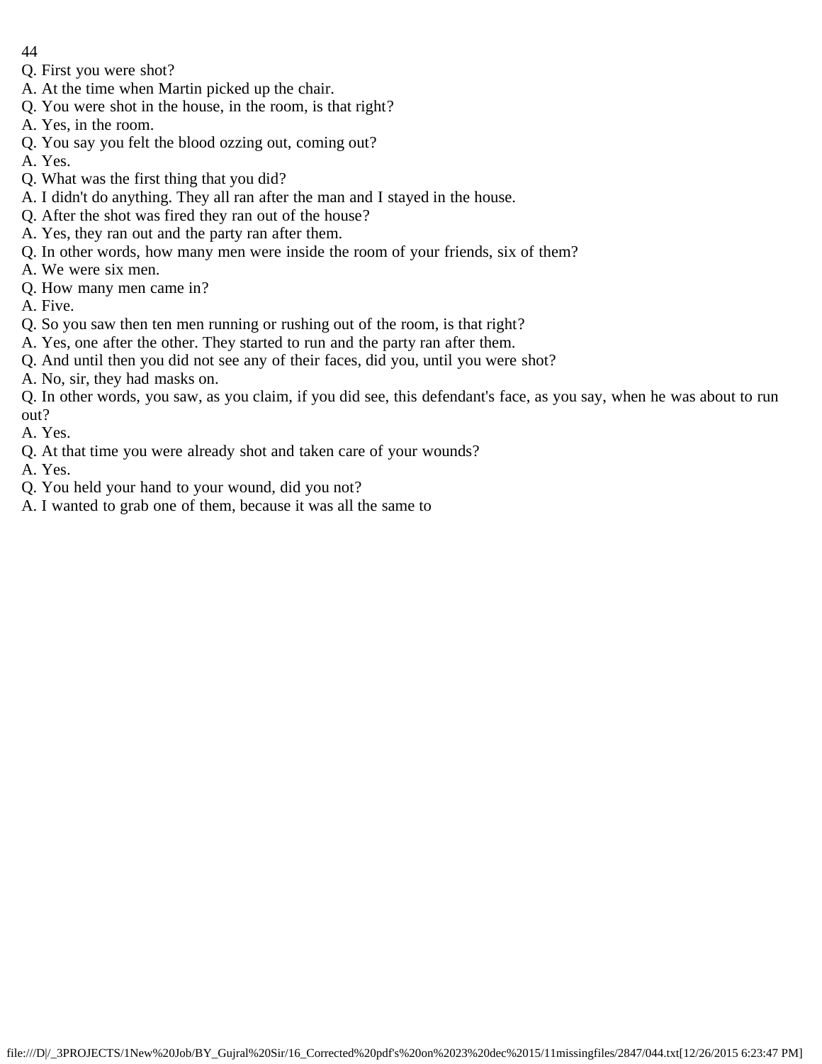Q. First you were shot?

A. At the time when Martin picked up the chair.

Q. You were shot in the house, in the room, is that right?

A. Yes, in the room.

Q. You say you felt the blood ozzing out, coming out?

A. Yes.

Q. What was the first thing that you did?

A. I didn't do anything. They all ran after the man and I stayed in the house.

Q. After the shot was fired they ran out of the house?

A. Yes, they ran out and the party ran after them.

Q. In other words, how many men were inside the room of your friends, six of them?

A. We were six men.

Q. How many men came in?

A. Five.

Q. So you saw then ten men running or rushing out of the room, is that right?

A. Yes, one after the other. They started to run and the party ran after them.

Q. And until then you did not see any of their faces, did you, until you were shot?

A. No, sir, they had masks on.

Q. In other words, you saw, as you claim, if you did see, this defendant's face, as you say, when he was about to run out?

A. Yes.

Q. At that time you were already shot and taken care of your wounds?

A. Yes.

Q. You held your hand to your wound, did you not?

A. I wanted to grab one of them, because it was all the same to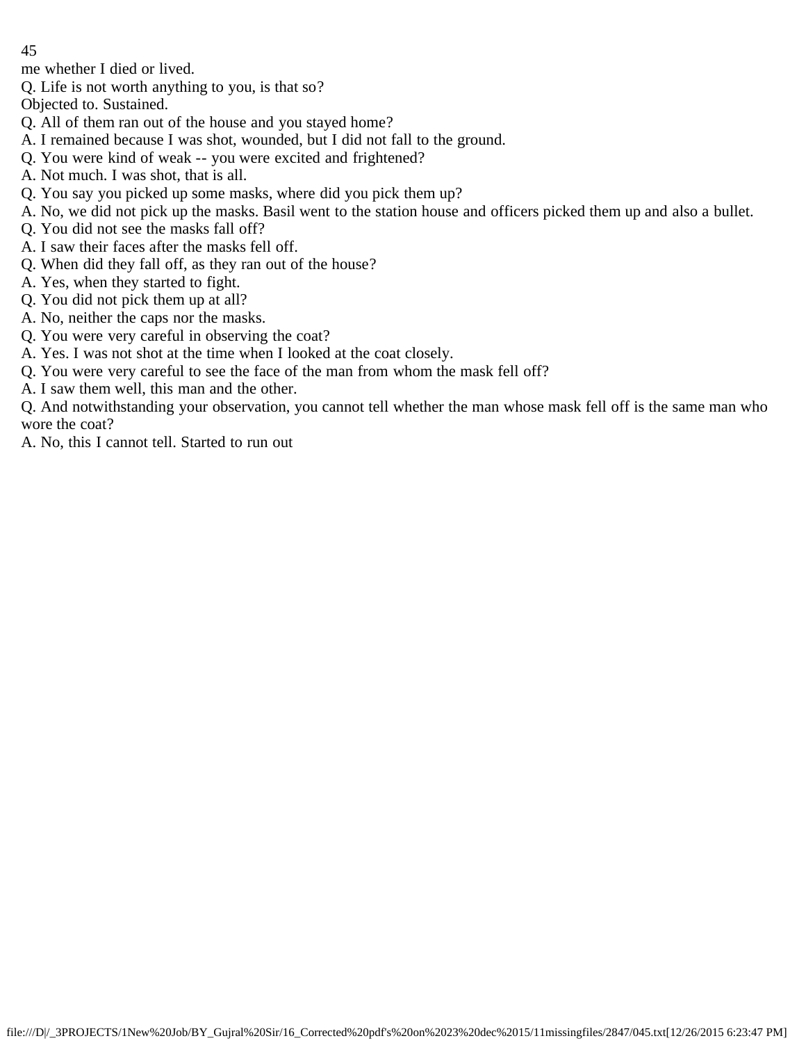me whether I died or lived.

Q. Life is not worth anything to you, is that so?

Objected to. Sustained.

Q. All of them ran out of the house and you stayed home?

A. I remained because I was shot, wounded, but I did not fall to the ground.

Q. You were kind of weak -- you were excited and frightened?

A. Not much. I was shot, that is all.

Q. You say you picked up some masks, where did you pick them up?

A. No, we did not pick up the masks. Basil went to the station house and officers picked them up and also a bullet.

Q. You did not see the masks fall off?

A. I saw their faces after the masks fell off.

Q. When did they fall off, as they ran out of the house?

A. Yes, when they started to fight.

Q. You did not pick them up at all?

A. No, neither the caps nor the masks.

Q. You were very careful in observing the coat?

A. Yes. I was not shot at the time when I looked at the coat closely.

Q. You were very careful to see the face of the man from whom the mask fell off?

A. I saw them well, this man and the other.

Q. And notwithstanding your observation, you cannot tell whether the man whose mask fell off is the same man who wore the coat?

A. No, this I cannot tell. Started to run out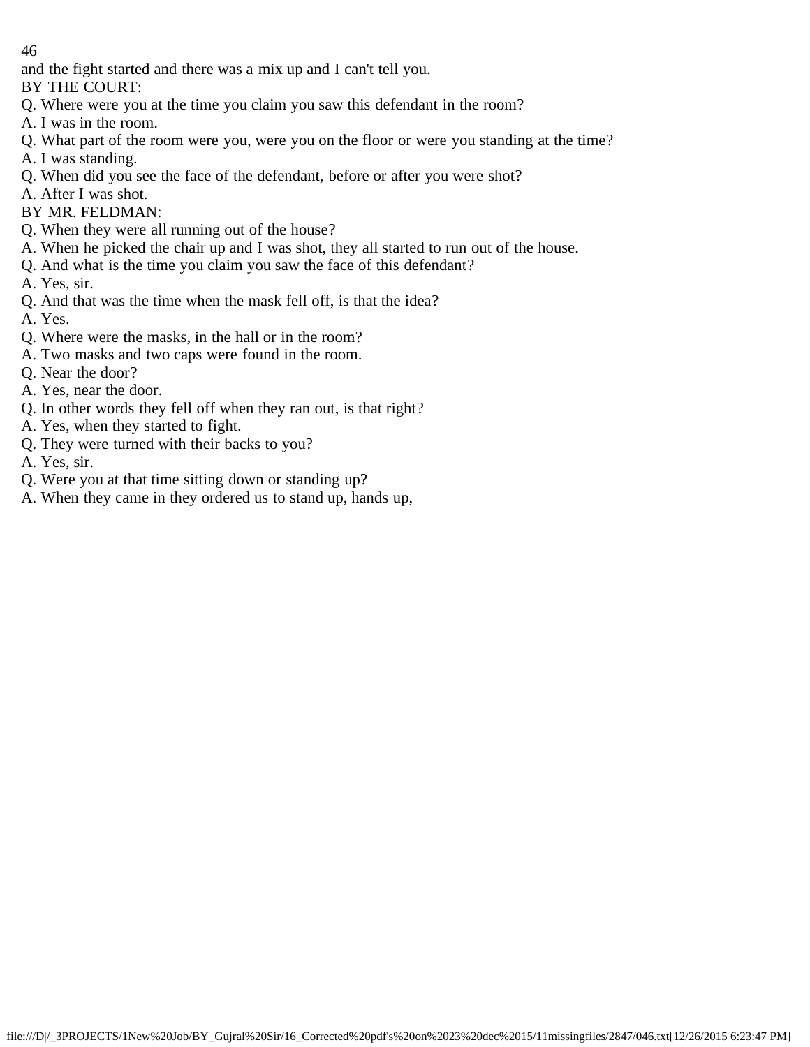and the fight started and there was a mix up and I can't tell you.

BY THE COURT:

Q. Where were you at the time you claim you saw this defendant in the room?

A. I was in the room.

Q. What part of the room were you, were you on the floor or were you standing at the time?

A. I was standing.

Q. When did you see the face of the defendant, before or after you were shot?

A. After I was shot.

BY MR. FELDMAN:

Q. When they were all running out of the house?

A. When he picked the chair up and I was shot, they all started to run out of the house.

Q. And what is the time you claim you saw the face of this defendant?

A. Yes, sir.

Q. And that was the time when the mask fell off, is that the idea?

A. Yes.

Q. Where were the masks, in the hall or in the room?

A. Two masks and two caps were found in the room.

Q. Near the door?

A. Yes, near the door.

Q. In other words they fell off when they ran out, is that right?

A. Yes, when they started to fight.

Q. They were turned with their backs to you?

A. Yes, sir.

Q. Were you at that time sitting down or standing up?

A. When they came in they ordered us to stand up, hands up,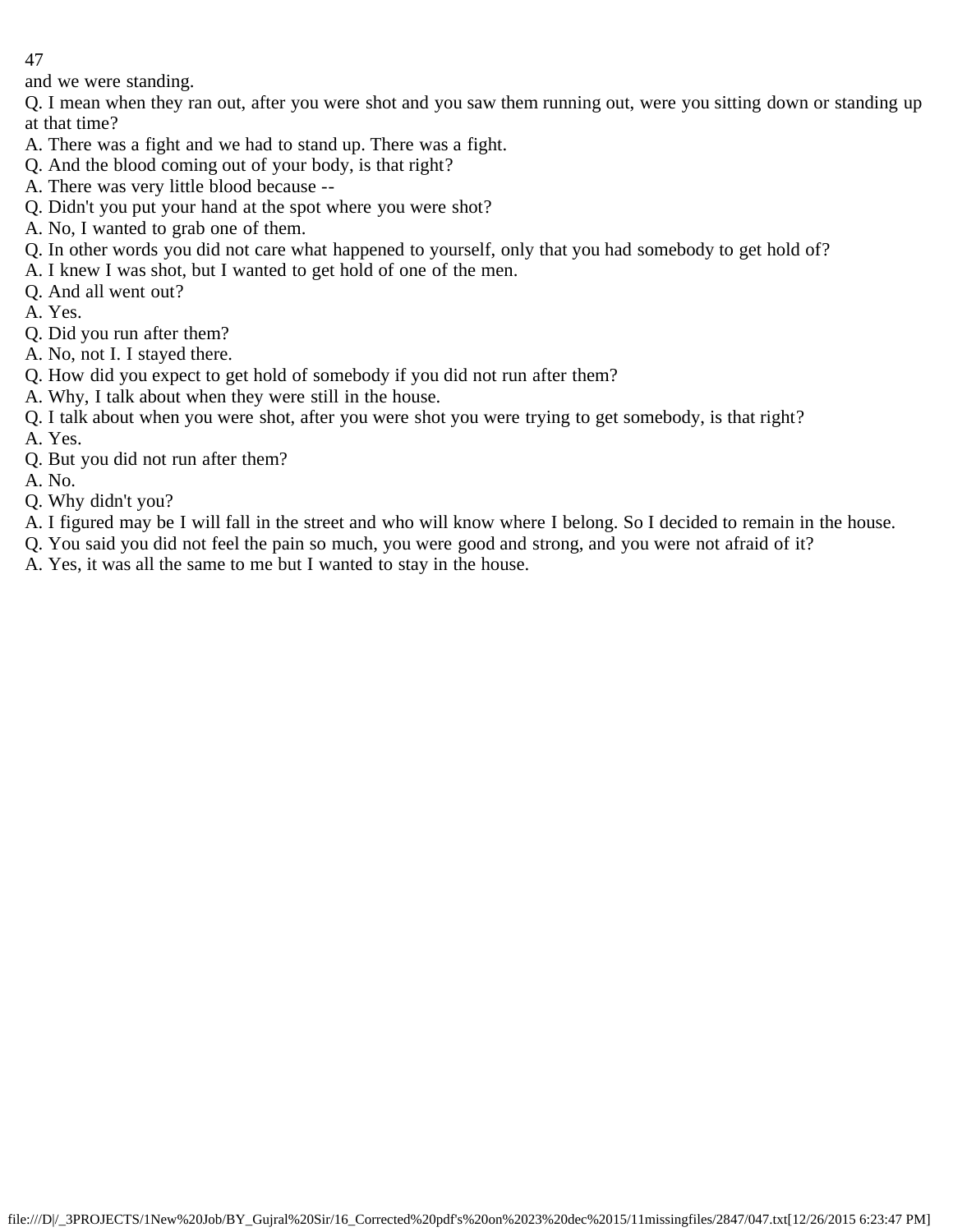and we were standing.

Q. I mean when they ran out, after you were shot and you saw them running out, were you sitting down or standing up at that time?

A. There was a fight and we had to stand up. There was a fight.

Q. And the blood coming out of your body, is that right?

A. There was very little blood because --

Q. Didn't you put your hand at the spot where you were shot?

A. No, I wanted to grab one of them.

Q. In other words you did not care what happened to yourself, only that you had somebody to get hold of?

A. I knew I was shot, but I wanted to get hold of one of the men.

Q. And all went out?

A. Yes.

Q. Did you run after them?

A. No, not I. I stayed there.

Q. How did you expect to get hold of somebody if you did not run after them?

A. Why, I talk about when they were still in the house.

Q. I talk about when you were shot, after you were shot you were trying to get somebody, is that right?

A. Yes.

Q. But you did not run after them?

A. No.

Q. Why didn't you?

A. I figured may be I will fall in the street and who will know where I belong. So I decided to remain in the house.

Q. You said you did not feel the pain so much, you were good and strong, and you were not afraid of it?

A. Yes, it was all the same to me but I wanted to stay in the house.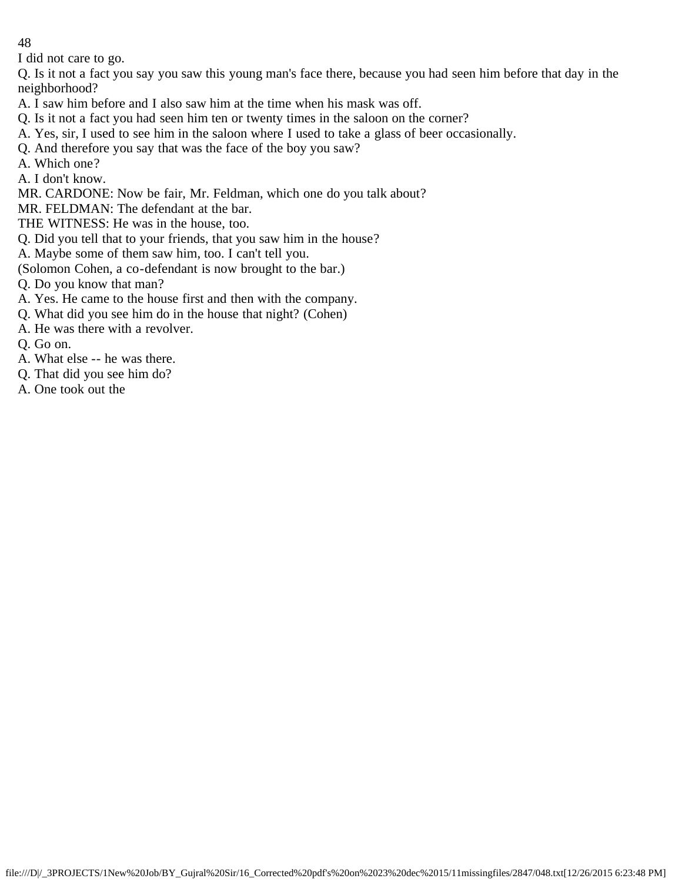I did not care to go.

Q. Is it not a fact you say you saw this young man's face there, because you had seen him before that day in the neighborhood?

A. I saw him before and I also saw him at the time when his mask was off.

Q. Is it not a fact you had seen him ten or twenty times in the saloon on the corner?

A. Yes, sir, I used to see him in the saloon where I used to take a glass of beer occasionally.

Q. And therefore you say that was the face of the boy you saw?

A. Which one?

A. I don't know.

MR. CARDONE: Now be fair, Mr. Feldman, which one do you talk about?

MR. FELDMAN: The defendant at the bar.

THE WITNESS: He was in the house, too.

Q. Did you tell that to your friends, that you saw him in the house?

A. Maybe some of them saw him, too. I can't tell you.

(Solomon Cohen, a co-defendant is now brought to the bar.)

Q. Do you know that man?

A. Yes. He came to the house first and then with the company.

Q. What did you see him do in the house that night? (Cohen)

A. He was there with a revolver.

Q. Go on.

A. What else -- he was there.

Q. That did you see him do?

A. One took out the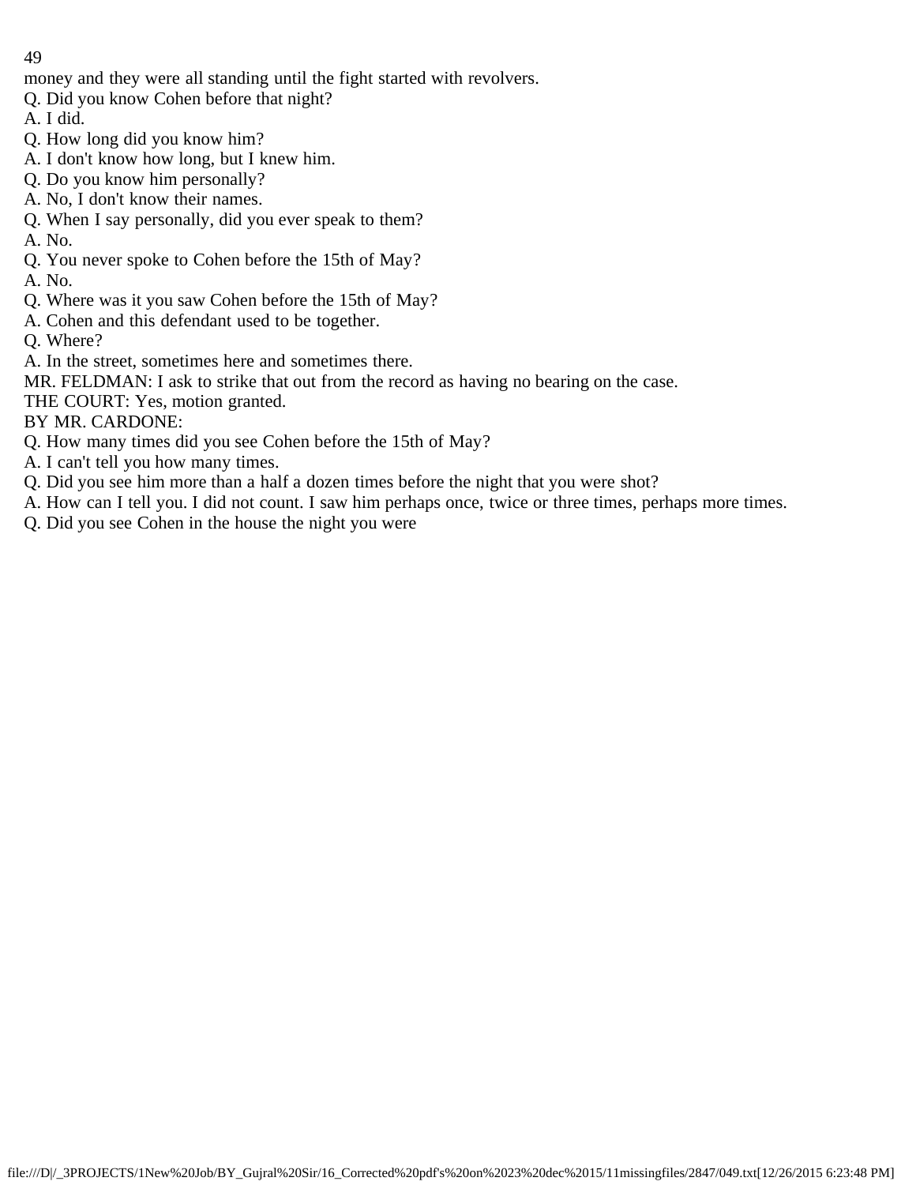money and they were all standing until the fight started with revolvers.

Q. Did you know Cohen before that night?

A. I did.

Q. How long did you know him?

A. I don't know how long, but I knew him.

Q. Do you know him personally?

A. No, I don't know their names.

Q. When I say personally, did you ever speak to them?

A. No.

Q. You never spoke to Cohen before the 15th of May?

A. No.

Q. Where was it you saw Cohen before the 15th of May?

A. Cohen and this defendant used to be together.

Q. Where?

A. In the street, sometimes here and sometimes there.

MR. FELDMAN: I ask to strike that out from the record as having no bearing on the case.

THE COURT: Yes, motion granted.

BY MR. CARDONE:

Q. How many times did you see Cohen before the 15th of May?

A. I can't tell you how many times.

Q. Did you see him more than a half a dozen times before the night that you were shot?

A. How can I tell you. I did not count. I saw him perhaps once, twice or three times, perhaps more times.

Q. Did you see Cohen in the house the night you were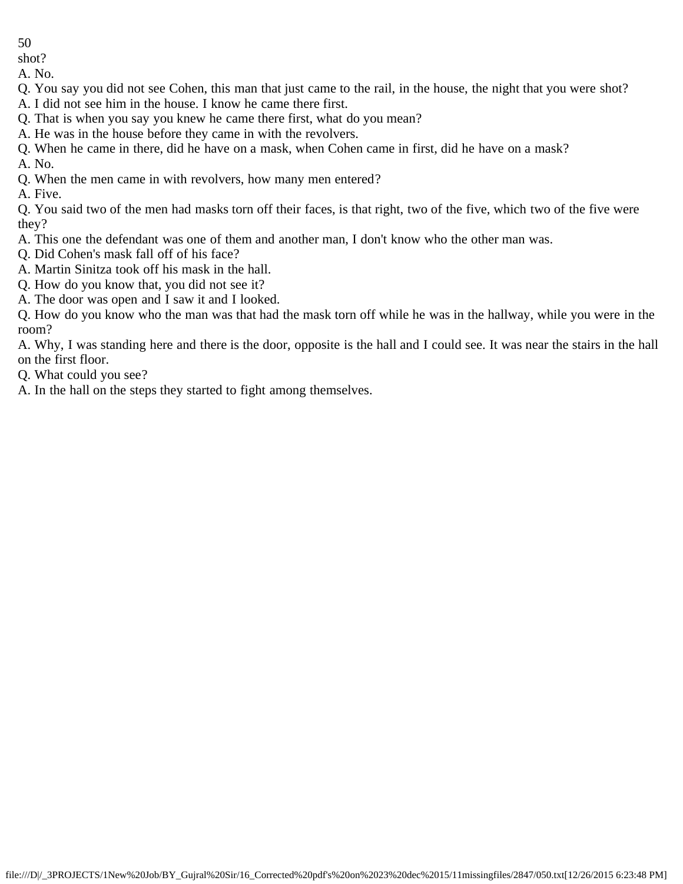shot?

A. No.

Q. You say you did not see Cohen, this man that just came to the rail, in the house, the night that you were shot?

A. I did not see him in the house. I know he came there first.

Q. That is when you say you knew he came there first, what do you mean?

A. He was in the house before they came in with the revolvers.

Q. When he came in there, did he have on a mask, when Cohen came in first, did he have on a mask?

A. No.

Q. When the men came in with revolvers, how many men entered?

A. Five.

Q. You said two of the men had masks torn off their faces, is that right, two of the five, which two of the five were they?

A. This one the defendant was one of them and another man, I don't know who the other man was.

Q. Did Cohen's mask fall off of his face?

A. Martin Sinitza took off his mask in the hall.

Q. How do you know that, you did not see it?

A. The door was open and I saw it and I looked.

Q. How do you know who the man was that had the mask torn off while he was in the hallway, while you were in the room?

A. Why, I was standing here and there is the door, opposite is the hall and I could see. It was near the stairs in the hall on the first floor.

Q. What could you see?

A. In the hall on the steps they started to fight among themselves.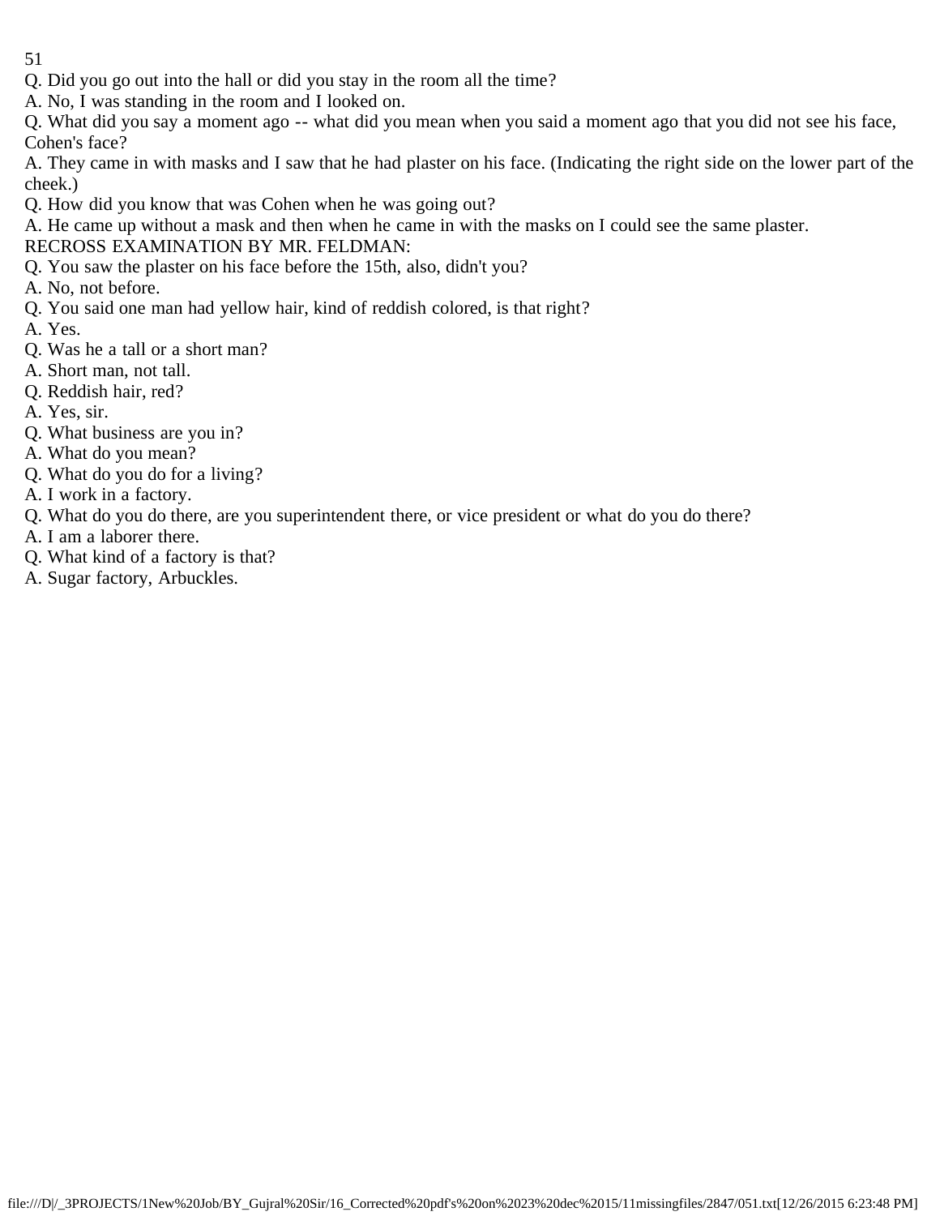Q. Did you go out into the hall or did you stay in the room all the time?

A. No, I was standing in the room and I looked on.

Q. What did you say a moment ago -- what did you mean when you said a moment ago that you did not see his face, Cohen's face?

A. They came in with masks and I saw that he had plaster on his face. (Indicating the right side on the lower part of the cheek.)

Q. How did you know that was Cohen when he was going out?

A. He came up without a mask and then when he came in with the masks on I could see the same plaster.

RECROSS EXAMINATION BY MR. FELDMAN:

Q. You saw the plaster on his face before the 15th, also, didn't you?

A. No, not before.

Q. You said one man had yellow hair, kind of reddish colored, is that right?

A. Yes.

Q. Was he a tall or a short man?

A. Short man, not tall.

Q. Reddish hair, red?

A. Yes, sir.

Q. What business are you in?

A. What do you mean?

Q. What do you do for a living?

A. I work in a factory.

Q. What do you do there, are you superintendent there, or vice president or what do you do there?

A. I am a laborer there.

Q. What kind of a factory is that?

A. Sugar factory, Arbuckles.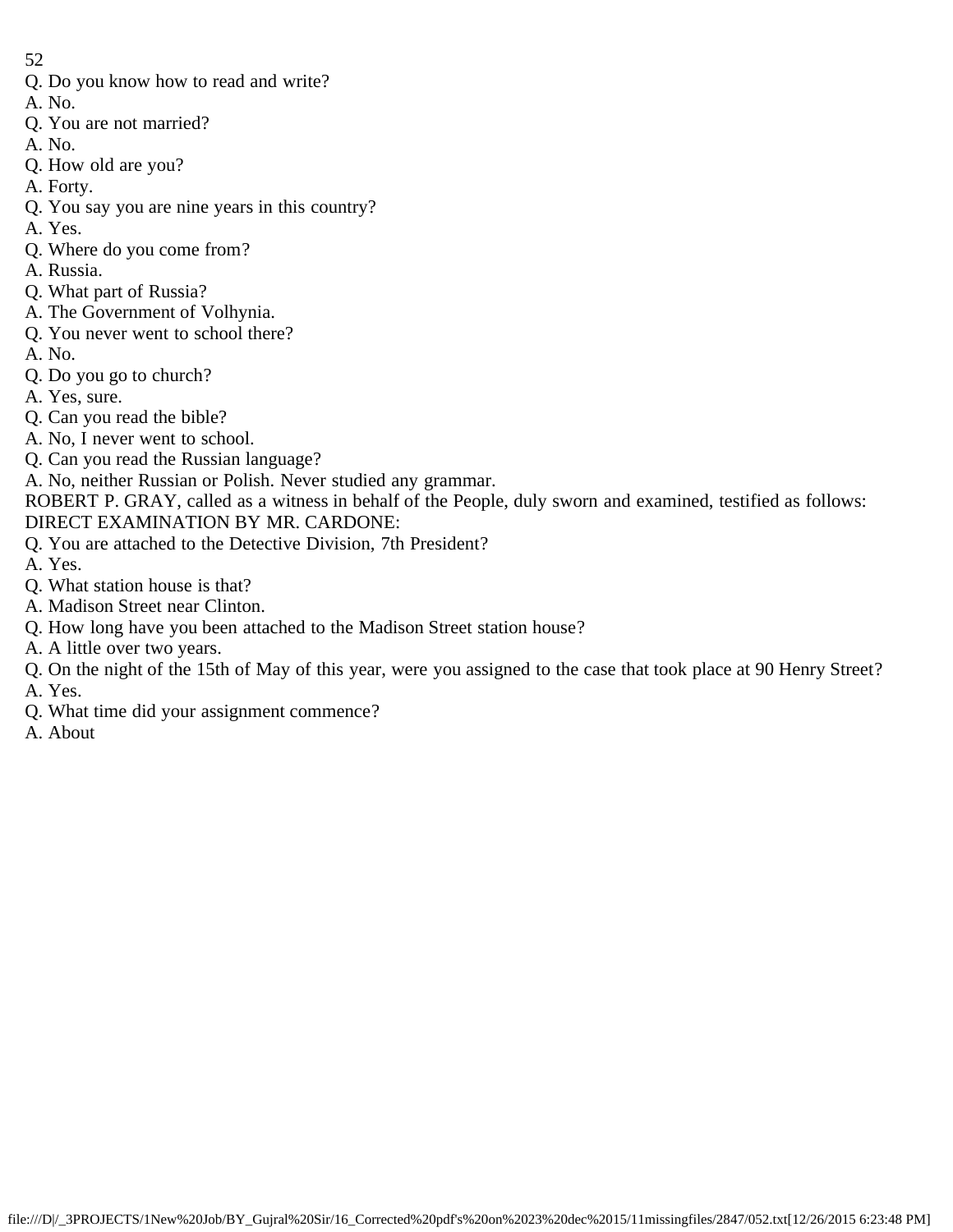Q. Do you know how to read and write?

A. No.

Q. You are not married?

A. No.

Q. How old are you?

A. Forty.

Q. You say you are nine years in this country?

A. Yes.

Q. Where do you come from?

A. Russia.

Q. What part of Russia?

A. The Government of Volhynia.

Q. You never went to school there?

A. No.

Q. Do you go to church?

A. Yes, sure.

Q. Can you read the bible?

A. No, I never went to school.

Q. Can you read the Russian language?

A. No, neither Russian or Polish. Never studied any grammar.

ROBERT P. GRAY, called as a witness in behalf of the People, duly sworn and examined, testified as follows:

DIRECT EXAMINATION BY MR. CARDONE:

Q. You are attached to the Detective Division, 7th President?

A. Yes.

Q. What station house is that?

A. Madison Street near Clinton.

Q. How long have you been attached to the Madison Street station house?

A. A little over two years.

Q. On the night of the 15th of May of this year, were you assigned to the case that took place at 90 Henry Street?

A. Yes.

Q. What time did your assignment commence?

A. About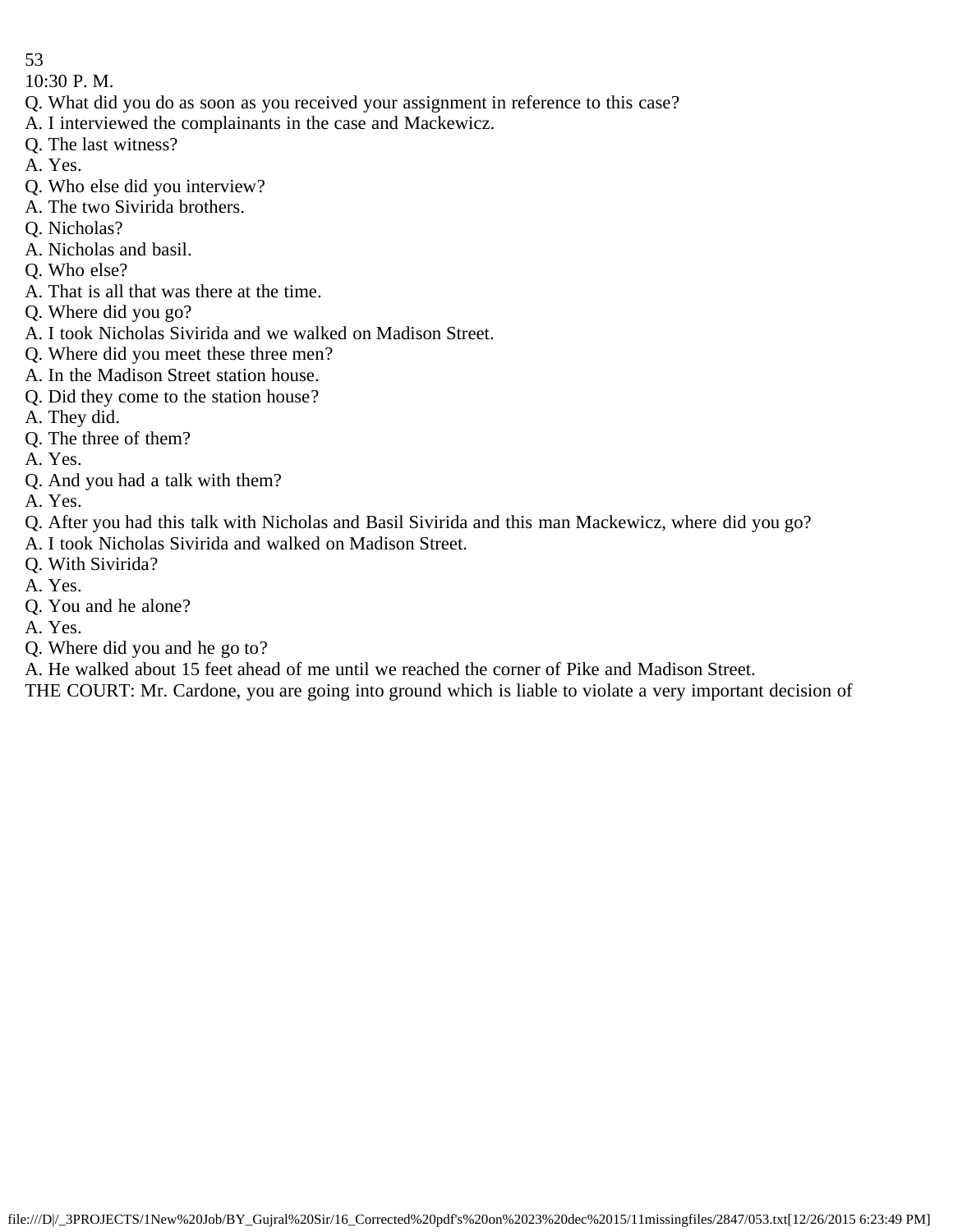10:30 P. M.

Q. What did you do as soon as you received your assignment in reference to this case?

A. I interviewed the complainants in the case and Mackewicz.

Q. The last witness?

A. Yes.

Q. Who else did you interview?

A. The two Sivirida brothers.

Q. Nicholas?

A. Nicholas and basil.

Q. Who else?

A. That is all that was there at the time.

Q. Where did you go?

A. I took Nicholas Sivirida and we walked on Madison Street.

Q. Where did you meet these three men?

A. In the Madison Street station house.

Q. Did they come to the station house?

A. They did.

Q. The three of them?

A. Yes.

Q. And you had a talk with them?

A. Yes.

Q. After you had this talk with Nicholas and Basil Sivirida and this man Mackewicz, where did you go?

A. I took Nicholas Sivirida and walked on Madison Street.

Q. With Sivirida?

A. Yes.

Q. You and he alone?

A. Yes.

Q. Where did you and he go to?

A. He walked about 15 feet ahead of me until we reached the corner of Pike and Madison Street.

THE COURT: Mr. Cardone, you are going into ground which is liable to violate a very important decision of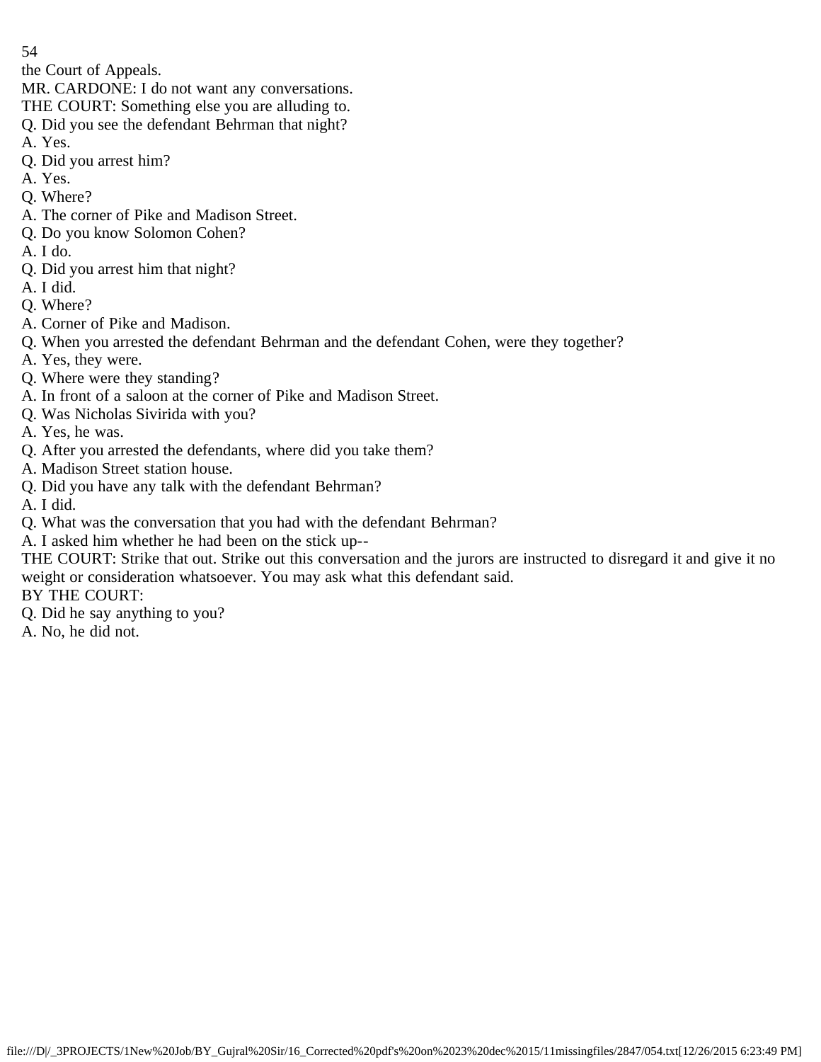the Court of Appeals.

MR. CARDONE: I do not want any conversations.

THE COURT: Something else you are alluding to.

Q. Did you see the defendant Behrman that night?

A. Yes.

Q. Did you arrest him?

A. Yes.

Q. Where?

A. The corner of Pike and Madison Street.

Q. Do you know Solomon Cohen?

A. I do.

Q. Did you arrest him that night?

A. I did.

Q. Where?

A. Corner of Pike and Madison.

Q. When you arrested the defendant Behrman and the defendant Cohen, were they together?

A. Yes, they were.

Q. Where were they standing?

A. In front of a saloon at the corner of Pike and Madison Street.

Q. Was Nicholas Sivirida with you?

A. Yes, he was.

Q. After you arrested the defendants, where did you take them?

A. Madison Street station house.

Q. Did you have any talk with the defendant Behrman?

A. I did.

Q. What was the conversation that you had with the defendant Behrman?

A. I asked him whether he had been on the stick up--

THE COURT: Strike that out. Strike out this conversation and the jurors are instructed to disregard it and give it no weight or consideration whatsoever. You may ask what this defendant said.

BY THE COURT:

Q. Did he say anything to you?

A. No, he did not.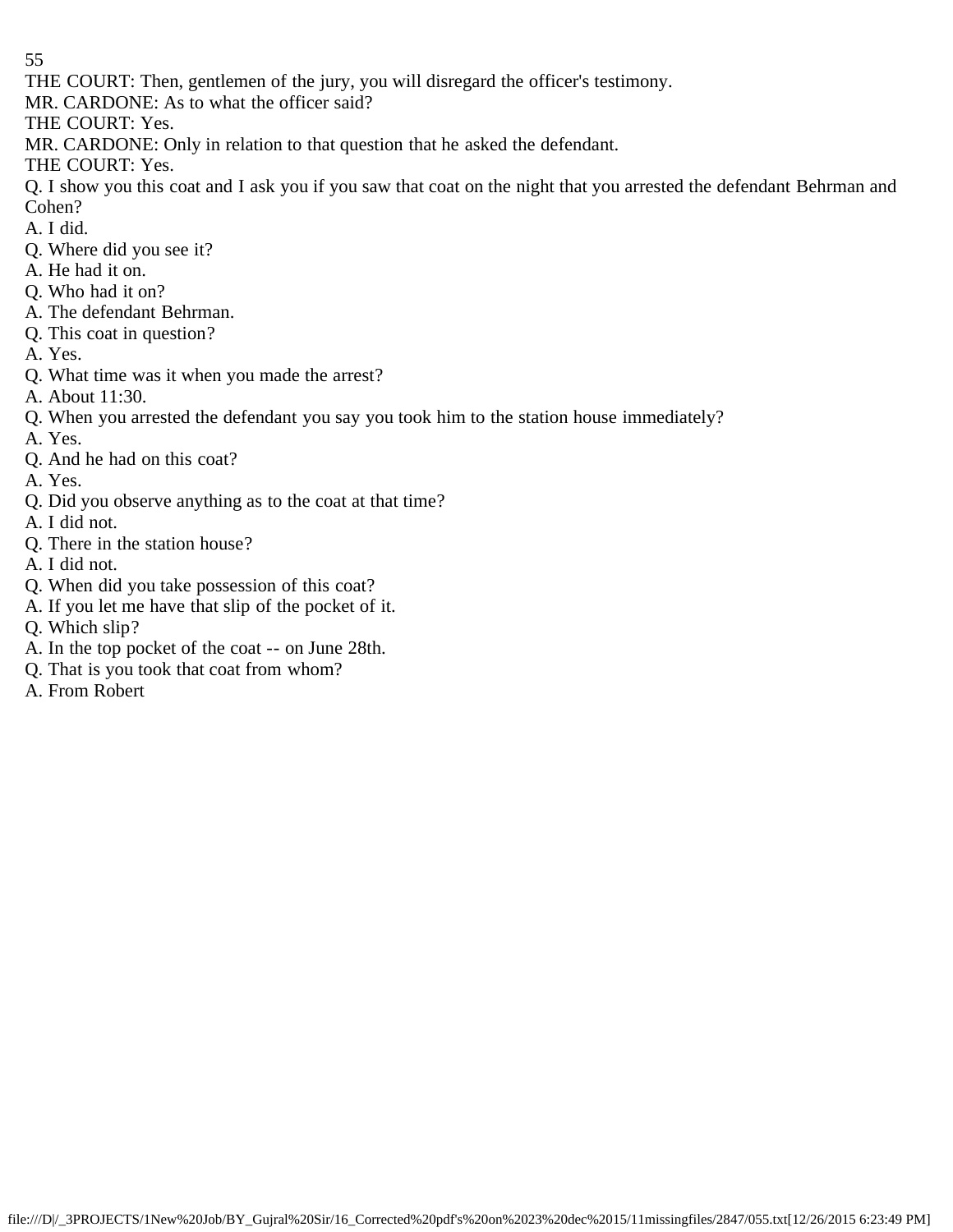THE COURT: Then, gentlemen of the jury, you will disregard the officer's testimony.

MR. CARDONE: As to what the officer said?

THE COURT: Yes.

MR. CARDONE: Only in relation to that question that he asked the defendant.

THE COURT: Yes.

Q. I show you this coat and I ask you if you saw that coat on the night that you arrested the defendant Behrman and Cohen?

A. I did.

Q. Where did you see it?

A. He had it on.

Q. Who had it on?

A. The defendant Behrman.

Q. This coat in question?

A. Yes.

Q. What time was it when you made the arrest?

A. About 11:30.

Q. When you arrested the defendant you say you took him to the station house immediately?

A. Yes.

Q. And he had on this coat?

A. Yes.

Q. Did you observe anything as to the coat at that time?

A. I did not.

Q. There in the station house?

A. I did not.

Q. When did you take possession of this coat?

A. If you let me have that slip of the pocket of it.

Q. Which slip?

A. In the top pocket of the coat -- on June 28th.

Q. That is you took that coat from whom?

A. From Robert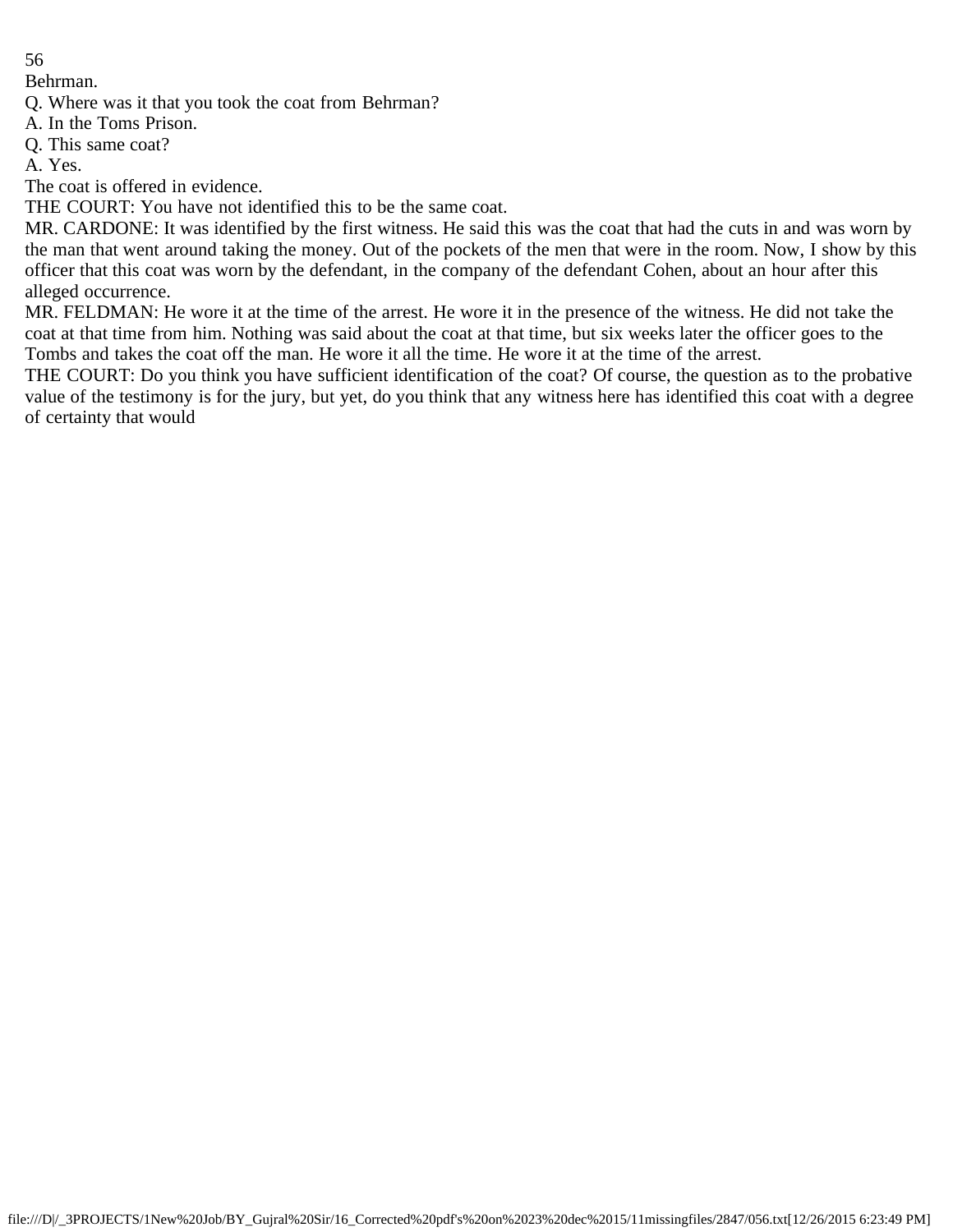Behrman.

Q. Where was it that you took the coat from Behrman?

A. In the Toms Prison.

Q. This same coat?

A. Yes.

The coat is offered in evidence.

THE COURT: You have not identified this to be the same coat.

MR. CARDONE: It was identified by the first witness. He said this was the coat that had the cuts in and was worn by the man that went around taking the money. Out of the pockets of the men that were in the room. Now, I show by this officer that this coat was worn by the defendant, in the company of the defendant Cohen, about an hour after this alleged occurrence.

MR. FELDMAN: He wore it at the time of the arrest. He wore it in the presence of the witness. He did not take the coat at that time from him. Nothing was said about the coat at that time, but six weeks later the officer goes to the Tombs and takes the coat off the man. He wore it all the time. He wore it at the time of the arrest.

THE COURT: Do you think you have sufficient identification of the coat? Of course, the question as to the probative value of the testimony is for the jury, but yet, do you think that any witness here has identified this coat with a degree of certainty that would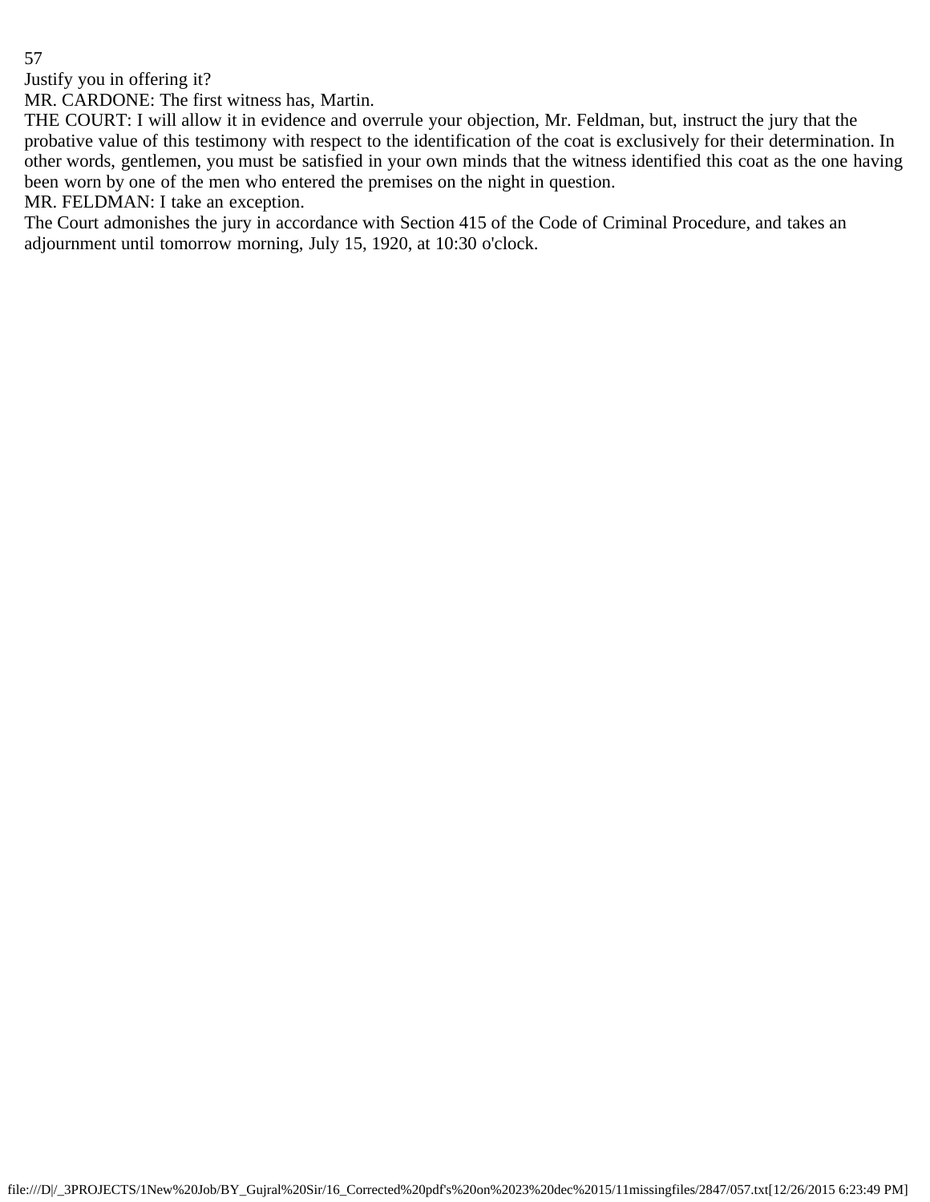Justify you in offering it?

MR. CARDONE: The first witness has, Martin.

THE COURT: I will allow it in evidence and overrule your objection, Mr. Feldman, but, instruct the jury that the probative value of this testimony with respect to the identification of the coat is exclusively for their determination. In other words, gentlemen, you must be satisfied in your own minds that the witness identified this coat as the one having been worn by one of the men who entered the premises on the night in question.

MR. FELDMAN: I take an exception.

The Court admonishes the jury in accordance with Section 415 of the Code of Criminal Procedure, and takes an adjournment until tomorrow morning, July 15, 1920, at 10:30 o'clock.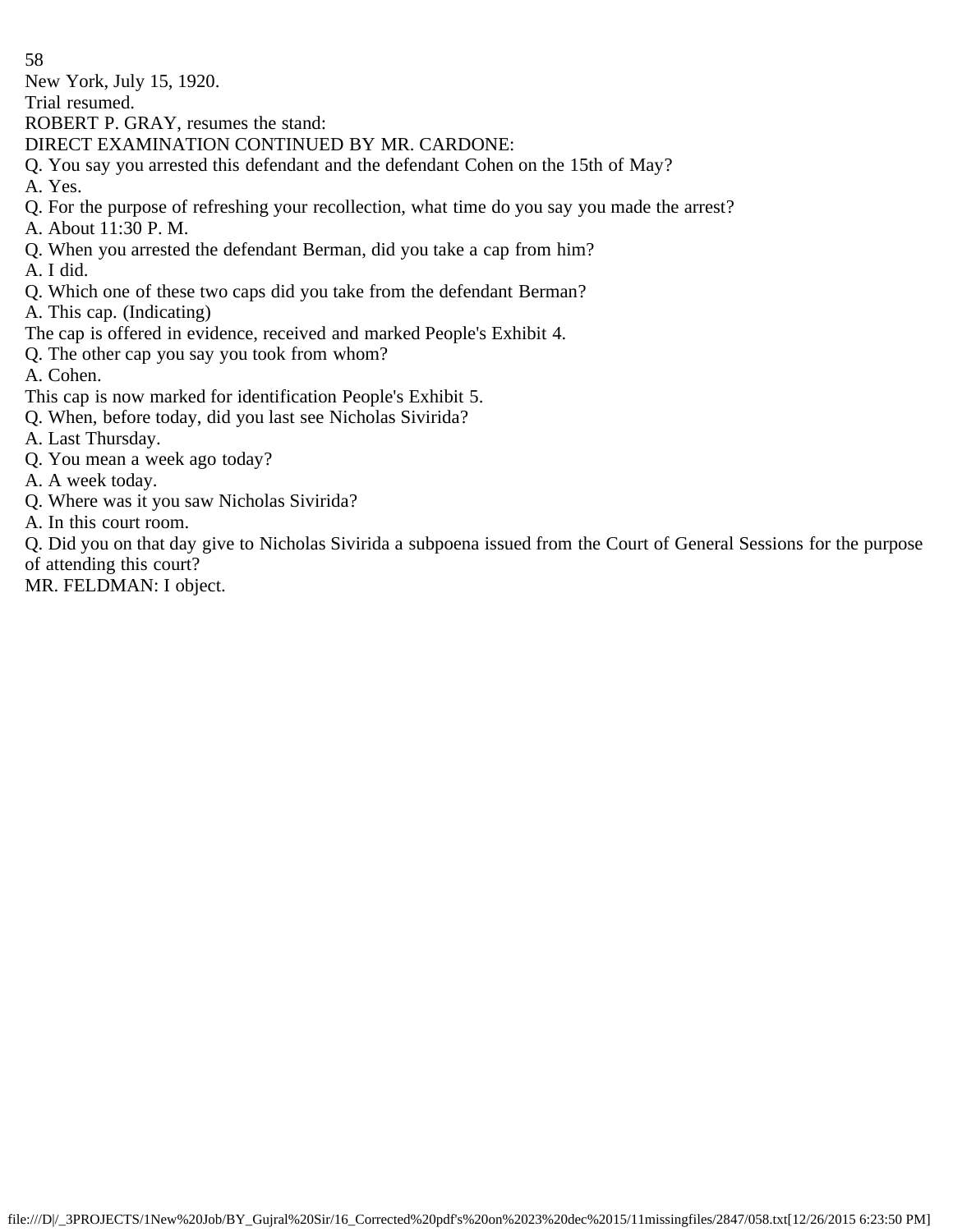New York, July 15, 1920.

Trial resumed.

ROBERT P. GRAY, resumes the stand:

DIRECT EXAMINATION CONTINUED BY MR. CARDONE:

Q. You say you arrested this defendant and the defendant Cohen on the 15th of May?

A. Yes.

Q. For the purpose of refreshing your recollection, what time do you say you made the arrest?

A. About 11:30 P. M.

Q. When you arrested the defendant Berman, did you take a cap from him?

A. I did.

Q. Which one of these two caps did you take from the defendant Berman?

A. This cap. (Indicating)

The cap is offered in evidence, received and marked People's Exhibit 4.

Q. The other cap you say you took from whom?

A. Cohen.

This cap is now marked for identification People's Exhibit 5.

Q. When, before today, did you last see Nicholas Sivirida?

A. Last Thursday.

Q. You mean a week ago today?

A. A week today.

Q. Where was it you saw Nicholas Sivirida?

A. In this court room.

Q. Did you on that day give to Nicholas Sivirida a subpoena issued from the Court of General Sessions for the purpose of attending this court?

MR. FELDMAN: I object.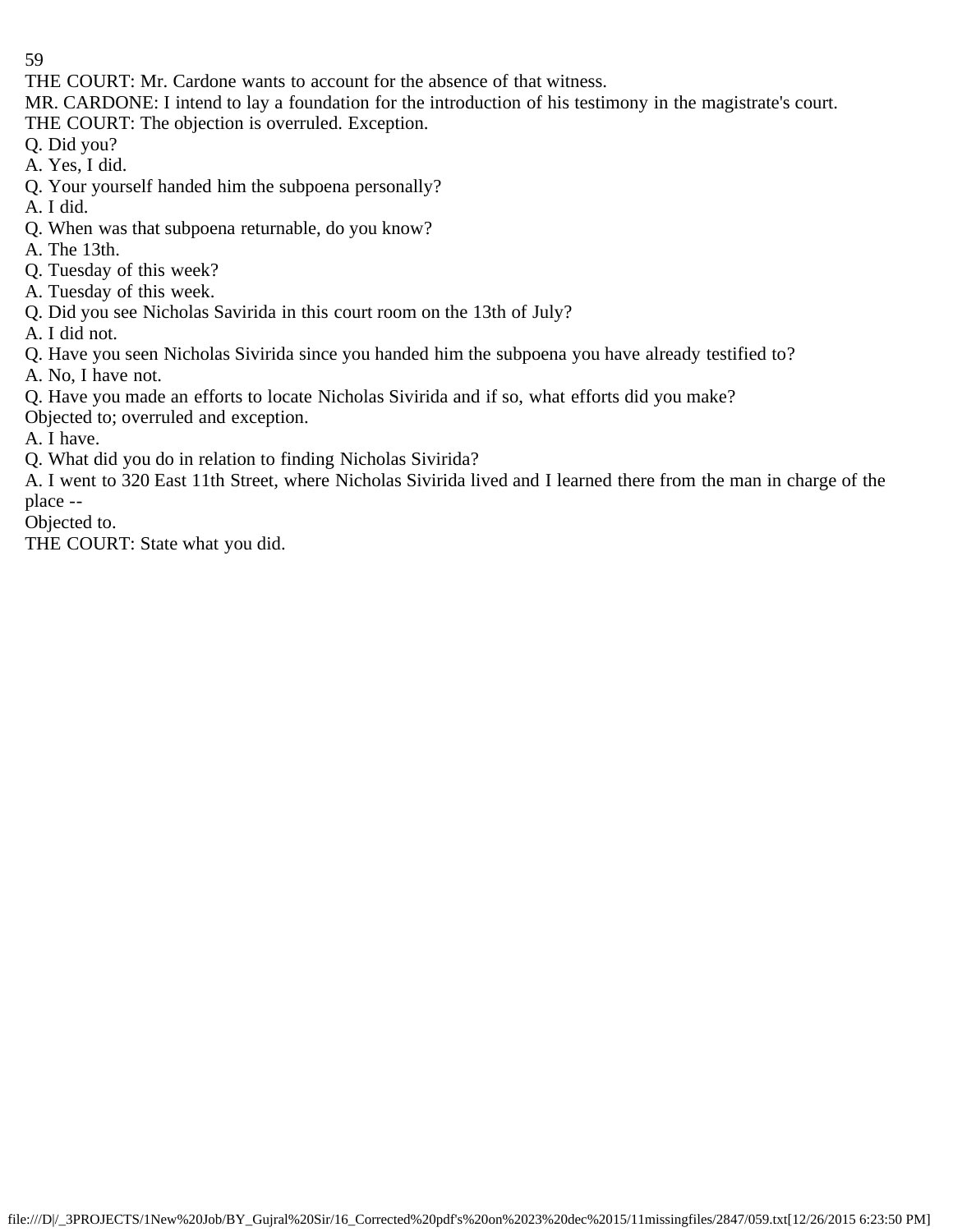THE COURT: Mr. Cardone wants to account for the absence of that witness.

MR. CARDONE: I intend to lay a foundation for the introduction of his testimony in the magistrate's court.

THE COURT: The objection is overruled. Exception.

Q. Did you?

A. Yes, I did.

Q. Your yourself handed him the subpoena personally?

A. I did.

Q. When was that subpoena returnable, do you know?

A. The 13th.

Q. Tuesday of this week?

A. Tuesday of this week.

Q. Did you see Nicholas Savirida in this court room on the 13th of July?

A. I did not.

Q. Have you seen Nicholas Sivirida since you handed him the subpoena you have already testified to?

A. No, I have not.

Q. Have you made an efforts to locate Nicholas Sivirida and if so, what efforts did you make?

Objected to; overruled and exception.

A. I have.

Q. What did you do in relation to finding Nicholas Sivirida?

A. I went to 320 East 11th Street, where Nicholas Sivirida lived and I learned there from the man in charge of the place --

Objected to.

THE COURT: State what you did.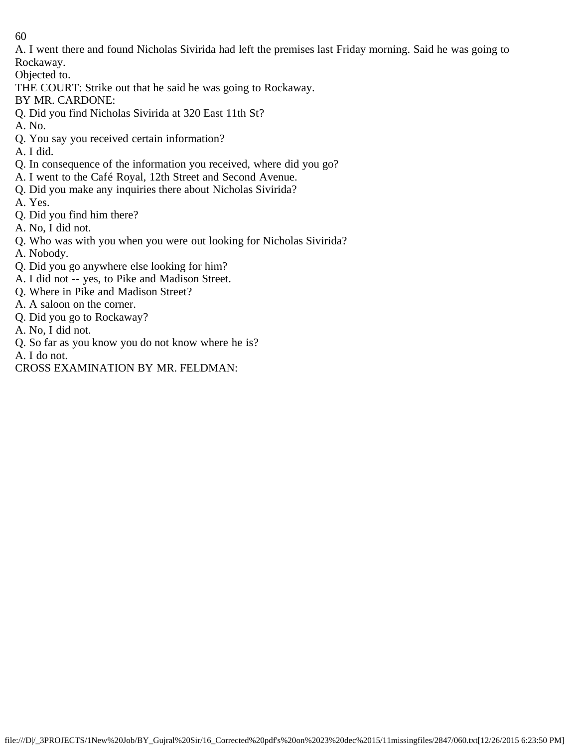A. I went there and found Nicholas Sivirida had left the premises last Friday morning. Said he was going to Rockaway.

Objected to.

THE COURT: Strike out that he said he was going to Rockaway.

BY MR. CARDONE:

Q. Did you find Nicholas Sivirida at 320 East 11th St?

A. No.

Q. You say you received certain information?

A. I did.

Q. In consequence of the information you received, where did you go?

A. I went to the Café Royal, 12th Street and Second Avenue.

Q. Did you make any inquiries there about Nicholas Sivirida?

A. Yes.

Q. Did you find him there?

A. No, I did not.

Q. Who was with you when you were out looking for Nicholas Sivirida?

A. Nobody.

Q. Did you go anywhere else looking for him?

A. I did not -- yes, to Pike and Madison Street.

Q. Where in Pike and Madison Street?

A. A saloon on the corner.

Q. Did you go to Rockaway?

A. No, I did not.

Q. So far as you know you do not know where he is?

A. I do not.

CROSS EXAMINATION BY MR. FELDMAN: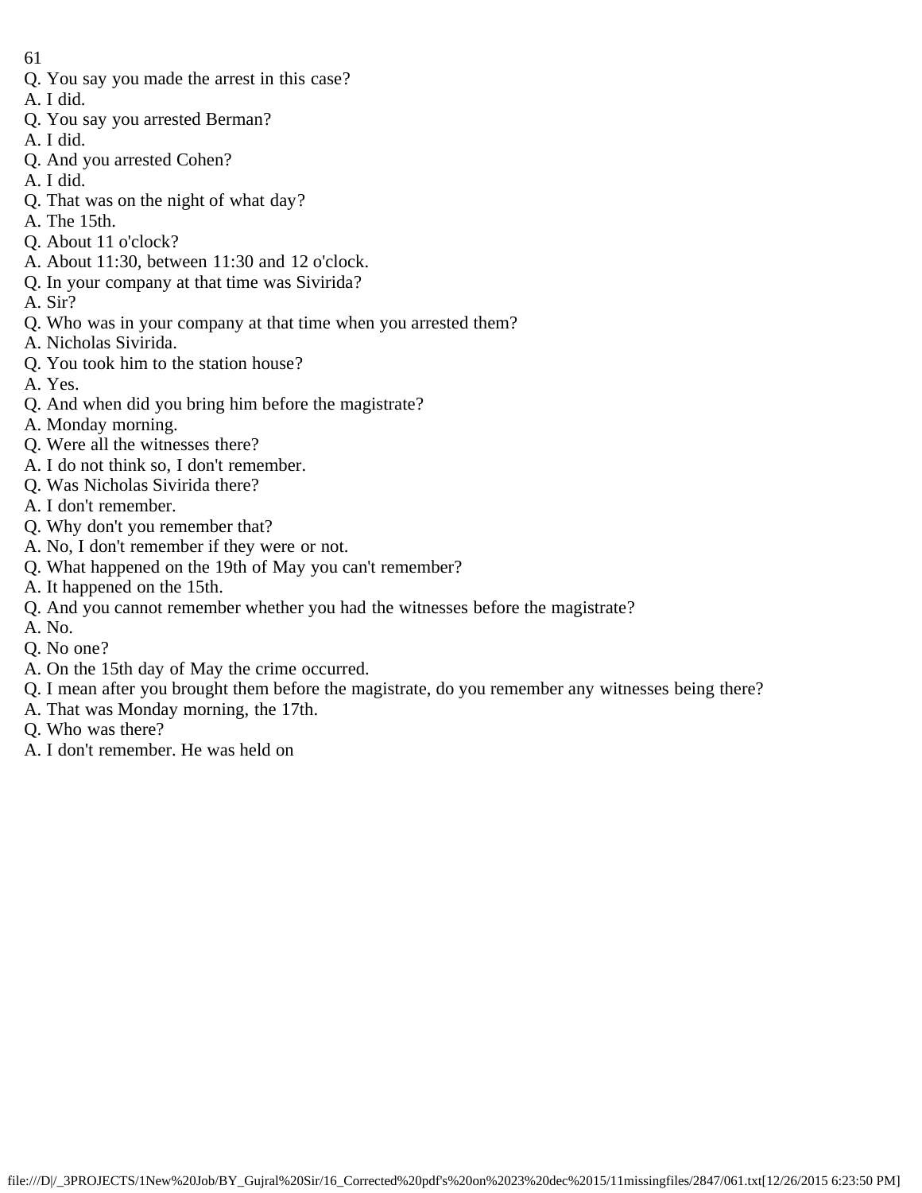Q. You say you made the arrest in this case?
A. I did.
Q. You say you arrested Berman?
A. I did.
Q. And you arrested Cohen?
A. I did.
Q. That was on the night of what day?
A. The 15th.
Q. About 11 o'clock?
A. About 11:30, between 11:30 and 12 o'clock.
Q. In your company at that time was Sivirida?
A. Sir?
Q. Who was in your company at that time when you arrested them?
A. Nicholas Sivirida.
Q. You took him to the station house?
A. Yes.
Q. And when did you bring him before the magistrate?
A. Monday morning.
Q. Were all the witnesses there?
A. I do not think so, I don't remember.
Q. Was Nicholas Sivirida there?
A. I don't remember.
Q. Why don't you remember that?
A. No, I don't remember if they were or not.
Q. What happened on the 19th of May you can't remember?
A. It happened on the 15th.
Q. And you cannot remember whether you had the witnesses before the magistrate?
A. No.
Q. No one?
A. On the 15th day of May the crime occurred.
Q. I mean after you brought them before the magistrate, do you remember any witnesses being there?
A. That was Monday morning, the 17th.
Q. Who was there?
A. I don't remember. He was held on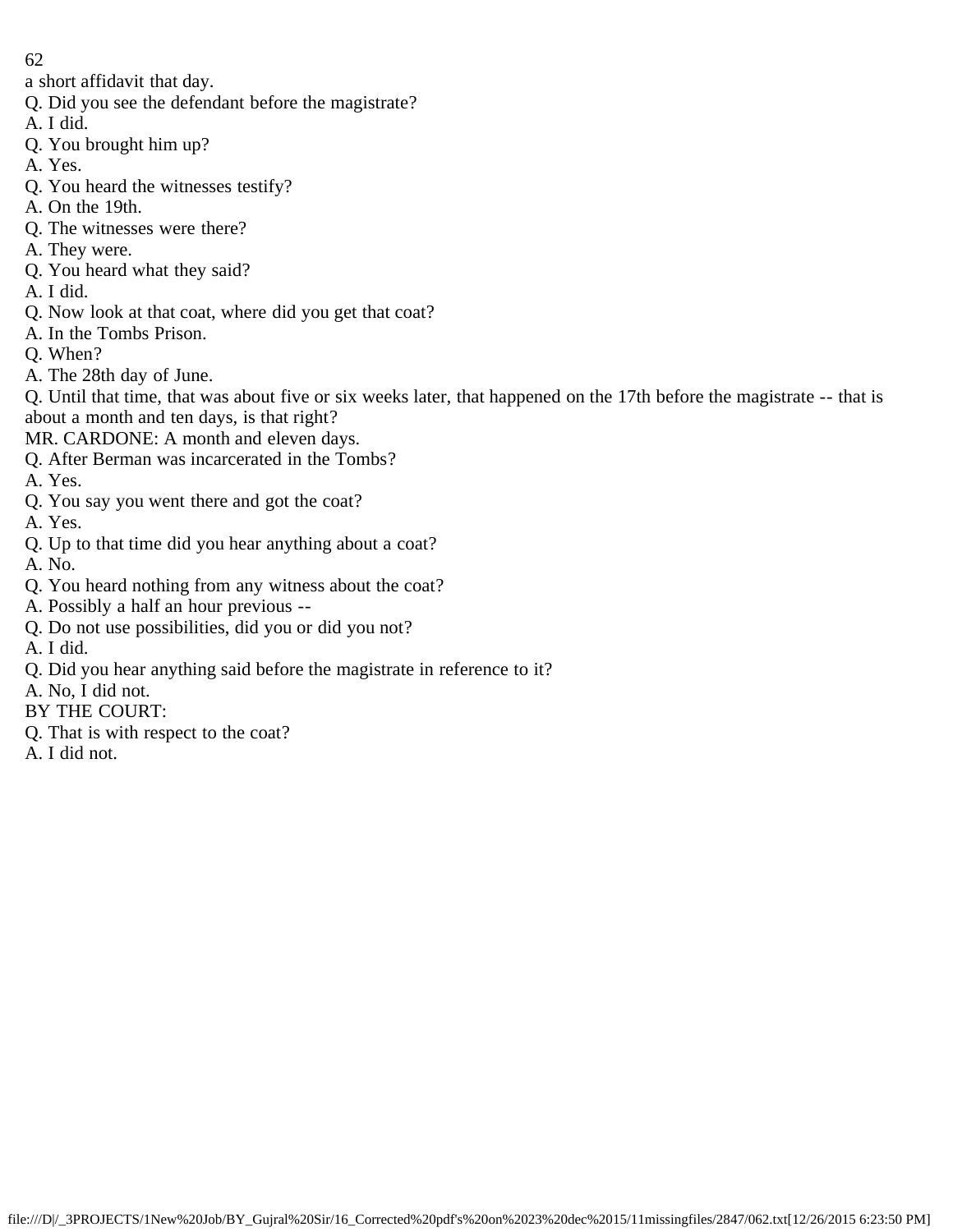a short affidavit that day.

Q. Did you see the defendant before the magistrate?

A. I did.

Q. You brought him up?

A. Yes.

Q. You heard the witnesses testify?

A. On the 19th.

Q. The witnesses were there?

A. They were.

Q. You heard what they said?

A. I did.

Q. Now look at that coat, where did you get that coat?

A. In the Tombs Prison.

Q. When?

A. The 28th day of June.

Q. Until that time, that was about five or six weeks later, that happened on the 17th before the magistrate -- that is about a month and ten days, is that right?

MR. CARDONE: A month and eleven days.

Q. After Berman was incarcerated in the Tombs?

A. Yes.

Q. You say you went there and got the coat?

A. Yes.

Q. Up to that time did you hear anything about a coat?

A. No.

Q. You heard nothing from any witness about the coat?

A. Possibly a half an hour previous --

Q. Do not use possibilities, did you or did you not?

A. I did.

Q. Did you hear anything said before the magistrate in reference to it?

A. No, I did not.

BY THE COURT:

Q. That is with respect to the coat?

A. I did not.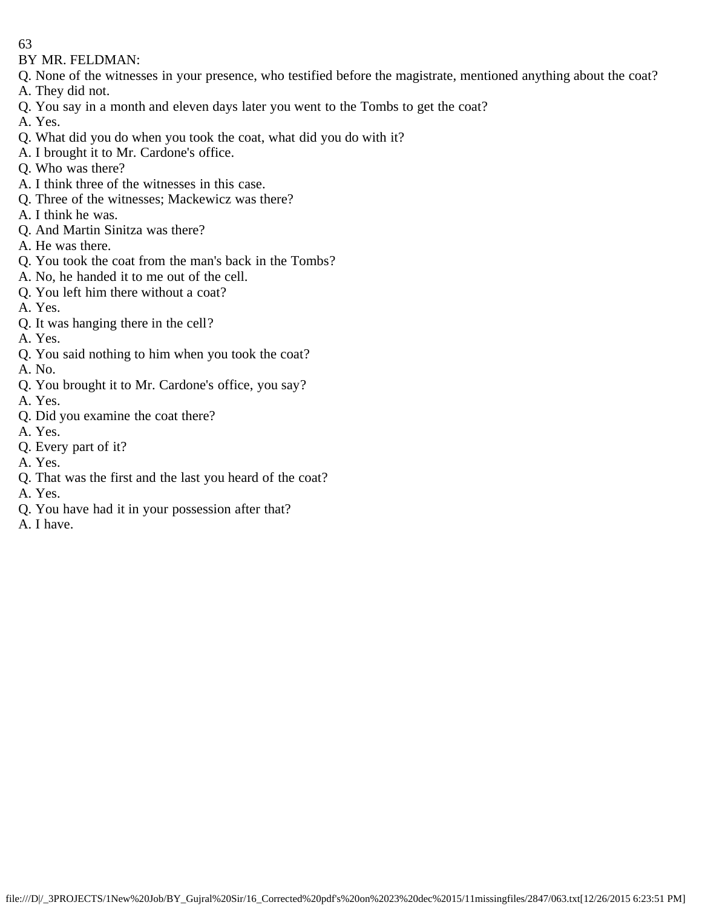BY MR. FELDMAN:

Q. None of the witnesses in your presence, who testified before the magistrate, mentioned anything about the coat?

A. They did not.

Q. You say in a month and eleven days later you went to the Tombs to get the coat?

A. Yes.

Q. What did you do when you took the coat, what did you do with it?

A. I brought it to Mr. Cardone's office.

Q. Who was there?

A. I think three of the witnesses in this case.

Q. Three of the witnesses; Mackewicz was there?

A. I think he was.

Q. And Martin Sinitza was there?

A. He was there.

Q. You took the coat from the man's back in the Tombs?

A. No, he handed it to me out of the cell.

Q. You left him there without a coat?

A. Yes.

Q. It was hanging there in the cell?

A. Yes.

Q. You said nothing to him when you took the coat?

A. No.

Q. You brought it to Mr. Cardone's office, you say?

A. Yes.

Q. Did you examine the coat there?

A. Yes.

Q. Every part of it?

A. Yes.

Q. That was the first and the last you heard of the coat?

A. Yes.

Q. You have had it in your possession after that?

A. I have.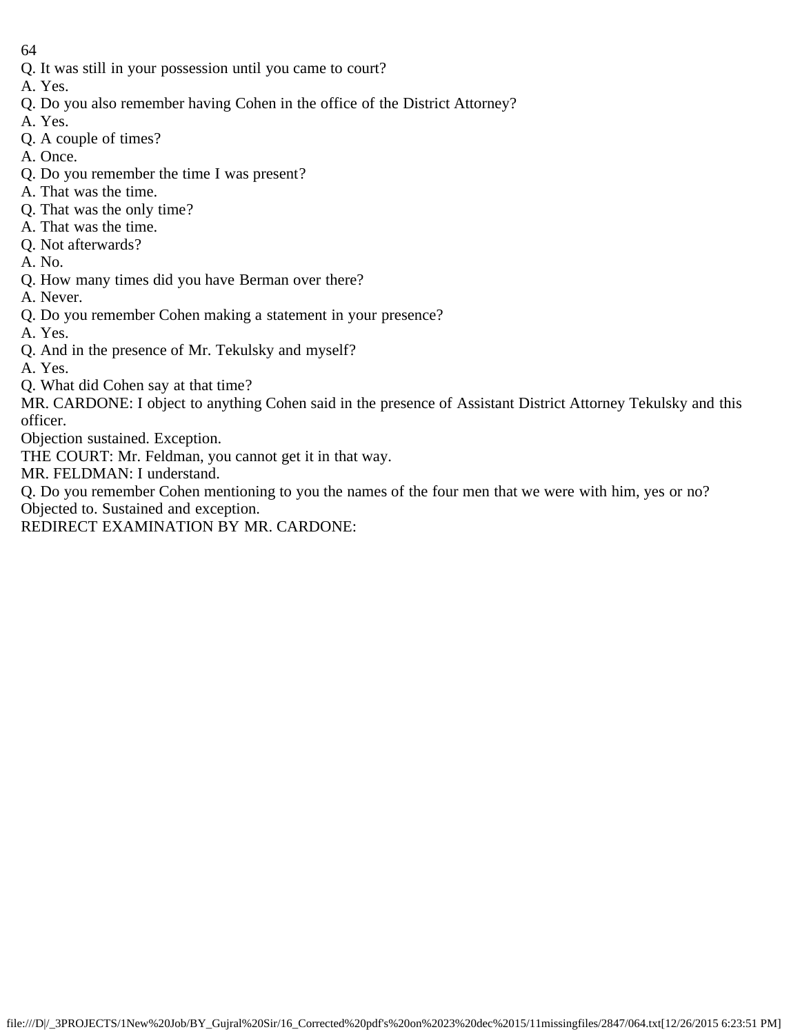Q. It was still in your possession until you came to court?

A. Yes.

Q. Do you also remember having Cohen in the office of the District Attorney?

A. Yes.

Q. A couple of times?

A. Once.

Q. Do you remember the time I was present?

A. That was the time.

Q. That was the only time?

A. That was the time.

Q. Not afterwards?

A. No.

Q. How many times did you have Berman over there?

A. Never.

Q. Do you remember Cohen making a statement in your presence?

A. Yes.

Q. And in the presence of Mr. Tekulsky and myself?

A. Yes.

Q. What did Cohen say at that time?

MR. CARDONE: I object to anything Cohen said in the presence of Assistant District Attorney Tekulsky and this officer.

Objection sustained. Exception.

THE COURT: Mr. Feldman, you cannot get it in that way.

MR. FELDMAN: I understand.

Q. Do you remember Cohen mentioning to you the names of the four men that we were with him, yes or no?

Objected to. Sustained and exception.

REDIRECT EXAMINATION BY MR. CARDONE: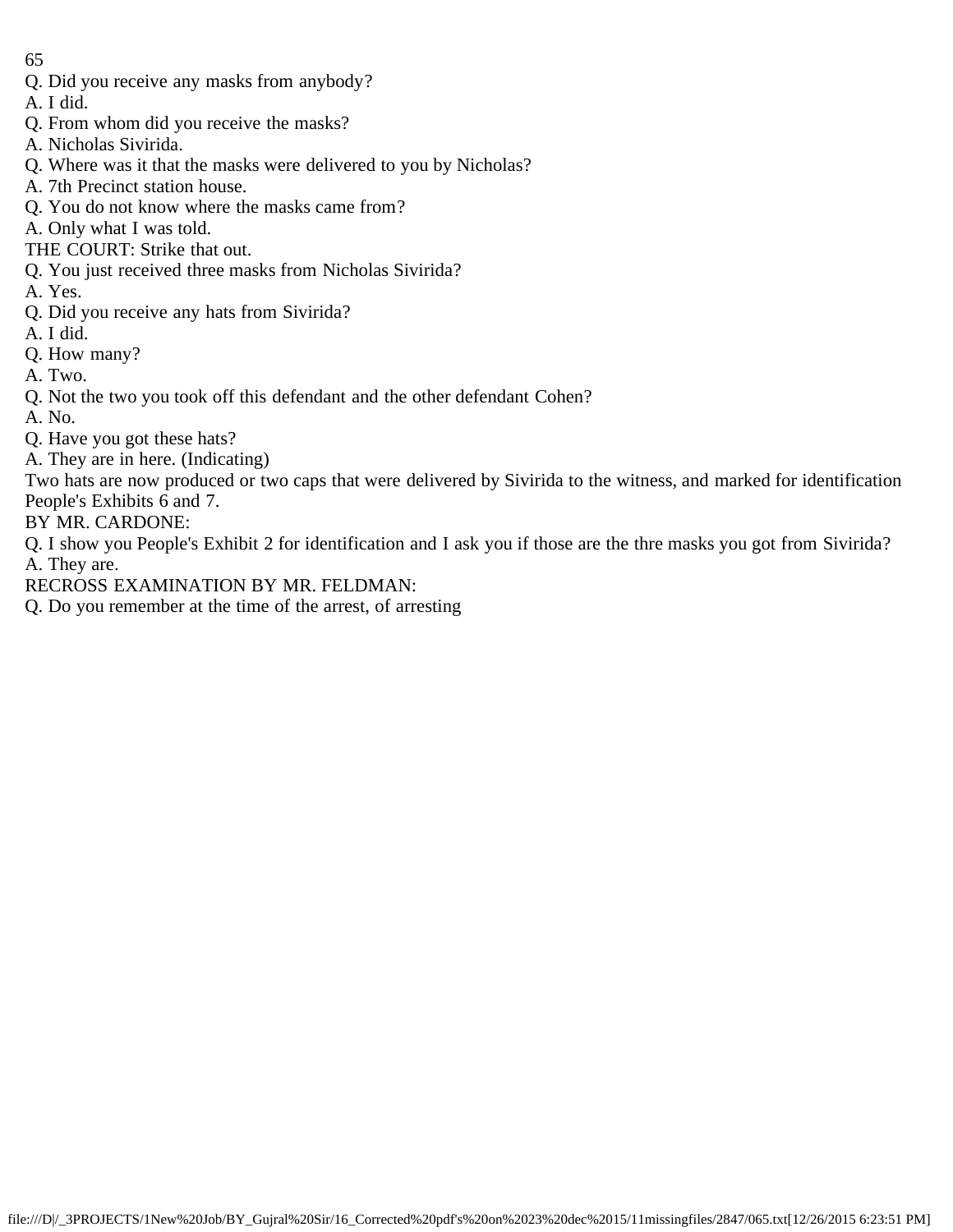Q. Did you receive any masks from anybody?

A. I did.

Q. From whom did you receive the masks?

A. Nicholas Sivirida.

Q. Where was it that the masks were delivered to you by Nicholas?

A. 7th Precinct station house.

Q. You do not know where the masks came from?

A. Only what I was told.

THE COURT: Strike that out.

Q. You just received three masks from Nicholas Sivirida?

A. Yes.

Q. Did you receive any hats from Sivirida?

A. I did.

Q. How many?

A. Two.

Q. Not the two you took off this defendant and the other defendant Cohen?

A. No.

Q. Have you got these hats?

A. They are in here. (Indicating)

Two hats are now produced or two caps that were delivered by Sivirida to the witness, and marked for identification People's Exhibits 6 and 7.

BY MR. CARDONE:

Q. I show you People's Exhibit 2 for identification and I ask you if those are the thre masks you got from Sivirida?

A. They are.

RECROSS EXAMINATION BY MR. FELDMAN:

Q. Do you remember at the time of the arrest, of arresting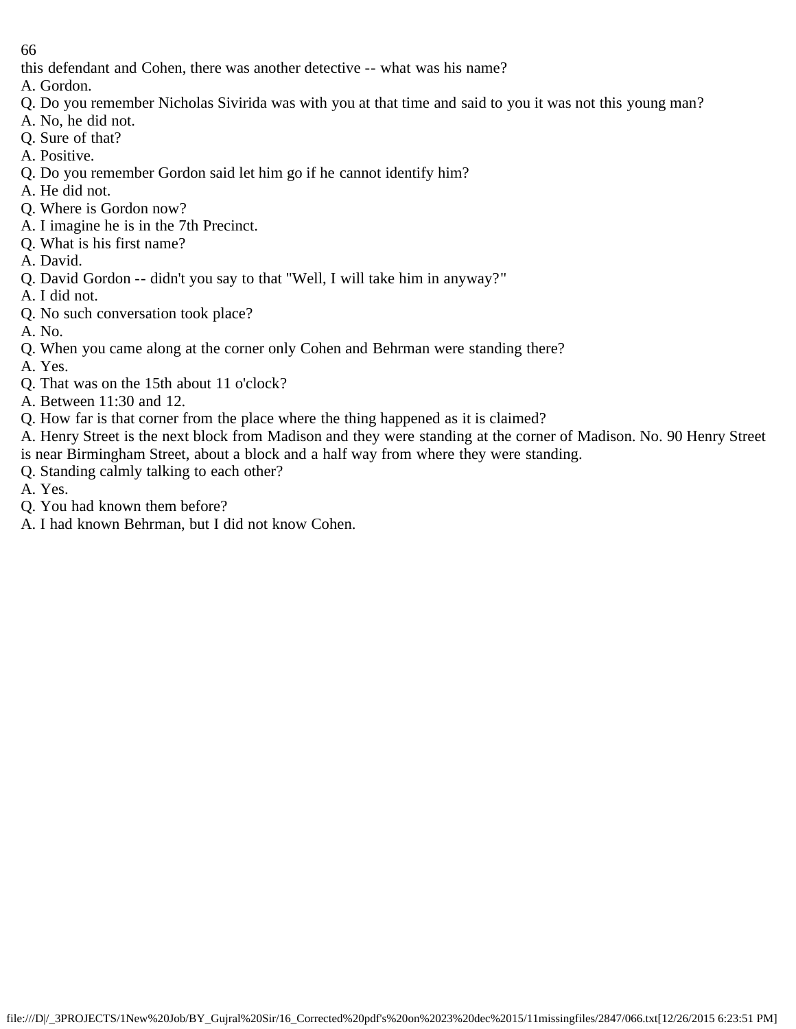this defendant and Cohen, there was another detective -- what was his name?

A. Gordon.

Q. Do you remember Nicholas Sivirida was with you at that time and said to you it was not this young man?

A. No, he did not.

Q. Sure of that?

A. Positive.

Q. Do you remember Gordon said let him go if he cannot identify him?

A. He did not.

Q. Where is Gordon now?

A. I imagine he is in the 7th Precinct.

Q. What is his first name?

A. David.

Q. David Gordon -- didn't you say to that "Well, I will take him in anyway?"

A. I did not.

Q. No such conversation took place?

A. No.

Q. When you came along at the corner only Cohen and Behrman were standing there?

A. Yes.

Q. That was on the 15th about 11 o'clock?

A. Between 11:30 and 12.

Q. How far is that corner from the place where the thing happened as it is claimed?

A. Henry Street is the next block from Madison and they were standing at the corner of Madison. No. 90 Henry Street is near Birmingham Street, about a block and a half way from where they were standing.

Q. Standing calmly talking to each other?

A. Yes.

Q. You had known them before?

A. I had known Behrman, but I did not know Cohen.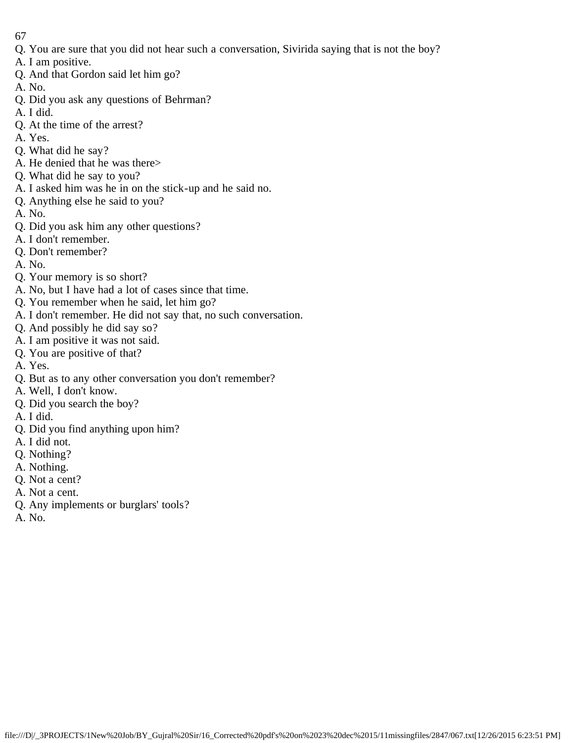Q. You are sure that you did not hear such a conversation, Sivirida saying that is not the boy?
A. I am positive.
Q. And that Gordon said let him go?
A. No.
Q. Did you ask any questions of Behrman?
A. I did.
Q. At the time of the arrest?
A. Yes.
Q. What did he say?
A. He denied that he was there>
Q. What did he say to you?
A. I asked him was he in on the stick-up and he said no.
Q. Anything else he said to you?
A. No.
Q. Did you ask him any other questions?
A. I don't remember.
Q. Don't remember?
A. No.
Q. Your memory is so short?
A. No, but I have had a lot of cases since that time.
Q. You remember when he said, let him go?
A. I don't remember. He did not say that, no such conversation.
Q. And possibly he did say so?
A. I am positive it was not said.
Q. You are positive of that?
A. Yes.
Q. But as to any other conversation you don't remember?
A. Well, I don't know.
Q. Did you search the boy?
A. I did.
Q. Did you find anything upon him?
A. I did not.
Q. Nothing?
A. Nothing.
Q. Not a cent?
A. Not a cent.
Q. Any implements or burglars' tools?
A. No.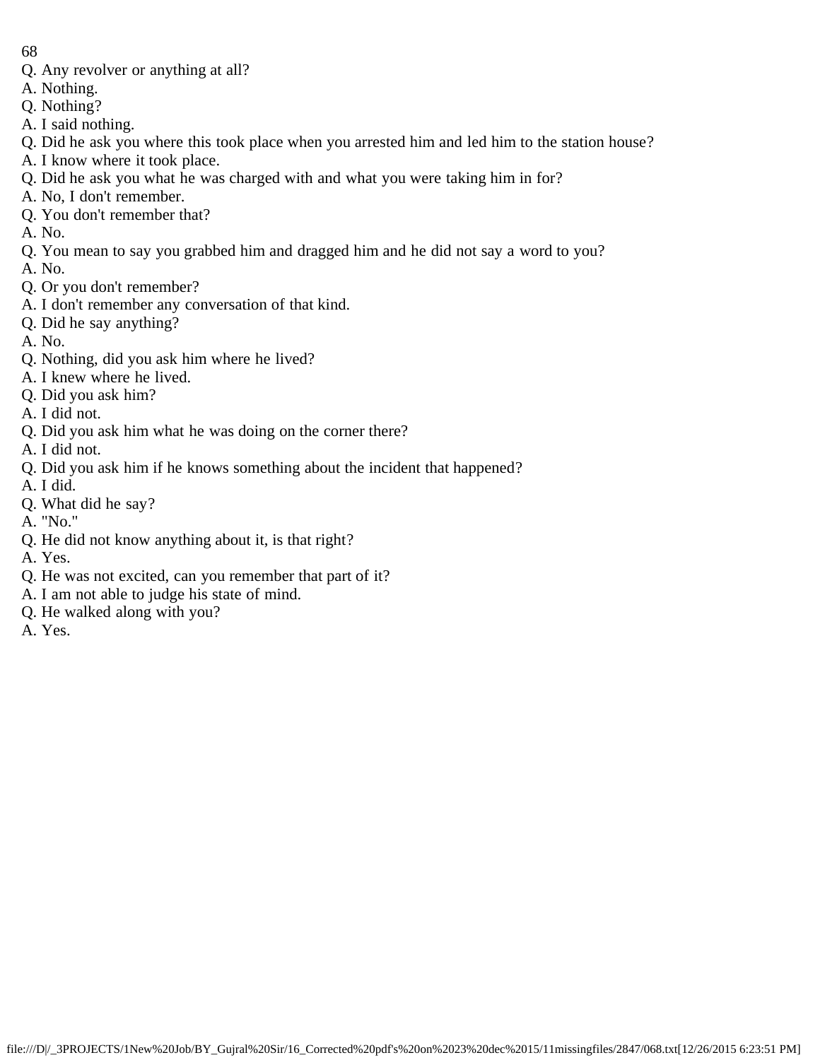Q. Any revolver or anything at all?
A. Nothing.
Q. Nothing?
A. I said nothing.
Q. Did he ask you where this took place when you arrested him and led him to the station house?
A. I know where it took place.
Q. Did he ask you what he was charged with and what you were taking him in for?
A. No, I don't remember.
Q. You don't remember that?
A. No.
Q. You mean to say you grabbed him and dragged him and he did not say a word to you?
A. No.
Q. Or you don't remember?
A. I don't remember any conversation of that kind.
Q. Did he say anything?
A. No.
Q. Nothing, did you ask him where he lived?
A. I knew where he lived.
Q. Did you ask him?
A. I did not.
Q. Did you ask him what he was doing on the corner there?
A. I did not.
Q. Did you ask him if he knows something about the incident that happened?
A. I did.
Q. What did he say?
A. "No."
Q. He did not know anything about it, is that right?
A. Yes.
Q. He was not excited, can you remember that part of it?
A. I am not able to judge his state of mind.
Q. He walked along with you?
A. Yes.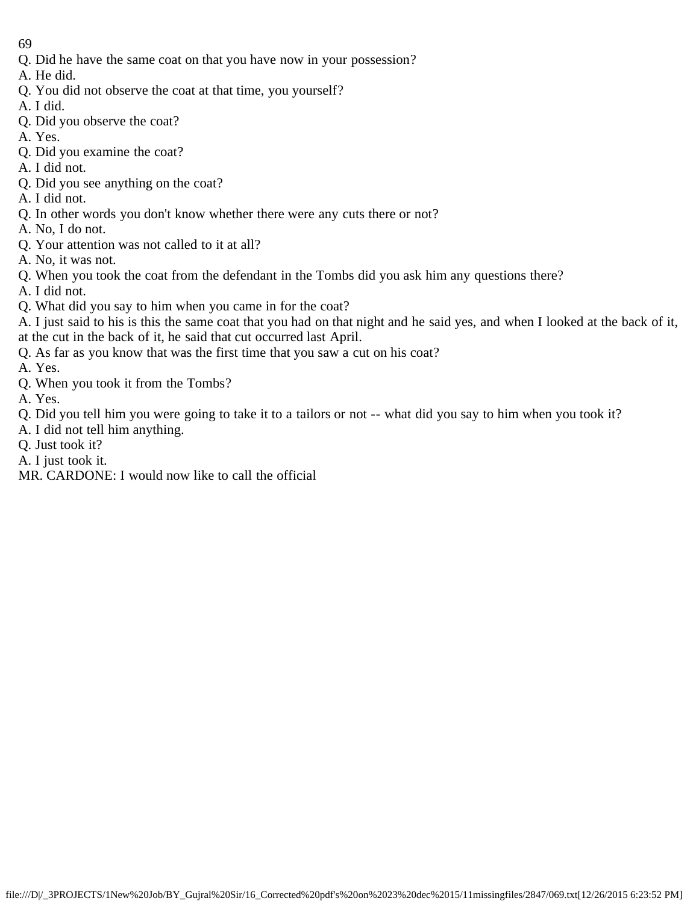Q. Did he have the same coat on that you have now in your possession?
A. He did.
Q. You did not observe the coat at that time, you yourself?
A. I did.
Q. Did you observe the coat?
A. Yes.
Q. Did you examine the coat?
A. I did not.
Q. Did you see anything on the coat?
A. I did not.
Q. In other words you don't know whether there were any cuts there or not?
A. No, I do not.
Q. Your attention was not called to it at all?
A. No, it was not.
Q. When you took the coat from the defendant in the Tombs did you ask him any questions there?
A. I did not.
Q. What did you say to him when you came in for the coat?
A. I just said to his is this the same coat that you had on that night and he said yes, and when I looked at the back of it, at the cut in the back of it, he said that cut occurred last April.
Q. As far as you know that was the first time that you saw a cut on his coat?
A. Yes.
Q. When you took it from the Tombs?
A. Yes.
Q. Did you tell him you were going to take it to a tailors or not -- what did you say to him when you took it?
A. I did not tell him anything.
Q. Just took it?
A. I just took it.
MR. CARDONE: I would now like to call the official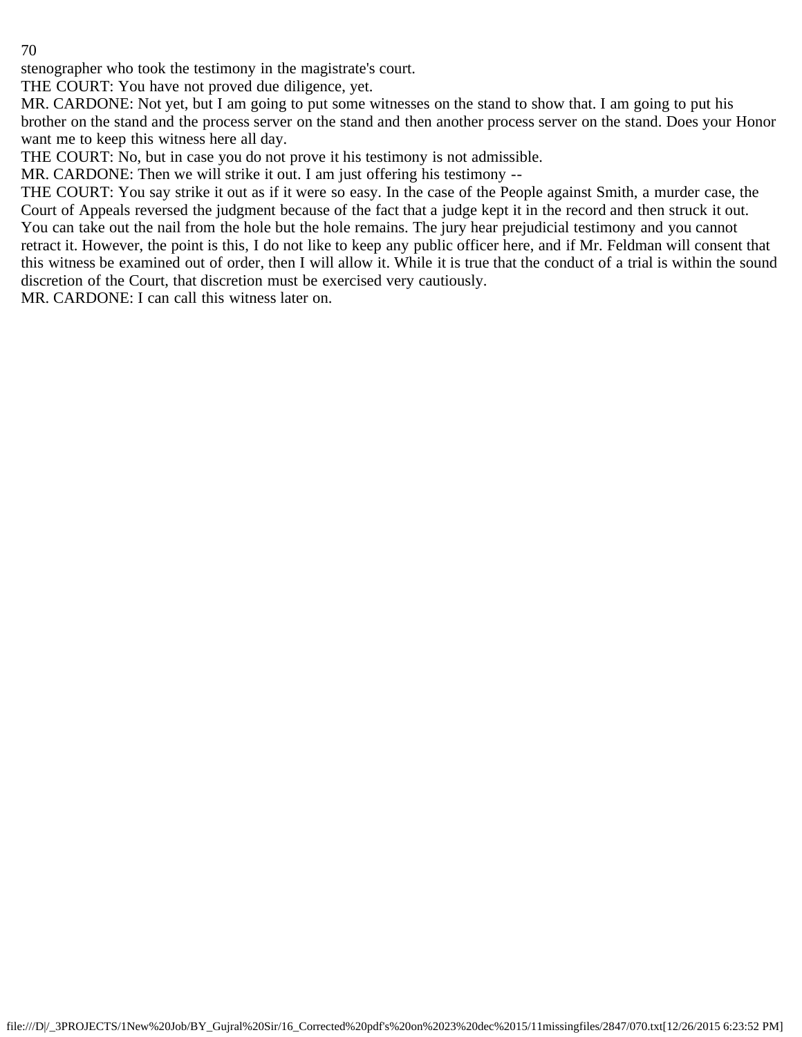stenographer who took the testimony in the magistrate's court.

THE COURT: You have not proved due diligence, yet.

MR. CARDONE: Not yet, but I am going to put some witnesses on the stand to show that. I am going to put his brother on the stand and the process server on the stand and then another process server on the stand. Does your Honor want me to keep this witness here all day.

THE COURT: No, but in case you do not prove it his testimony is not admissible.

MR. CARDONE: Then we will strike it out. I am just offering his testimony --

THE COURT: You say strike it out as if it were so easy. In the case of the People against Smith, a murder case, the Court of Appeals reversed the judgment because of the fact that a judge kept it in the record and then struck it out. You can take out the nail from the hole but the hole remains. The jury hear prejudicial testimony and you cannot retract it. However, the point is this, I do not like to keep any public officer here, and if Mr. Feldman will consent that this witness be examined out of order, then I will allow it. While it is true that the conduct of a trial is within the sound discretion of the Court, that discretion must be exercised very cautiously.

MR. CARDONE: I can call this witness later on.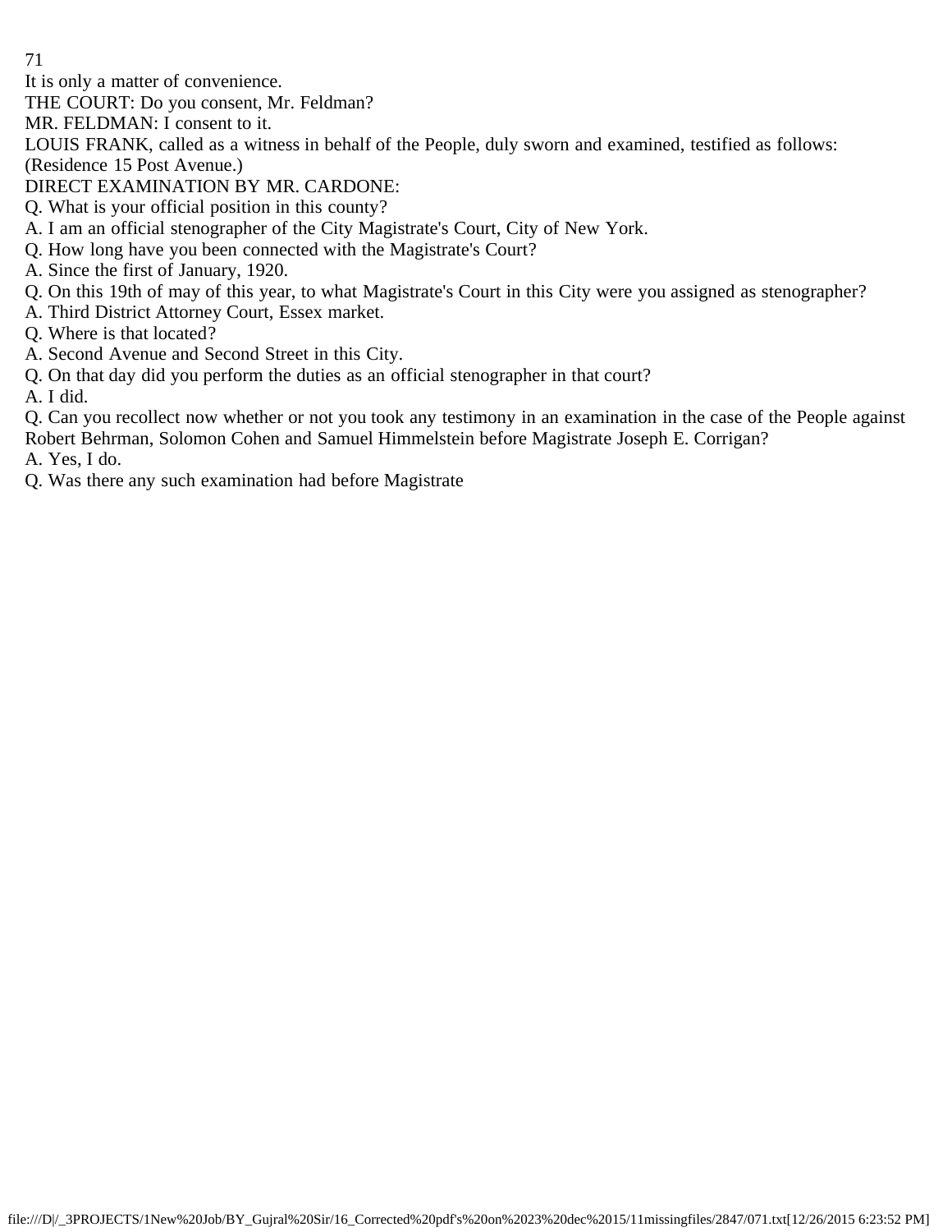It is only a matter of convenience.

THE COURT: Do you consent, Mr. Feldman?

MR. FELDMAN: I consent to it.

LOUIS FRANK, called as a witness in behalf of the People, duly sworn and examined, testified as follows:
(Residence 15 Post Avenue.)

DIRECT EXAMINATION BY MR. CARDONE:

Q. What is your official position in this county?

A. I am an official stenographer of the City Magistrate's Court, City of New York.

Q. How long have you been connected with the Magistrate's Court?

A. Since the first of January, 1920.

Q. On this 19th of may of this year, to what Magistrate's Court in this City were you assigned as stenographer?

A. Third District Attorney Court, Essex market.

Q. Where is that located?

A. Second Avenue and Second Street in this City.

Q. On that day did you perform the duties as an official stenographer in that court?

A. I did.

Q. Can you recollect now whether or not you took any testimony in an examination in the case of the People against Robert Behrman, Solomon Cohen and Samuel Himmelstein before Magistrate Joseph E. Corrigan?

A. Yes, I do.

Q. Was there any such examination had before Magistrate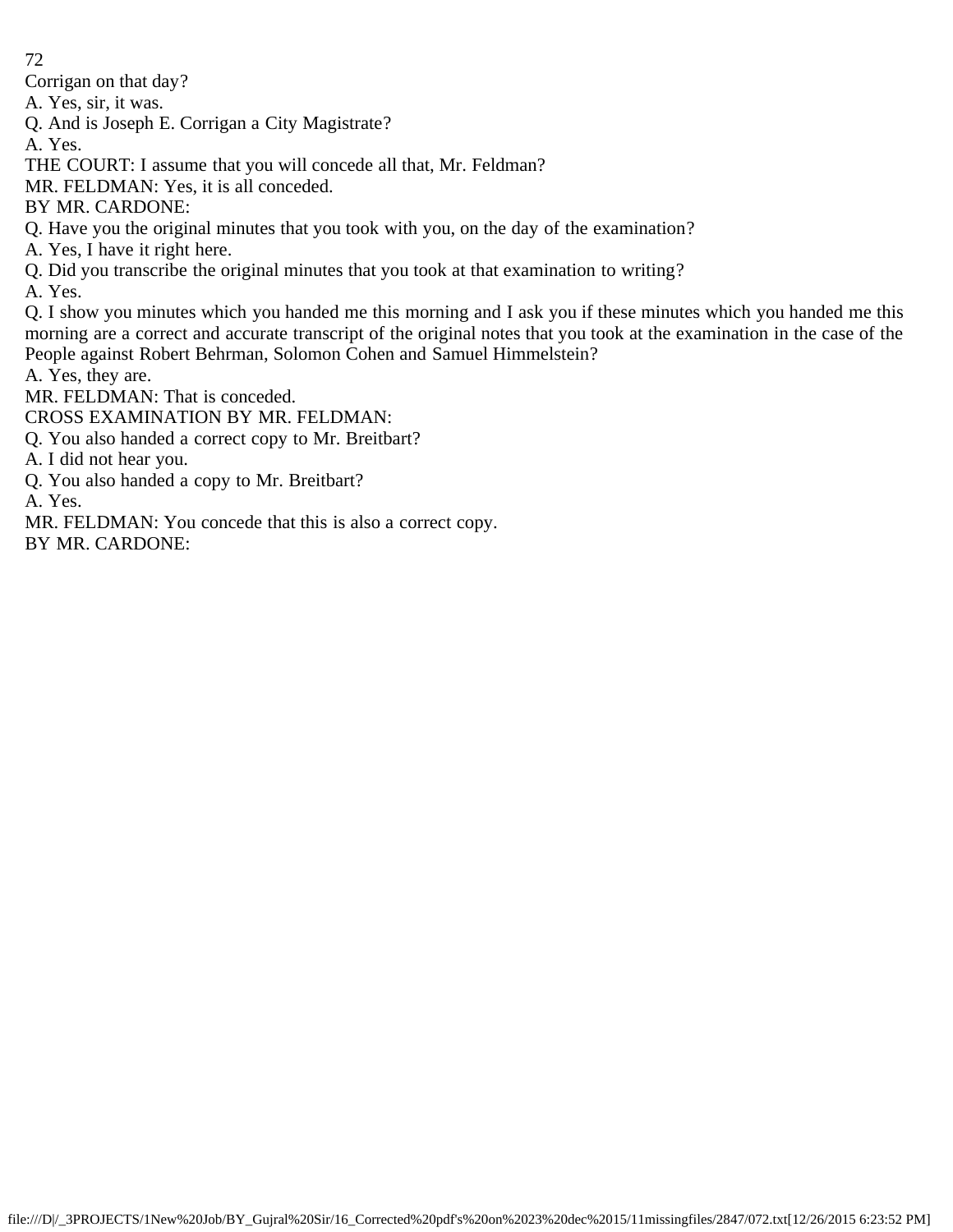Corrigan on that day?

A. Yes, sir, it was.

Q. And is Joseph E. Corrigan a City Magistrate?

A. Yes.

THE COURT: I assume that you will concede all that, Mr. Feldman?

MR. FELDMAN: Yes, it is all conceded.

BY MR. CARDONE:

Q. Have you the original minutes that you took with you, on the day of the examination?

A. Yes, I have it right here.

Q. Did you transcribe the original minutes that you took at that examination to writing?

A. Yes.

Q. I show you minutes which you handed me this morning and I ask you if these minutes which you handed me this morning are a correct and accurate transcript of the original notes that you took at the examination in the case of the People against Robert Behrman, Solomon Cohen and Samuel Himmelstein?

A. Yes, they are.

MR. FELDMAN: That is conceded.

CROSS EXAMINATION BY MR. FELDMAN:

Q. You also handed a correct copy to Mr. Breitbart?

A. I did not hear you.

Q. You also handed a copy to Mr. Breitbart?

A. Yes.

MR. FELDMAN: You concede that this is also a correct copy.

BY MR. CARDONE: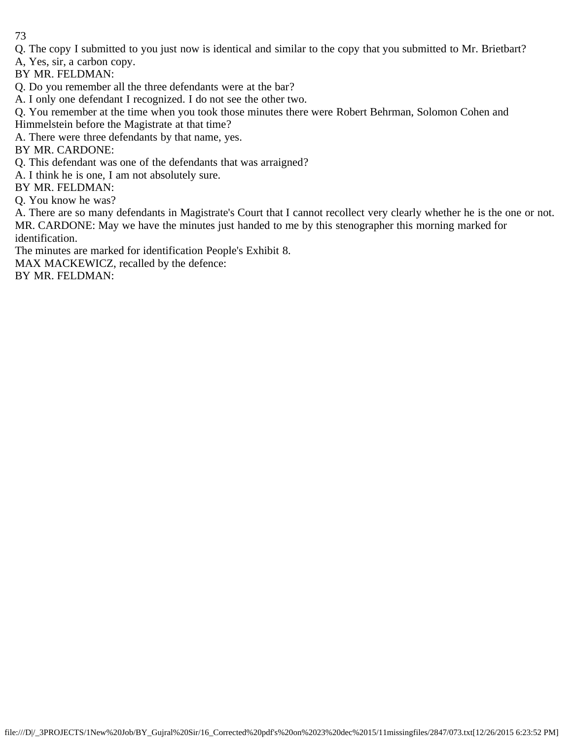Q. The copy I submitted to you just now is identical and similar to the copy that you submitted to Mr. Brietbart?

A, Yes, sir, a carbon copy.

BY MR. FELDMAN:

Q. Do you remember all the three defendants were at the bar?

A. I only one defendant I recognized. I do not see the other two.

Q. You remember at the time when you took those minutes there were Robert Behrman, Solomon Cohen and Himmelstein before the Magistrate at that time?

A. There were three defendants by that name, yes.

BY MR. CARDONE:

Q. This defendant was one of the defendants that was arraigned?

A. I think he is one, I am not absolutely sure.

BY MR. FELDMAN:

Q. You know he was?

A. There are so many defendants in Magistrate's Court that I cannot recollect very clearly whether he is the one or not.

MR. CARDONE: May we have the minutes just handed to me by this stenographer this morning marked for identification.

The minutes are marked for identification People's Exhibit 8.

MAX MACKEWICZ, recalled by the defence:

BY MR. FELDMAN: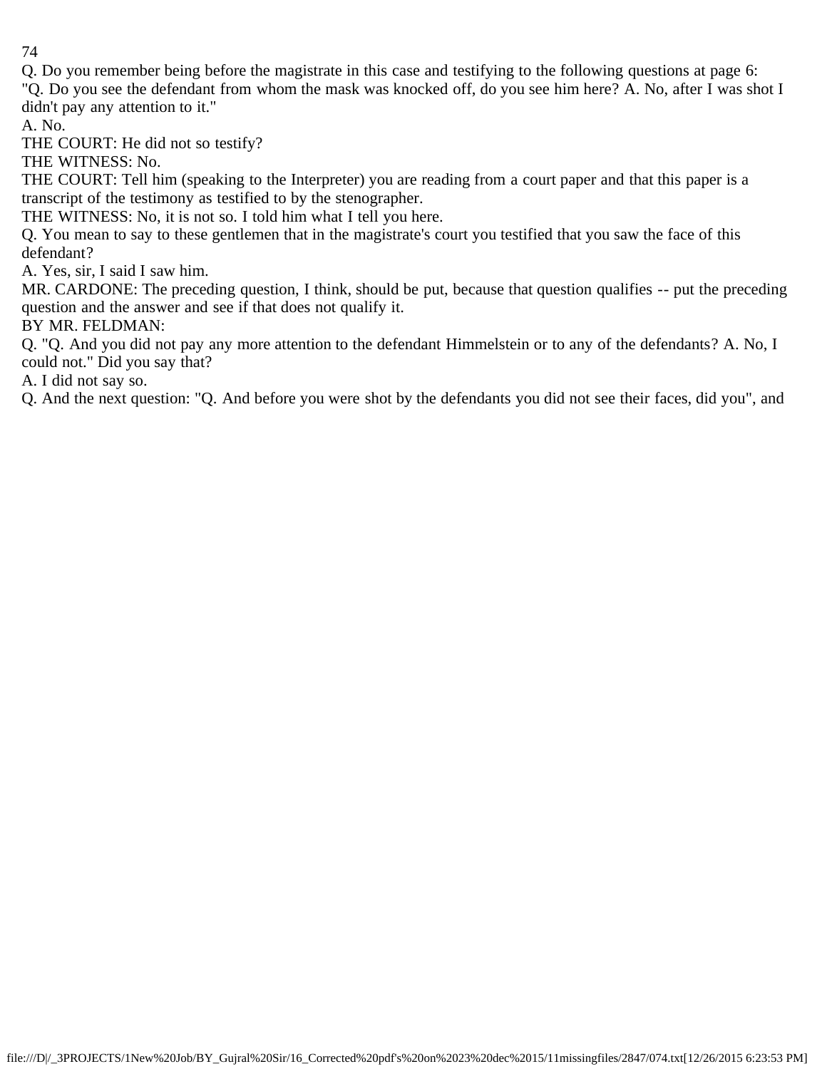Q. Do you remember being before the magistrate in this case and testifying to the following questions at page 6: "Q. Do you see the defendant from whom the mask was knocked off, do you see him here? A. No, after I was shot I didn't pay any attention to it."

A. No.

THE COURT: He did not so testify?

THE WITNESS: No.

THE COURT: Tell him (speaking to the Interpreter) you are reading from a court paper and that this paper is a transcript of the testimony as testified to by the stenographer.

THE WITNESS: No, it is not so. I told him what I tell you here.

Q. You mean to say to these gentlemen that in the magistrate's court you testified that you saw the face of this defendant?

A. Yes, sir, I said I saw him.

MR. CARDONE: The preceding question, I think, should be put, because that question qualifies -- put the preceding question and the answer and see if that does not qualify it.

BY MR. FELDMAN:

Q. "Q. And you did not pay any more attention to the defendant Himmelstein or to any of the defendants? A. No, I could not." Did you say that?

A. I did not say so.

Q. And the next question: "Q. And before you were shot by the defendants you did not see their faces, did you", and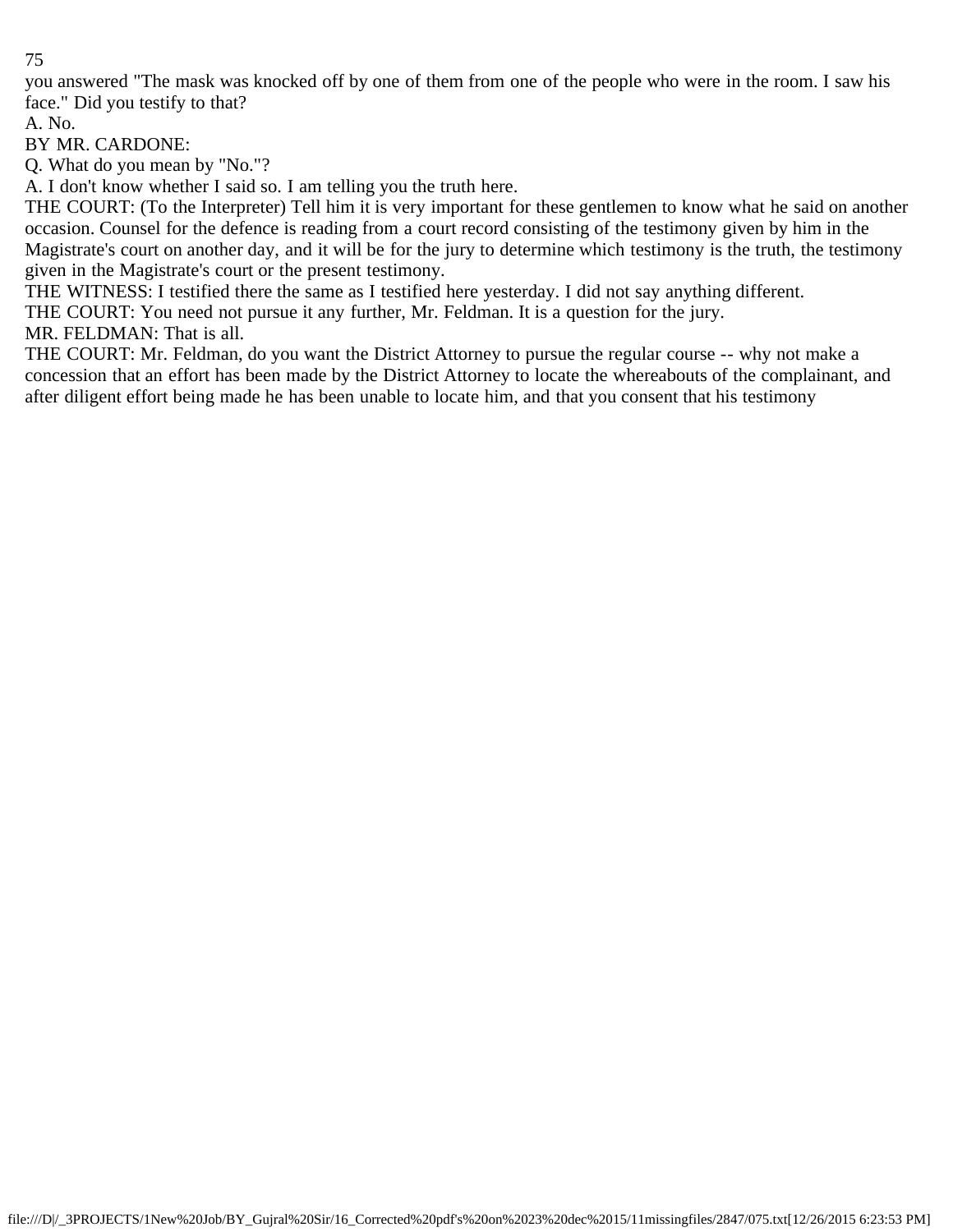you answered "The mask was knocked off by one of them from one of the people who were in the room. I saw his face." Did you testify to that?

A. No.

BY MR. CARDONE:

Q. What do you mean by "No."?

A. I don't know whether I said so. I am telling you the truth here.

THE COURT: (To the Interpreter) Tell him it is very important for these gentlemen to know what he said on another occasion. Counsel for the defence is reading from a court record consisting of the testimony given by him in the Magistrate's court on another day, and it will be for the jury to determine which testimony is the truth, the testimony given in the Magistrate's court or the present testimony.

THE WITNESS: I testified there the same as I testified here yesterday. I did not say anything different.

THE COURT: You need not pursue it any further, Mr. Feldman. It is a question for the jury.

MR. FELDMAN: That is all.

THE COURT: Mr. Feldman, do you want the District Attorney to pursue the regular course -- why not make a concession that an effort has been made by the District Attorney to locate the whereabouts of the complainant, and after diligent effort being made he has been unable to locate him, and that you consent that his testimony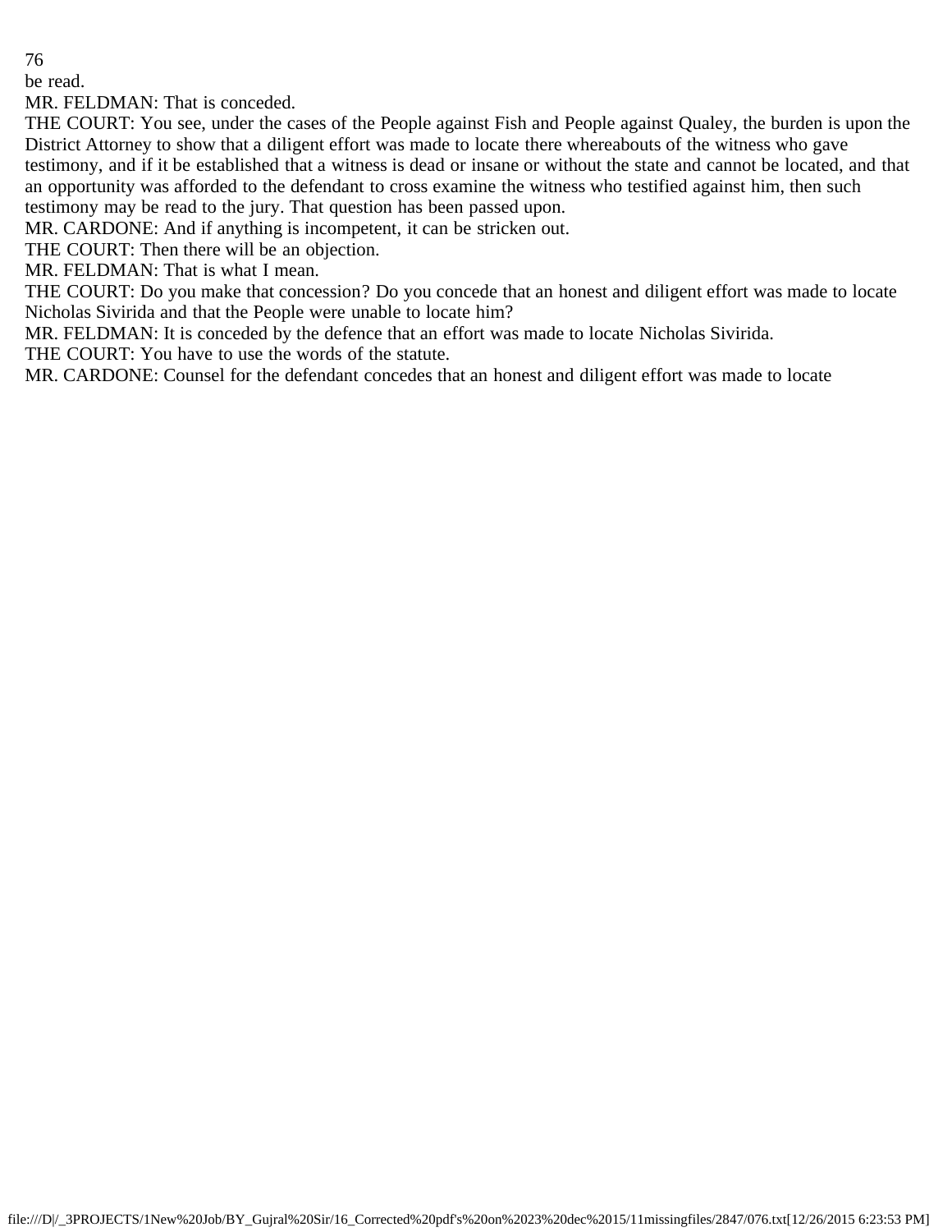be read.

MR. FELDMAN: That is conceded.

THE COURT: You see, under the cases of the People against Fish and People against Qualey, the burden is upon the District Attorney to show that a diligent effort was made to locate there whereabouts of the witness who gave testimony, and if it be established that a witness is dead or insane or without the state and cannot be located, and that an opportunity was afforded to the defendant to cross examine the witness who testified against him, then such testimony may be read to the jury. That question has been passed upon.

MR. CARDONE: And if anything is incompetent, it can be stricken out.

THE COURT: Then there will be an objection.

MR. FELDMAN: That is what I mean.

THE COURT: Do you make that concession? Do you concede that an honest and diligent effort was made to locate Nicholas Sivirida and that the People were unable to locate him?

MR. FELDMAN: It is conceded by the defence that an effort was made to locate Nicholas Sivirida.

THE COURT: You have to use the words of the statute.

MR. CARDONE: Counsel for the defendant concedes that an honest and diligent effort was made to locate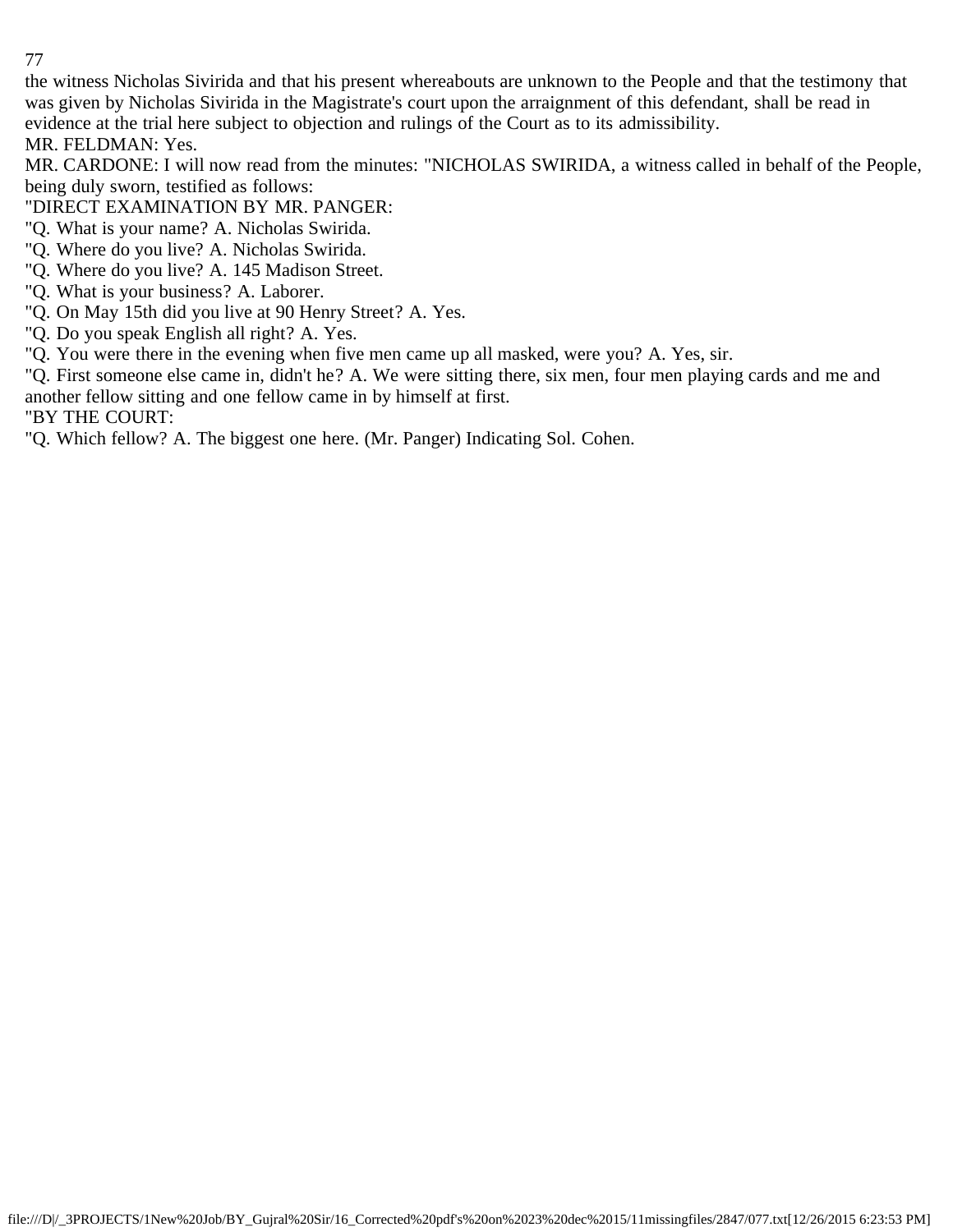the witness Nicholas Sivirida and that his present whereabouts are unknown to the People and that the testimony that was given by Nicholas Sivirida in the Magistrate's court upon the arraignment of this defendant, shall be read in evidence at the trial here subject to objection and rulings of the Court as to its admissibility.

MR. FELDMAN: Yes.

MR. CARDONE: I will now read from the minutes: "NICHOLAS SWIRIDA, a witness called in behalf of the People, being duly sworn, testified as follows:

"DIRECT EXAMINATION BY MR. PANGER:

"Q. What is your name? A. Nicholas Swirida.

"Q. Where do you live? A. Nicholas Swirida.

"Q. Where do you live? A. 145 Madison Street.

"Q. What is your business? A. Laborer.

"Q. On May 15th did you live at 90 Henry Street? A. Yes.

"Q. Do you speak English all right? A. Yes.

"Q. You were there in the evening when five men came up all masked, were you? A. Yes, sir.

"Q. First someone else came in, didn't he? A. We were sitting there, six men, four men playing cards and me and another fellow sitting and one fellow came in by himself at first.

"BY THE COURT:

"Q. Which fellow? A. The biggest one here. (Mr. Panger) Indicating Sol. Cohen.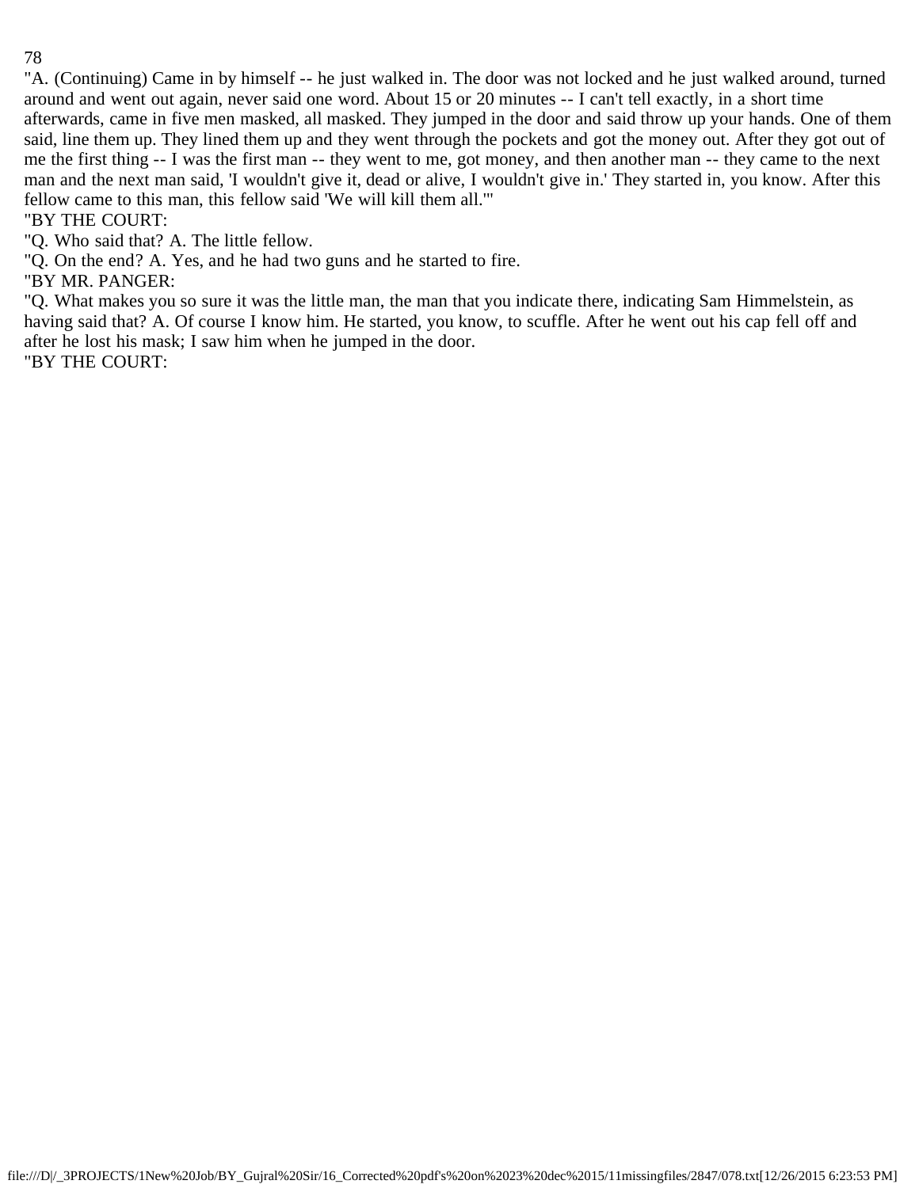"A. (Continuing) Came in by himself -- he just walked in. The door was not locked and he just walked around, turned around and went out again, never said one word. About 15 or 20 minutes -- I can't tell exactly, in a short time afterwards, came in five men masked, all masked. They jumped in the door and said throw up your hands. One of them said, line them up. They lined them up and they went through the pockets and got the money out. After they got out of me the first thing -- I was the first man -- they went to me, got money, and then another man -- they came to the next man and the next man said, 'I wouldn't give it, dead or alive, I wouldn't give in.' They started in, you know. After this fellow came to this man, this fellow said 'We will kill them all.'"

"BY THE COURT:

"Q. Who said that? A. The little fellow.

"Q. On the end? A. Yes, and he had two guns and he started to fire.

"BY MR. PANGER:

"Q. What makes you so sure it was the little man, the man that you indicate there, indicating Sam Himmelstein, as having said that? A. Of course I know him. He started, you know, to scuffle. After he went out his cap fell off and after he lost his mask; I saw him when he jumped in the door.

"BY THE COURT: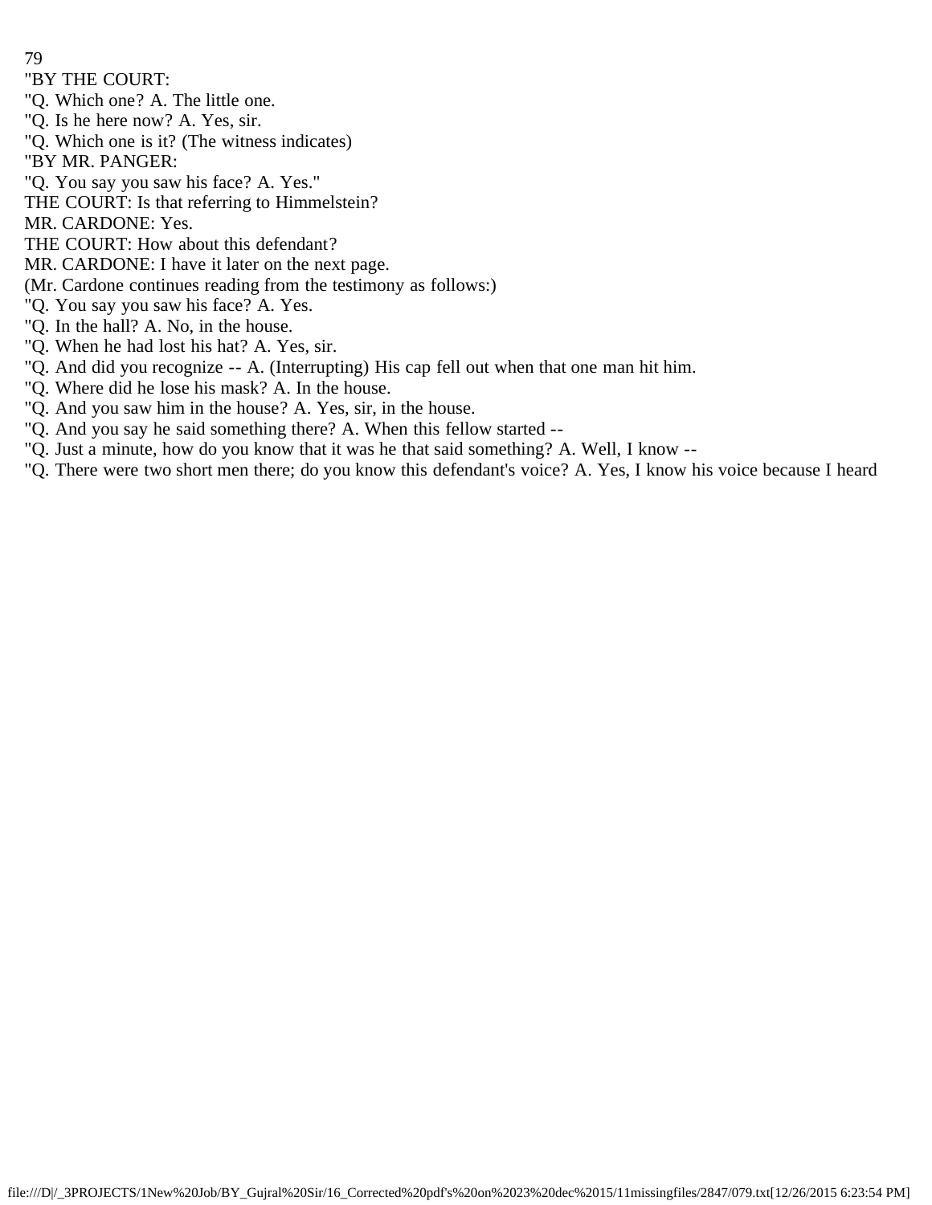"BY THE COURT:

"Q. Which one? A. The little one.

"Q. Is he here now? A. Yes, sir.

"Q. Which one is it? (The witness indicates)

"BY MR. PANGER:

"Q. You say you saw his face? A. Yes."

THE COURT: Is that referring to Himmelstein?

MR. CARDONE: Yes.

THE COURT: How about this defendant?

MR. CARDONE: I have it later on the next page.

(Mr. Cardone continues reading from the testimony as follows:)

"Q. You say you saw his face? A. Yes.

"Q. In the hall? A. No, in the house.

"Q. When he had lost his hat? A. Yes, sir.

"Q. And did you recognize -- A. (Interrupting) His cap fell out when that one man hit him.

"Q. Where did he lose his mask? A. In the house.

"Q. And you saw him in the house? A. Yes, sir, in the house.

"Q. And you say he said something there? A. When this fellow started --

"Q. Just a minute, how do you know that it was he that said something? A. Well, I know --

"Q. There were two short men there; do you know this defendant's voice? A. Yes, I know his voice because I heard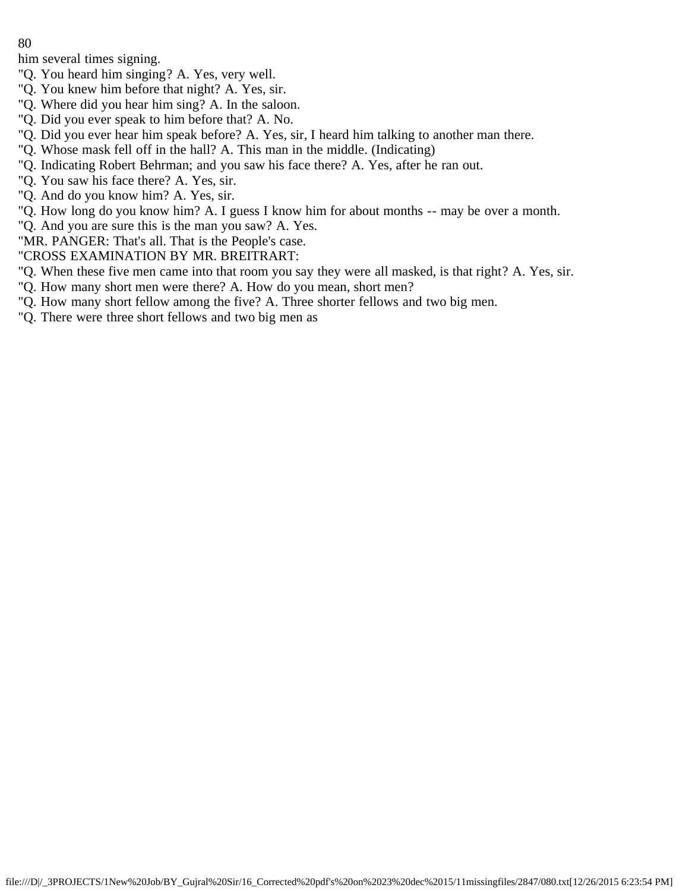him several times signing.

"Q. You heard him singing? A. Yes, very well.

"Q. You knew him before that night? A. Yes, sir.

"Q. Where did you hear him sing? A. In the saloon.

"Q. Did you ever speak to him before that? A. No.

"Q. Did you ever hear him speak before? A. Yes, sir, I heard him talking to another man there.

"Q. Whose mask fell off in the hall? A. This man in the middle. (Indicating)

"Q. Indicating Robert Behrman; and you saw his face there? A. Yes, after he ran out.

"Q. You saw his face there? A. Yes, sir.

"Q. And do you know him? A. Yes, sir.

"Q. How long do you know him? A. I guess I know him for about months -- may be over a month.

"Q. And you are sure this is the man you saw? A. Yes.

"MR. PANGER: That's all. That is the People's case.

"CROSS EXAMINATION BY MR. BREITRART:

"Q. When these five men came into that room you say they were all masked, is that right? A. Yes, sir.

"Q. How many short men were there? A. How do you mean, short men?

"Q. How many short fellow among the five? A. Three shorter fellows and two big men.

"Q. There were three short fellows and two big men as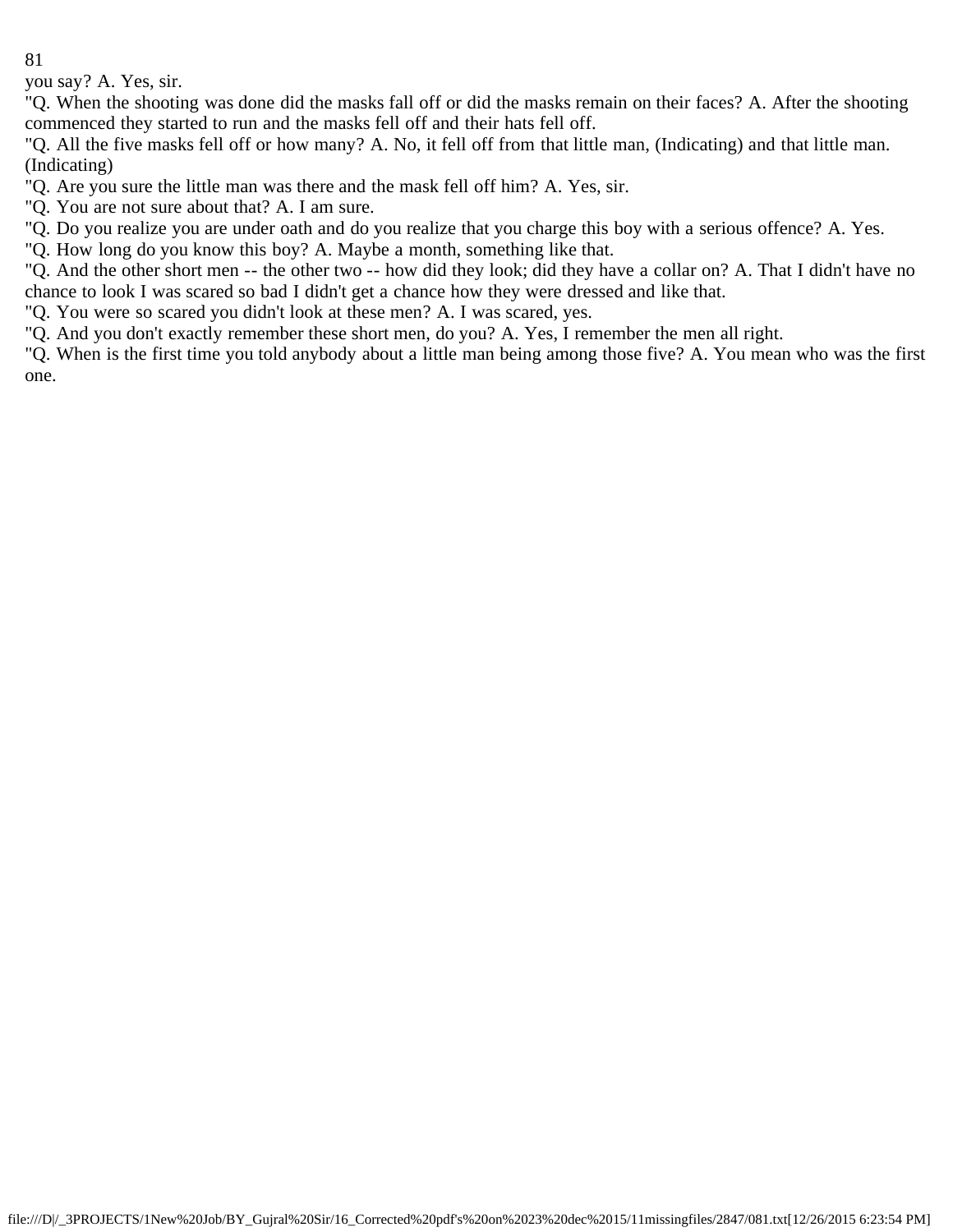you say? A. Yes, sir.

"Q. When the shooting was done did the masks fall off or did the masks remain on their faces? A. After the shooting commenced they started to run and the masks fell off and their hats fell off.

"Q. All the five masks fell off or how many? A. No, it fell off from that little man, (Indicating) and that little man. (Indicating)

"Q. Are you sure the little man was there and the mask fell off him? A. Yes, sir.

"Q. You are not sure about that? A. I am sure.

"Q. Do you realize you are under oath and do you realize that you charge this boy with a serious offence? A. Yes.

"Q. How long do you know this boy? A. Maybe a month, something like that.

"Q. And the other short men -- the other two -- how did they look; did they have a collar on? A. That I didn't have no chance to look I was scared so bad I didn't get a chance how they were dressed and like that.

"Q. You were so scared you didn't look at these men? A. I was scared, yes.

"Q. And you don't exactly remember these short men, do you? A. Yes, I remember the men all right.

"Q. When is the first time you told anybody about a little man being among those five? A. You mean who was the first one.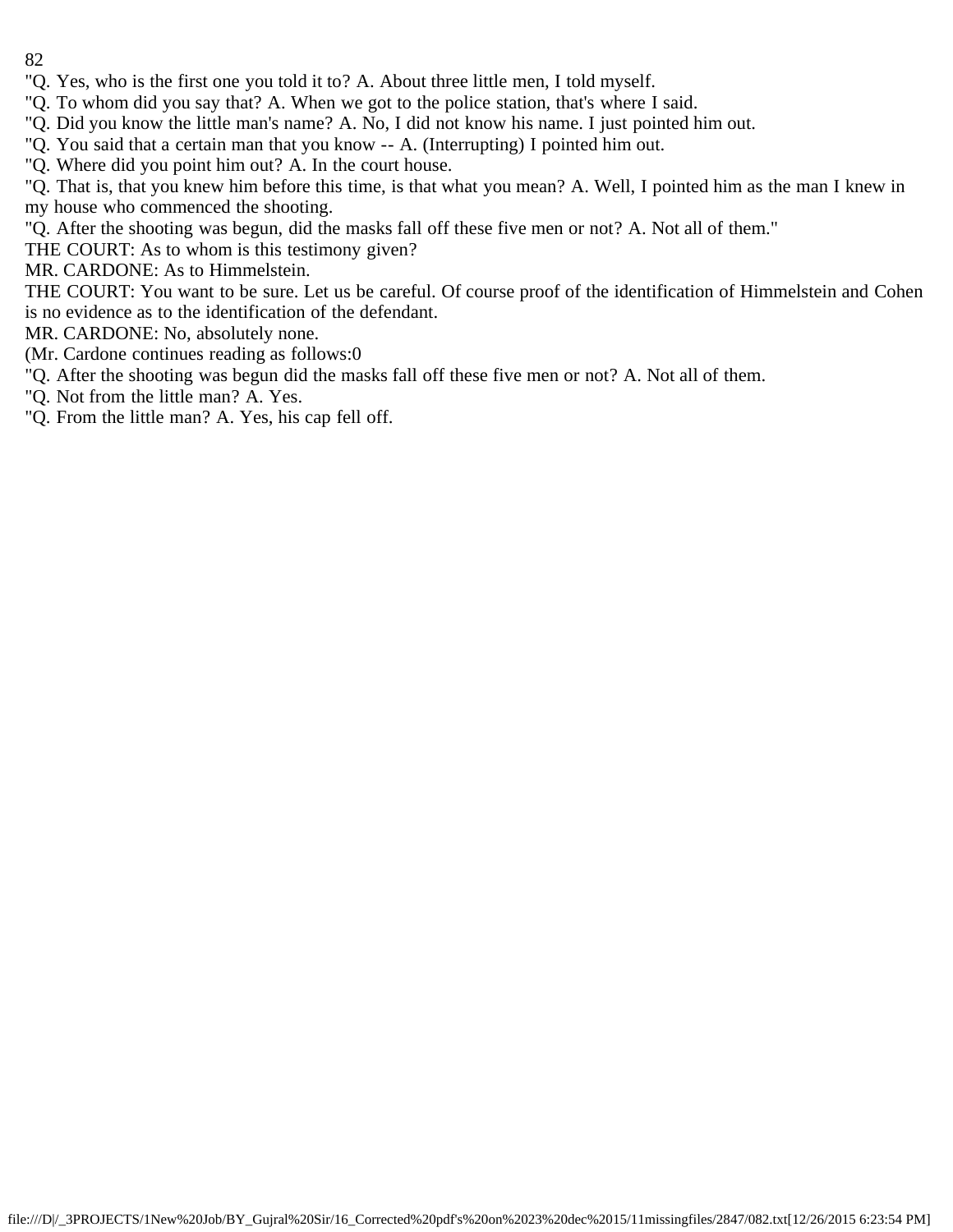"Q. Yes, who is the first one you told it to? A. About three little men, I told myself.

"Q. To whom did you say that? A. When we got to the police station, that's where I said.

"Q. Did you know the little man's name? A. No, I did not know his name. I just pointed him out.

"Q. You said that a certain man that you know -- A. (Interrupting) I pointed him out.

"Q. Where did you point him out? A. In the court house.

"Q. That is, that you knew him before this time, is that what you mean? A. Well, I pointed him as the man I knew in my house who commenced the shooting.

"Q. After the shooting was begun, did the masks fall off these five men or not? A. Not all of them."

THE COURT: As to whom is this testimony given?

MR. CARDONE: As to Himmelstein.

THE COURT: You want to be sure. Let us be careful. Of course proof of the identification of Himmelstein and Cohen is no evidence as to the identification of the defendant.

MR. CARDONE: No, absolutely none.

(Mr. Cardone continues reading as follows:0

"Q. After the shooting was begun did the masks fall off these five men or not? A. Not all of them.

"Q. Not from the little man? A. Yes.

"Q. From the little man? A. Yes, his cap fell off.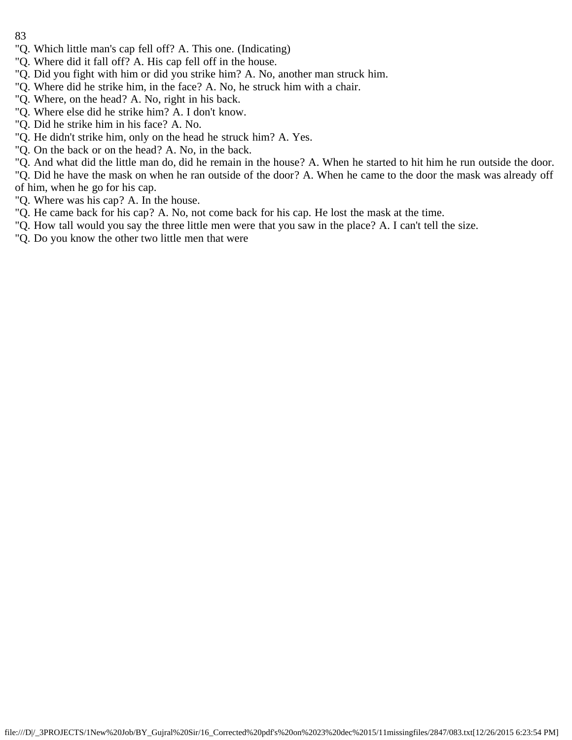"Q. Which little man's cap fell off? A. This one. (Indicating)
"Q. Where did it fall off? A. His cap fell off in the house.
"Q. Did you fight with him or did you strike him? A. No, another man struck him.
"Q. Where did he strike him, in the face? A. No, he struck him with a chair.
"Q. Where, on the head? A. No, right in his back.
"Q. Where else did he strike him? A. I don't know.
"Q. Did he strike him in his face? A. No.
"Q. He didn't strike him, only on the head he struck him? A. Yes.
"Q. On the back or on the head? A. No, in the back.
"Q. And what did the little man do, did he remain in the house? A. When he started to hit him he run outside the door.
"Q. Did he have the mask on when he ran outside of the door? A. When he came to the door the mask was already off of him, when he go for his cap.
"Q. Where was his cap? A. In the house.
"Q. He came back for his cap? A. No, not come back for his cap. He lost the mask at the time.
"Q. How tall would you say the three little men were that you saw in the place? A. I can't tell the size.
"Q. Do you know the other two little men that were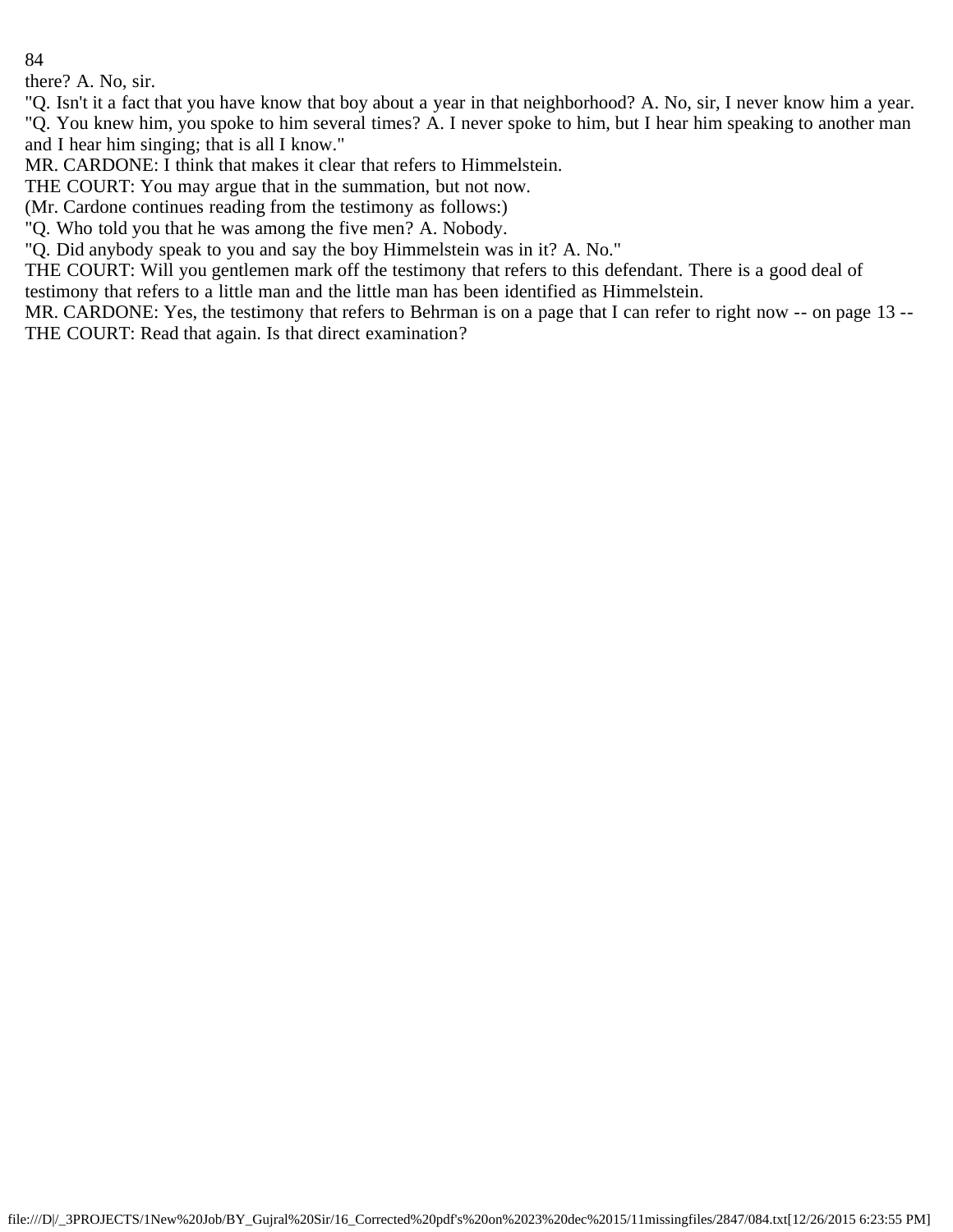there? A. No, sir.

"Q. Isn't it a fact that you have know that boy about a year in that neighborhood? A. No, sir, I never know him a year.

"Q. You knew him, you spoke to him several times? A. I never spoke to him, but I hear him speaking to another man and I hear him singing; that is all I know."

MR. CARDONE: I think that makes it clear that refers to Himmelstein.

THE COURT: You may argue that in the summation, but not now.

(Mr. Cardone continues reading from the testimony as follows:)

"Q. Who told you that he was among the five men? A. Nobody.

"Q. Did anybody speak to you and say the boy Himmelstein was in it? A. No."

THE COURT: Will you gentlemen mark off the testimony that refers to this defendant. There is a good deal of testimony that refers to a little man and the little man has been identified as Himmelstein.

MR. CARDONE: Yes, the testimony that refers to Behrman is on a page that I can refer to right now -- on page 13 --

THE COURT: Read that again. Is that direct examination?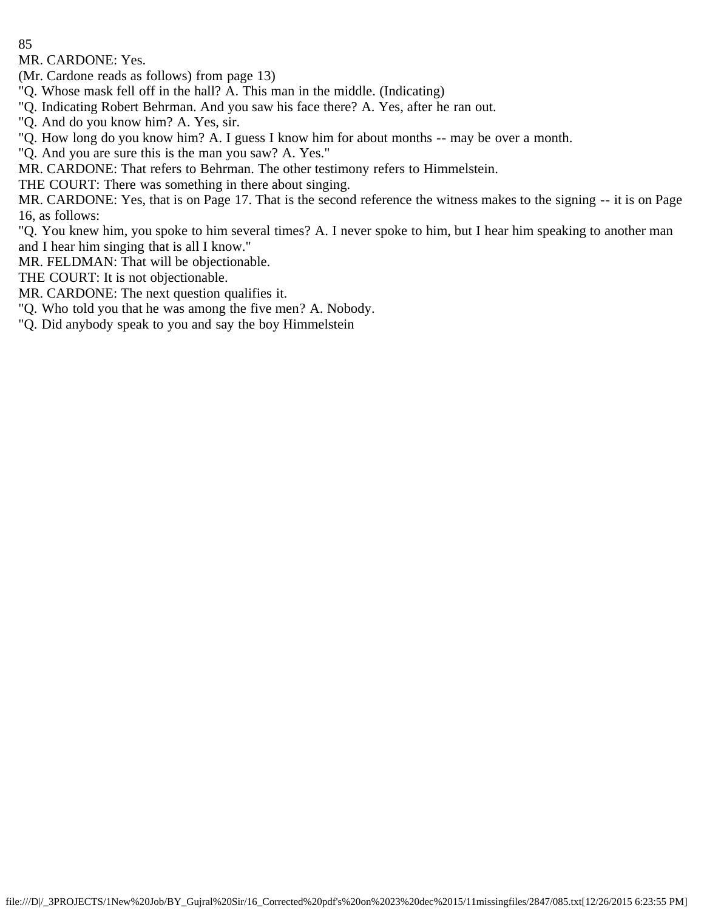MR. CARDONE: Yes.

(Mr. Cardone reads as follows) from page 13)

"Q. Whose mask fell off in the hall? A. This man in the middle. (Indicating)

"Q. Indicating Robert Behrman. And you saw his face there? A. Yes, after he ran out.

"Q. And do you know him? A. Yes, sir.

"Q. How long do you know him? A. I guess I know him for about months -- may be over a month.

"Q. And you are sure this is the man you saw? A. Yes."

MR. CARDONE: That refers to Behrman. The other testimony refers to Himmelstein.

THE COURT: There was something in there about singing.

MR. CARDONE: Yes, that is on Page 17. That is the second reference the witness makes to the signing -- it is on Page 16, as follows:

"Q. You knew him, you spoke to him several times? A. I never spoke to him, but I hear him speaking to another man and I hear him singing that is all I know."

MR. FELDMAN: That will be objectionable.

THE COURT: It is not objectionable.

MR. CARDONE: The next question qualifies it.

"Q. Who told you that he was among the five men? A. Nobody.

"Q. Did anybody speak to you and say the boy Himmelstein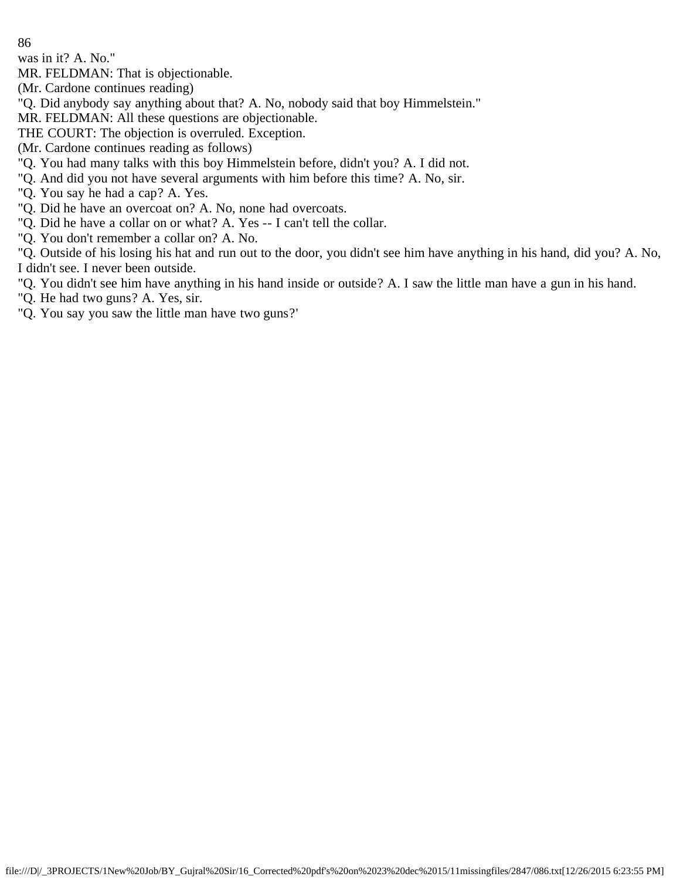was in it? A. No."

MR. FELDMAN: That is objectionable.

(Mr. Cardone continues reading)

"Q. Did anybody say anything about that? A. No, nobody said that boy Himmelstein."

MR. FELDMAN: All these questions are objectionable.

THE COURT: The objection is overruled. Exception.

(Mr. Cardone continues reading as follows)

"Q. You had many talks with this boy Himmelstein before, didn't you? A. I did not.

"Q. And did you not have several arguments with him before this time? A. No, sir.

"Q. You say he had a cap? A. Yes.

"Q. Did he have an overcoat on? A. No, none had overcoats.

"Q. Did he have a collar on or what? A. Yes -- I can't tell the collar.

"Q. You don't remember a collar on? A. No.

"Q. Outside of his losing his hat and run out to the door, you didn't see him have anything in his hand, did you? A. No, I didn't see. I never been outside.

"Q. You didn't see him have anything in his hand inside or outside? A. I saw the little man have a gun in his hand.

"Q. He had two guns? A. Yes, sir.

"Q. You say you saw the little man have two guns?'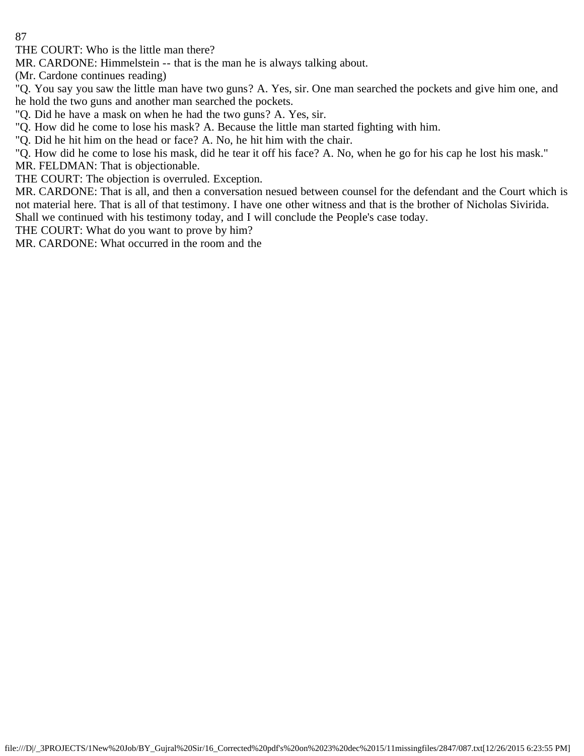THE COURT: Who is the little man there?

MR. CARDONE: Himmelstein -- that is the man he is always talking about.

(Mr. Cardone continues reading)

"Q. You say you saw the little man have two guns? A. Yes, sir. One man searched the pockets and give him one, and he hold the two guns and another man searched the pockets.

"Q. Did he have a mask on when he had the two guns? A. Yes, sir.

"Q. How did he come to lose his mask? A. Because the little man started fighting with him.

"Q. Did he hit him on the head or face? A. No, he hit him with the chair.

"Q. How did he come to lose his mask, did he tear it off his face? A. No, when he go for his cap he lost his mask."

MR. FELDMAN: That is objectionable.

THE COURT: The objection is overruled. Exception.

MR. CARDONE: That is all, and then a conversation nesued between counsel for the defendant and the Court which is not material here. That is all of that testimony. I have one other witness and that is the brother of Nicholas Sivirida. Shall we continued with his testimony today, and I will conclude the People's case today.

THE COURT: What do you want to prove by him?

MR. CARDONE: What occurred in the room and the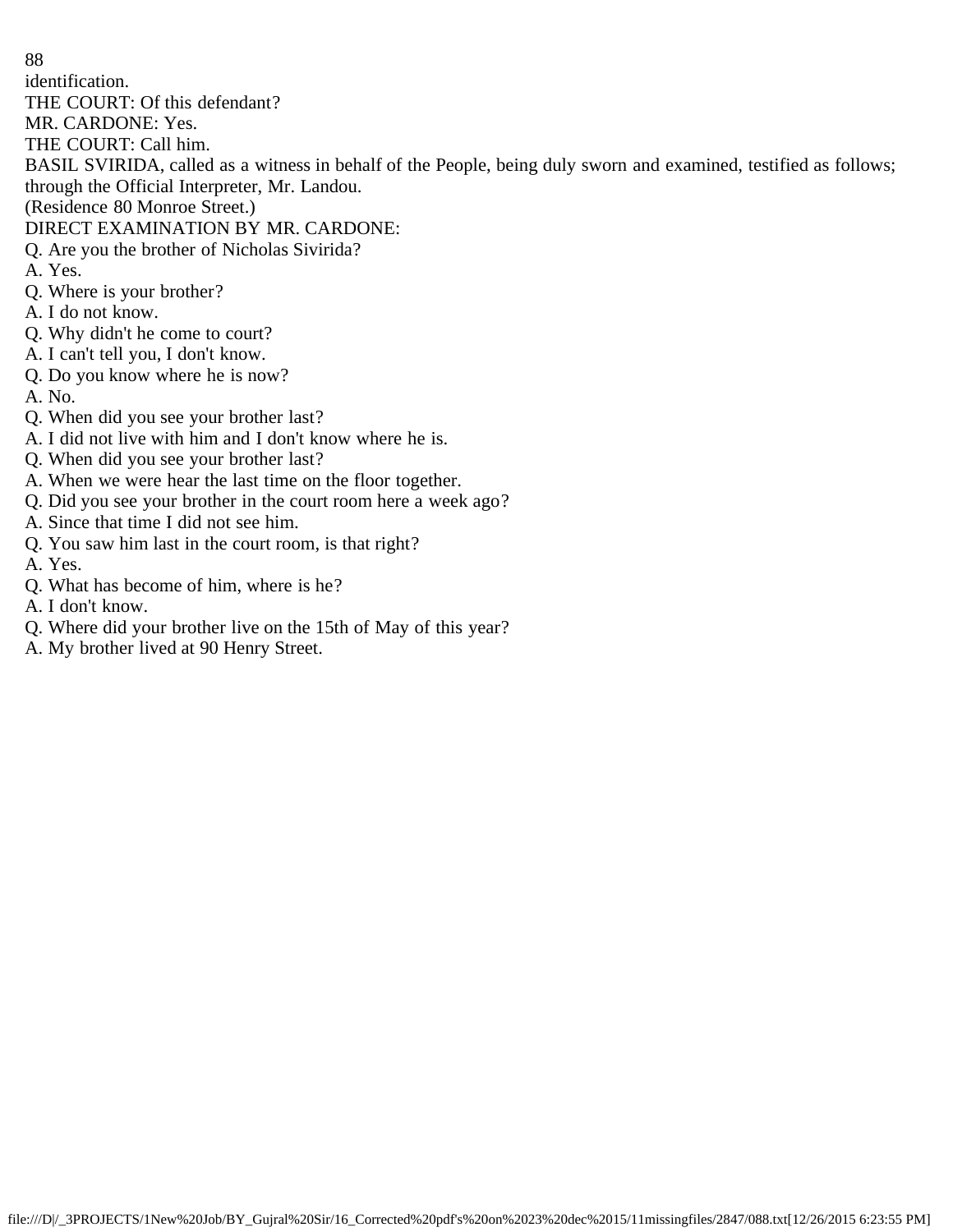identification.

THE COURT: Of this defendant?

MR. CARDONE: Yes.

THE COURT: Call him.

BASIL SVIRIDA, called as a witness in behalf of the People, being duly sworn and examined, testified as follows; through the Official Interpreter, Mr. Landou.

(Residence 80 Monroe Street.)

DIRECT EXAMINATION BY MR. CARDONE:

Q. Are you the brother of Nicholas Sivirida?

A. Yes.

Q. Where is your brother?

A. I do not know.

Q. Why didn't he come to court?

A. I can't tell you, I don't know.

Q. Do you know where he is now?

A. No.

Q. When did you see your brother last?

A. I did not live with him and I don't know where he is.

Q. When did you see your brother last?

A. When we were hear the last time on the floor together.

Q. Did you see your brother in the court room here a week ago?

A. Since that time I did not see him.

Q. You saw him last in the court room, is that right?

A. Yes.

Q. What has become of him, where is he?

A. I don't know.

Q. Where did your brother live on the 15th of May of this year?

A. My brother lived at 90 Henry Street.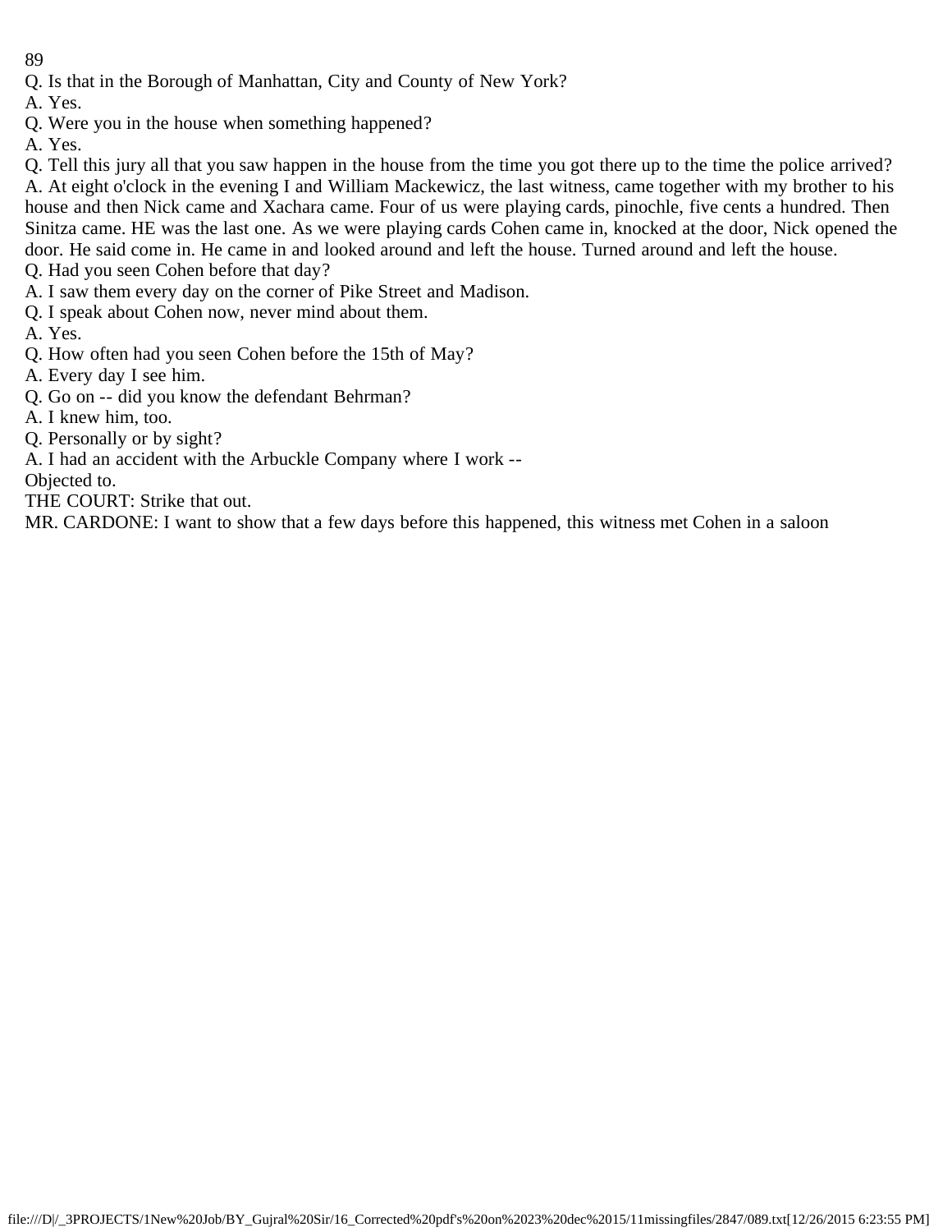Q. Is that in the Borough of Manhattan, City and County of New York?

A. Yes.

Q. Were you in the house when something happened?

A. Yes.

Q. Tell this jury all that you saw happen in the house from the time you got there up to the time the police arrived?

A. At eight o'clock in the evening I and William Mackewicz, the last witness, came together with my brother to his house and then Nick came and Xachara came. Four of us were playing cards, pinochle, five cents a hundred. Then Sinitza came. HE was the last one. As we were playing cards Cohen came in, knocked at the door, Nick opened the door. He said come in. He came in and looked around and left the house. Turned around and left the house.

Q. Had you seen Cohen before that day?

A. I saw them every day on the corner of Pike Street and Madison.

Q. I speak about Cohen now, never mind about them.

A. Yes.

Q. How often had you seen Cohen before the 15th of May?

A. Every day I see him.

Q. Go on -- did you know the defendant Behrman?

A. I knew him, too.

Q. Personally or by sight?

A. I had an accident with the Arbuckle Company where I work --

Objected to.

THE COURT: Strike that out.

MR. CARDONE: I want to show that a few days before this happened, this witness met Cohen in a saloon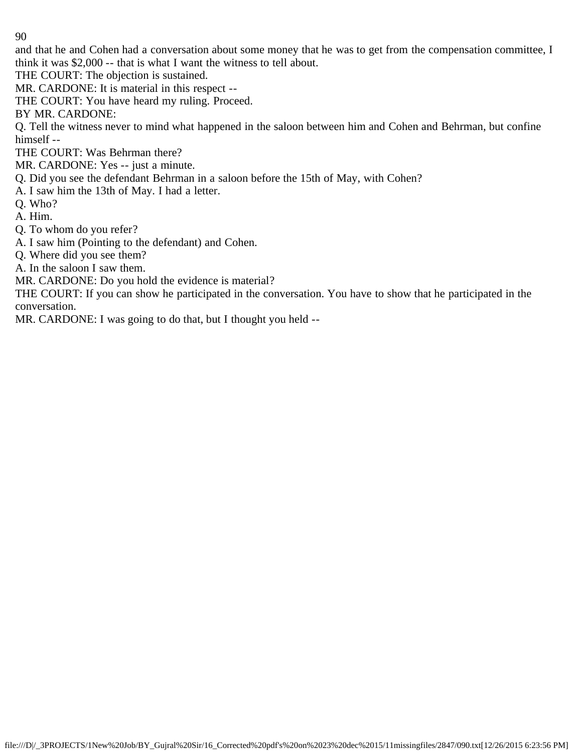and that he and Cohen had a conversation about some money that he was to get from the compensation committee, I think it was $2,000 -- that is what I want the witness to tell about.

THE COURT: The objection is sustained.

MR. CARDONE: It is material in this respect --

THE COURT: You have heard my ruling. Proceed.

BY MR. CARDONE:

Q. Tell the witness never to mind what happened in the saloon between him and Cohen and Behrman, but confine himself --

THE COURT: Was Behrman there?

MR. CARDONE: Yes -- just a minute.

Q. Did you see the defendant Behrman in a saloon before the 15th of May, with Cohen?

A. I saw him the 13th of May. I had a letter.

Q. Who?

A. Him.

Q. To whom do you refer?

A. I saw him (Pointing to the defendant) and Cohen.

Q. Where did you see them?

A. In the saloon I saw them.

MR. CARDONE: Do you hold the evidence is material?

THE COURT: If you can show he participated in the conversation. You have to show that he participated in the conversation.

MR. CARDONE: I was going to do that, but I thought you held --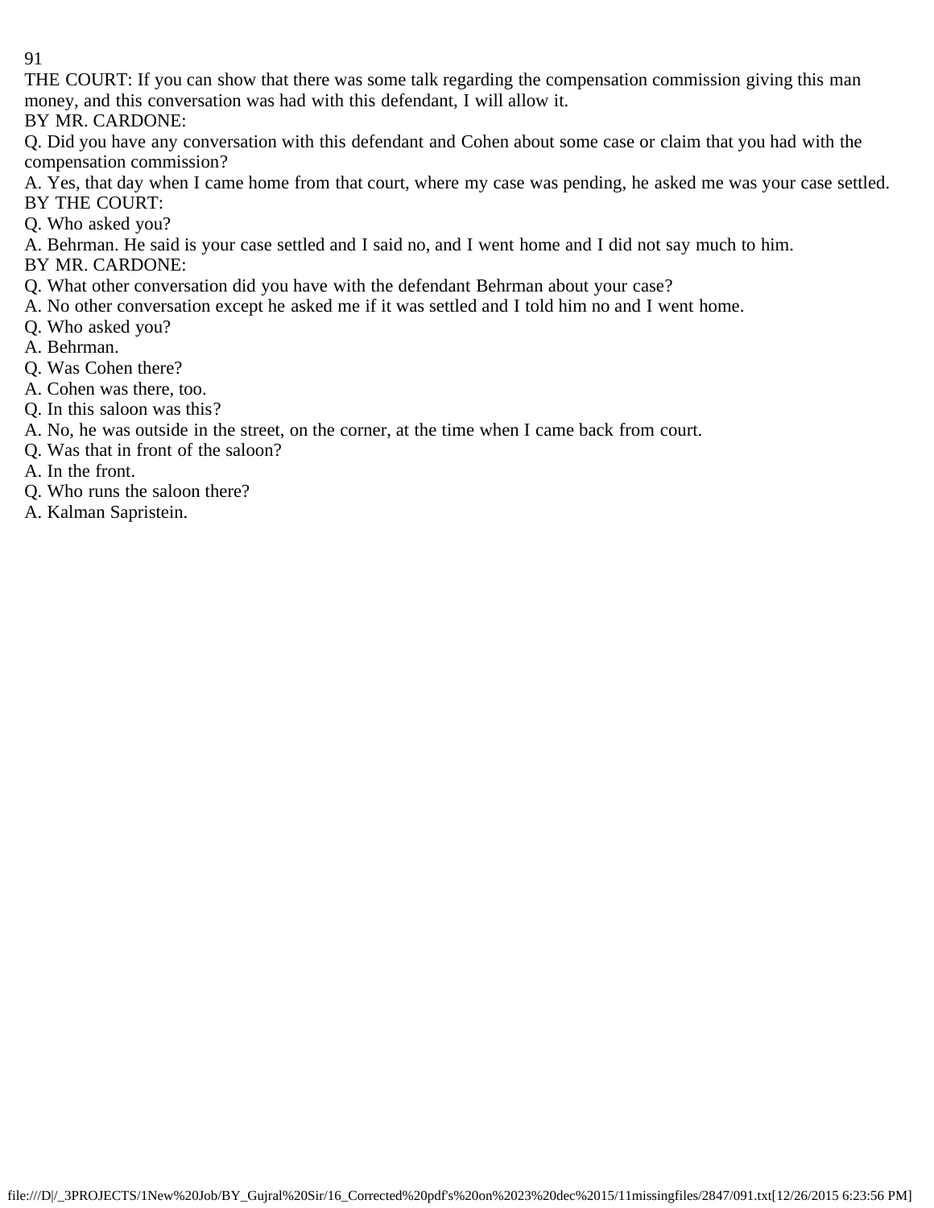THE COURT: If you can show that there was some talk regarding the compensation commission giving this man money, and this conversation was had with this defendant, I will allow it.

BY MR. CARDONE:

Q. Did you have any conversation with this defendant and Cohen about some case or claim that you had with the compensation commission?

A. Yes, that day when I came home from that court, where my case was pending, he asked me was your case settled.

BY THE COURT:

Q. Who asked you?

A. Behrman. He said is your case settled and I said no, and I went home and I did not say much to him.

BY MR. CARDONE:

Q. What other conversation did you have with the defendant Behrman about your case?

A. No other conversation except he asked me if it was settled and I told him no and I went home.

Q. Who asked you?

A. Behrman.

Q. Was Cohen there?

A. Cohen was there, too.

Q. In this saloon was this?

A. No, he was outside in the street, on the corner, at the time when I came back from court.

Q. Was that in front of the saloon?

A. In the front.

Q. Who runs the saloon there?

A. Kalman Sapristein.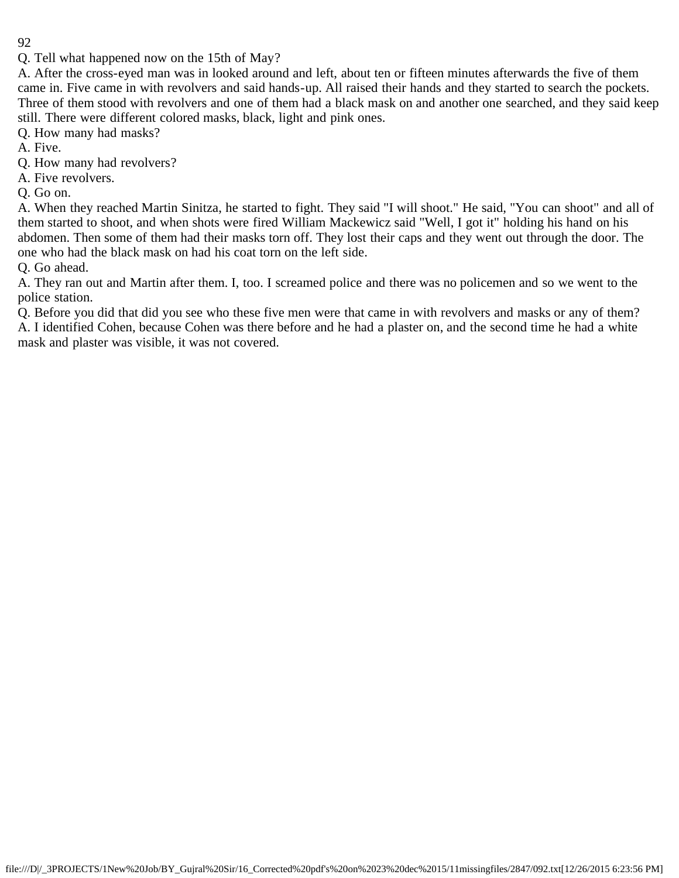Q. Tell what happened now on the 15th of May?

A. After the cross-eyed man was in looked around and left, about ten or fifteen minutes afterwards the five of them came in. Five came in with revolvers and said hands-up. All raised their hands and they started to search the pockets. Three of them stood with revolvers and one of them had a black mask on and another one searched, and they said keep still. There were different colored masks, black, light and pink ones.

Q. How many had masks?

A. Five.

Q. How many had revolvers?

A. Five revolvers.

Q. Go on.

A. When they reached Martin Sinitza, he started to fight. They said "I will shoot." He said, "You can shoot" and all of them started to shoot, and when shots were fired William Mackewicz said "Well, I got it" holding his hand on his abdomen. Then some of them had their masks torn off. They lost their caps and they went out through the door. The one who had the black mask on had his coat torn on the left side.

Q. Go ahead.

A. They ran out and Martin after them. I, too. I screamed police and there was no policemen and so we went to the police station.

Q. Before you did that did you see who these five men were that came in with revolvers and masks or any of them?

A. I identified Cohen, because Cohen was there before and he had a plaster on, and the second time he had a white mask and plaster was visible, it was not covered.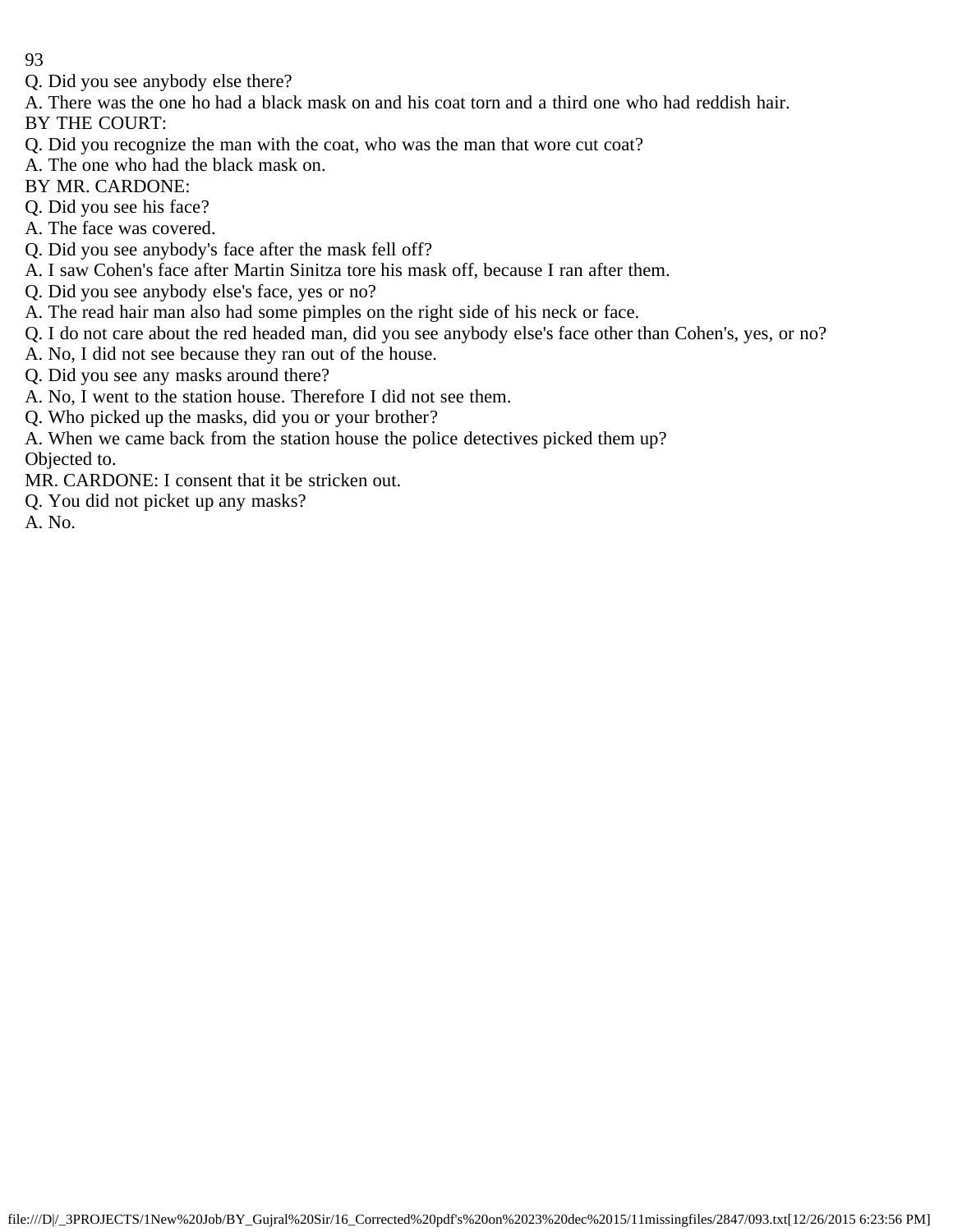Q. Did you see anybody else there?

A. There was the one ho had a black mask on and his coat torn and a third one who had reddish hair.

BY THE COURT:

Q. Did you recognize the man with the coat, who was the man that wore cut coat?

A. The one who had the black mask on.

BY MR. CARDONE:

Q. Did you see his face?

A. The face was covered.

Q. Did you see anybody's face after the mask fell off?

A. I saw Cohen's face after Martin Sinitza tore his mask off, because I ran after them.

Q. Did you see anybody else's face, yes or no?

A. The read hair man also had some pimples on the right side of his neck or face.

Q. I do not care about the red headed man, did you see anybody else's face other than Cohen's, yes, or no?

A. No, I did not see because they ran out of the house.

Q. Did you see any masks around there?

A. No, I went to the station house. Therefore I did not see them.

Q. Who picked up the masks, did you or your brother?

A. When we came back from the station house the police detectives picked them up?

Objected to.

MR. CARDONE: I consent that it be stricken out.

Q. You did not picket up any masks?

A. No.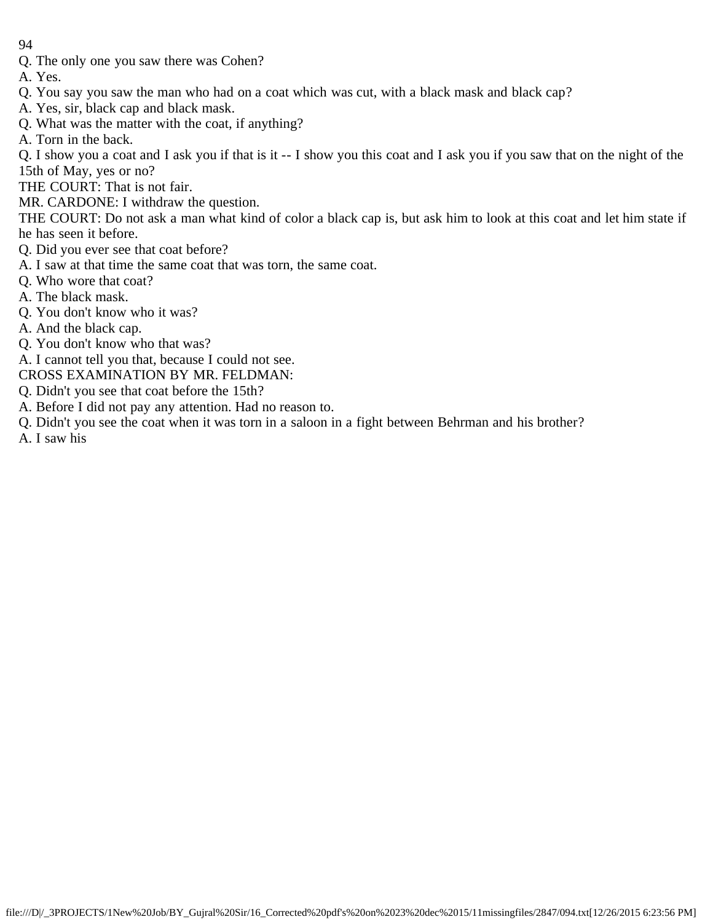Q. The only one you saw there was Cohen?

A. Yes.

Q. You say you saw the man who had on a coat which was cut, with a black mask and black cap?

A. Yes, sir, black cap and black mask.

Q. What was the matter with the coat, if anything?

A. Torn in the back.

Q. I show you a coat and I ask you if that is it -- I show you this coat and I ask you if you saw that on the night of the 15th of May, yes or no?

THE COURT: That is not fair.

MR. CARDONE: I withdraw the question.

THE COURT: Do not ask a man what kind of color a black cap is, but ask him to look at this coat and let him state if he has seen it before.

Q. Did you ever see that coat before?

A. I saw at that time the same coat that was torn, the same coat.

Q. Who wore that coat?

A. The black mask.

Q. You don't know who it was?

A. And the black cap.

Q. You don't know who that was?

A. I cannot tell you that, because I could not see.

CROSS EXAMINATION BY MR. FELDMAN:

Q. Didn't you see that coat before the 15th?

A. Before I did not pay any attention. Had no reason to.

Q. Didn't you see the coat when it was torn in a saloon in a fight between Behrman and his brother?

A. I saw his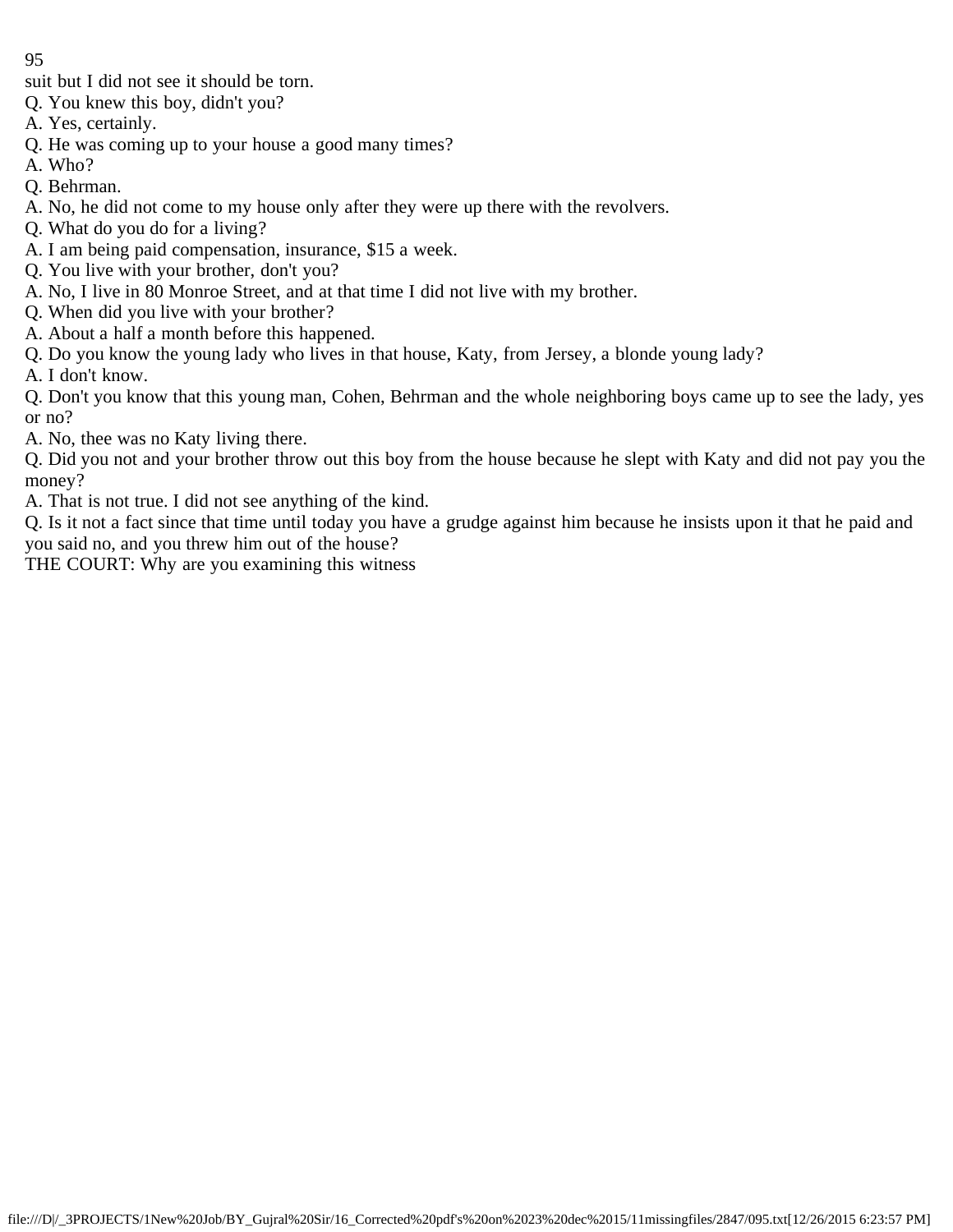suit but I did not see it should be torn.

Q. You knew this boy, didn't you?

A. Yes, certainly.

Q. He was coming up to your house a good many times?

A. Who?

Q. Behrman.

A. No, he did not come to my house only after they were up there with the revolvers.

Q. What do you do for a living?

A. I am being paid compensation, insurance, $15 a week.

Q. You live with your brother, don't you?

A. No, I live in 80 Monroe Street, and at that time I did not live with my brother.

Q. When did you live with your brother?

A. About a half a month before this happened.

Q. Do you know the young lady who lives in that house, Katy, from Jersey, a blonde young lady?

A. I don't know.

Q. Don't you know that this young man, Cohen, Behrman and the whole neighboring boys came up to see the lady, yes or no?

A. No, thee was no Katy living there.

Q. Did you not and your brother throw out this boy from the house because he slept with Katy and did not pay you the money?

A. That is not true. I did not see anything of the kind.

Q. Is it not a fact since that time until today you have a grudge against him because he insists upon it that he paid and you said no, and you threw him out of the house?

THE COURT: Why are you examining this witness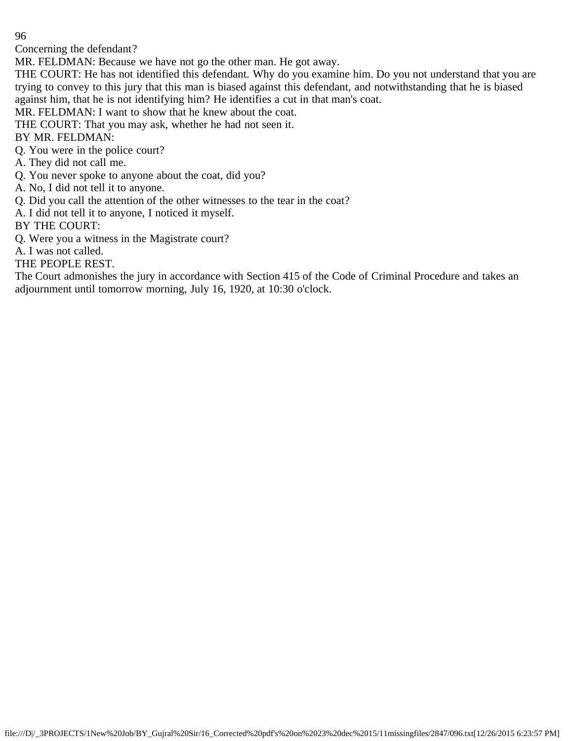Concerning the defendant?

MR. FELDMAN: Because we have not go the other man. He got away.

THE COURT: He has not identified this defendant. Why do you examine him. Do you not understand that you are trying to convey to this jury that this man is biased against this defendant, and notwithstanding that he is biased against him, that he is not identifying him? He identifies a cut in that man's coat.

MR. FELDMAN: I want to show that he knew about the coat.

THE COURT: That you may ask, whether he had not seen it.

BY MR. FELDMAN:

Q. You were in the police court?

A. They did not call me.

Q. You never spoke to anyone about the coat, did you?

A. No, I did not tell it to anyone.

Q. Did you call the attention of the other witnesses to the tear in the coat?

A. I did not tell it to anyone, I noticed it myself.

BY THE COURT:

Q. Were you a witness in the Magistrate court?

A. I was not called.

THE PEOPLE REST.

The Court admonishes the jury in accordance with Section 415 of the Code of Criminal Procedure and takes an adjournment until tomorrow morning, July 16, 1920, at 10:30 o'clock.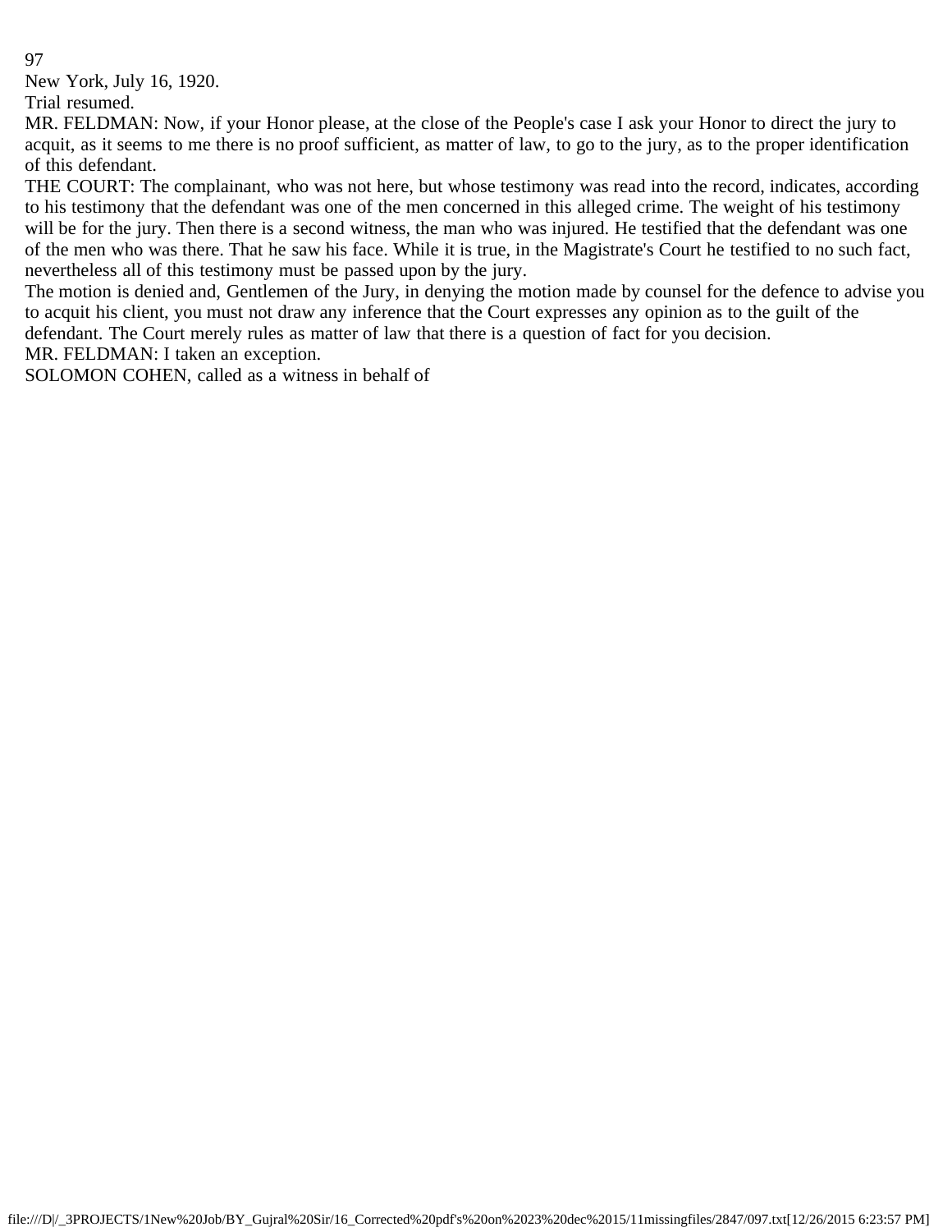New York, July 16, 1920.

Trial resumed.

MR. FELDMAN: Now, if your Honor please, at the close of the People's case I ask your Honor to direct the jury to acquit, as it seems to me there is no proof sufficient, as matter of law, to go to the jury, as to the proper identification of this defendant.

THE COURT: The complainant, who was not here, but whose testimony was read into the record, indicates, according to his testimony that the defendant was one of the men concerned in this alleged crime. The weight of his testimony will be for the jury. Then there is a second witness, the man who was injured. He testified that the defendant was one of the men who was there. That he saw his face. While it is true, in the Magistrate's Court he testified to no such fact, nevertheless all of this testimony must be passed upon by the jury.

The motion is denied and, Gentlemen of the Jury, in denying the motion made by counsel for the defence to advise you to acquit his client, you must not draw any inference that the Court expresses any opinion as to the guilt of the defendant. The Court merely rules as matter of law that there is a question of fact for you decision.

MR. FELDMAN: I taken an exception.

SOLOMON COHEN, called as a witness in behalf of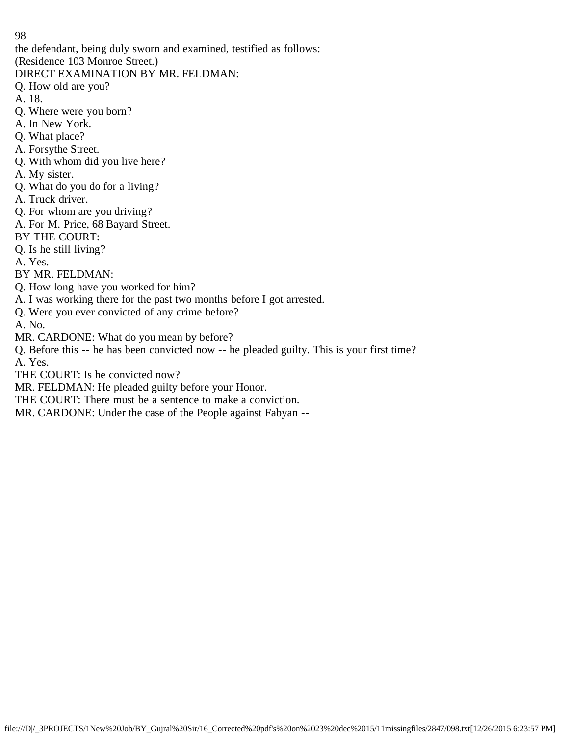the defendant, being duly sworn and examined, testified as follows:

(Residence 103 Monroe Street.)

DIRECT EXAMINATION BY MR. FELDMAN:

Q. How old are you?

A. 18.

Q. Where were you born?

A. In New York.

Q. What place?

A. Forsythe Street.

Q. With whom did you live here?

A. My sister.

Q. What do you do for a living?

A. Truck driver.

Q. For whom are you driving?

A. For M. Price, 68 Bayard Street.

BY THE COURT:

Q. Is he still living?

A. Yes.

BY MR. FELDMAN:

Q. How long have you worked for him?

A. I was working there for the past two months before I got arrested.

Q. Were you ever convicted of any crime before?

A. No.

MR. CARDONE: What do you mean by before?

Q. Before this -- he has been convicted now -- he pleaded guilty. This is your first time?

A. Yes.

THE COURT: Is he convicted now?

MR. FELDMAN: He pleaded guilty before your Honor.

THE COURT: There must be a sentence to make a conviction.

MR. CARDONE: Under the case of the People against Fabyan --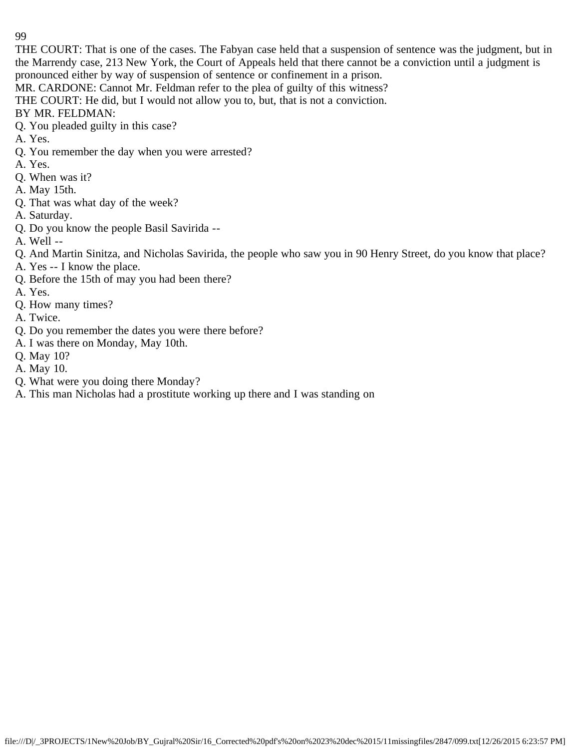THE COURT: That is one of the cases. The Fabyan case held that a suspension of sentence was the judgment, but in the Marrendy case, 213 New York, the Court of Appeals held that there cannot be a conviction until a judgment is pronounced either by way of suspension of sentence or confinement in a prison.

MR. CARDONE: Cannot Mr. Feldman refer to the plea of guilty of this witness?

THE COURT: He did, but I would not allow you to, but, that is not a conviction.

BY MR. FELDMAN:

Q. You pleaded guilty in this case?

A. Yes.

Q. You remember the day when you were arrested?

A. Yes.

Q. When was it?

A. May 15th.

Q. That was what day of the week?

A. Saturday.

Q. Do you know the people Basil Savirida --

A. Well --

Q. And Martin Sinitza, and Nicholas Savirida, the people who saw you in 90 Henry Street, do you know that place?

A. Yes -- I know the place.

Q. Before the 15th of may you had been there?

A. Yes.

Q. How many times?

A. Twice.

Q. Do you remember the dates you were there before?

A. I was there on Monday, May 10th.

Q. May 10?

A. May 10.

Q. What were you doing there Monday?

A. This man Nicholas had a prostitute working up there and I was standing on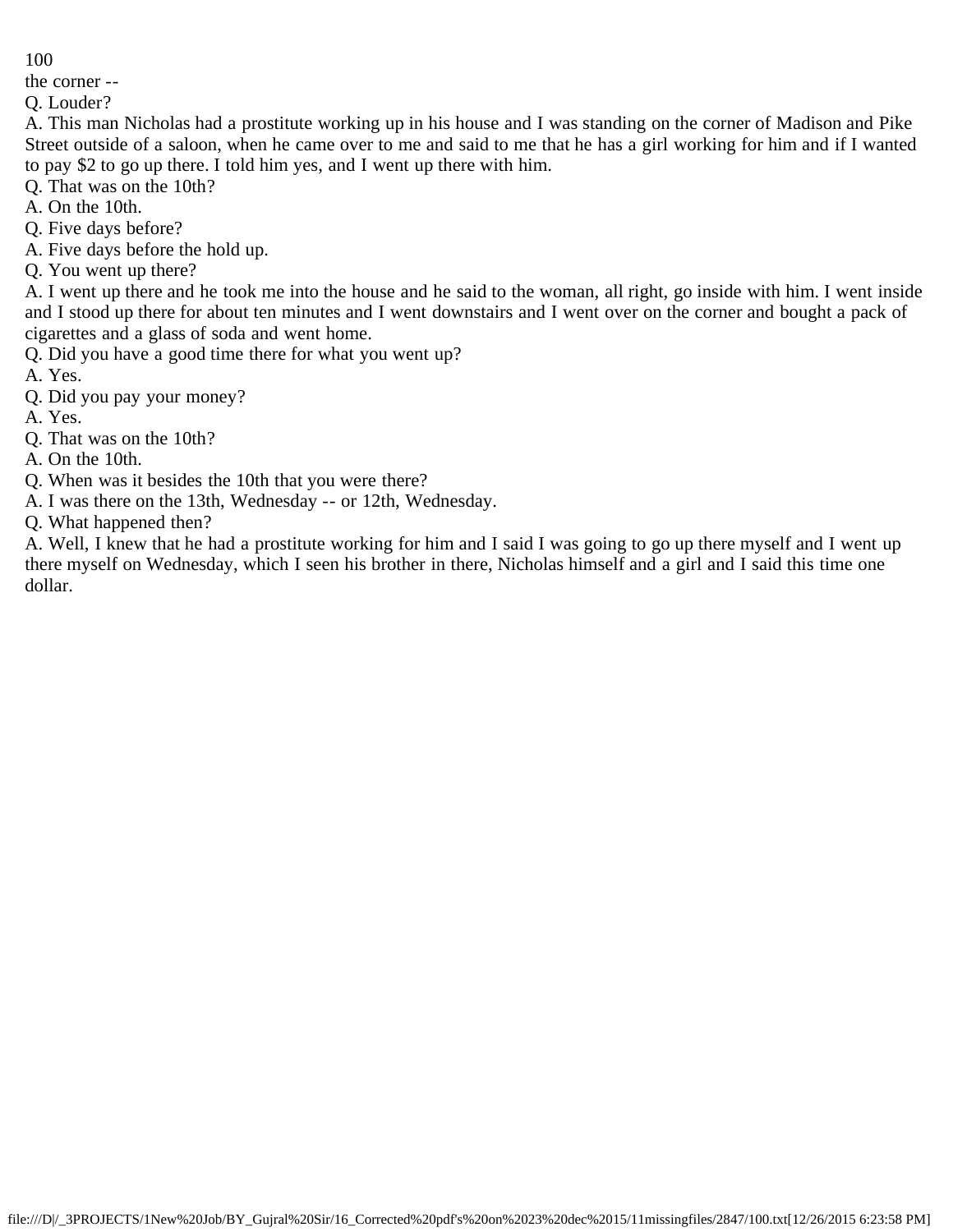the corner --

Q. Louder?

A. This man Nicholas had a prostitute working up in his house and I was standing on the corner of Madison and Pike Street outside of a saloon, when he came over to me and said to me that he has a girl working for him and if I wanted to pay $2 to go up there. I told him yes, and I went up there with him.

Q. That was on the 10th?

A. On the 10th.

Q. Five days before?

A. Five days before the hold up.

Q. You went up there?

A. I went up there and he took me into the house and he said to the woman, all right, go inside with him. I went inside and I stood up there for about ten minutes and I went downstairs and I went over on the corner and bought a pack of cigarettes and a glass of soda and went home.

Q. Did you have a good time there for what you went up?

A. Yes.

Q. Did you pay your money?

A. Yes.

Q. That was on the 10th?

A. On the 10th.

Q. When was it besides the 10th that you were there?

A. I was there on the 13th, Wednesday -- or 12th, Wednesday.

Q. What happened then?

A. Well, I knew that he had a prostitute working for him and I said I was going to go up there myself and I went up there myself on Wednesday, which I seen his brother in there, Nicholas himself and a girl and I said this time one dollar.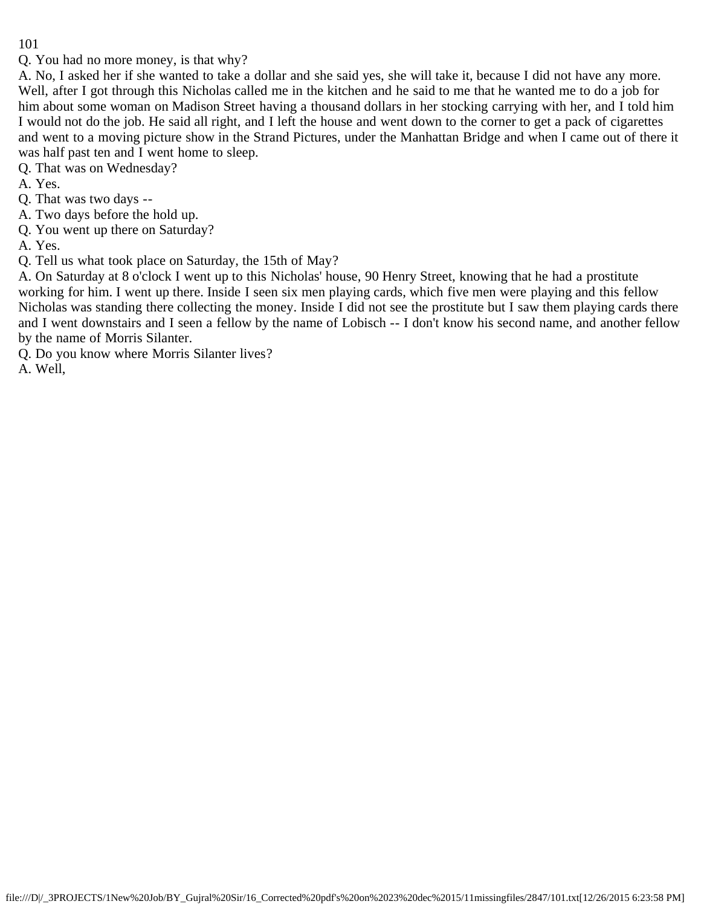Q. You had no more money, is that why?

A. No, I asked her if she wanted to take a dollar and she said yes, she will take it, because I did not have any more. Well, after I got through this Nicholas called me in the kitchen and he said to me that he wanted me to do a job for him about some woman on Madison Street having a thousand dollars in her stocking carrying with her, and I told him I would not do the job. He said all right, and I left the house and went down to the corner to get a pack of cigarettes and went to a moving picture show in the Strand Pictures, under the Manhattan Bridge and when I came out of there it was half past ten and I went home to sleep.

Q. That was on Wednesday?

A. Yes.

Q. That was two days --

A. Two days before the hold up.

Q. You went up there on Saturday?

A. Yes.

Q. Tell us what took place on Saturday, the 15th of May?

A. On Saturday at 8 o'clock I went up to this Nicholas' house, 90 Henry Street, knowing that he had a prostitute working for him. I went up there. Inside I seen six men playing cards, which five men were playing and this fellow Nicholas was standing there collecting the money. Inside I did not see the prostitute but I saw them playing cards there and I went downstairs and I seen a fellow by the name of Lobisch -- I don't know his second name, and another fellow by the name of Morris Silanter.

Q. Do you know where Morris Silanter lives?

A. Well,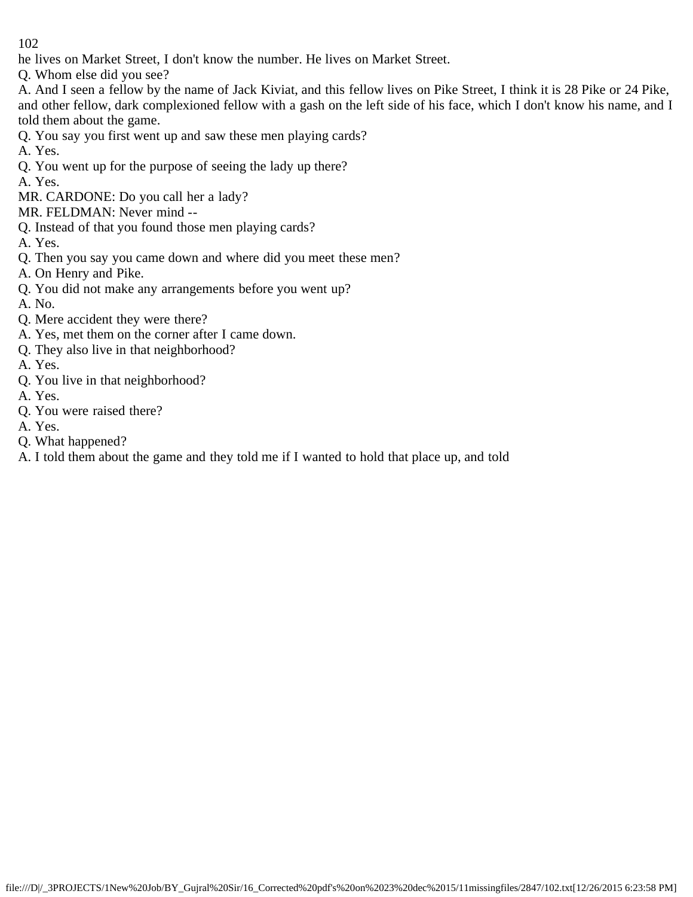he lives on Market Street, I don't know the number. He lives on Market Street.

Q. Whom else did you see?

A. And I seen a fellow by the name of Jack Kiviat, and this fellow lives on Pike Street, I think it is 28 Pike or 24 Pike, and other fellow, dark complexioned fellow with a gash on the left side of his face, which I don't know his name, and I told them about the game.

Q. You say you first went up and saw these men playing cards?

A. Yes.

Q. You went up for the purpose of seeing the lady up there?

A. Yes.

MR. CARDONE: Do you call her a lady?

MR. FELDMAN: Never mind --

Q. Instead of that you found those men playing cards?

A. Yes.

Q. Then you say you came down and where did you meet these men?

A. On Henry and Pike.

Q. You did not make any arrangements before you went up?

A. No.

Q. Mere accident they were there?

A. Yes, met them on the corner after I came down.

Q. They also live in that neighborhood?

A. Yes.

Q. You live in that neighborhood?

A. Yes.

Q. You were raised there?

A. Yes.

Q. What happened?

A. I told them about the game and they told me if I wanted to hold that place up, and told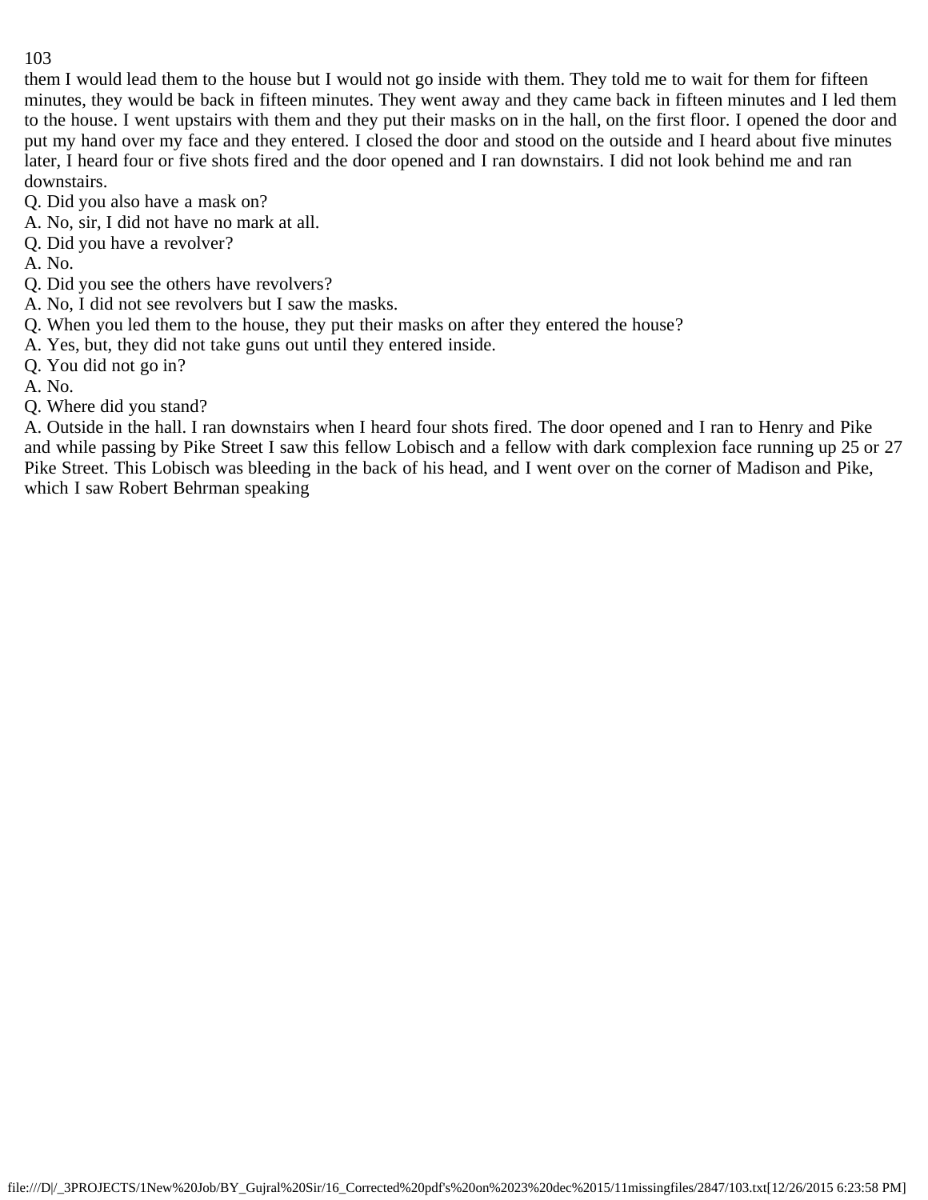them I would lead them to the house but I would not go inside with them. They told me to wait for them for fifteen minutes, they would be back in fifteen minutes. They went away and they came back in fifteen minutes and I led them to the house. I went upstairs with them and they put their masks on in the hall, on the first floor. I opened the door and put my hand over my face and they entered. I closed the door and stood on the outside and I heard about five minutes later, I heard four or five shots fired and the door opened and I ran downstairs. I did not look behind me and ran downstairs.

Q. Did you also have a mask on?

A. No, sir, I did not have no mark at all.

Q. Did you have a revolver?

A. No.

Q. Did you see the others have revolvers?

A. No, I did not see revolvers but I saw the masks.

Q. When you led them to the house, they put their masks on after they entered the house?

A. Yes, but, they did not take guns out until they entered inside.

Q. You did not go in?

A. No.

Q. Where did you stand?

A. Outside in the hall. I ran downstairs when I heard four shots fired. The door opened and I ran to Henry and Pike and while passing by Pike Street I saw this fellow Lobisch and a fellow with dark complexion face running up 25 or 27 Pike Street. This Lobisch was bleeding in the back of his head, and I went over on the corner of Madison and Pike, which I saw Robert Behrman speaking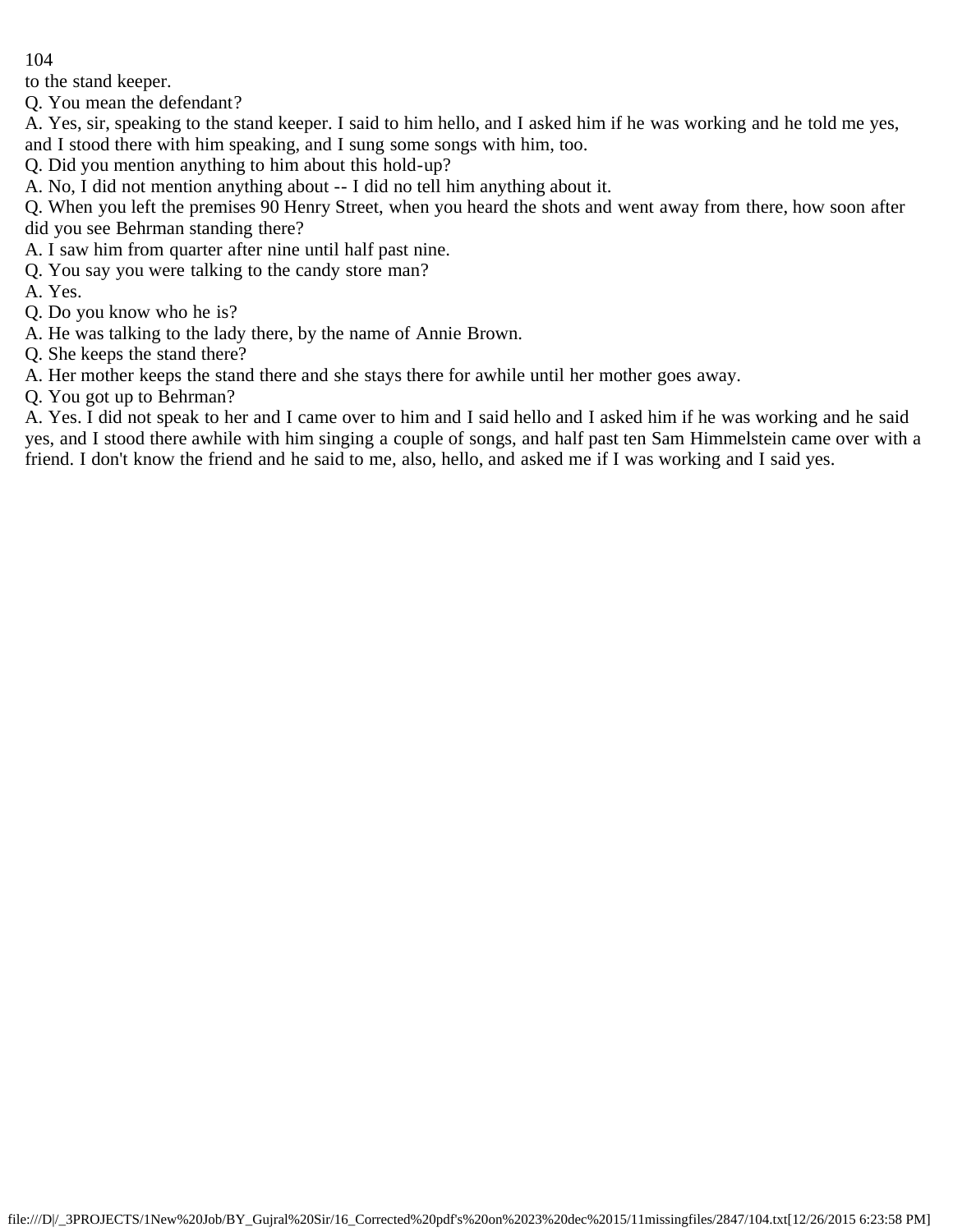to the stand keeper.

Q. You mean the defendant?

A. Yes, sir, speaking to the stand keeper. I said to him hello, and I asked him if he was working and he told me yes, and I stood there with him speaking, and I sung some songs with him, too.

Q. Did you mention anything to him about this hold-up?

A. No, I did not mention anything about -- I did no tell him anything about it.

Q. When you left the premises 90 Henry Street, when you heard the shots and went away from there, how soon after did you see Behrman standing there?

A. I saw him from quarter after nine until half past nine.

Q. You say you were talking to the candy store man?

A. Yes.

Q. Do you know who he is?

A. He was talking to the lady there, by the name of Annie Brown.

Q. She keeps the stand there?

A. Her mother keeps the stand there and she stays there for awhile until her mother goes away.

Q. You got up to Behrman?

A. Yes. I did not speak to her and I came over to him and I said hello and I asked him if he was working and he said yes, and I stood there awhile with him singing a couple of songs, and half past ten Sam Himmelstein came over with a friend. I don't know the friend and he said to me, also, hello, and asked me if I was working and I said yes.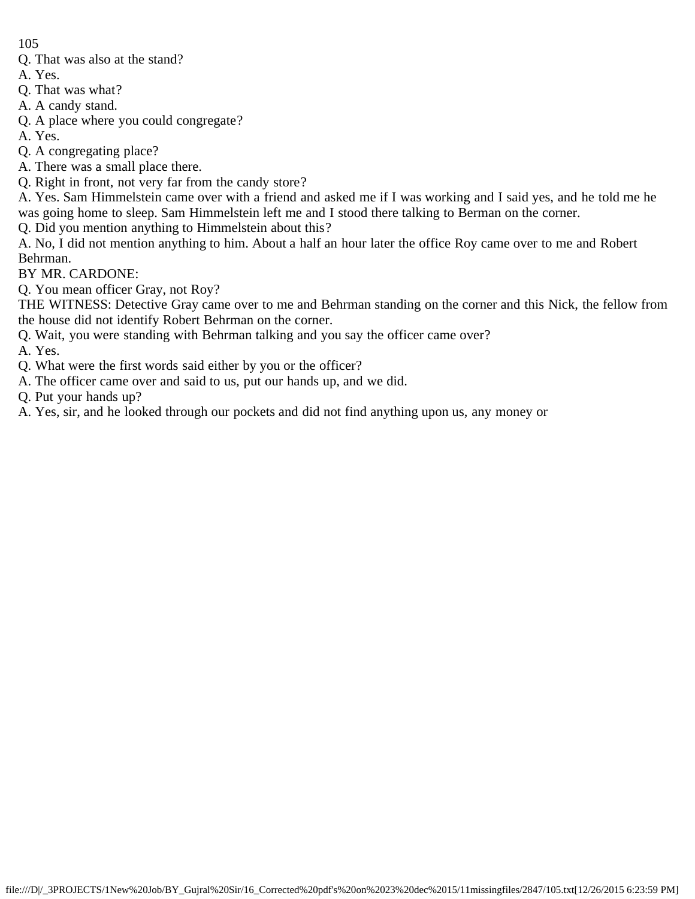Q. That was also at the stand?

A. Yes.

Q. That was what?

A. A candy stand.

Q. A place where you could congregate?

A. Yes.

Q. A congregating place?

A. There was a small place there.

Q. Right in front, not very far from the candy store?

A. Yes. Sam Himmelstein came over with a friend and asked me if I was working and I said yes, and he told me he was going home to sleep. Sam Himmelstein left me and I stood there talking to Berman on the corner.

Q. Did you mention anything to Himmelstein about this?

A. No, I did not mention anything to him. About a half an hour later the office Roy came over to me and Robert Behrman.

BY MR. CARDONE:

Q. You mean officer Gray, not Roy?

THE WITNESS: Detective Gray came over to me and Behrman standing on the corner and this Nick, the fellow from the house did not identify Robert Behrman on the corner.

Q. Wait, you were standing with Behrman talking and you say the officer came over?

A. Yes.

Q. What were the first words said either by you or the officer?

A. The officer came over and said to us, put our hands up, and we did.

Q. Put your hands up?

A. Yes, sir, and he looked through our pockets and did not find anything upon us, any money or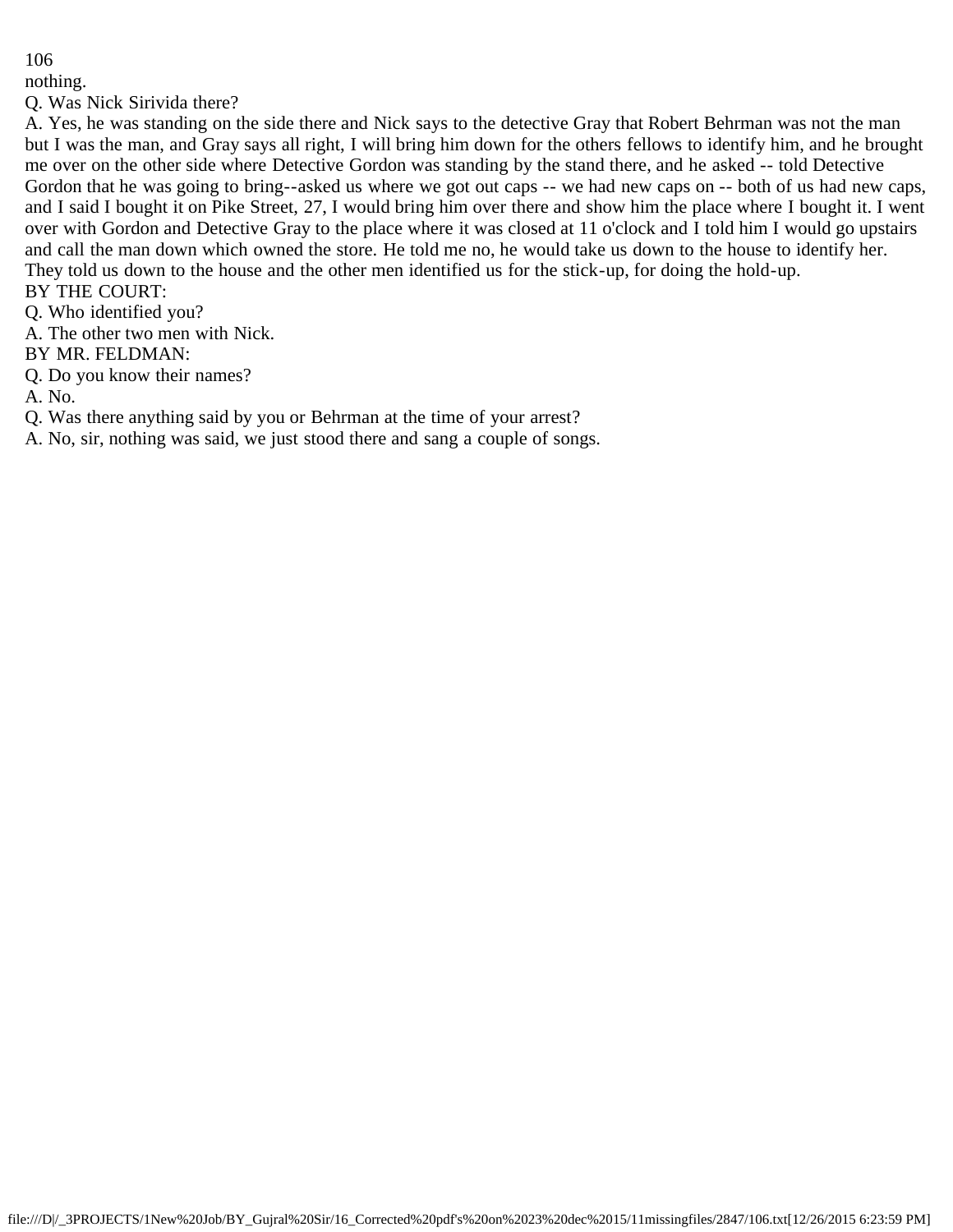nothing.

Q. Was Nick Sirivida there?

A. Yes, he was standing on the side there and Nick says to the detective Gray that Robert Behrman was not the man but I was the man, and Gray says all right, I will bring him down for the others fellows to identify him, and he brought me over on the other side where Detective Gordon was standing by the stand there, and he asked -- told Detective Gordon that he was going to bring--asked us where we got out caps -- we had new caps on -- both of us had new caps, and I said I bought it on Pike Street, 27, I would bring him over there and show him the place where I bought it. I went over with Gordon and Detective Gray to the place where it was closed at 11 o'clock and I told him I would go upstairs and call the man down which owned the store. He told me no, he would take us down to the house to identify her. They told us down to the house and the other men identified us for the stick-up, for doing the hold-up.

BY THE COURT:

Q. Who identified you?

A. The other two men with Nick.

BY MR. FELDMAN:

Q. Do you know their names?

A. No.

Q. Was there anything said by you or Behrman at the time of your arrest?

A. No, sir, nothing was said, we just stood there and sang a couple of songs.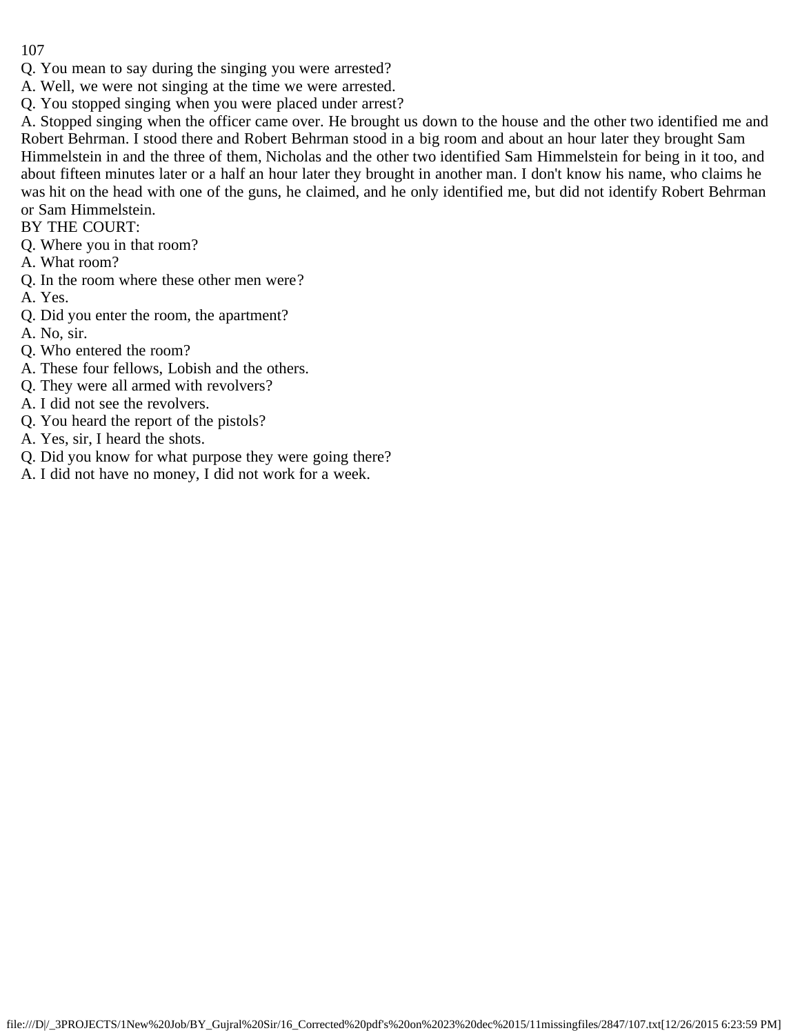Q. You mean to say during the singing you were arrested?

A. Well, we were not singing at the time we were arrested.

Q. You stopped singing when you were placed under arrest?

A. Stopped singing when the officer came over. He brought us down to the house and the other two identified me and Robert Behrman. I stood there and Robert Behrman stood in a big room and about an hour later they brought Sam Himmelstein in and the three of them, Nicholas and the other two identified Sam Himmelstein for being in it too, and about fifteen minutes later or a half an hour later they brought in another man. I don't know his name, who claims he was hit on the head with one of the guns, he claimed, and he only identified me, but did not identify Robert Behrman or Sam Himmelstein.

BY THE COURT:

Q. Where you in that room?

A. What room?

Q. In the room where these other men were?

A. Yes.

Q. Did you enter the room, the apartment?

A. No, sir.

Q. Who entered the room?

A. These four fellows, Lobish and the others.

Q. They were all armed with revolvers?

A. I did not see the revolvers.

Q. You heard the report of the pistols?

A. Yes, sir, I heard the shots.

Q. Did you know for what purpose they were going there?

A. I did not have no money, I did not work for a week.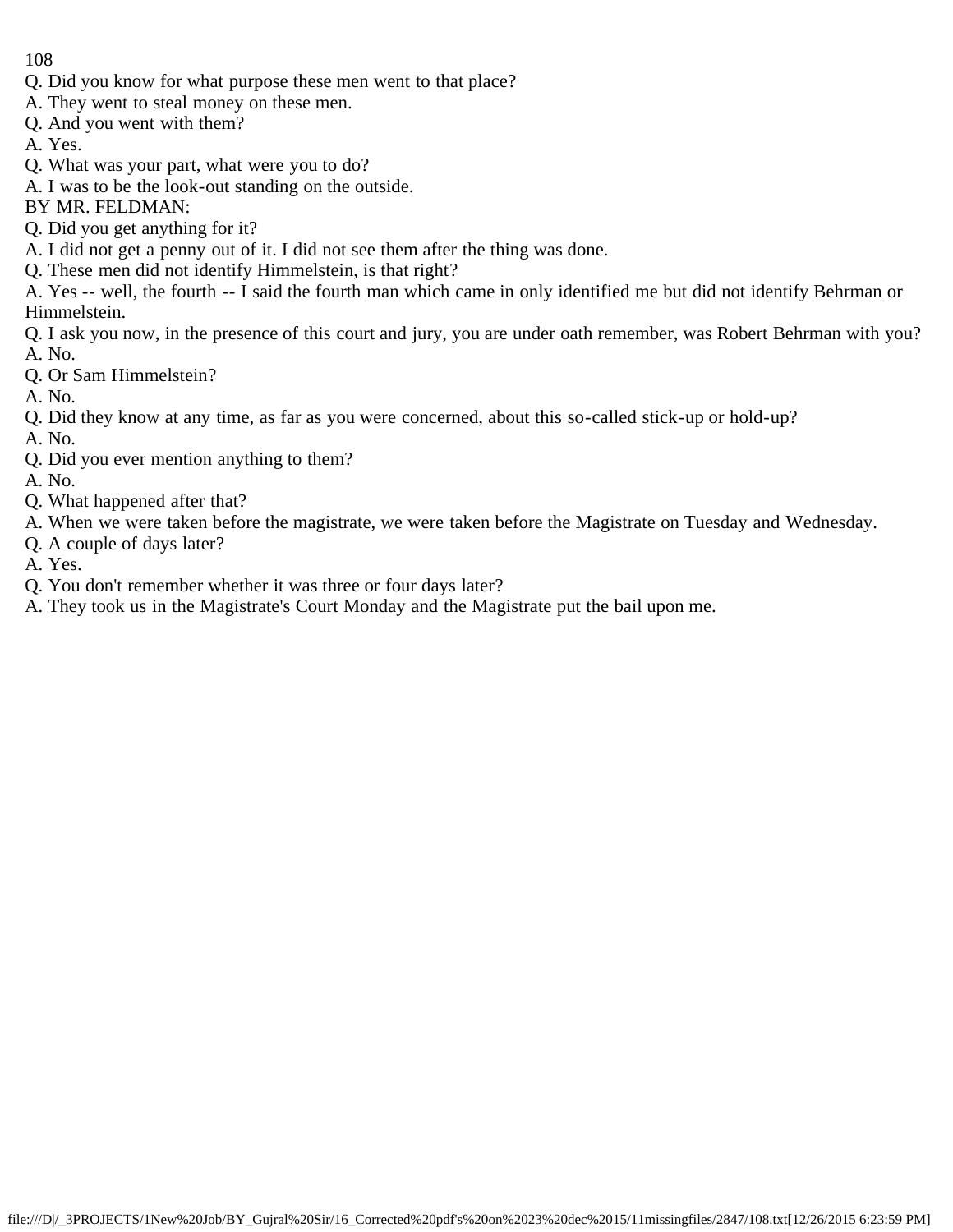Q. Did you know for what purpose these men went to that place?

A. They went to steal money on these men.

Q. And you went with them?

A. Yes.

Q. What was your part, what were you to do?

A. I was to be the look-out standing on the outside.

BY MR. FELDMAN:

Q. Did you get anything for it?

A. I did not get a penny out of it. I did not see them after the thing was done.

Q. These men did not identify Himmelstein, is that right?

A. Yes -- well, the fourth -- I said the fourth man which came in only identified me but did not identify Behrman or Himmelstein.

Q. I ask you now, in the presence of this court and jury, you are under oath remember, was Robert Behrman with you?

A. No.

Q. Or Sam Himmelstein?

A. No.

Q. Did they know at any time, as far as you were concerned, about this so-called stick-up or hold-up?

A. No.

Q. Did you ever mention anything to them?

A. No.

Q. What happened after that?

A. When we were taken before the magistrate, we were taken before the Magistrate on Tuesday and Wednesday.

Q. A couple of days later?

A. Yes.

Q. You don't remember whether it was three or four days later?

A. They took us in the Magistrate's Court Monday and the Magistrate put the bail upon me.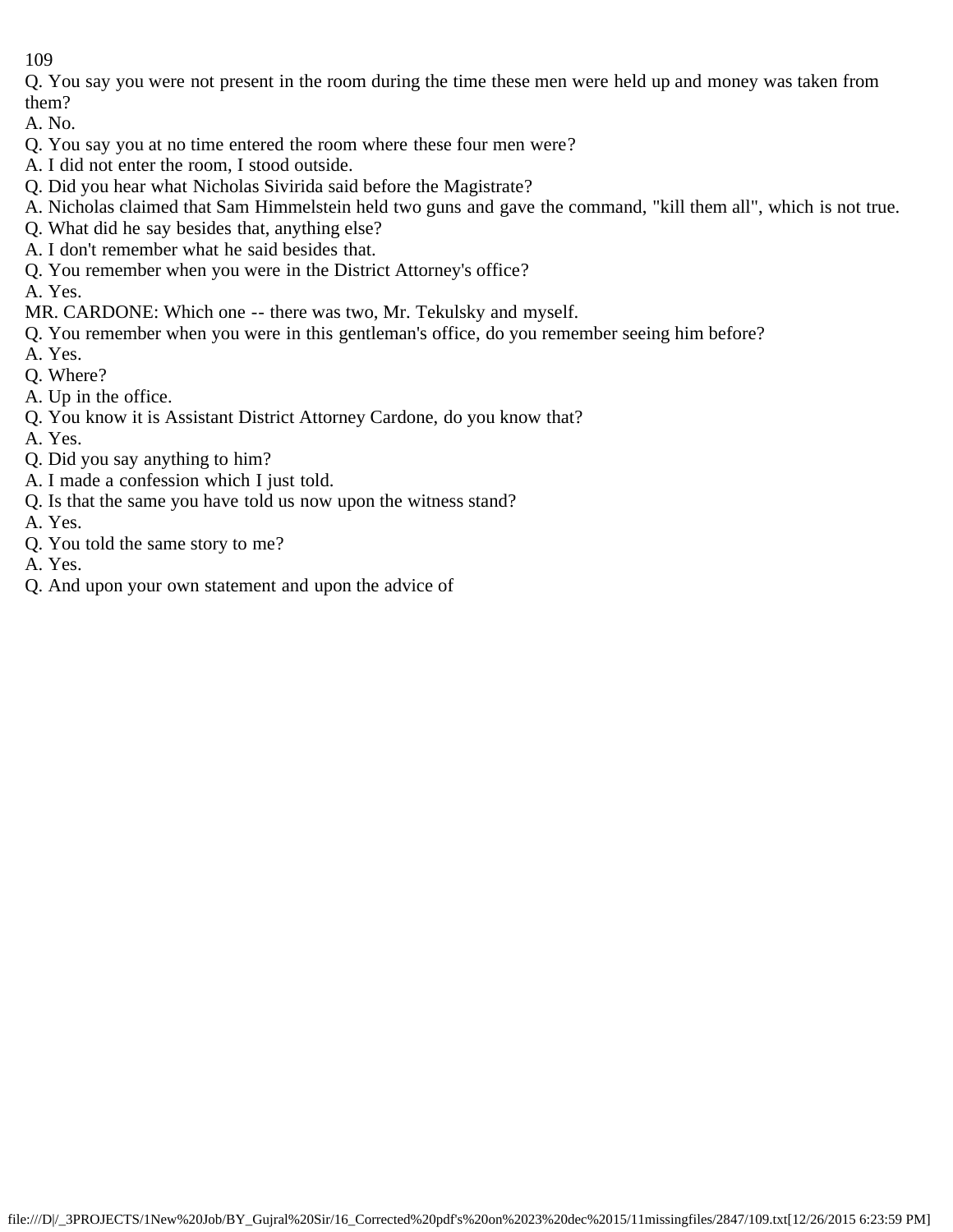Q. You say you were not present in the room during the time these men were held up and money was taken from them?

A. No.

Q. You say you at no time entered the room where these four men were?

A. I did not enter the room, I stood outside.

Q. Did you hear what Nicholas Sivirida said before the Magistrate?

A. Nicholas claimed that Sam Himmelstein held two guns and gave the command, "kill them all", which is not true.

Q. What did he say besides that, anything else?

A. I don't remember what he said besides that.

Q. You remember when you were in the District Attorney's office?

A. Yes.

MR. CARDONE: Which one -- there was two, Mr. Tekulsky and myself.

Q. You remember when you were in this gentleman's office, do you remember seeing him before?

A. Yes.

Q. Where?

A. Up in the office.

Q. You know it is Assistant District Attorney Cardone, do you know that?

A. Yes.

Q. Did you say anything to him?

A. I made a confession which I just told.

Q. Is that the same you have told us now upon the witness stand?

A. Yes.

Q. You told the same story to me?

A. Yes.

Q. And upon your own statement and upon the advice of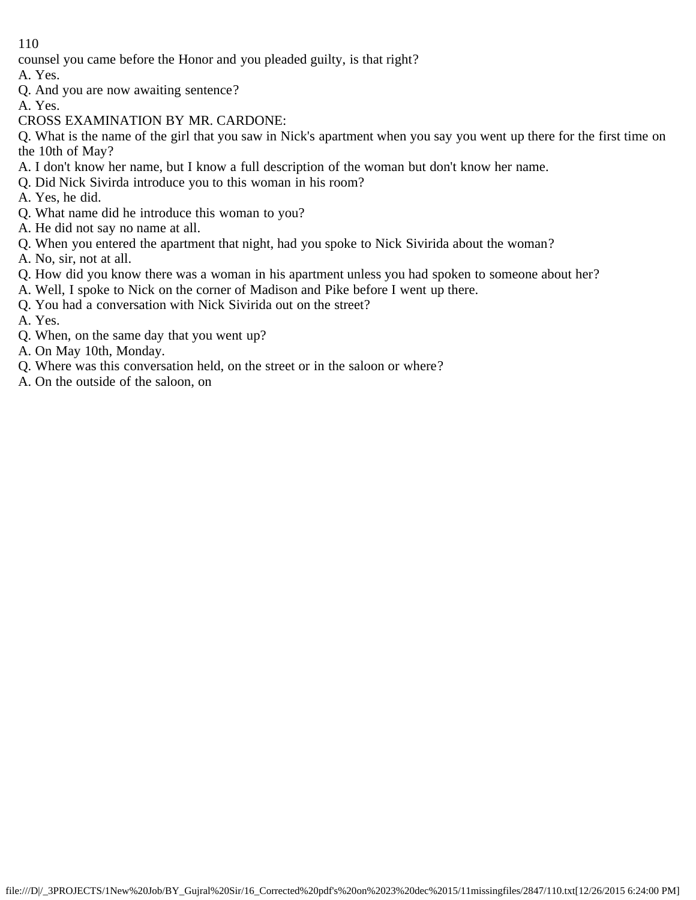counsel you came before the Honor and you pleaded guilty, is that right?

A. Yes.

Q. And you are now awaiting sentence?

A. Yes.

CROSS EXAMINATION BY MR. CARDONE:

Q. What is the name of the girl that you saw in Nick's apartment when you say you went up there for the first time on the 10th of May?

A. I don't know her name, but I know a full description of the woman but don't know her name.

Q. Did Nick Sivirda introduce you to this woman in his room?

A. Yes, he did.

Q. What name did he introduce this woman to you?

A. He did not say no name at all.

Q. When you entered the apartment that night, had you spoke to Nick Sivirida about the woman?

A. No, sir, not at all.

Q. How did you know there was a woman in his apartment unless you had spoken to someone about her?

A. Well, I spoke to Nick on the corner of Madison and Pike before I went up there.

Q. You had a conversation with Nick Sivirida out on the street?

A. Yes.

Q. When, on the same day that you went up?

A. On May 10th, Monday.

Q. Where was this conversation held, on the street or in the saloon or where?

A. On the outside of the saloon, on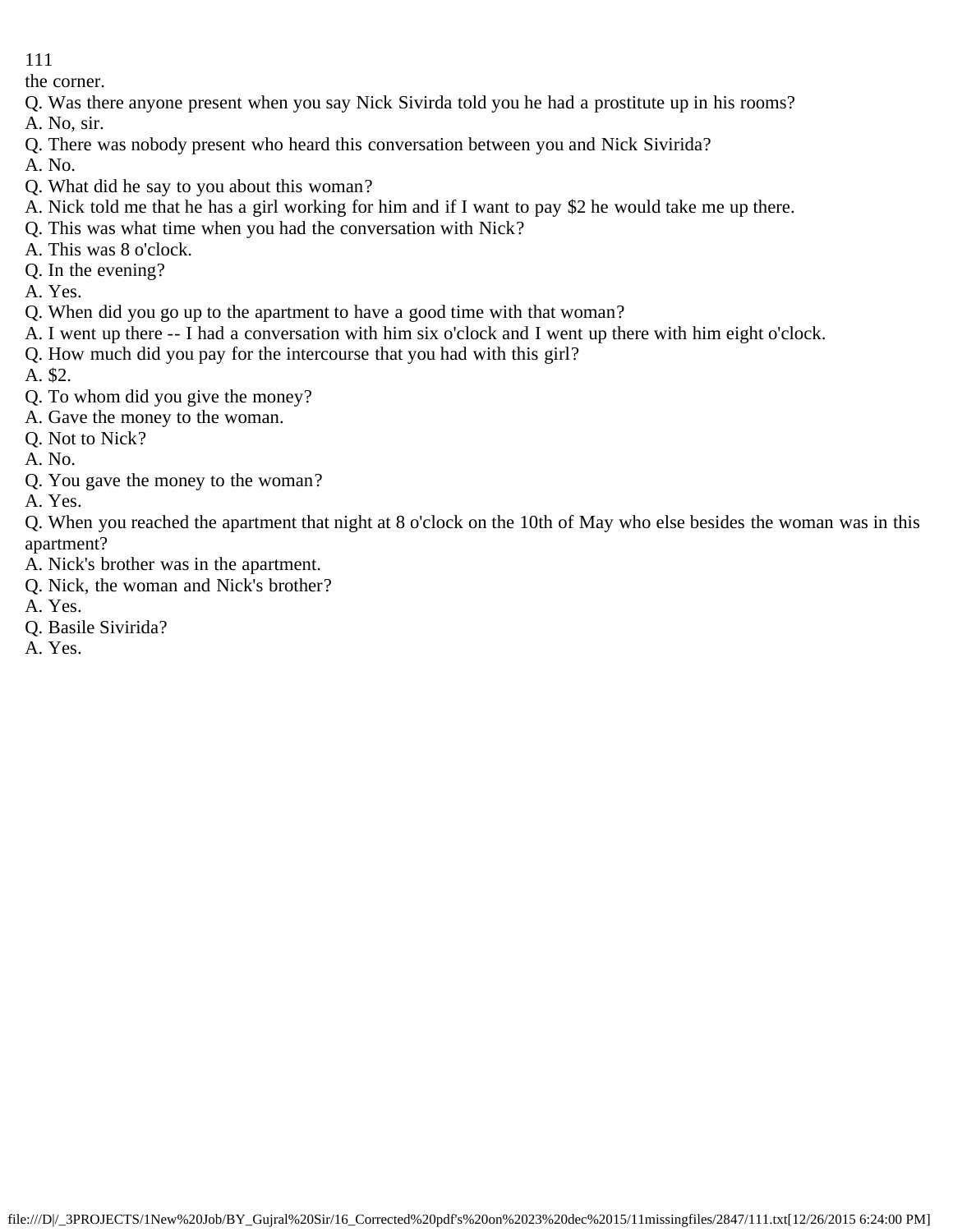the corner.

Q. Was there anyone present when you say Nick Sivirda told you he had a prostitute up in his rooms?

A. No, sir.

Q. There was nobody present who heard this conversation between you and Nick Sivirida?

A. No.

Q. What did he say to you about this woman?

A. Nick told me that he has a girl working for him and if I want to pay $2 he would take me up there.

Q. This was what time when you had the conversation with Nick?

A. This was 8 o'clock.

Q. In the evening?

A. Yes.

Q. When did you go up to the apartment to have a good time with that woman?

A. I went up there -- I had a conversation with him six o'clock and I went up there with him eight o'clock.

Q. How much did you pay for the intercourse that you had with this girl?

A. $2.

Q. To whom did you give the money?

A. Gave the money to the woman.

Q. Not to Nick?

A. No.

Q. You gave the money to the woman?

A. Yes.

Q. When you reached the apartment that night at 8 o'clock on the 10th of May who else besides the woman was in this apartment?

A. Nick's brother was in the apartment.

Q. Nick, the woman and Nick's brother?

A. Yes.

Q. Basile Sivirida?

A. Yes.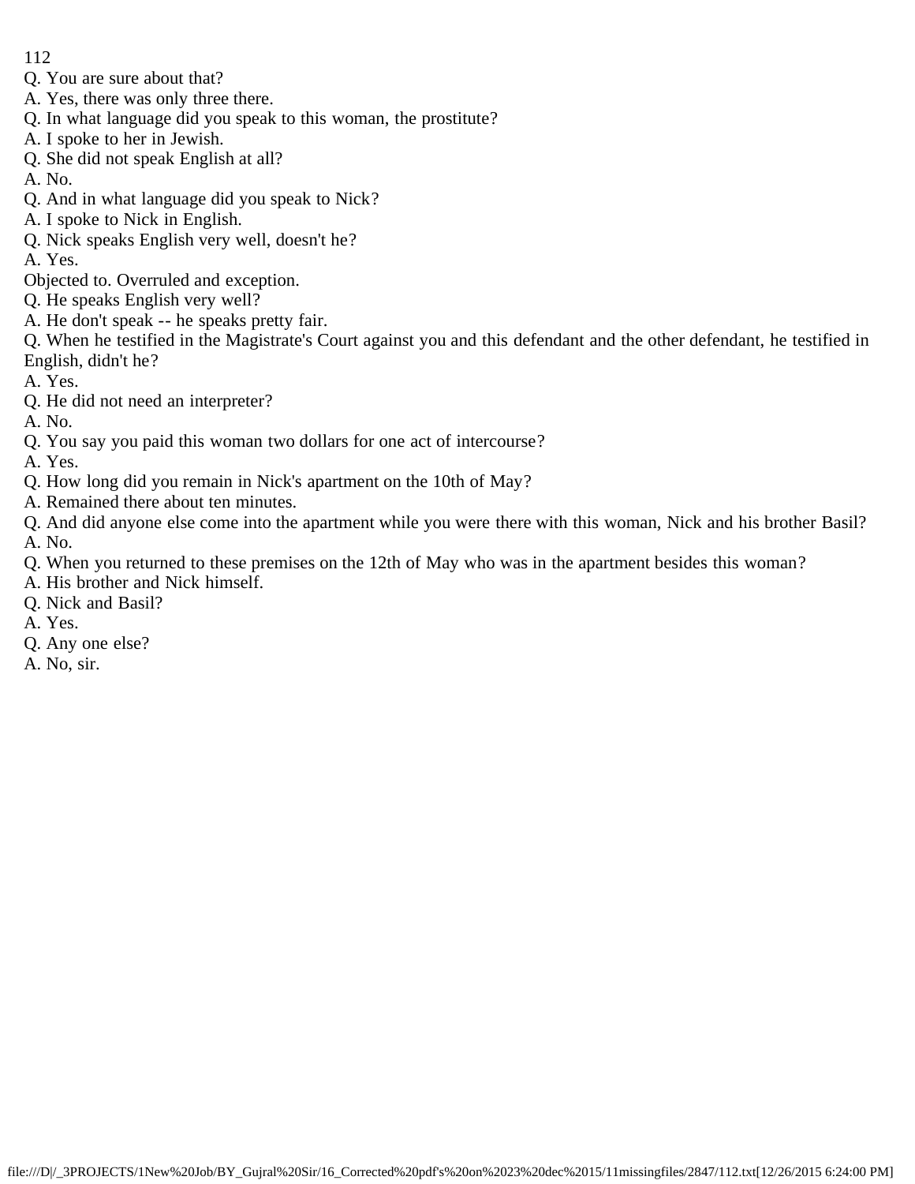Q. You are sure about that?
A. Yes, there was only three there.
Q. In what language did you speak to this woman, the prostitute?
A. I spoke to her in Jewish.
Q. She did not speak English at all?
A. No.
Q. And in what language did you speak to Nick?
A. I spoke to Nick in English.
Q. Nick speaks English very well, doesn't he?
A. Yes.
Objected to. Overruled and exception.
Q. He speaks English very well?
A. He don't speak -- he speaks pretty fair.
Q. When he testified in the Magistrate's Court against you and this defendant and the other defendant, he testified in English, didn't he?
A. Yes.
Q. He did not need an interpreter?
A. No.
Q. You say you paid this woman two dollars for one act of intercourse?
A. Yes.
Q. How long did you remain in Nick's apartment on the 10th of May?
A. Remained there about ten minutes.
Q. And did anyone else come into the apartment while you were there with this woman, Nick and his brother Basil?
A. No.
Q. When you returned to these premises on the 12th of May who was in the apartment besides this woman?
A. His brother and Nick himself.
Q. Nick and Basil?
A. Yes.
Q. Any one else?
A. No, sir.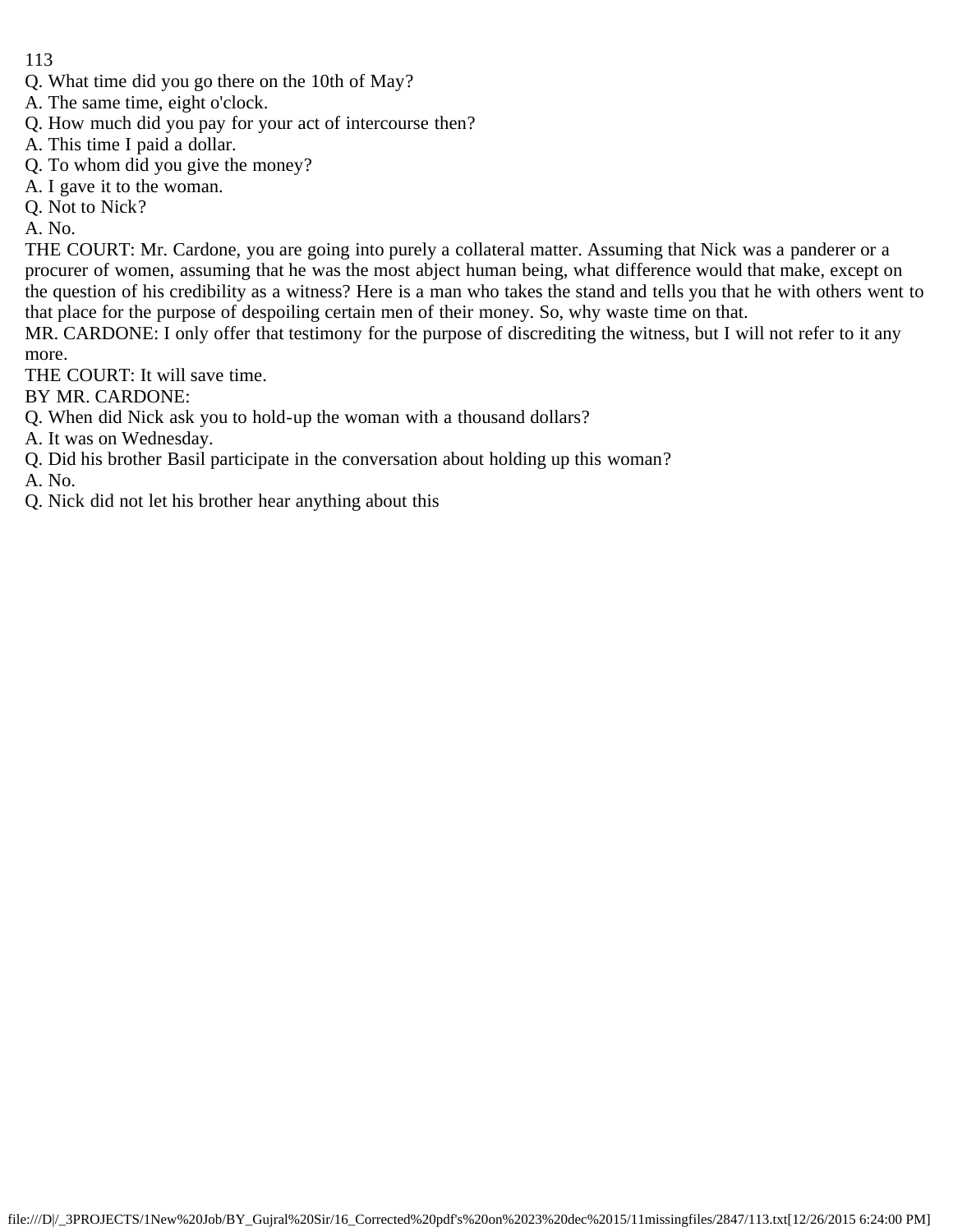Q. What time did you go there on the 10th of May?
A. The same time, eight o'clock.
Q. How much did you pay for your act of intercourse then?
A. This time I paid a dollar.
Q. To whom did you give the money?
A. I gave it to the woman.
Q. Not to Nick?
A. No.
THE COURT: Mr. Cardone, you are going into purely a collateral matter. Assuming that Nick was a panderer or a procurer of women, assuming that he was the most abject human being, what difference would that make, except on the question of his credibility as a witness? Here is a man who takes the stand and tells you that he with others went to that place for the purpose of despoiling certain men of their money. So, why waste time on that.
MR. CARDONE: I only offer that testimony for the purpose of discrediting the witness, but I will not refer to it any more.
THE COURT: It will save time.
BY MR. CARDONE:
Q. When did Nick ask you to hold-up the woman with a thousand dollars?
A. It was on Wednesday.
Q. Did his brother Basil participate in the conversation about holding up this woman?
A. No.
Q. Nick did not let his brother hear anything about this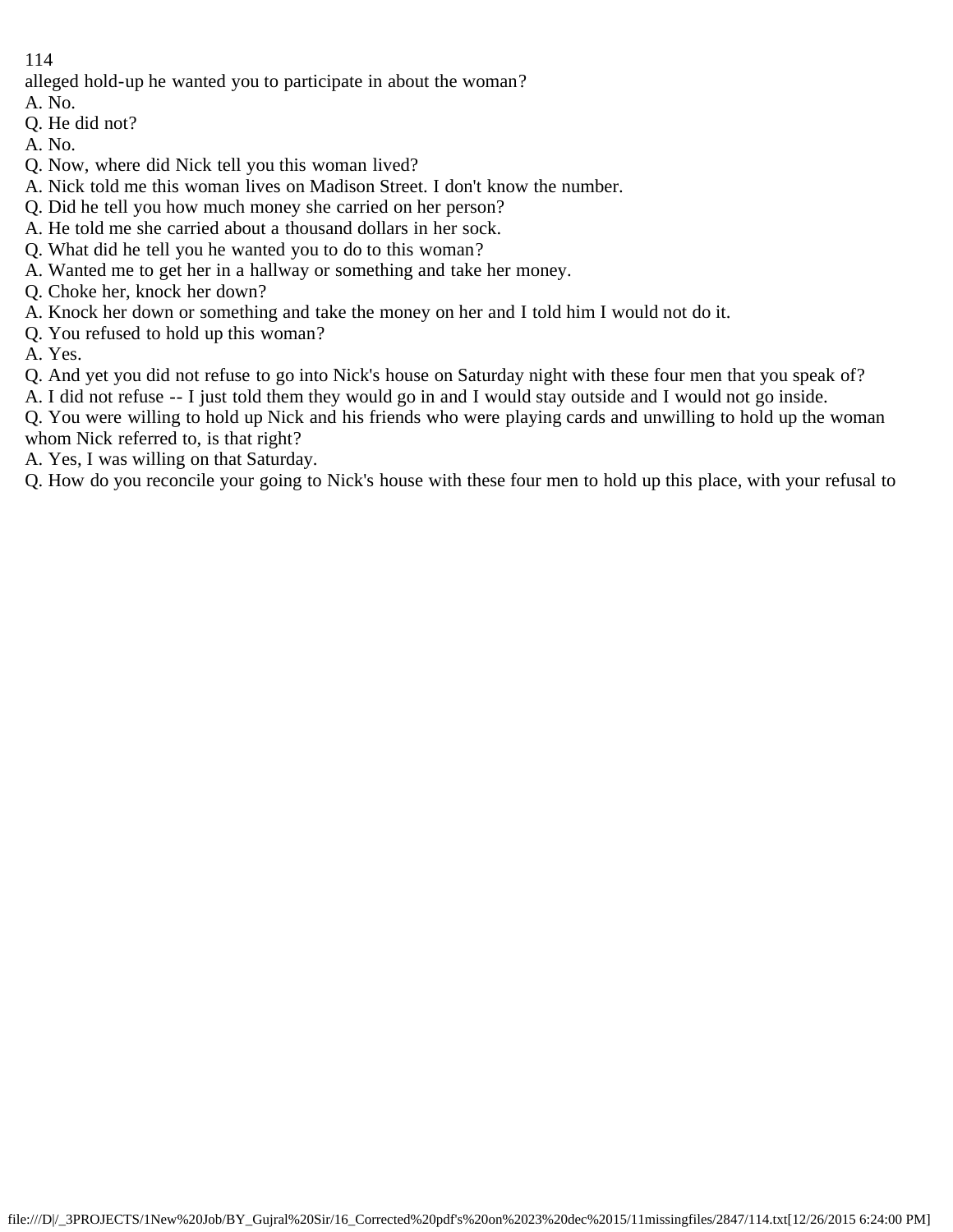alleged hold-up he wanted you to participate in about the woman?
A. No.
Q. He did not?
A. No.
Q. Now, where did Nick tell you this woman lived?
A. Nick told me this woman lives on Madison Street. I don't know the number.
Q. Did he tell you how much money she carried on her person?
A. He told me she carried about a thousand dollars in her sock.
Q. What did he tell you he wanted you to do to this woman?
A. Wanted me to get her in a hallway or something and take her money.
Q. Choke her, knock her down?
A. Knock her down or something and take the money on her and I told him I would not do it.
Q. You refused to hold up this woman?
A. Yes.
Q. And yet you did not refuse to go into Nick's house on Saturday night with these four men that you speak of?
A. I did not refuse -- I just told them they would go in and I would stay outside and I would not go inside.
Q. You were willing to hold up Nick and his friends who were playing cards and unwilling to hold up the woman whom Nick referred to, is that right?
A. Yes, I was willing on that Saturday.
Q. How do you reconcile your going to Nick's house with these four men to hold up this place, with your refusal to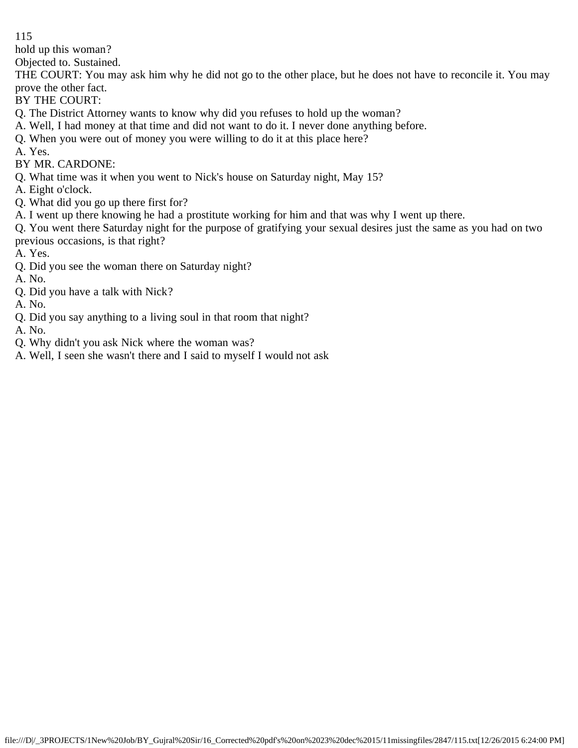hold up this woman?

Objected to. Sustained.

THE COURT: You may ask him why he did not go to the other place, but he does not have to reconcile it. You may prove the other fact.

BY THE COURT:

Q. The District Attorney wants to know why did you refuses to hold up the woman?

A. Well, I had money at that time and did not want to do it. I never done anything before.

Q. When you were out of money you were willing to do it at this place here?

A. Yes.

BY MR. CARDONE:

Q. What time was it when you went to Nick's house on Saturday night, May 15?

A. Eight o'clock.

Q. What did you go up there first for?

A. I went up there knowing he had a prostitute working for him and that was why I went up there.

Q. You went there Saturday night for the purpose of gratifying your sexual desires just the same as you had on two previous occasions, is that right?

A. Yes.

Q. Did you see the woman there on Saturday night?

A. No.

Q. Did you have a talk with Nick?

A. No.

Q. Did you say anything to a living soul in that room that night?

A. No.

Q. Why didn't you ask Nick where the woman was?

A. Well, I seen she wasn't there and I said to myself I would not ask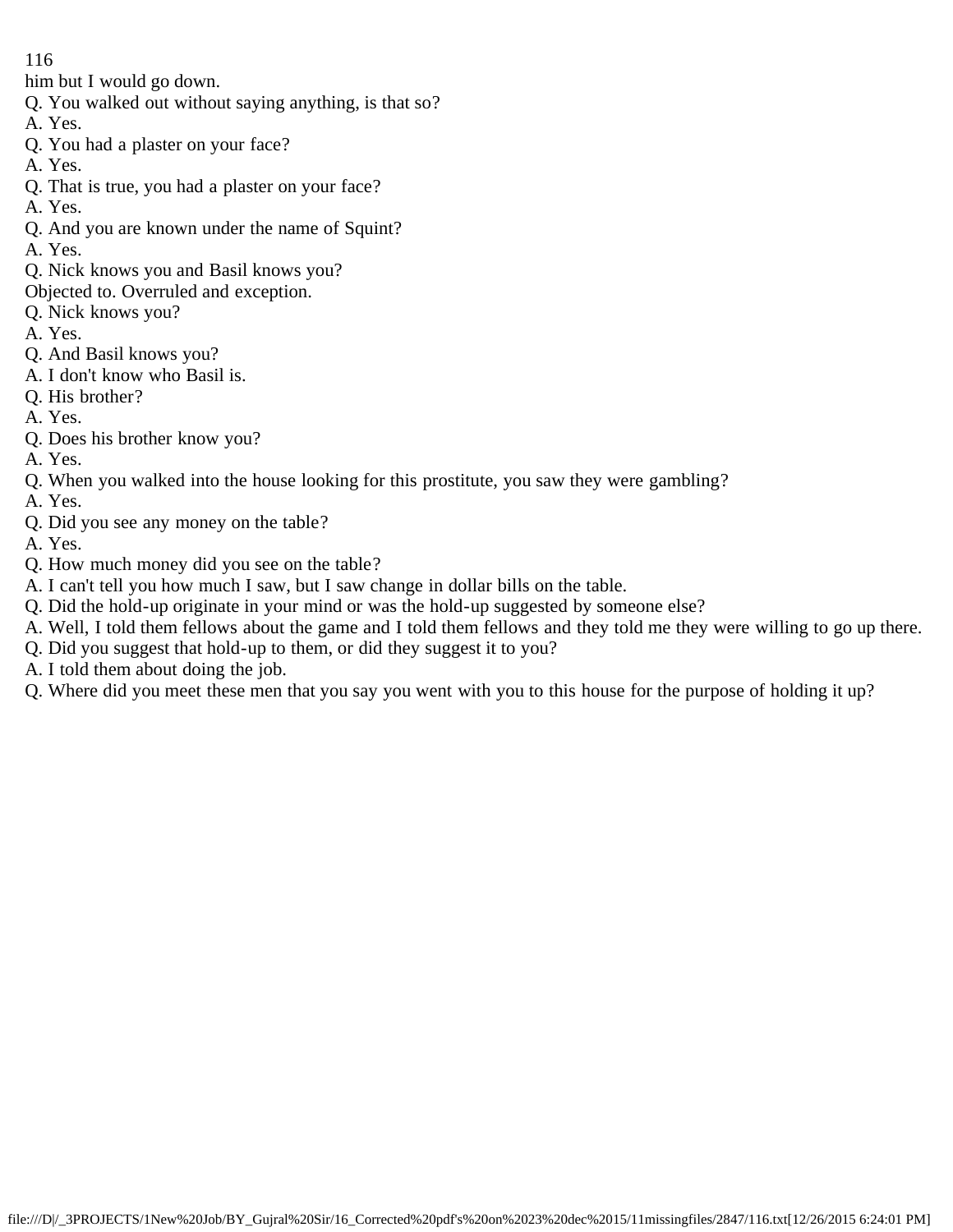him but I would go down.
Q. You walked out without saying anything, is that so?
A. Yes.
Q. You had a plaster on your face?
A. Yes.
Q. That is true, you had a plaster on your face?
A. Yes.
Q. And you are known under the name of Squint?
A. Yes.
Q. Nick knows you and Basil knows you?
Objected to. Overruled and exception.
Q. Nick knows you?
A. Yes.
Q. And Basil knows you?
A. I don't know who Basil is.
Q. His brother?
A. Yes.
Q. Does his brother know you?
A. Yes.
Q. When you walked into the house looking for this prostitute, you saw they were gambling?
A. Yes.
Q. Did you see any money on the table?
A. Yes.
Q. How much money did you see on the table?
A. I can't tell you how much I saw, but I saw change in dollar bills on the table.
Q. Did the hold-up originate in your mind or was the hold-up suggested by someone else?
A. Well, I told them fellows about the game and I told them fellows and they told me they were willing to go up there.
Q. Did you suggest that hold-up to them, or did they suggest it to you?
A. I told them about doing the job.
Q. Where did you meet these men that you say you went with you to this house for the purpose of holding it up?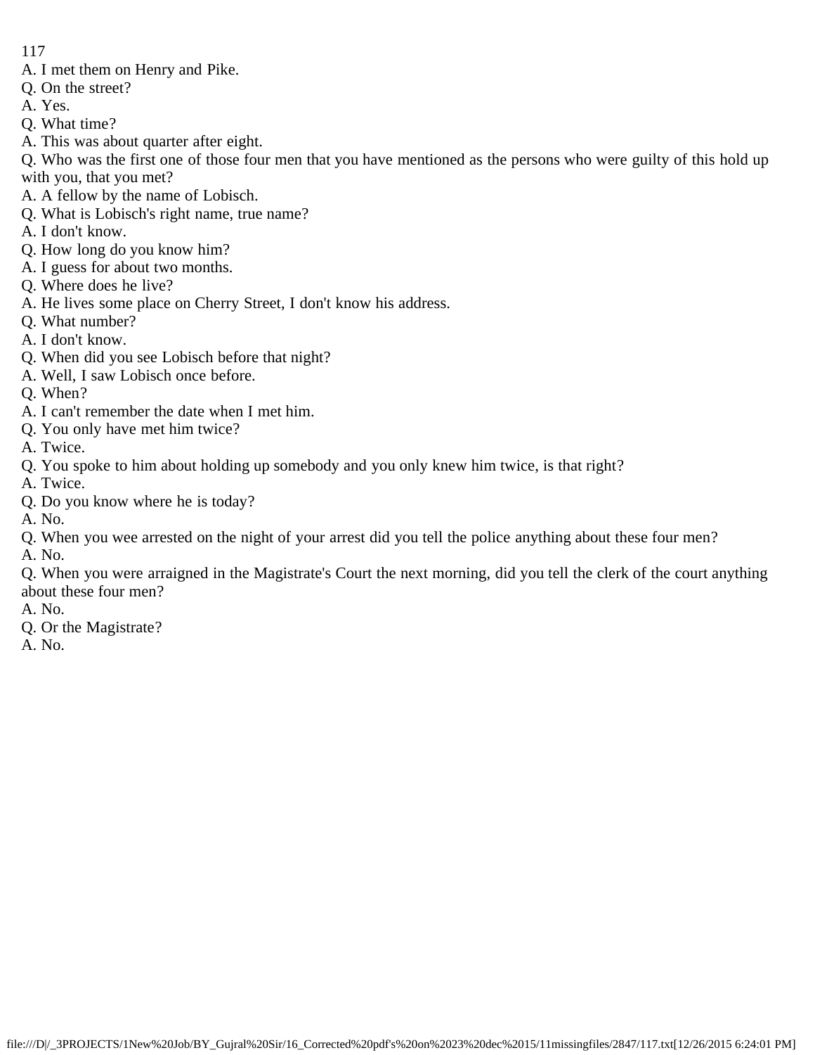A. I met them on Henry and Pike.
Q. On the street?
A. Yes.
Q. What time?
A. This was about quarter after eight.
Q. Who was the first one of those four men that you have mentioned as the persons who were guilty of this hold up with you, that you met?
A. A fellow by the name of Lobisch.
Q. What is Lobisch's right name, true name?
A. I don't know.
Q. How long do you know him?
A. I guess for about two months.
Q. Where does he live?
A. He lives some place on Cherry Street, I don't know his address.
Q. What number?
A. I don't know.
Q. When did you see Lobisch before that night?
A. Well, I saw Lobisch once before.
Q. When?
A. I can't remember the date when I met him.
Q. You only have met him twice?
A. Twice.
Q. You spoke to him about holding up somebody and you only knew him twice, is that right?
A. Twice.
Q. Do you know where he is today?
A. No.
Q. When you wee arrested on the night of your arrest did you tell the police anything about these four men?
A. No.
Q. When you were arraigned in the Magistrate's Court the next morning, did you tell the clerk of the court anything about these four men?
A. No.
Q. Or the Magistrate?
A. No.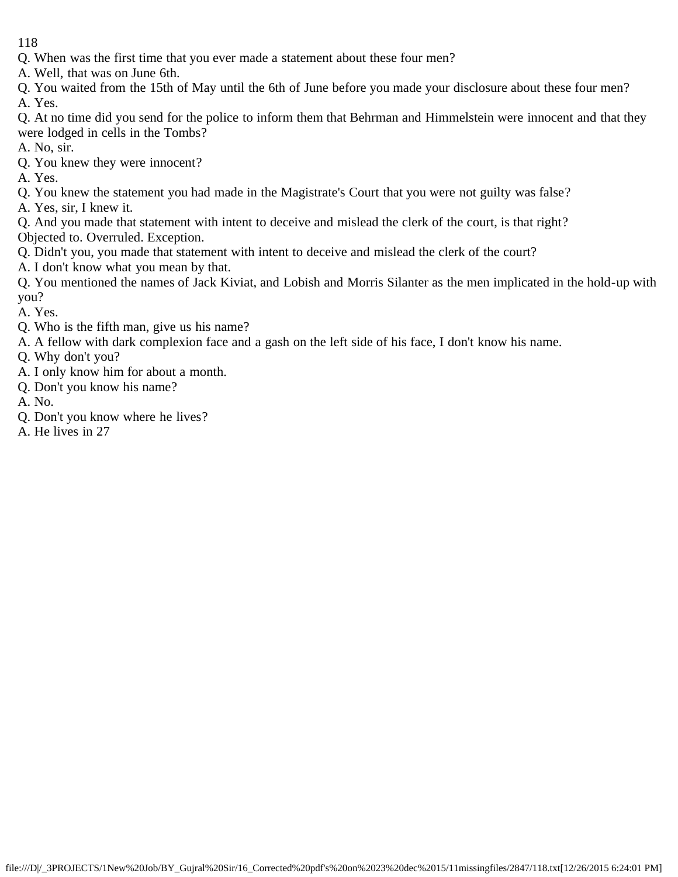Q. When was the first time that you ever made a statement about these four men?

A. Well, that was on June 6th.

Q. You waited from the 15th of May until the 6th of June before you made your disclosure about these four men?

A. Yes.

Q. At no time did you send for the police to inform them that Behrman and Himmelstein were innocent and that they were lodged in cells in the Tombs?

A. No, sir.

Q. You knew they were innocent?

A. Yes.

Q. You knew the statement you had made in the Magistrate's Court that you were not guilty was false?

A. Yes, sir, I knew it.

Q. And you made that statement with intent to deceive and mislead the clerk of the court, is that right?

Objected to. Overruled. Exception.

Q. Didn't you, you made that statement with intent to deceive and mislead the clerk of the court?

A. I don't know what you mean by that.

Q. You mentioned the names of Jack Kiviat, and Lobish and Morris Silanter as the men implicated in the hold-up with you?

A. Yes.

Q. Who is the fifth man, give us his name?

A. A fellow with dark complexion face and a gash on the left side of his face, I don't know his name.

Q. Why don't you?

A. I only know him for about a month.

Q. Don't you know his name?

A. No.

Q. Don't you know where he lives?

A. He lives in 27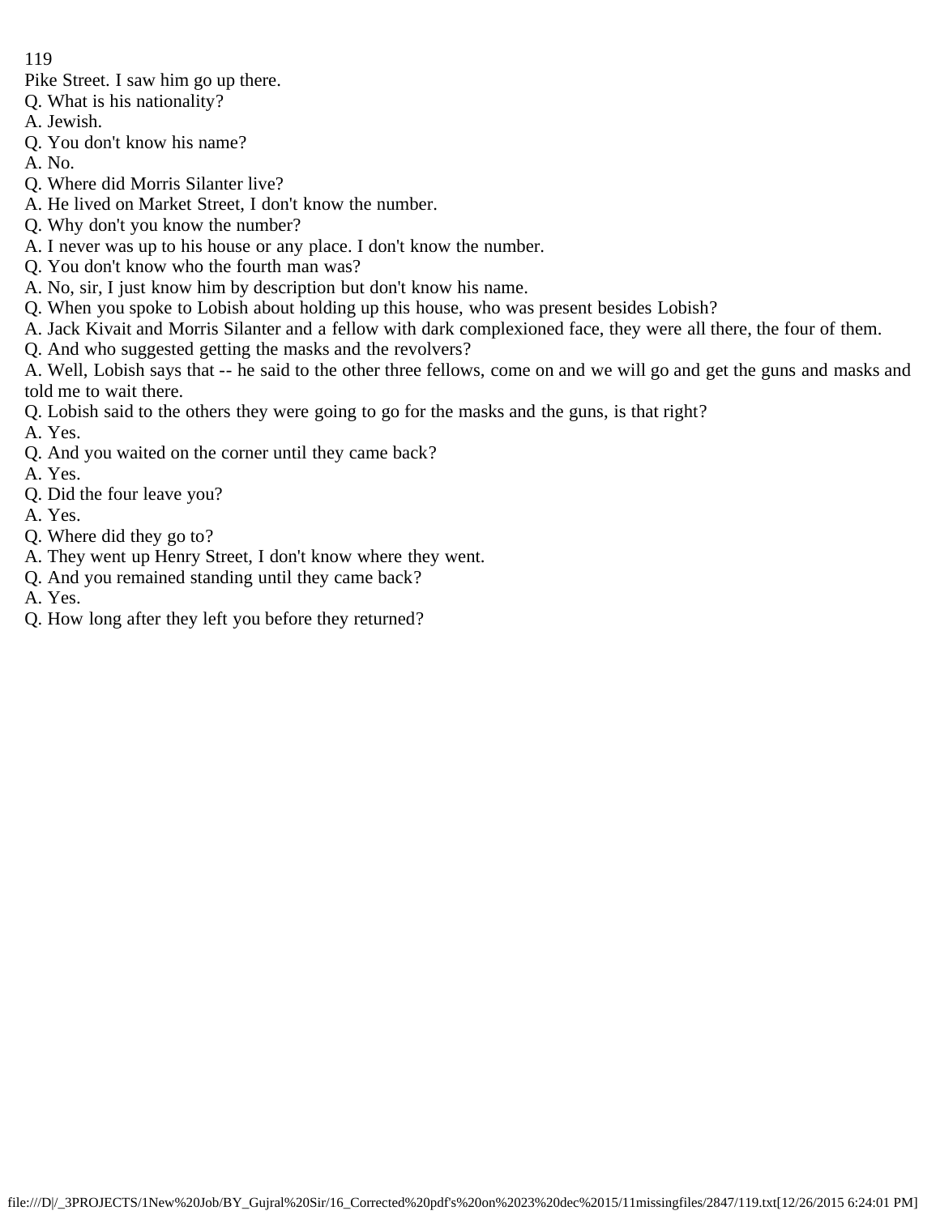Pike Street. I saw him go up there.

Q. What is his nationality?

A. Jewish.

Q. You don't know his name?

A. No.

Q. Where did Morris Silanter live?

A. He lived on Market Street, I don't know the number.

Q. Why don't you know the number?

A. I never was up to his house or any place. I don't know the number.

Q. You don't know who the fourth man was?

A. No, sir, I just know him by description but don't know his name.

Q. When you spoke to Lobish about holding up this house, who was present besides Lobish?

A. Jack Kivait and Morris Silanter and a fellow with dark complexioned face, they were all there, the four of them.

Q. And who suggested getting the masks and the revolvers?

A. Well, Lobish says that -- he said to the other three fellows, come on and we will go and get the guns and masks and told me to wait there.

Q. Lobish said to the others they were going to go for the masks and the guns, is that right?

A. Yes.

Q. And you waited on the corner until they came back?

A. Yes.

Q. Did the four leave you?

A. Yes.

Q. Where did they go to?

A. They went up Henry Street, I don't know where they went.

Q. And you remained standing until they came back?

A. Yes.

Q. How long after they left you before they returned?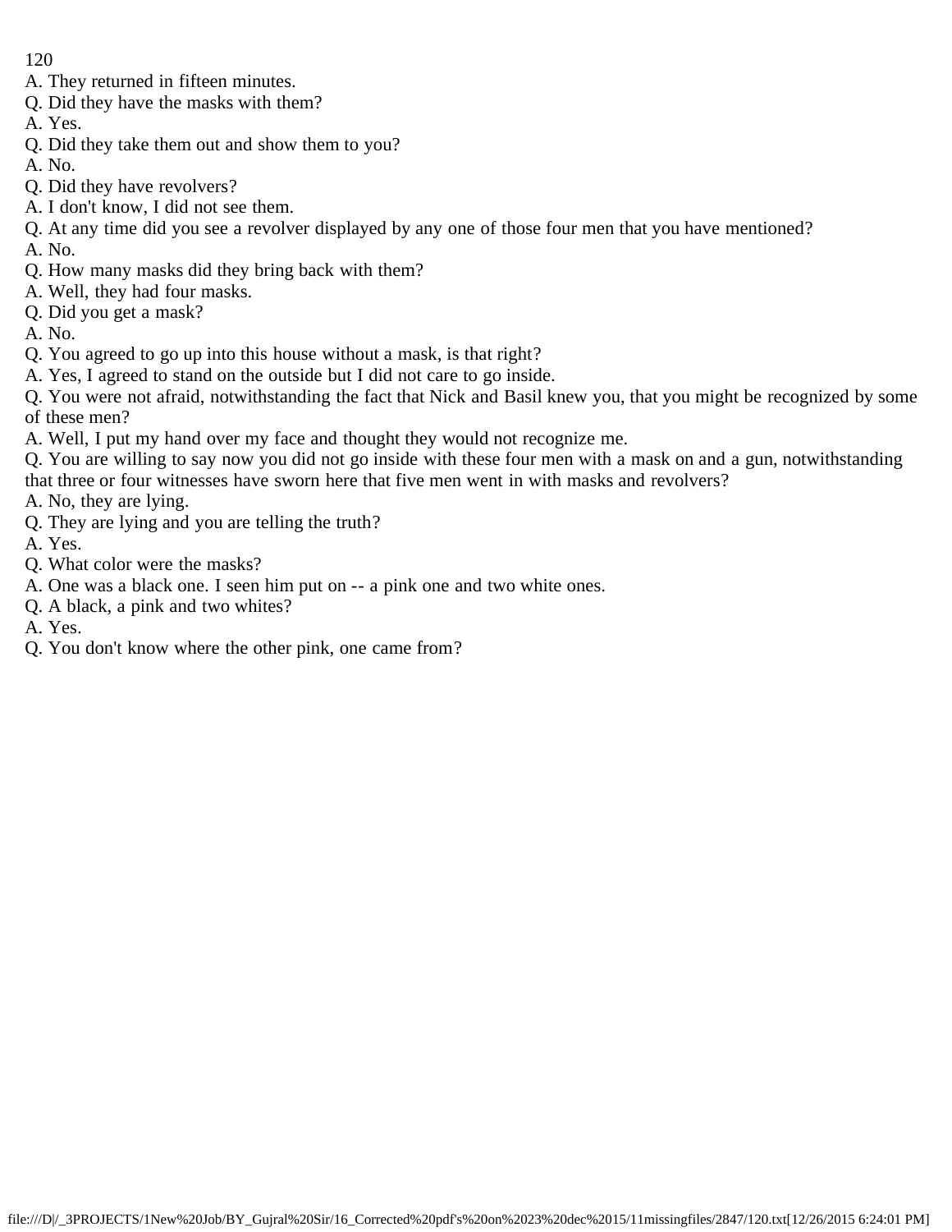A. They returned in fifteen minutes.

Q. Did they have the masks with them?

A. Yes.

Q. Did they take them out and show them to you?

A. No.

Q. Did they have revolvers?

A. I don't know, I did not see them.

Q. At any time did you see a revolver displayed by any one of those four men that you have mentioned?

A. No.

Q. How many masks did they bring back with them?

A. Well, they had four masks.

Q. Did you get a mask?

A. No.

Q. You agreed to go up into this house without a mask, is that right?

A. Yes, I agreed to stand on the outside but I did not care to go inside.

Q. You were not afraid, notwithstanding the fact that Nick and Basil knew you, that you might be recognized by some of these men?

A. Well, I put my hand over my face and thought they would not recognize me.

Q. You are willing to say now you did not go inside with these four men with a mask on and a gun, notwithstanding that three or four witnesses have sworn here that five men went in with masks and revolvers?

A. No, they are lying.

Q. They are lying and you are telling the truth?

A. Yes.

Q. What color were the masks?

A. One was a black one. I seen him put on -- a pink one and two white ones.

Q. A black, a pink and two whites?

A. Yes.

Q. You don't know where the other pink, one came from?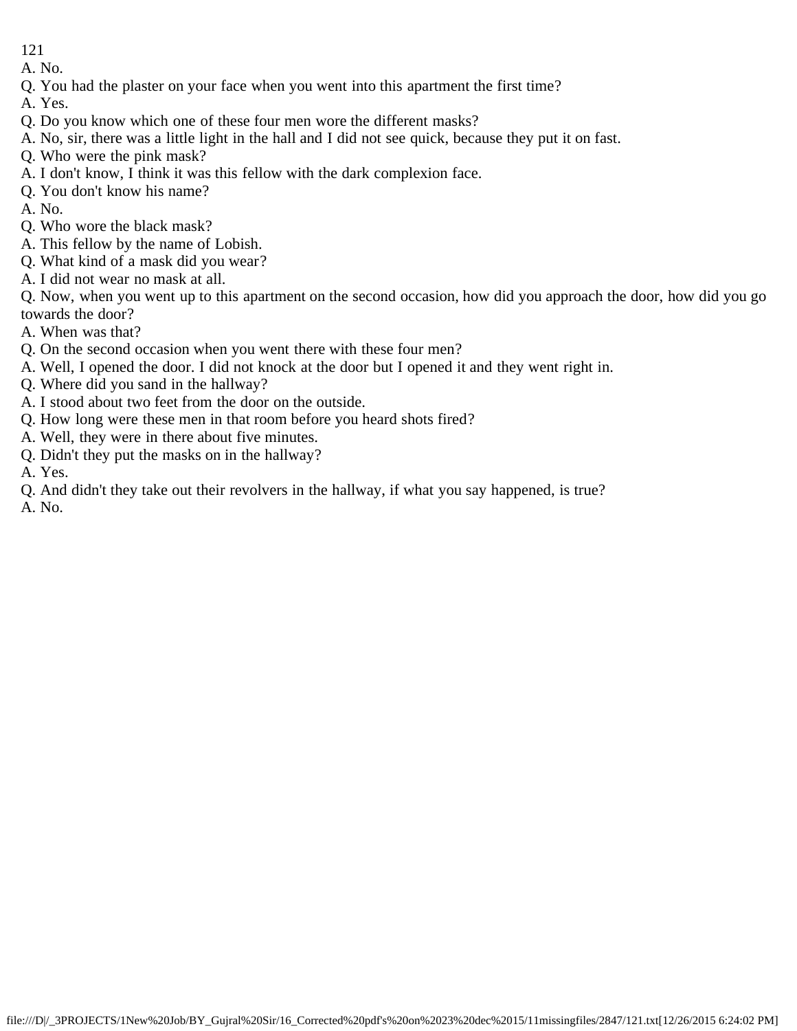A. No.

Q. You had the plaster on your face when you went into this apartment the first time?

A. Yes.

Q. Do you know which one of these four men wore the different masks?

A. No, sir, there was a little light in the hall and I did not see quick, because they put it on fast.

Q. Who were the pink mask?

A. I don't know, I think it was this fellow with the dark complexion face.

Q. You don't know his name?

A. No.

Q. Who wore the black mask?

A. This fellow by the name of Lobish.

Q. What kind of a mask did you wear?

A. I did not wear no mask at all.

Q. Now, when you went up to this apartment on the second occasion, how did you approach the door, how did you go towards the door?

A. When was that?

Q. On the second occasion when you went there with these four men?

A. Well, I opened the door. I did not knock at the door but I opened it and they went right in.

Q. Where did you sand in the hallway?

A. I stood about two feet from the door on the outside.

Q. How long were these men in that room before you heard shots fired?

A. Well, they were in there about five minutes.

Q. Didn't they put the masks on in the hallway?

A. Yes.

Q. And didn't they take out their revolvers in the hallway, if what you say happened, is true?

A. No.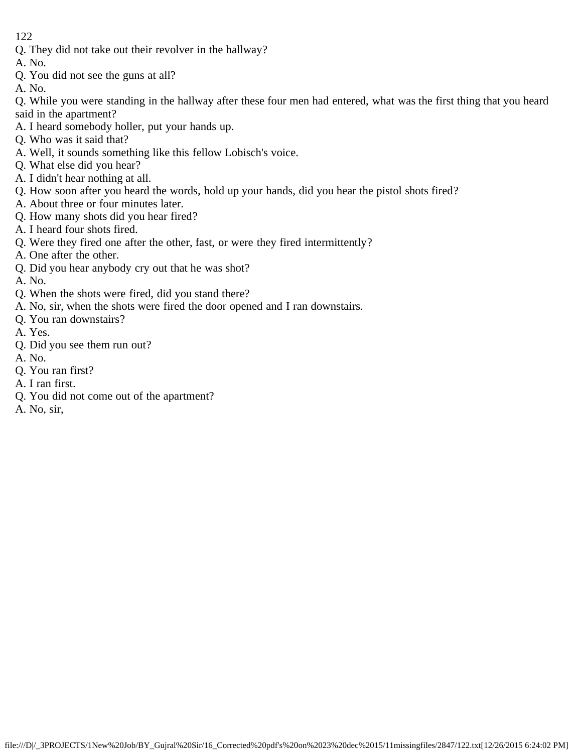Q. They did not take out their revolver in the hallway?

A. No.

Q. You did not see the guns at all?

A. No.

Q. While you were standing in the hallway after these four men had entered, what was the first thing that you heard said in the apartment?

A. I heard somebody holler, put your hands up.

Q. Who was it said that?

A. Well, it sounds something like this fellow Lobisch's voice.

Q. What else did you hear?

A. I didn't hear nothing at all.

Q. How soon after you heard the words, hold up your hands, did you hear the pistol shots fired?

A. About three or four minutes later.

Q. How many shots did you hear fired?

A. I heard four shots fired.

Q. Were they fired one after the other, fast, or were they fired intermittently?

A. One after the other.

Q. Did you hear anybody cry out that he was shot?

A. No.

Q. When the shots were fired, did you stand there?

A. No, sir, when the shots were fired the door opened and I ran downstairs.

Q. You ran downstairs?

A. Yes.

Q. Did you see them run out?

A. No.

Q. You ran first?

A. I ran first.

Q. You did not come out of the apartment?

A. No, sir,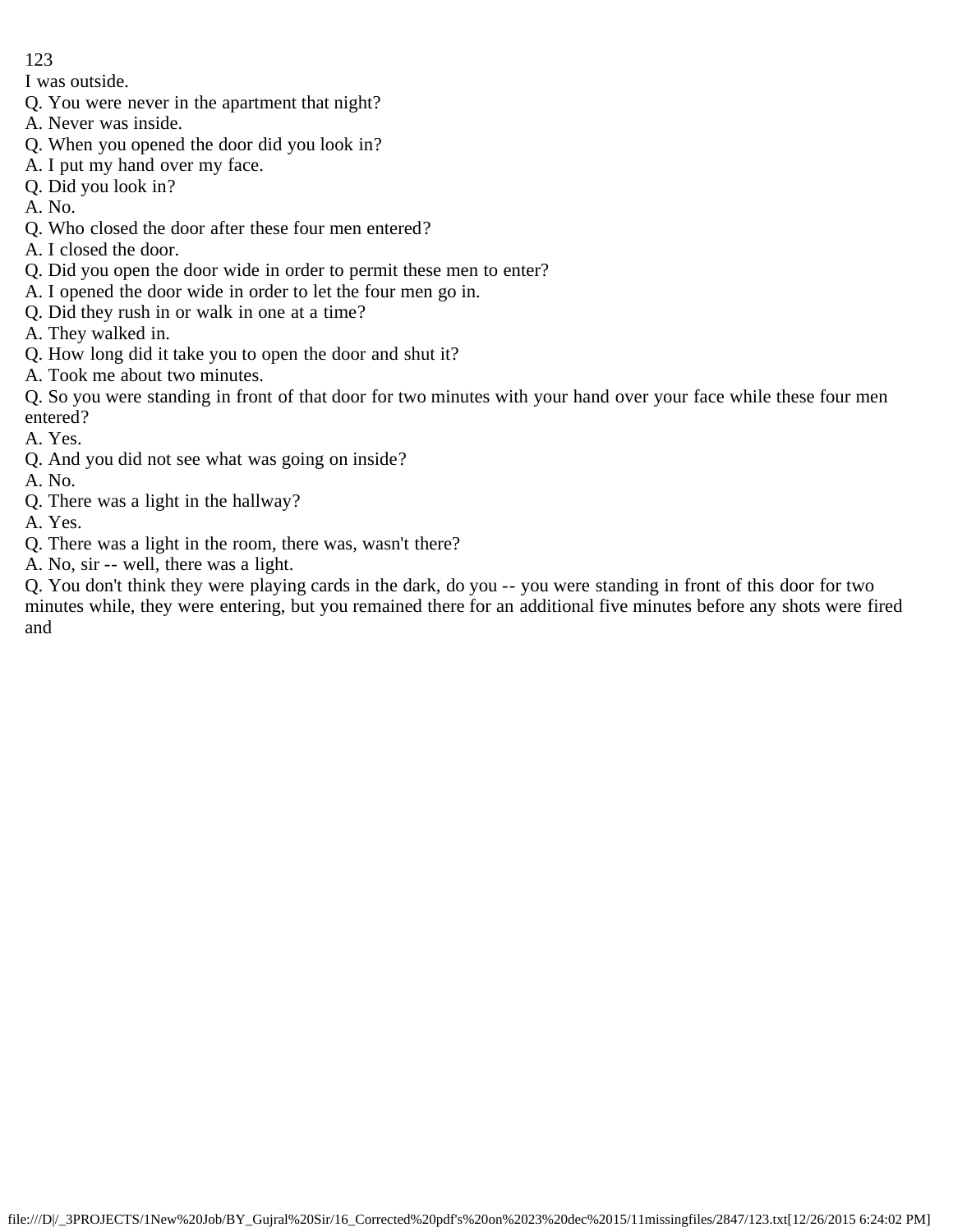I was outside.

Q. You were never in the apartment that night?

A. Never was inside.

Q. When you opened the door did you look in?

A. I put my hand over my face.

Q. Did you look in?

A. No.

Q. Who closed the door after these four men entered?

A. I closed the door.

Q. Did you open the door wide in order to permit these men to enter?

A. I opened the door wide in order to let the four men go in.

Q. Did they rush in or walk in one at a time?

A. They walked in.

Q. How long did it take you to open the door and shut it?

A. Took me about two minutes.

Q. So you were standing in front of that door for two minutes with your hand over your face while these four men entered?

A. Yes.

Q. And you did not see what was going on inside?

A. No.

Q. There was a light in the hallway?

A. Yes.

Q. There was a light in the room, there was, wasn't there?

A. No, sir -- well, there was a light.

Q. You don't think they were playing cards in the dark, do you -- you were standing in front of this door for two minutes while, they were entering, but you remained there for an additional five minutes before any shots were fired and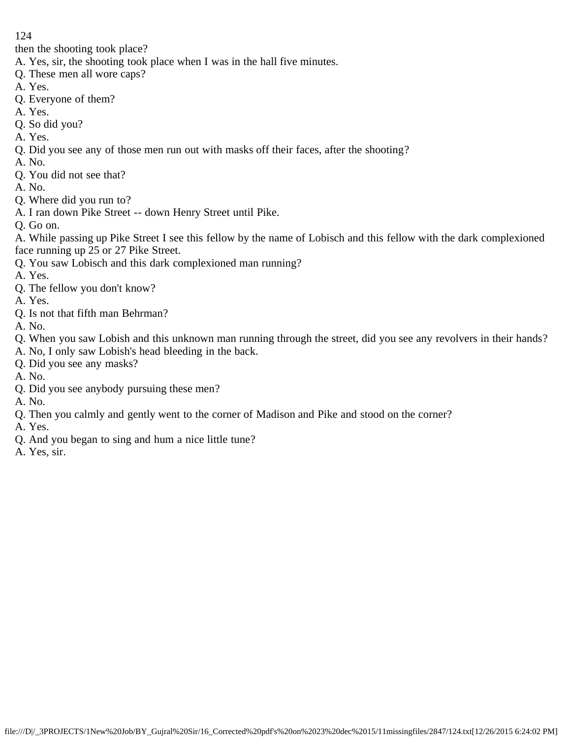then the shooting took place?

A. Yes, sir, the shooting took place when I was in the hall five minutes.

Q. These men all wore caps?

A. Yes.

Q. Everyone of them?

A. Yes.

Q. So did you?

A. Yes.

Q. Did you see any of those men run out with masks off their faces, after the shooting?

A. No.

Q. You did not see that?

A. No.

Q. Where did you run to?

A. I ran down Pike Street -- down Henry Street until Pike.

Q. Go on.

A. While passing up Pike Street I see this fellow by the name of Lobisch and this fellow with the dark complexioned face running up 25 or 27 Pike Street.

Q. You saw Lobisch and this dark complexioned man running?

A. Yes.

Q. The fellow you don't know?

A. Yes.

Q. Is not that fifth man Behrman?

A. No.

Q. When you saw Lobish and this unknown man running through the street, did you see any revolvers in their hands?

A. No, I only saw Lobish's head bleeding in the back.

Q. Did you see any masks?

A. No.

Q. Did you see anybody pursuing these men?

A. No.

Q. Then you calmly and gently went to the corner of Madison and Pike and stood on the corner?

A. Yes.

Q. And you began to sing and hum a nice little tune?

A. Yes, sir.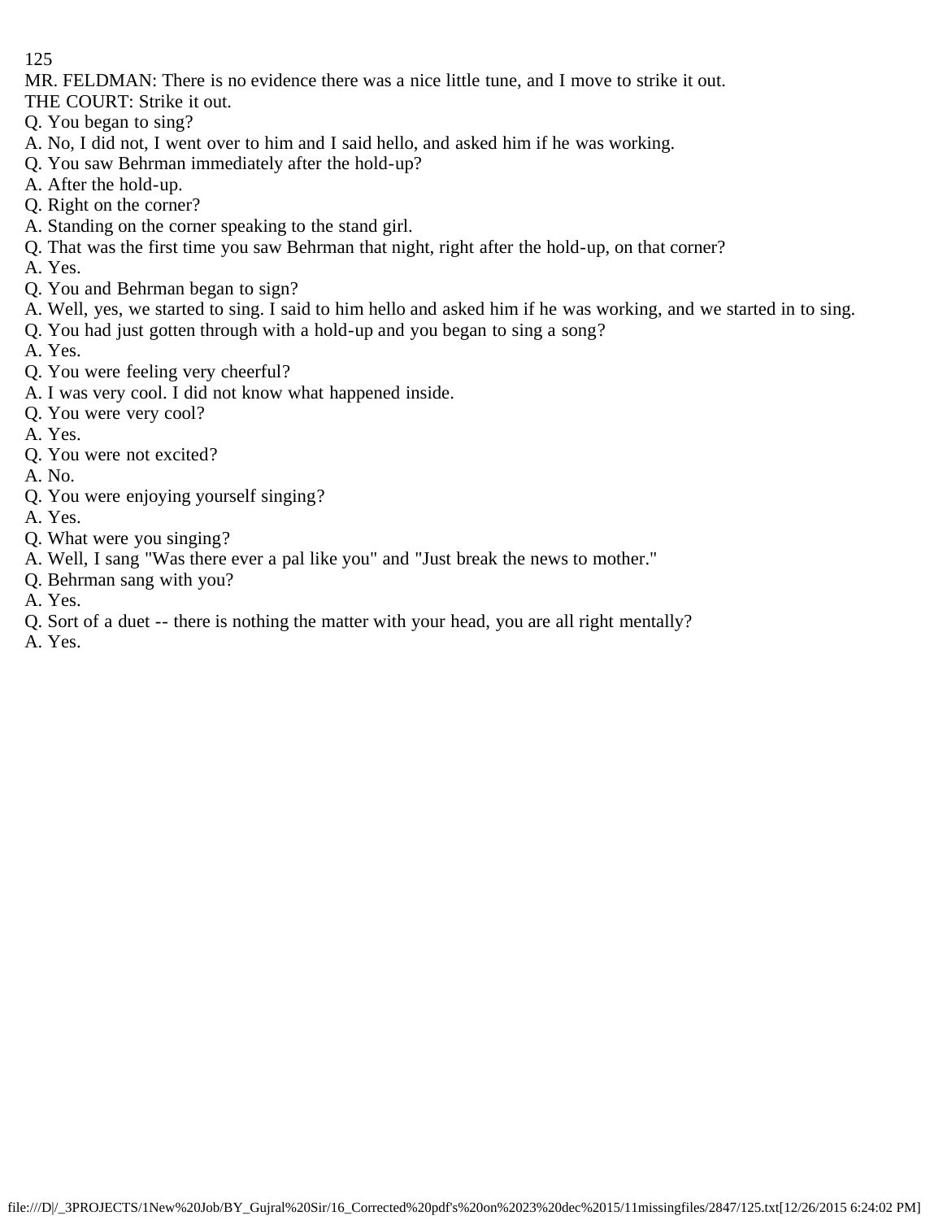MR. FELDMAN: There is no evidence there was a nice little tune, and I move to strike it out.
THE COURT: Strike it out.
Q. You began to sing?
A. No, I did not, I went over to him and I said hello, and asked him if he was working.
Q. You saw Behrman immediately after the hold-up?
A. After the hold-up.
Q. Right on the corner?
A. Standing on the corner speaking to the stand girl.
Q. That was the first time you saw Behrman that night, right after the hold-up, on that corner?
A. Yes.
Q. You and Behrman began to sign?
A. Well, yes, we started to sing. I said to him hello and asked him if he was working, and we started in to sing.
Q. You had just gotten through with a hold-up and you began to sing a song?
A. Yes.
Q. You were feeling very cheerful?
A. I was very cool. I did not know what happened inside.
Q. You were very cool?
A. Yes.
Q. You were not excited?
A. No.
Q. You were enjoying yourself singing?
A. Yes.
Q. What were you singing?
A. Well, I sang "Was there ever a pal like you" and "Just break the news to mother."
Q. Behrman sang with you?
A. Yes.
Q. Sort of a duet -- there is nothing the matter with your head, you are all right mentally?
A. Yes.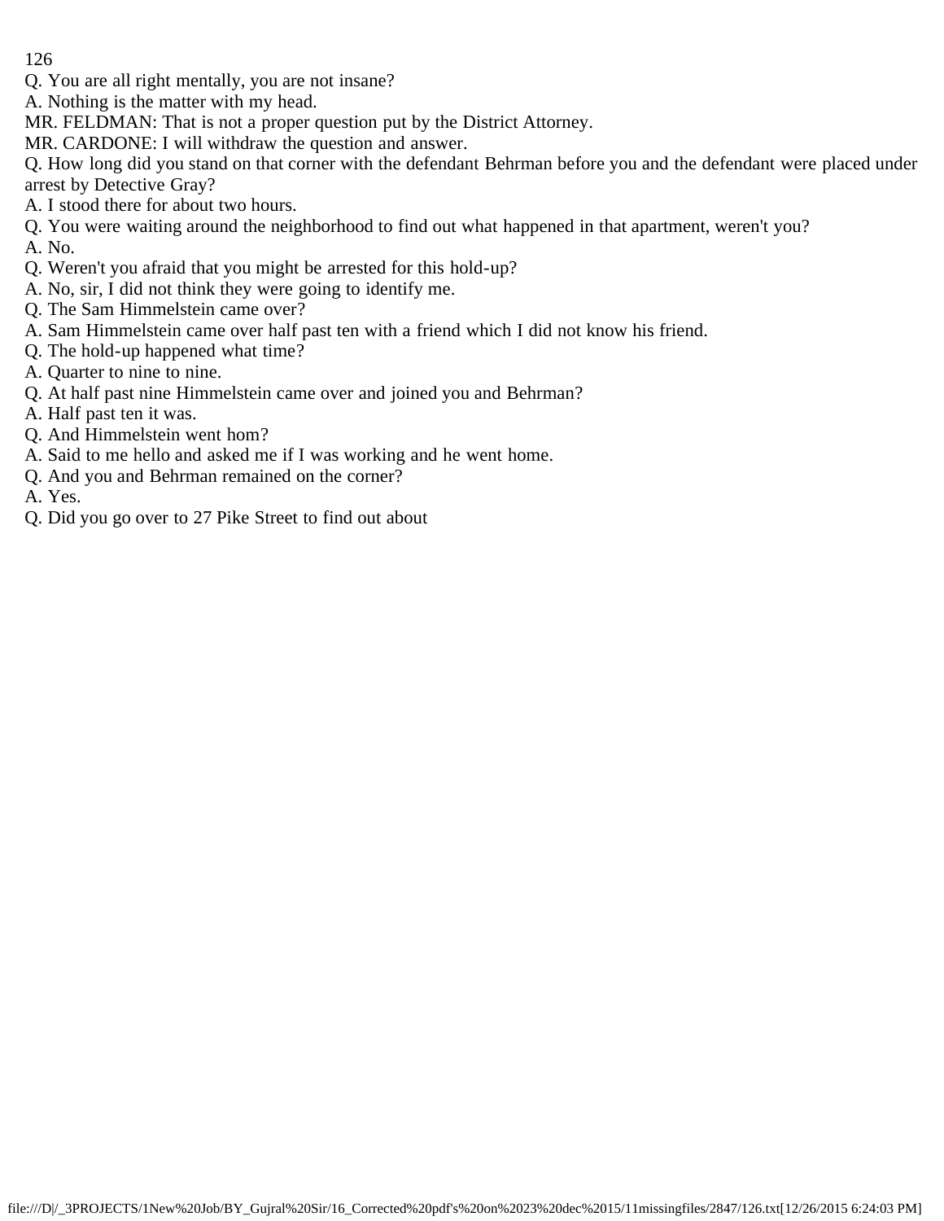Q. You are all right mentally, you are not insane?

A. Nothing is the matter with my head.

MR. FELDMAN: That is not a proper question put by the District Attorney.

MR. CARDONE: I will withdraw the question and answer.

Q. How long did you stand on that corner with the defendant Behrman before you and the defendant were placed under arrest by Detective Gray?

A. I stood there for about two hours.

Q. You were waiting around the neighborhood to find out what happened in that apartment, weren't you?

A. No.

Q. Weren't you afraid that you might be arrested for this hold-up?

A. No, sir, I did not think they were going to identify me.

Q. The Sam Himmelstein came over?

A. Sam Himmelstein came over half past ten with a friend which I did not know his friend.

Q. The hold-up happened what time?

A. Quarter to nine to nine.

Q. At half past nine Himmelstein came over and joined you and Behrman?

A. Half past ten it was.

Q. And Himmelstein went hom?

A. Said to me hello and asked me if I was working and he went home.

Q. And you and Behrman remained on the corner?

A. Yes.

Q. Did you go over to 27 Pike Street to find out about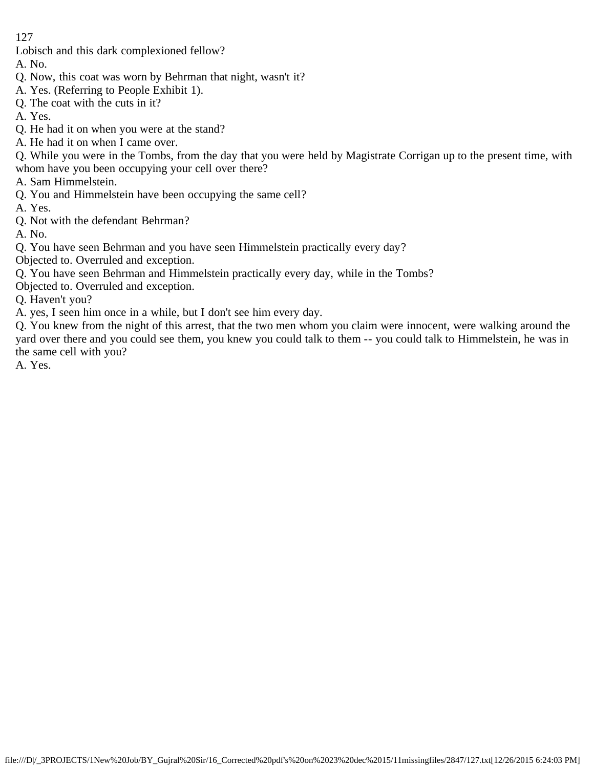Lobisch and this dark complexioned fellow?

A. No.

Q. Now, this coat was worn by Behrman that night, wasn't it?

A. Yes. (Referring to People Exhibit 1).

Q. The coat with the cuts in it?

A. Yes.

Q. He had it on when you were at the stand?

A. He had it on when I came over.

Q. While you were in the Tombs, from the day that you were held by Magistrate Corrigan up to the present time, with whom have you been occupying your cell over there?

A. Sam Himmelstein.

Q. You and Himmelstein have been occupying the same cell?

A. Yes.

Q. Not with the defendant Behrman?

A. No.

Q. You have seen Behrman and you have seen Himmelstein practically every day?

Objected to. Overruled and exception.

Q. You have seen Behrman and Himmelstein practically every day, while in the Tombs?

Objected to. Overruled and exception.

Q. Haven't you?

A. yes, I seen him once in a while, but I don't see him every day.

Q. You knew from the night of this arrest, that the two men whom you claim were innocent, were walking around the yard over there and you could see them, you knew you could talk to them -- you could talk to Himmelstein, he was in the same cell with you?

A. Yes.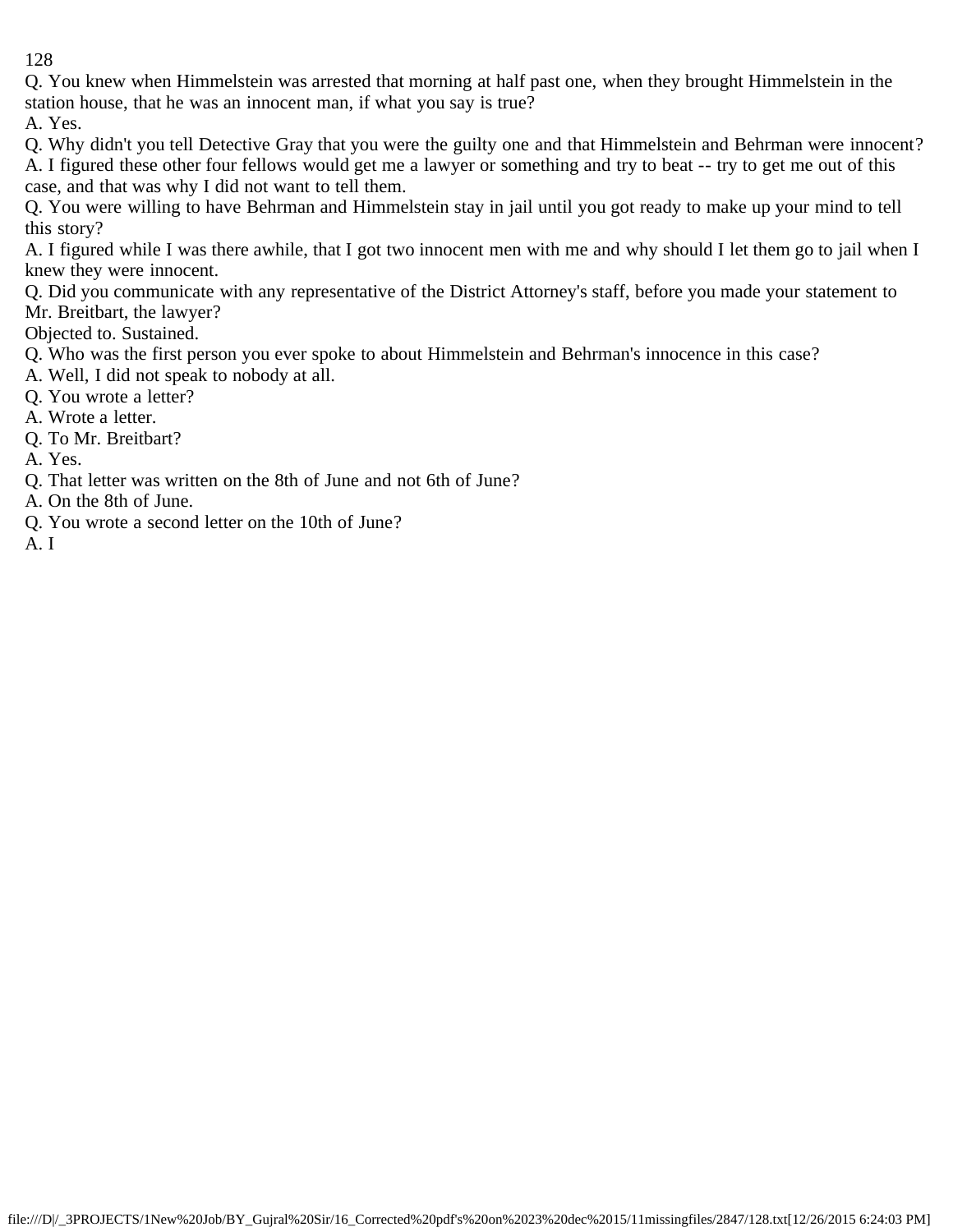Q. You knew when Himmelstein was arrested that morning at half past one, when they brought Himmelstein in the station house, that he was an innocent man, if what you say is true?
A. Yes.
Q. Why didn't you tell Detective Gray that you were the guilty one and that Himmelstein and Behrman were innocent?
A. I figured these other four fellows would get me a lawyer or something and try to beat -- try to get me out of this case, and that was why I did not want to tell them.
Q. You were willing to have Behrman and Himmelstein stay in jail until you got ready to make up your mind to tell this story?
A. I figured while I was there awhile, that I got two innocent men with me and why should I let them go to jail when I knew they were innocent.
Q. Did you communicate with any representative of the District Attorney's staff, before you made your statement to Mr. Breitbart, the lawyer?
Objected to. Sustained.
Q. Who was the first person you ever spoke to about Himmelstein and Behrman's innocence in this case?
A. Well, I did not speak to nobody at all.
Q. You wrote a letter?
A. Wrote a letter.
Q. To Mr. Breitbart?
A. Yes.
Q. That letter was written on the 8th of June and not 6th of June?
A. On the 8th of June.
Q. You wrote a second letter on the 10th of June?
A. I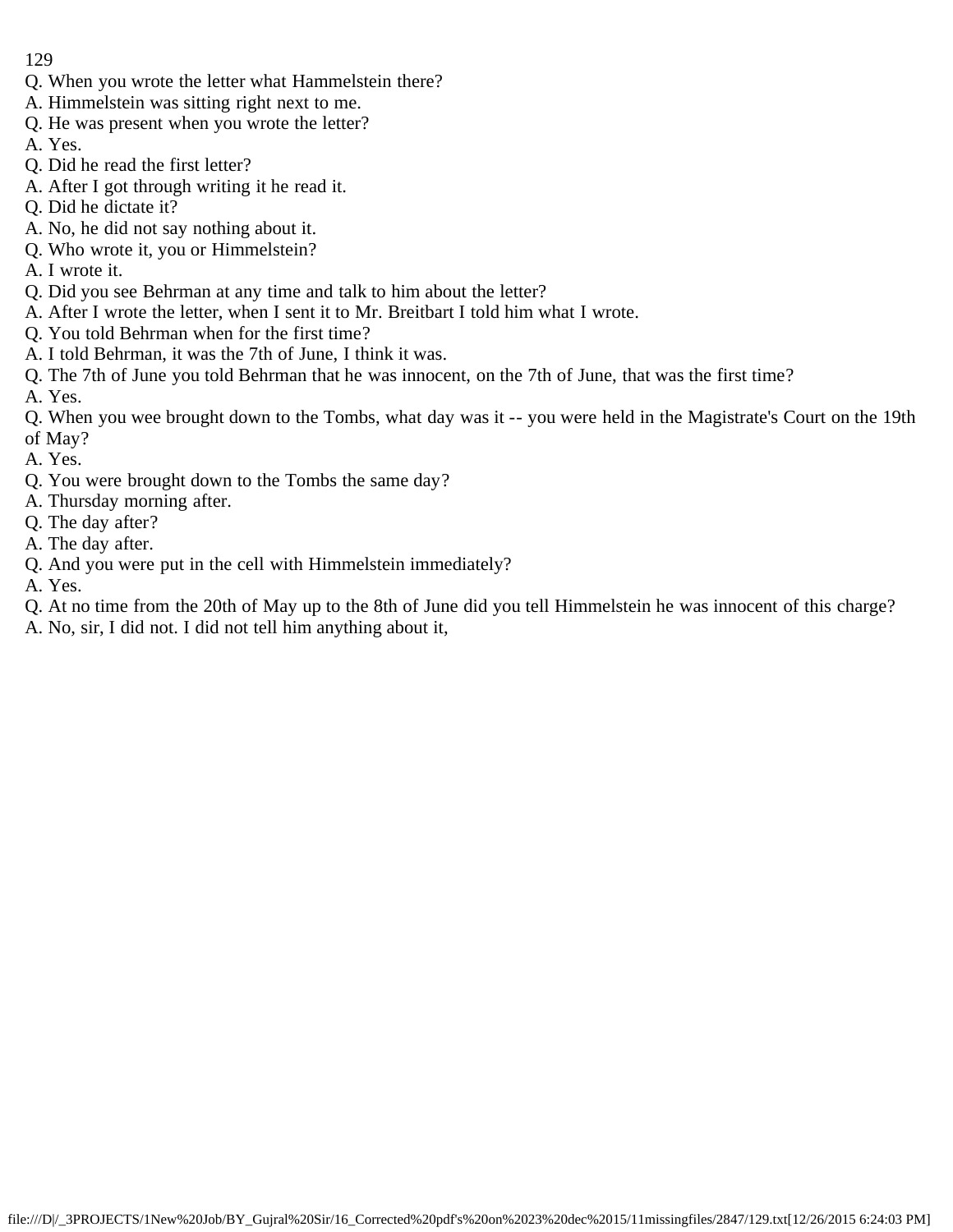Q. When you wrote the letter what Hammelstein there?
A. Himmelstein was sitting right next to me.
Q. He was present when you wrote the letter?
A. Yes.
Q. Did he read the first letter?
A. After I got through writing it he read it.
Q. Did he dictate it?
A. No, he did not say nothing about it.
Q. Who wrote it, you or Himmelstein?
A. I wrote it.
Q. Did you see Behrman at any time and talk to him about the letter?
A. After I wrote the letter, when I sent it to Mr. Breitbart I told him what I wrote.
Q. You told Behrman when for the first time?
A. I told Behrman, it was the 7th of June, I think it was.
Q. The 7th of June you told Behrman that he was innocent, on the 7th of June, that was the first time?
A. Yes.
Q. When you wee brought down to the Tombs, what day was it -- you were held in the Magistrate's Court on the 19th of May?
A. Yes.
Q. You were brought down to the Tombs the same day?
A. Thursday morning after.
Q. The day after?
A. The day after.
Q. And you were put in the cell with Himmelstein immediately?
A. Yes.
Q. At no time from the 20th of May up to the 8th of June did you tell Himmelstein he was innocent of this charge?
A. No, sir, I did not. I did not tell him anything about it,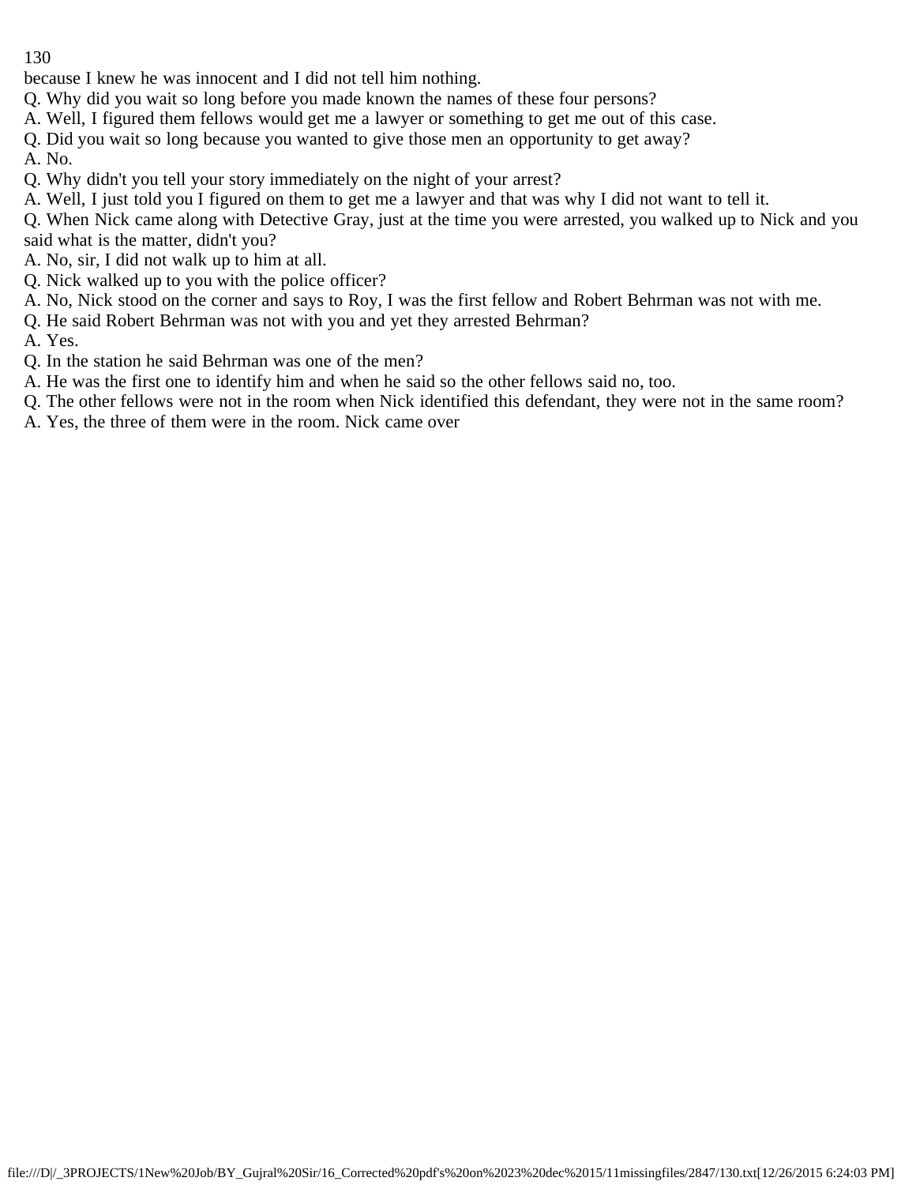because I knew he was innocent and I did not tell him nothing.

Q. Why did you wait so long before you made known the names of these four persons?

A. Well, I figured them fellows would get me a lawyer or something to get me out of this case.

Q. Did you wait so long because you wanted to give those men an opportunity to get away?

A. No.

Q. Why didn't you tell your story immediately on the night of your arrest?

A. Well, I just told you I figured on them to get me a lawyer and that was why I did not want to tell it.

Q. When Nick came along with Detective Gray, just at the time you were arrested, you walked up to Nick and you said what is the matter, didn't you?

A. No, sir, I did not walk up to him at all.

Q. Nick walked up to you with the police officer?

A. No, Nick stood on the corner and says to Roy, I was the first fellow and Robert Behrman was not with me.

Q. He said Robert Behrman was not with you and yet they arrested Behrman?

A. Yes.

Q. In the station he said Behrman was one of the men?

A. He was the first one to identify him and when he said so the other fellows said no, too.

Q. The other fellows were not in the room when Nick identified this defendant, they were not in the same room?

A. Yes, the three of them were in the room. Nick came over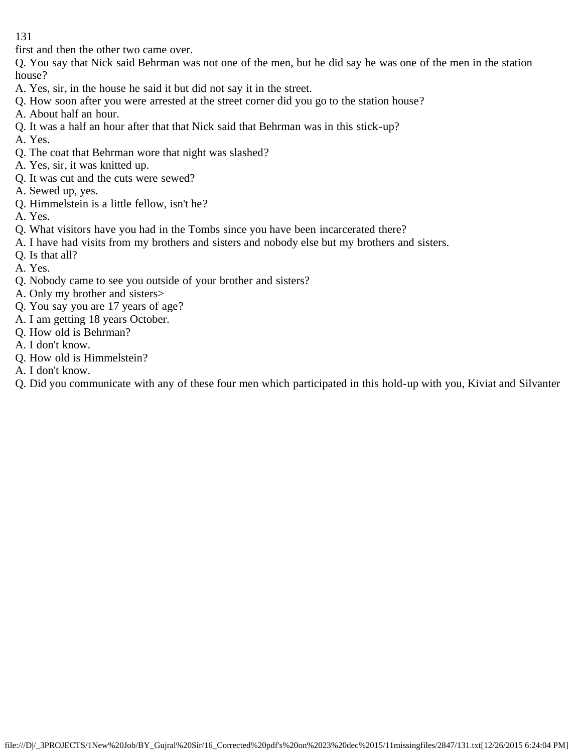first and then the other two came over.

Q. You say that Nick said Behrman was not one of the men, but he did say he was one of the men in the station house?

A. Yes, sir, in the house he said it but did not say it in the street.

Q. How soon after you were arrested at the street corner did you go to the station house?

A. About half an hour.

Q. It was a half an hour after that that Nick said that Behrman was in this stick-up?

A. Yes.

Q. The coat that Behrman wore that night was slashed?

A. Yes, sir, it was knitted up.

Q. It was cut and the cuts were sewed?

A. Sewed up, yes.

Q. Himmelstein is a little fellow, isn't he?

A. Yes.

Q. What visitors have you had in the Tombs since you have been incarcerated there?

A. I have had visits from my brothers and sisters and nobody else but my brothers and sisters.

Q. Is that all?

A. Yes.

Q. Nobody came to see you outside of your brother and sisters?

A. Only my brother and sisters>

Q. You say you are 17 years of age?

A. I am getting 18 years October.

Q. How old is Behrman?

A. I don't know.

Q. How old is Himmelstein?

A. I don't know.

Q. Did you communicate with any of these four men which participated in this hold-up with you, Kiviat and Silvanter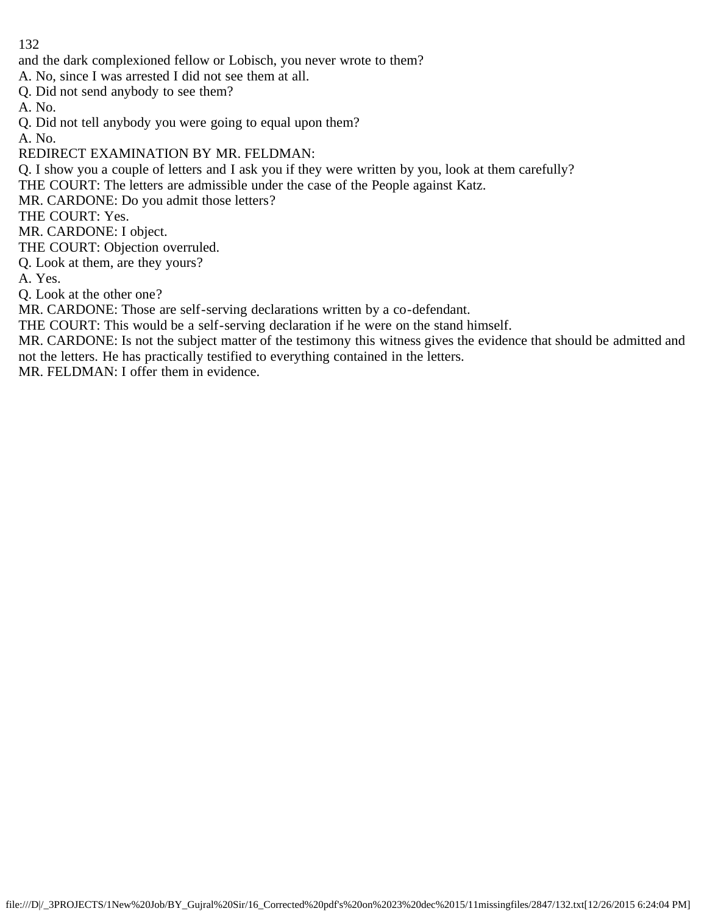and the dark complexioned fellow or Lobisch, you never wrote to them?

A. No, since I was arrested I did not see them at all.

Q. Did not send anybody to see them?

A. No.

Q. Did not tell anybody you were going to equal upon them?

A. No.

REDIRECT EXAMINATION BY MR. FELDMAN:

Q. I show you a couple of letters and I ask you if they were written by you, look at them carefully?

THE COURT: The letters are admissible under the case of the People against Katz.

MR. CARDONE: Do you admit those letters?

THE COURT: Yes.

MR. CARDONE: I object.

THE COURT: Objection overruled.

Q. Look at them, are they yours?

A. Yes.

Q. Look at the other one?

MR. CARDONE: Those are self-serving declarations written by a co-defendant.

THE COURT: This would be a self-serving declaration if he were on the stand himself.

MR. CARDONE: Is not the subject matter of the testimony this witness gives the evidence that should be admitted and not the letters. He has practically testified to everything contained in the letters.

MR. FELDMAN: I offer them in evidence.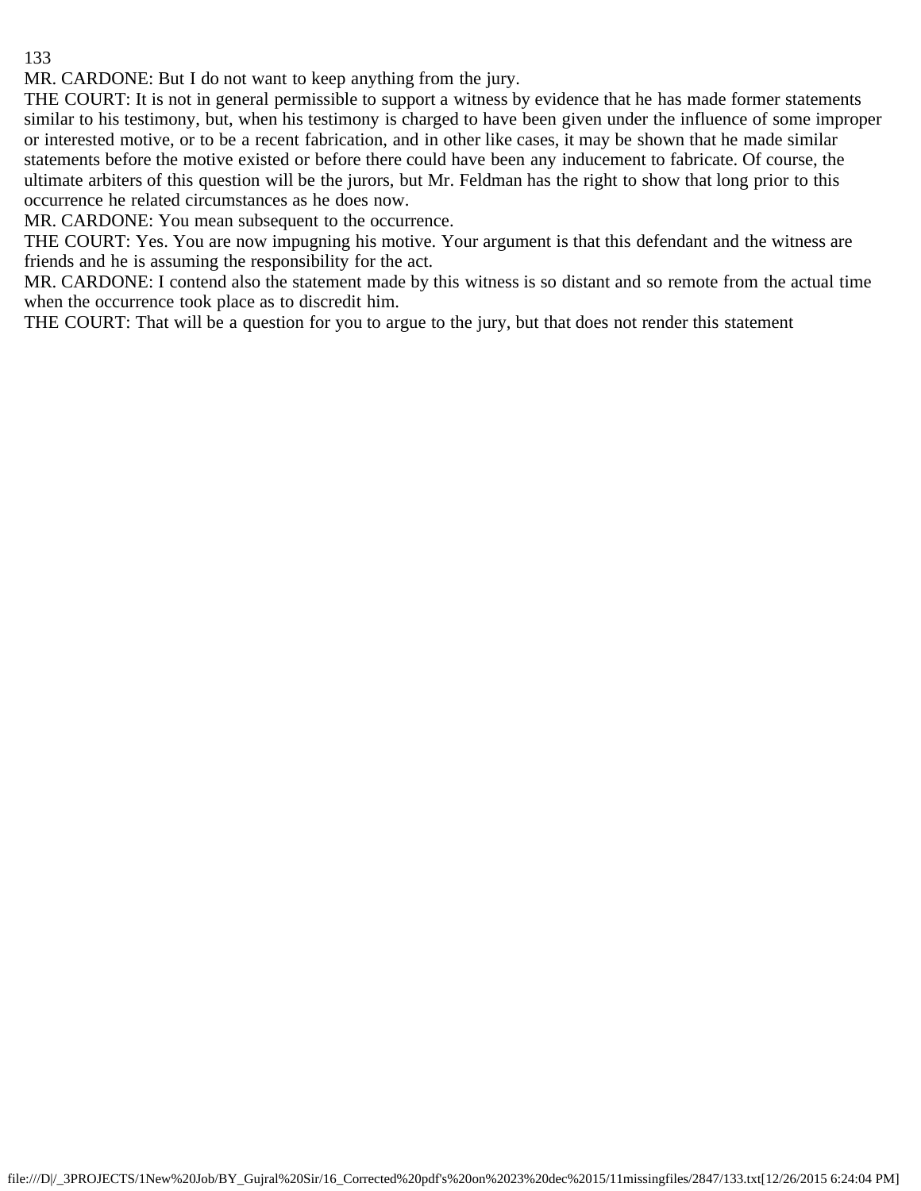MR. CARDONE: But I do not want to keep anything from the jury.

THE COURT: It is not in general permissible to support a witness by evidence that he has made former statements similar to his testimony, but, when his testimony is charged to have been given under the influence of some improper or interested motive, or to be a recent fabrication, and in other like cases, it may be shown that he made similar statements before the motive existed or before there could have been any inducement to fabricate. Of course, the ultimate arbiters of this question will be the jurors, but Mr. Feldman has the right to show that long prior to this occurrence he related circumstances as he does now.

MR. CARDONE: You mean subsequent to the occurrence.

THE COURT: Yes. You are now impugning his motive. Your argument is that this defendant and the witness are friends and he is assuming the responsibility for the act.

MR. CARDONE: I contend also the statement made by this witness is so distant and so remote from the actual time when the occurrence took place as to discredit him.

THE COURT: That will be a question for you to argue to the jury, but that does not render this statement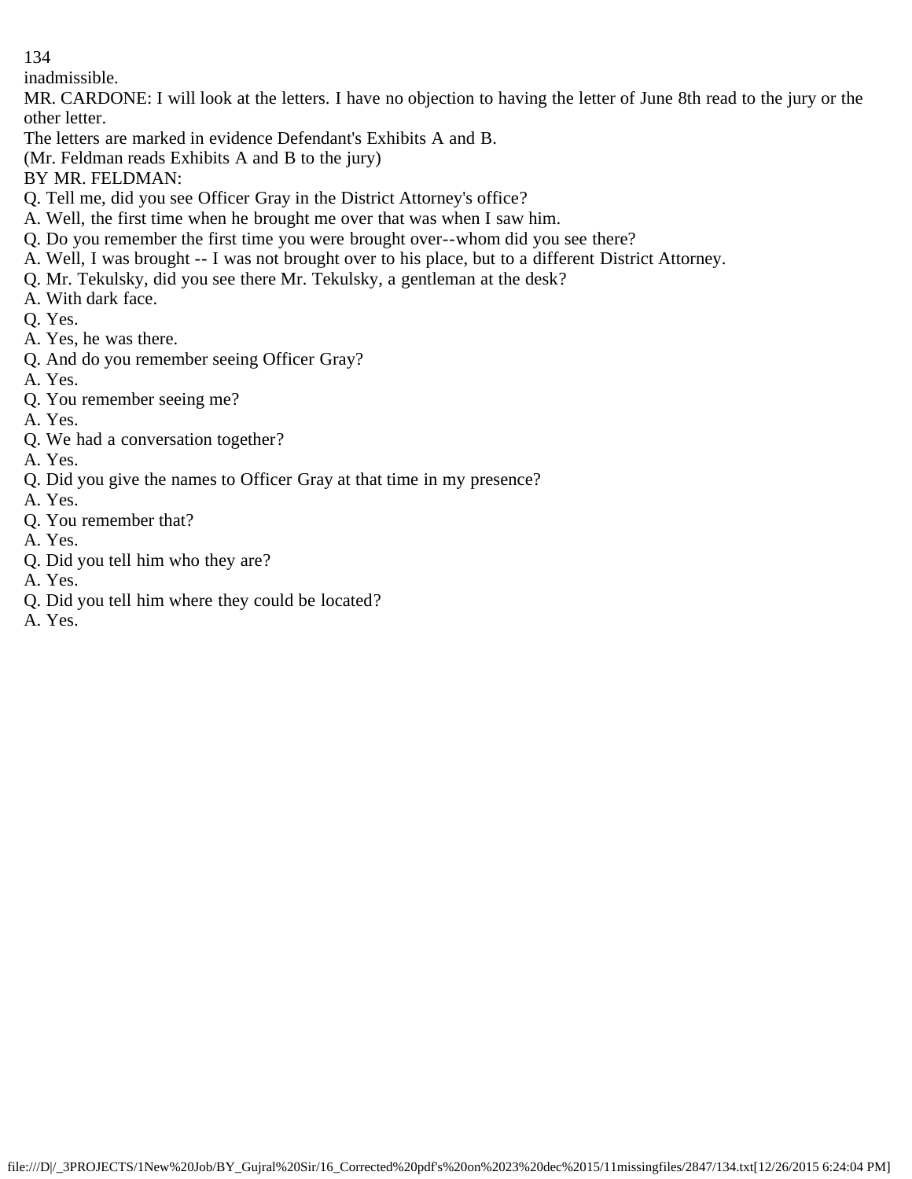inadmissible.

MR. CARDONE: I will look at the letters. I have no objection to having the letter of June 8th read to the jury or the other letter.

The letters are marked in evidence Defendant's Exhibits A and B.

(Mr. Feldman reads Exhibits A and B to the jury)

BY MR. FELDMAN:

Q. Tell me, did you see Officer Gray in the District Attorney's office?

A. Well, the first time when he brought me over that was when I saw him.

Q. Do you remember the first time you were brought over--whom did you see there?

A. Well, I was brought -- I was not brought over to his place, but to a different District Attorney.

Q. Mr. Tekulsky, did you see there Mr. Tekulsky, a gentleman at the desk?

A. With dark face.

Q. Yes.

A. Yes, he was there.

Q. And do you remember seeing Officer Gray?

A. Yes.

Q. You remember seeing me?

A. Yes.

Q. We had a conversation together?

A. Yes.

Q. Did you give the names to Officer Gray at that time in my presence?

A. Yes.

Q. You remember that?

A. Yes.

Q. Did you tell him who they are?

A. Yes.

Q. Did you tell him where they could be located?

A. Yes.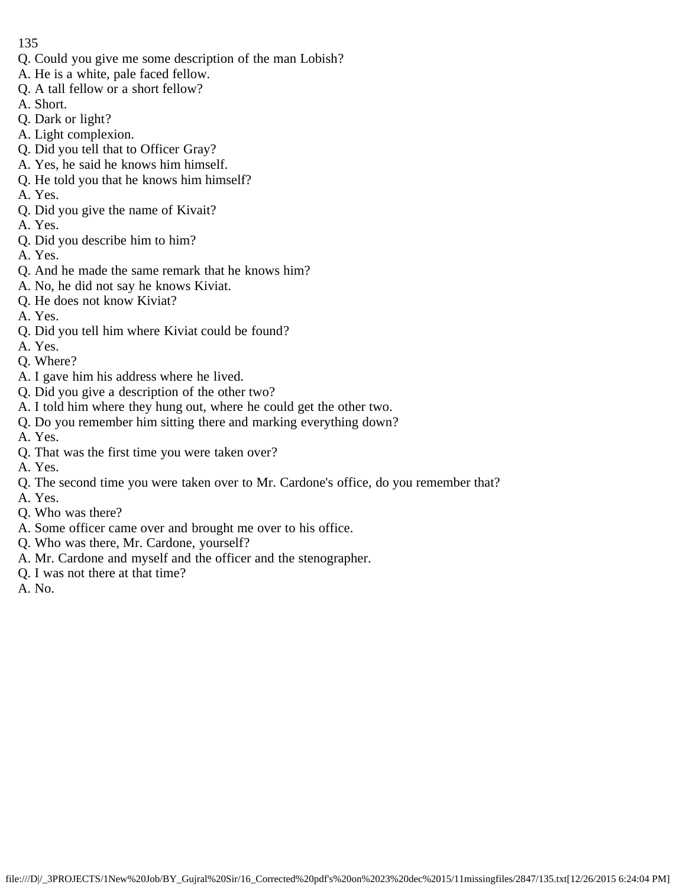Q. Could you give me some description of the man Lobish?
A. He is a white, pale faced fellow.
Q. A tall fellow or a short fellow?
A. Short.
Q. Dark or light?
A. Light complexion.
Q. Did you tell that to Officer Gray?
A. Yes, he said he knows him himself.
Q. He told you that he knows him himself?
A. Yes.
Q. Did you give the name of Kivait?
A. Yes.
Q. Did you describe him to him?
A. Yes.
Q. And he made the same remark that he knows him?
A. No, he did not say he knows Kiviat.
Q. He does not know Kiviat?
A. Yes.
Q. Did you tell him where Kiviat could be found?
A. Yes.
Q. Where?
A. I gave him his address where he lived.
Q. Did you give a description of the other two?
A. I told him where they hung out, where he could get the other two.
Q. Do you remember him sitting there and marking everything down?
A. Yes.
Q. That was the first time you were taken over?
A. Yes.
Q. The second time you were taken over to Mr. Cardone's office, do you remember that?
A. Yes.
Q. Who was there?
A. Some officer came over and brought me over to his office.
Q. Who was there, Mr. Cardone, yourself?
A. Mr. Cardone and myself and the officer and the stenographer.
Q. I was not there at that time?
A. No.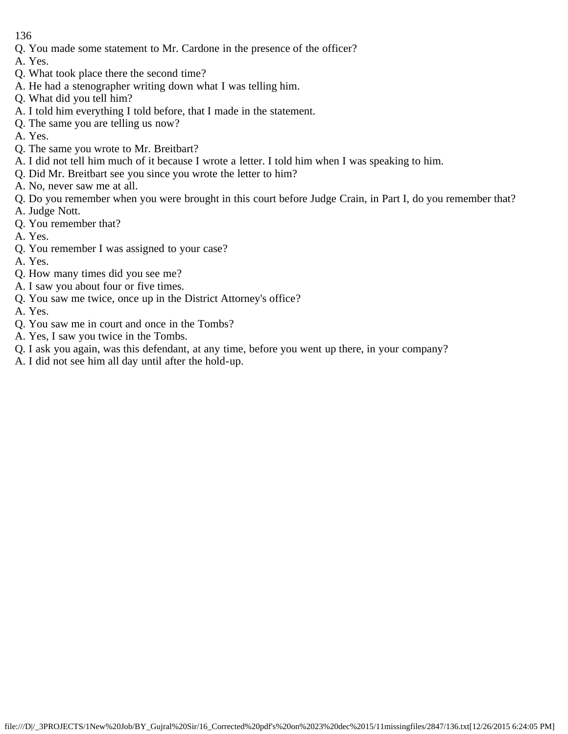Q. You made some statement to Mr. Cardone in the presence of the officer?

A. Yes.

Q. What took place there the second time?

A. He had a stenographer writing down what I was telling him.

Q. What did you tell him?

A. I told him everything I told before, that I made in the statement.

Q. The same you are telling us now?

A. Yes.

Q. The same you wrote to Mr. Breitbart?

A. I did not tell him much of it because I wrote a letter. I told him when I was speaking to him.

Q. Did Mr. Breitbart see you since you wrote the letter to him?

A. No, never saw me at all.

Q. Do you remember when you were brought in this court before Judge Crain, in Part I, do you remember that?

A. Judge Nott.

Q. You remember that?

A. Yes.

Q. You remember I was assigned to your case?

A. Yes.

Q. How many times did you see me?

A. I saw you about four or five times.

Q. You saw me twice, once up in the District Attorney's office?

A. Yes.

Q. You saw me in court and once in the Tombs?

A. Yes, I saw you twice in the Tombs.

Q. I ask you again, was this defendant, at any time, before you went up there, in your company?

A. I did not see him all day until after the hold-up.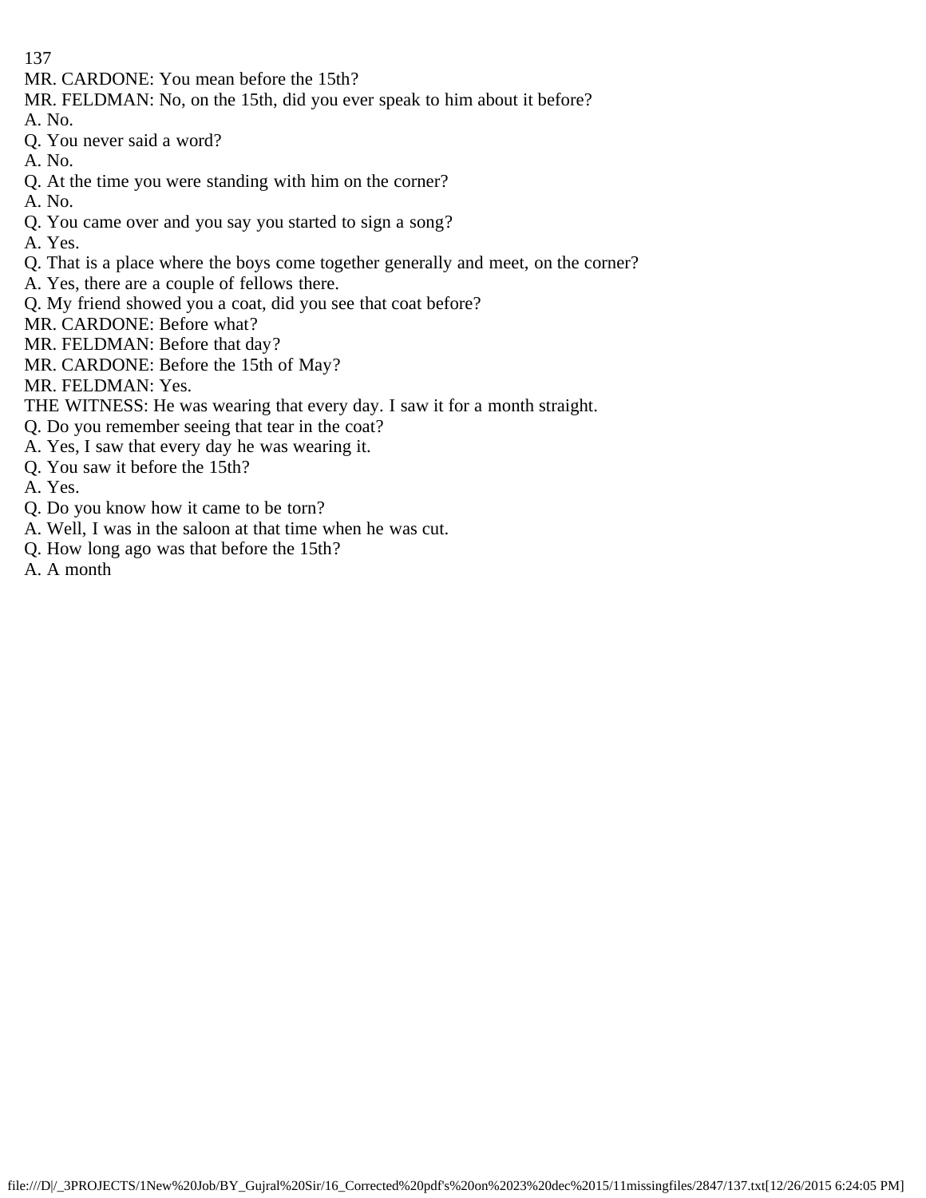MR. CARDONE: You mean before the 15th?
MR. FELDMAN: No, on the 15th, did you ever speak to him about it before?
A. No.
Q. You never said a word?
A. No.
Q. At the time you were standing with him on the corner?
A. No.
Q. You came over and you say you started to sign a song?
A. Yes.
Q. That is a place where the boys come together generally and meet, on the corner?
A. Yes, there are a couple of fellows there.
Q. My friend showed you a coat, did you see that coat before?
MR. CARDONE: Before what?
MR. FELDMAN: Before that day?
MR. CARDONE: Before the 15th of May?
MR. FELDMAN: Yes.
THE WITNESS: He was wearing that every day. I saw it for a month straight.
Q. Do you remember seeing that tear in the coat?
A. Yes, I saw that every day he was wearing it.
Q. You saw it before the 15th?
A. Yes.
Q. Do you know how it came to be torn?
A. Well, I was in the saloon at that time when he was cut.
Q. How long ago was that before the 15th?
A. A month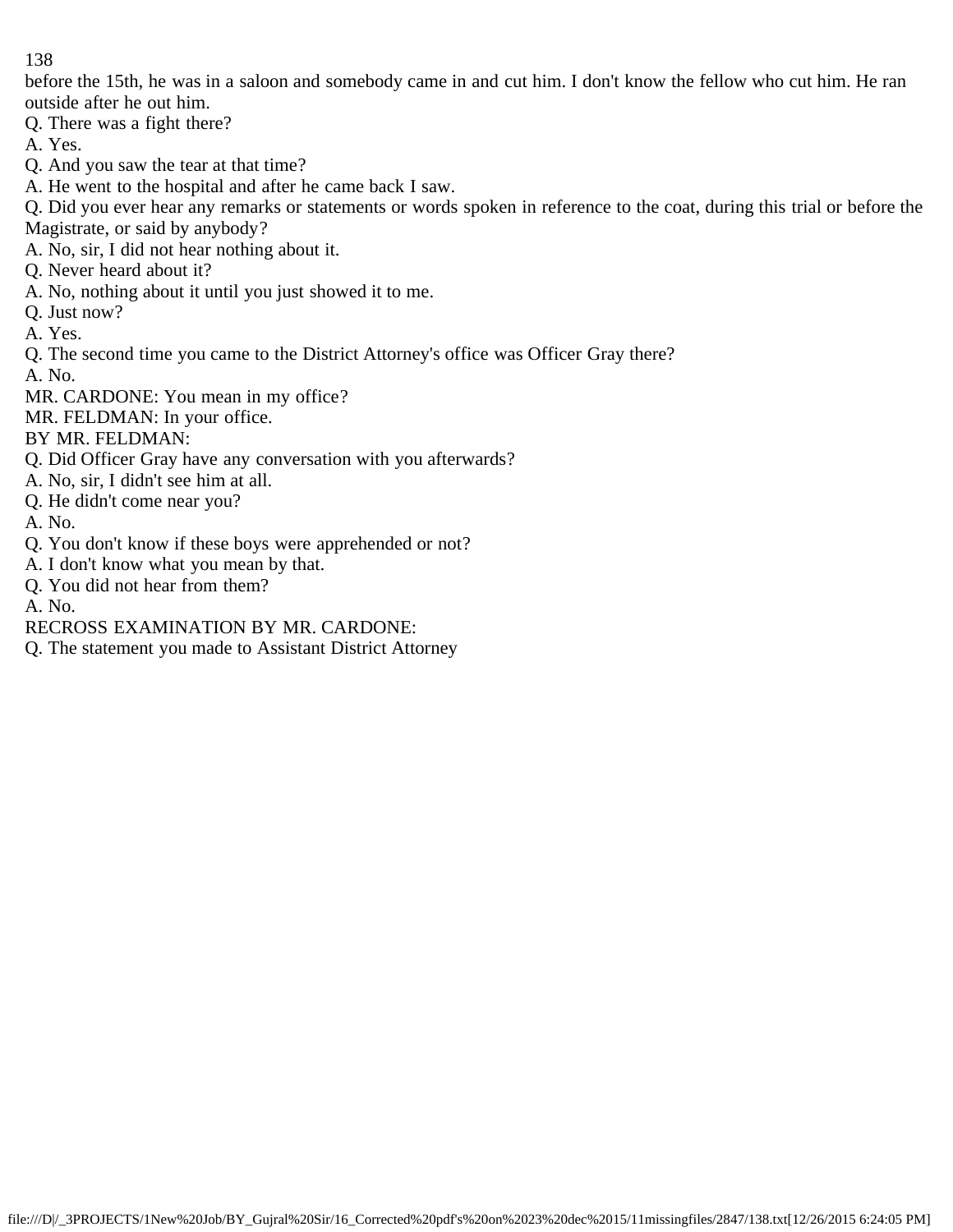before the 15th, he was in a saloon and somebody came in and cut him. I don't know the fellow who cut him. He ran outside after he out him.

Q. There was a fight there?

A. Yes.

Q. And you saw the tear at that time?

A. He went to the hospital and after he came back I saw.

Q. Did you ever hear any remarks or statements or words spoken in reference to the coat, during this trial or before the Magistrate, or said by anybody?

A. No, sir, I did not hear nothing about it.

Q. Never heard about it?

A. No, nothing about it until you just showed it to me.

Q. Just now?

A. Yes.

Q. The second time you came to the District Attorney's office was Officer Gray there?

A. No.

MR. CARDONE: You mean in my office?

MR. FELDMAN: In your office.

BY MR. FELDMAN:

Q. Did Officer Gray have any conversation with you afterwards?

A. No, sir, I didn't see him at all.

Q. He didn't come near you?

A. No.

Q. You don't know if these boys were apprehended or not?

A. I don't know what you mean by that.

Q. You did not hear from them?

A. No.

RECROSS EXAMINATION BY MR. CARDONE:

Q. The statement you made to Assistant District Attorney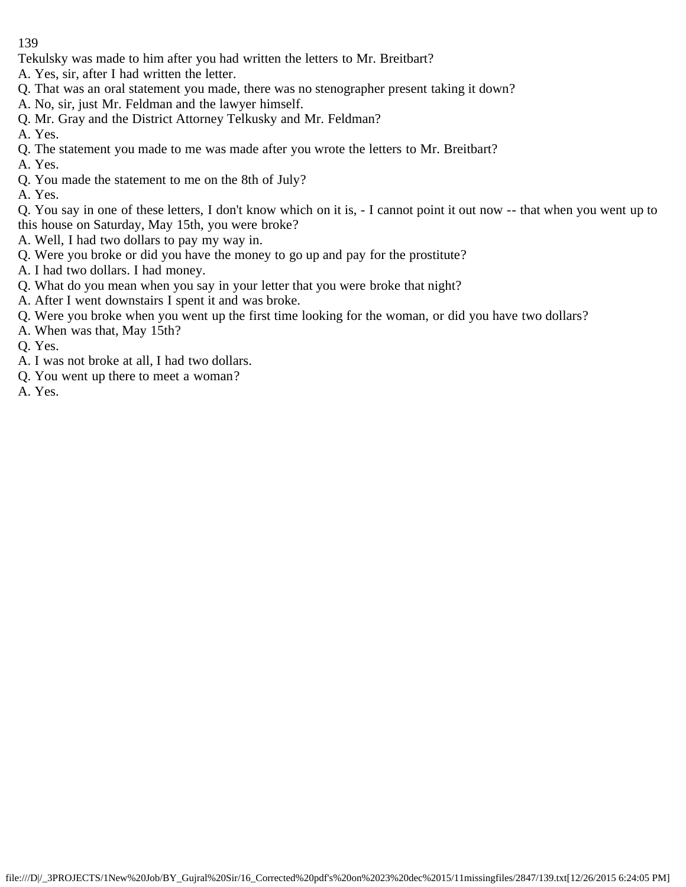Tekulsky was made to him after you had written the letters to Mr. Breitbart?

A. Yes, sir, after I had written the letter.

Q. That was an oral statement you made, there was no stenographer present taking it down?

A. No, sir, just Mr. Feldman and the lawyer himself.

Q. Mr. Gray and the District Attorney Telkusky and Mr. Feldman?

A. Yes.

Q. The statement you made to me was made after you wrote the letters to Mr. Breitbart?

A. Yes.

Q. You made the statement to me on the 8th of July?

A. Yes.

Q. You say in one of these letters, I don't know which on it is, - I cannot point it out now -- that when you went up to this house on Saturday, May 15th, you were broke?

A. Well, I had two dollars to pay my way in.

Q. Were you broke or did you have the money to go up and pay for the prostitute?

A. I had two dollars. I had money.

Q. What do you mean when you say in your letter that you were broke that night?

A. After I went downstairs I spent it and was broke.

Q. Were you broke when you went up the first time looking for the woman, or did you have two dollars?

A. When was that, May 15th?

Q. Yes.

A. I was not broke at all, I had two dollars.

Q. You went up there to meet a woman?

A. Yes.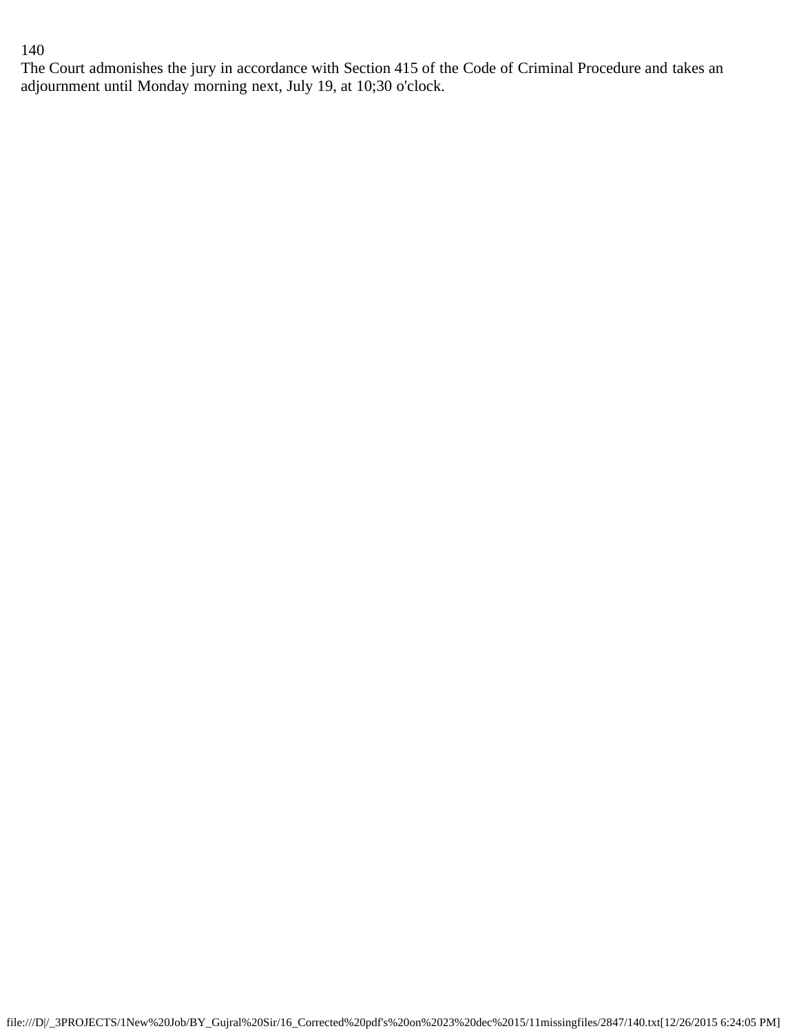The Court admonishes the jury in accordance with Section 415 of the Code of Criminal Procedure and takes an adjournment until Monday morning next, July 19, at 10;30 o'clock.